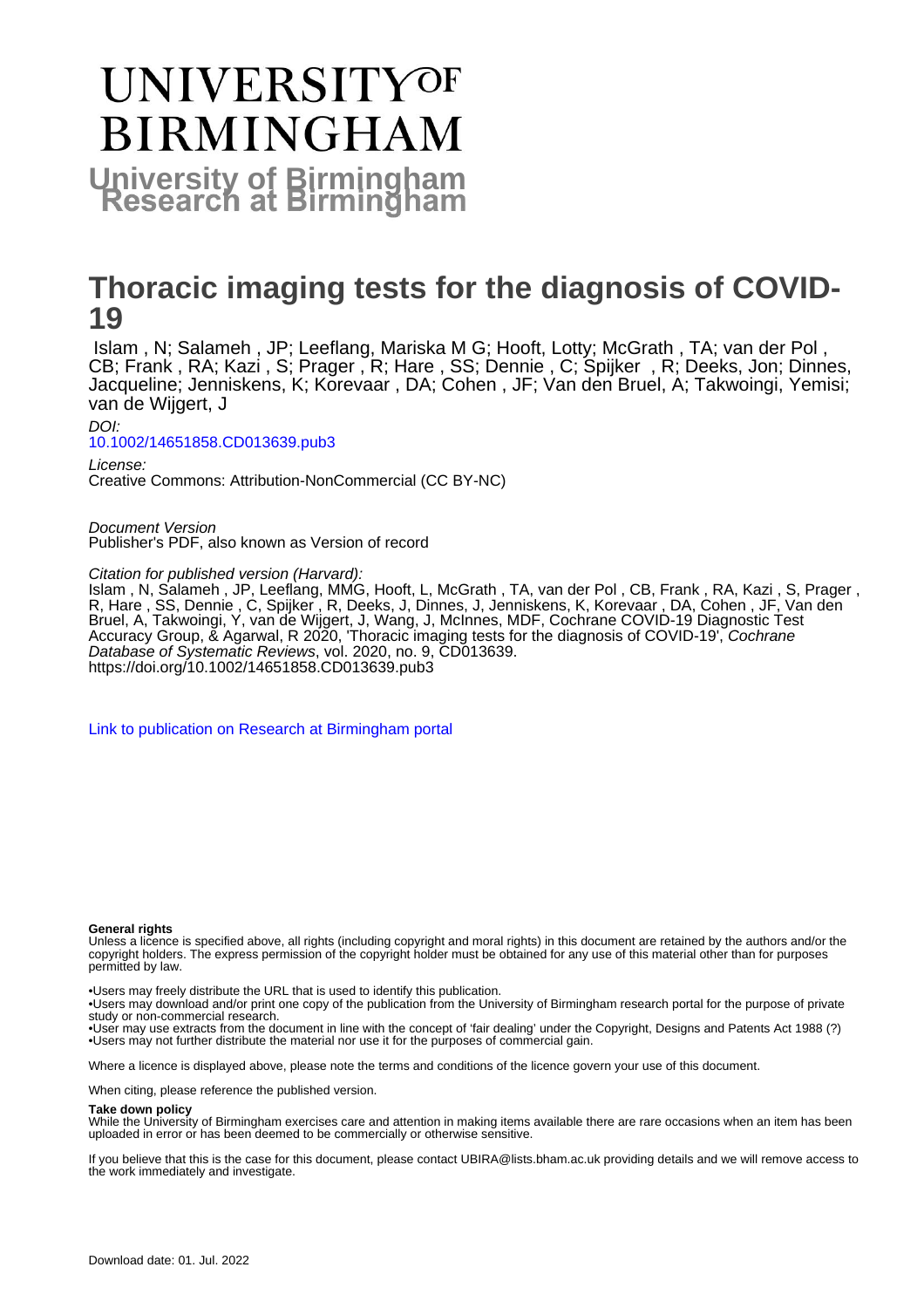# UNIVERSITY OF BIRMINGHAM

**University of Birmingham Research at Birmingham**

# Thoracic imaging tests for the diagnosis of COVID-19

Islam , N; Salameh , JP; Leeflang, Mariska M G; Hooft, Lotty; McGrath , TA; van der Pol , CB; Frank , RA; Kazi , S; Prager , R; Hare , SS; Dennie , C; Spijker , R; Deeks, Jon; Dinnes, Jacqueline; Jenniskens, K; Korevaar , DA; Cohen , JF; Van den Bruel, A; Takwoingi, Yemisi; van de Wijgert, J

*DOI:*
10.1002/14651858.CD013639.pub3

*License:*
Creative Commons: Attribution-NonCommercial (CC BY-NC)

*Document Version*
Publisher's PDF, also known as Version of record

*Citation for published version (Harvard):*
Islam , N, Salameh , JP, Leeflang, MMG, Hooft, L, McGrath , TA, van der Pol , CB, Frank , RA, Kazi , S, Prager , R, Hare , SS, Dennie , C, Spijker , R, Deeks, J, Dinnes, J, Jenniskens, K, Korevaar , DA, Cohen , JF, Van den Bruel, A, Takwoingi, Y, van de Wijgert, J, Wang, J, McInnes, MDF, Cochrane COVID-19 Diagnostic Test Accuracy Group, & Agarwal, R 2020, 'Thoracic imaging tests for the diagnosis of COVID-19', *Cochrane Database of Systematic Reviews*, vol. 2020, no. 9, CD013639. https://doi.org/10.1002/14651858.CD013639.pub3

Link to publication on Research at Birmingham portal

**General rights**

Unless a licence is specified above, all rights (including copyright and moral rights) in this document are retained by the authors and/or the copyright holders. The express permission of the copyright holder must be obtained for any use of this material other than for purposes permitted by law.

•Users may freely distribute the URL that is used to identify this publication.
•Users may download and/or print one copy of the publication from the University of Birmingham research portal for the purpose of private study or non-commercial research.
•User may use extracts from the document in line with the concept of 'fair dealing' under the Copyright, Designs and Patents Act 1988 (?)
•Users may not further distribute the material nor use it for the purposes of commercial gain.

Where a licence is displayed above, please note the terms and conditions of the licence govern your use of this document.

When citing, please reference the published version.

**Take down policy**

While the University of Birmingham exercises care and attention in making items available there are rare occasions when an item has been uploaded in error or has been deemed to be commercially or otherwise sensitive.

If you believe that this is the case for this document, please contact UBIRA@lists.bham.ac.uk providing details and we will remove access to the work immediately and investigate.

Download date: 01. Jul. 2022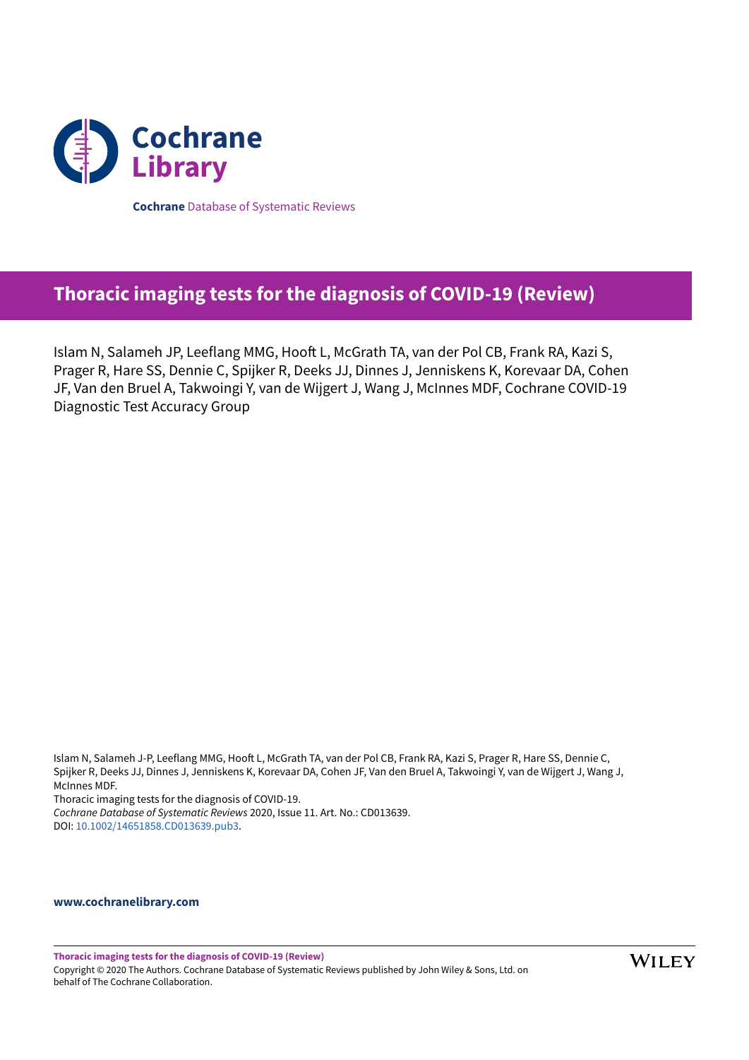Cochrane Library

**Cochrane** Database of Systematic Reviews

# Thoracic imaging tests for the diagnosis of COVID-19 (Review)

Islam N, Salameh JP, Leeflang MMG, Hooft L, McGrath TA, van der Pol CB, Frank RA, Kazi S, Prager R, Hare SS, Dennie C, Spijker R, Deeks JJ, Dinnes J, Jenniskens K, Korevaar DA, Cohen JF, Van den Bruel A, Takwoingi Y, van de Wijgert J, Wang J, McInnes MDF, Cochrane COVID-19 Diagnostic Test Accuracy Group

Islam N, Salameh J-P, Leeflang MMG, Hooft L, McGrath TA, van der Pol CB, Frank RA, Kazi S, Prager R, Hare SS, Dennie C, Spijker R, Deeks JJ, Dinnes J, Jenniskens K, Korevaar DA, Cohen JF, Van den Bruel A, Takwoingi Y, van de Wijgert J, Wang J, McInnes MDF.
Thoracic imaging tests for the diagnosis of COVID-19.
*Cochrane Database of Systematic Reviews* 2020, Issue 11. Art. No.: CD013639.
DOI: 10.1002/14651858.CD013639.pub3.

**www.cochranelibrary.com**

**Thoracic imaging tests for the diagnosis of COVID-19 (Review)**
Copyright © 2020 The Authors. Cochrane Database of Systematic Reviews published by John Wiley & Sons, Ltd. on behalf of The Cochrane Collaboration.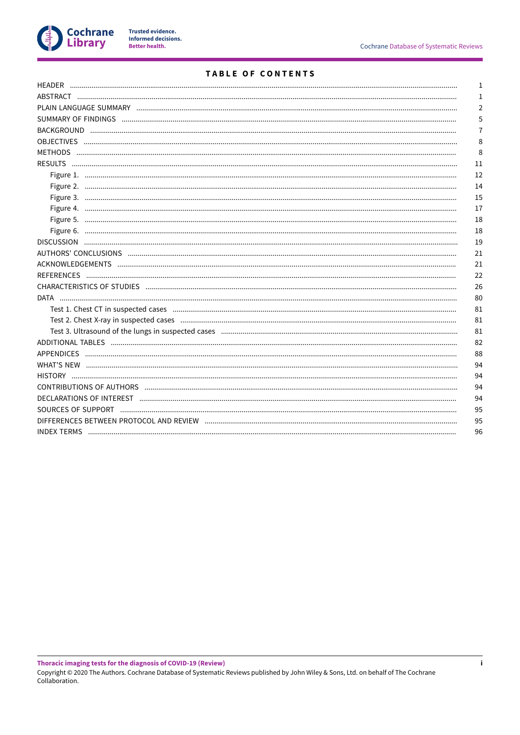# TABLE OF CONTENTS

| | |
|---|---|
| HEADER | 1 |
| ABSTRACT | 1 |
| PLAIN LANGUAGE SUMMARY | 2 |
| SUMMARY OF FINDINGS | 5 |
| BACKGROUND | 7 |
| OBJECTIVES | 8 |
| METHODS | 8 |
| RESULTS | 11 |
| Figure 1. | 12 |
| Figure 2. | 14 |
| Figure 3. | 15 |
| Figure 4. | 17 |
| Figure 5. | 18 |
| Figure 6. | 18 |
| DISCUSSION | 19 |
| AUTHORS' CONCLUSIONS | 21 |
| ACKNOWLEDGEMENTS | 21 |
| REFERENCES | 22 |
| CHARACTERISTICS OF STUDIES | 26 |
| DATA | 80 |
| Test 1. Chest CT in suspected cases | 81 |
| Test 2. Chest X-ray in suspected cases | 81 |
| Test 3. Ultrasound of the lungs in suspected cases | 81 |
| ADDITIONAL TABLES | 82 |
| APPENDICES | 88 |
| WHAT'S NEW | 94 |
| HISTORY | 94 |
| CONTRIBUTIONS OF AUTHORS | 94 |
| DECLARATIONS OF INTEREST | 94 |
| SOURCES OF SUPPORT | 95 |
| DIFFERENCES BETWEEN PROTOCOL AND REVIEW | 95 |
| INDEX TERMS | 96 |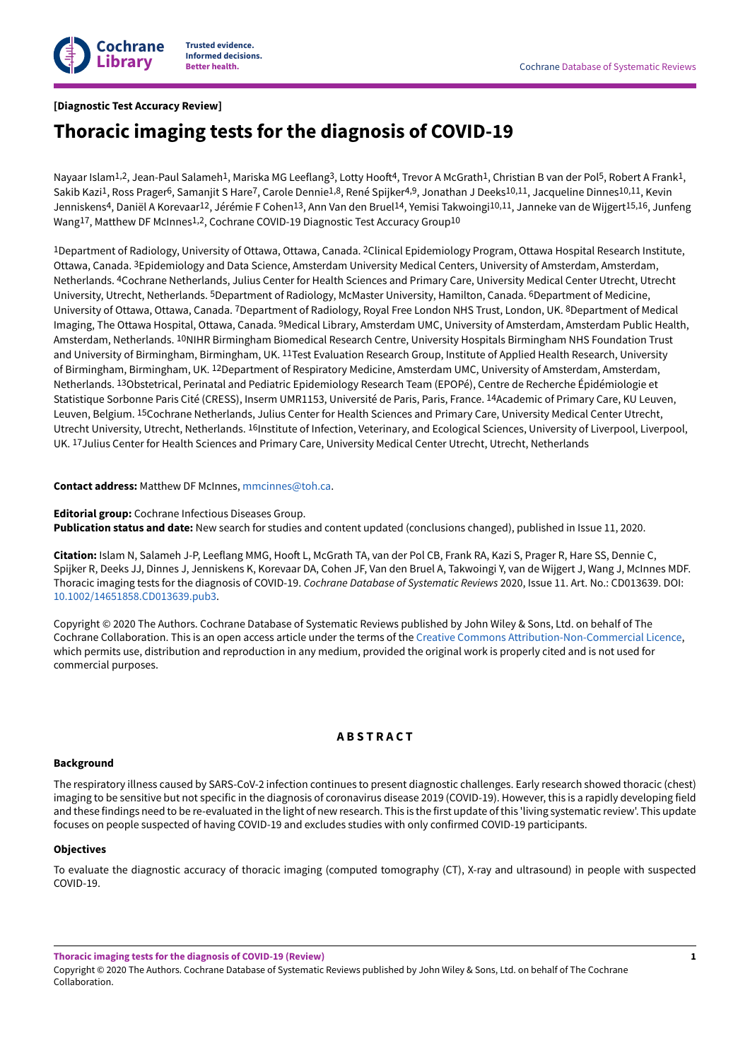**[Diagnostic Test Accuracy Review]**

# Thoracic imaging tests for the diagnosis of COVID-19

Nayaar Islam[1,2], Jean-Paul Salameh[1], Mariska MG Leeflang[3], Lotty Hooft[4], Trevor A McGrath[1], Christian B van der Pol[5], Robert A Frank[1], Sakib Kazi[1], Ross Prager[6], Samanjit S Hare[7], Carole Dennie[1,8], René Spijker[4,9], Jonathan J Deeks[10,11], Jacqueline Dinnes[10,11], Kevin Jenniskens[4], Daniël A Korevaar[12], Jérémie F Cohen[13], Ann Van den Bruel[14], Yemisi Takwoingi[10,11], Janneke van de Wijgert[15,16], Junfeng Wang[17], Matthew DF McInnes[1,2], Cochrane COVID-19 Diagnostic Test Accuracy Group[10]

[1]Department of Radiology, University of Ottawa, Ottawa, Canada. [2]Clinical Epidemiology Program, Ottawa Hospital Research Institute, Ottawa, Canada. [3]Epidemiology and Data Science, Amsterdam University Medical Centers, University of Amsterdam, Amsterdam, Netherlands. [4]Cochrane Netherlands, Julius Center for Health Sciences and Primary Care, University Medical Center Utrecht, Utrecht University, Utrecht, Netherlands. [5]Department of Radiology, McMaster University, Hamilton, Canada. [6]Department of Medicine, University of Ottawa, Ottawa, Canada. [7]Department of Radiology, Royal Free London NHS Trust, London, UK. [8]Department of Medical Imaging, The Ottawa Hospital, Ottawa, Canada. [9]Medical Library, Amsterdam UMC, University of Amsterdam, Amsterdam Public Health, Amsterdam, Netherlands. [10]NIHR Birmingham Biomedical Research Centre, University Hospitals Birmingham NHS Foundation Trust and University of Birmingham, Birmingham, UK. [11]Test Evaluation Research Group, Institute of Applied Health Research, University of Birmingham, Birmingham, UK. [12]Department of Respiratory Medicine, Amsterdam UMC, University of Amsterdam, Amsterdam, Netherlands. [13]Obstetrical, Perinatal and Pediatric Epidemiology Research Team (EPOPé), Centre de Recherche Épidémiologie et Statistique Sorbonne Paris Cité (CRESS), Inserm UMR1153, Université de Paris, Paris, France. [14]Academic of Primary Care, KU Leuven, Leuven, Belgium. [15]Cochrane Netherlands, Julius Center for Health Sciences and Primary Care, University Medical Center Utrecht, Utrecht University, Utrecht, Netherlands. [16]Institute of Infection, Veterinary, and Ecological Sciences, University of Liverpool, Liverpool, UK. [17]Julius Center for Health Sciences and Primary Care, University Medical Center Utrecht, Utrecht, Netherlands

**Contact address:** Matthew DF McInnes, mmcinnes@toh.ca.

**Editorial group:** Cochrane Infectious Diseases Group.
**Publication status and date:** New search for studies and content updated (conclusions changed), published in Issue 11, 2020.

**Citation:** Islam N, Salameh J-P, Leeflang MMG, Hooft L, McGrath TA, van der Pol CB, Frank RA, Kazi S, Prager R, Hare SS, Dennie C, Spijker R, Deeks JJ, Dinnes J, Jenniskens K, Korevaar DA, Cohen JF, Van den Bruel A, Takwoingi Y, van de Wijgert J, Wang J, McInnes MDF. Thoracic imaging tests for the diagnosis of COVID-19. *Cochrane Database of Systematic Reviews* 2020, Issue 11. Art. No.: CD013639. DOI: 10.1002/14651858.CD013639.pub3.

Copyright © 2020 The Authors. Cochrane Database of Systematic Reviews published by John Wiley & Sons, Ltd. on behalf of The Cochrane Collaboration. This is an open access article under the terms of the Creative Commons Attribution-Non-Commercial Licence, which permits use, distribution and reproduction in any medium, provided the original work is properly cited and is not used for commercial purposes.

## ABSTRACT

### Background

The respiratory illness caused by SARS-CoV-2 infection continues to present diagnostic challenges. Early research showed thoracic (chest) imaging to be sensitive but not specific in the diagnosis of coronavirus disease 2019 (COVID-19). However, this is a rapidly developing field and these findings need to be re-evaluated in the light of new research. This is the first update of this 'living systematic review'. This update focuses on people suspected of having COVID-19 and excludes studies with only confirmed COVID-19 participants.

### Objectives

To evaluate the diagnostic accuracy of thoracic imaging (computed tomography (CT), X-ray and ultrasound) in people with suspected COVID-19.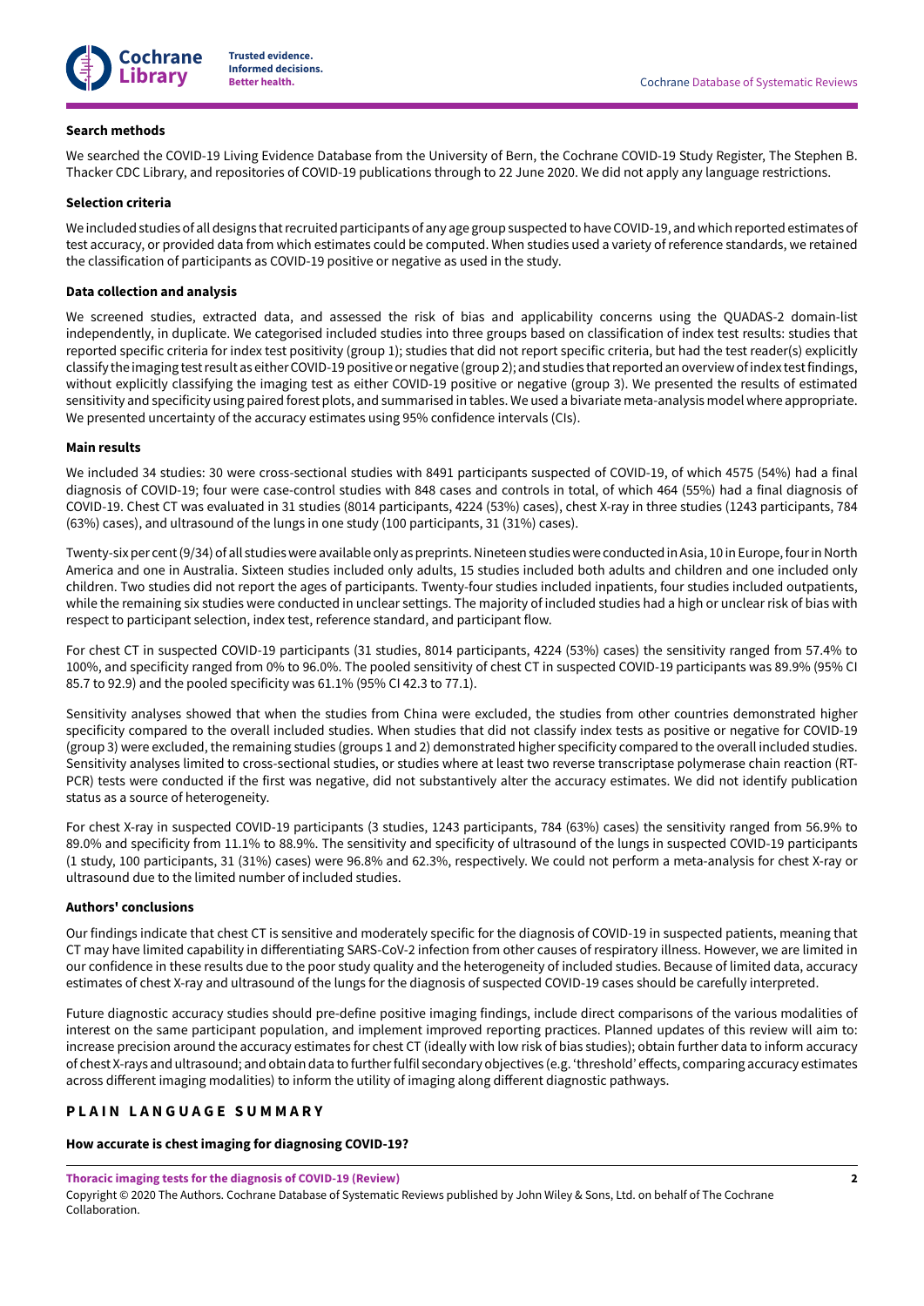### Search methods

We searched the COVID-19 Living Evidence Database from the University of Bern, the Cochrane COVID-19 Study Register, The Stephen B. Thacker CDC Library, and repositories of COVID-19 publications through to 22 June 2020. We did not apply any language restrictions.

### Selection criteria

We included studies of all designs that recruited participants of any age group suspected to have COVID-19, and which reported estimates of test accuracy, or provided data from which estimates could be computed. When studies used a variety of reference standards, we retained the classification of participants as COVID-19 positive or negative as used in the study.

### Data collection and analysis

We screened studies, extracted data, and assessed the risk of bias and applicability concerns using the QUADAS-2 domain-list independently, in duplicate. We categorised included studies into three groups based on classification of index test results: studies that reported specific criteria for index test positivity (group 1); studies that did not report specific criteria, but had the test reader(s) explicitly classify the imaging test result as either COVID-19 positive or negative (group 2); and studies that reported an overview of index test findings, without explicitly classifying the imaging test as either COVID-19 positive or negative (group 3). We presented the results of estimated sensitivity and specificity using paired forest plots, and summarised in tables. We used a bivariate meta-analysis model where appropriate. We presented uncertainty of the accuracy estimates using 95% confidence intervals (CIs).

### Main results

We included 34 studies: 30 were cross-sectional studies with 8491 participants suspected of COVID-19, of which 4575 (54%) had a final diagnosis of COVID-19; four were case-control studies with 848 cases and controls in total, of which 464 (55%) had a final diagnosis of COVID-19. Chest CT was evaluated in 31 studies (8014 participants, 4224 (53%) cases), chest X-ray in three studies (1243 participants, 784 (63%) cases), and ultrasound of the lungs in one study (100 participants, 31 (31%) cases).

Twenty-six per cent (9/34) of all studies were available only as preprints. Nineteen studies were conducted in Asia, 10 in Europe, four in North America and one in Australia. Sixteen studies included only adults, 15 studies included both adults and children and one included only children. Two studies did not report the ages of participants. Twenty-four studies included inpatients, four studies included outpatients, while the remaining six studies were conducted in unclear settings. The majority of included studies had a high or unclear risk of bias with respect to participant selection, index test, reference standard, and participant flow.

For chest CT in suspected COVID-19 participants (31 studies, 8014 participants, 4224 (53%) cases) the sensitivity ranged from 57.4% to 100%, and specificity ranged from 0% to 96.0%. The pooled sensitivity of chest CT in suspected COVID-19 participants was 89.9% (95% CI 85.7 to 92.9) and the pooled specificity was 61.1% (95% CI 42.3 to 77.1).

Sensitivity analyses showed that when the studies from China were excluded, the studies from other countries demonstrated higher specificity compared to the overall included studies. When studies that did not classify index tests as positive or negative for COVID-19 (group 3) were excluded, the remaining studies (groups 1 and 2) demonstrated higher specificity compared to the overall included studies. Sensitivity analyses limited to cross-sectional studies, or studies where at least two reverse transcriptase polymerase chain reaction (RT-PCR) tests were conducted if the first was negative, did not substantively alter the accuracy estimates. We did not identify publication status as a source of heterogeneity.

For chest X-ray in suspected COVID-19 participants (3 studies, 1243 participants, 784 (63%) cases) the sensitivity ranged from 56.9% to 89.0% and specificity from 11.1% to 88.9%. The sensitivity and specificity of ultrasound of the lungs in suspected COVID-19 participants (1 study, 100 participants, 31 (31%) cases) were 96.8% and 62.3%, respectively. We could not perform a meta-analysis for chest X-ray or ultrasound due to the limited number of included studies.

### Authors' conclusions

Our findings indicate that chest CT is sensitive and moderately specific for the diagnosis of COVID-19 in suspected patients, meaning that CT may have limited capability in differentiating SARS-CoV-2 infection from other causes of respiratory illness. However, we are limited in our confidence in these results due to the poor study quality and the heterogeneity of included studies. Because of limited data, accuracy estimates of chest X-ray and ultrasound of the lungs for the diagnosis of suspected COVID-19 cases should be carefully interpreted.

Future diagnostic accuracy studies should pre-define positive imaging findings, include direct comparisons of the various modalities of interest on the same participant population, and implement improved reporting practices. Planned updates of this review will aim to: increase precision around the accuracy estimates for chest CT (ideally with low risk of bias studies); obtain further data to inform accuracy of chest X-rays and ultrasound; and obtain data to further fulfil secondary objectives (e.g. 'threshold' effects, comparing accuracy estimates across different imaging modalities) to inform the utility of imaging along different diagnostic pathways.

## PLAIN LANGUAGE SUMMARY

### How accurate is chest imaging for diagnosing COVID-19?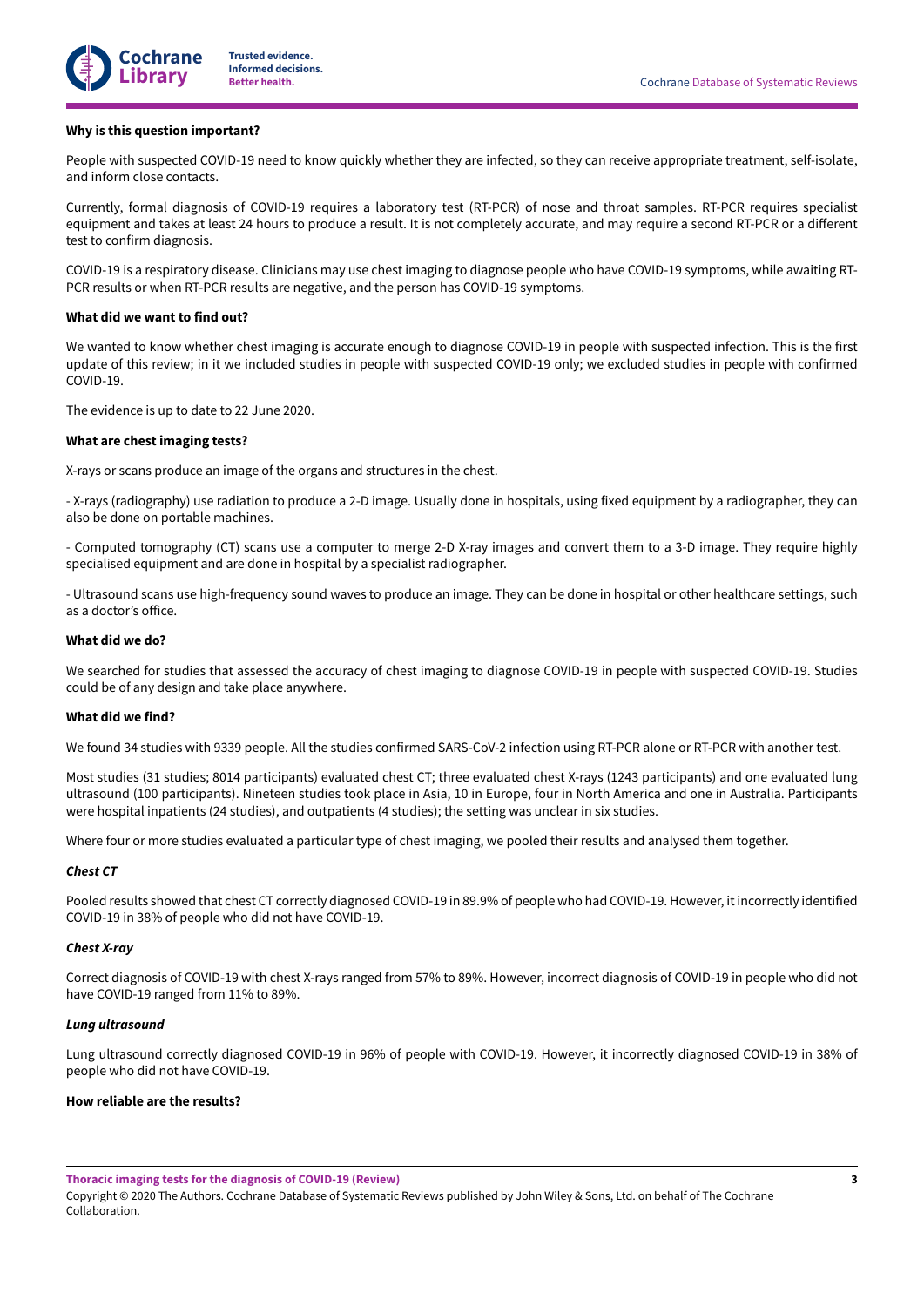**Why is this question important?**

People with suspected COVID-19 need to know quickly whether they are infected, so they can receive appropriate treatment, self-isolate, and inform close contacts.

Currently, formal diagnosis of COVID-19 requires a laboratory test (RT-PCR) of nose and throat samples. RT-PCR requires specialist equipment and takes at least 24 hours to produce a result. It is not completely accurate, and may require a second RT-PCR or a different test to confirm diagnosis.

COVID-19 is a respiratory disease. Clinicians may use chest imaging to diagnose people who have COVID-19 symptoms, while awaiting RT-PCR results or when RT-PCR results are negative, and the person has COVID-19 symptoms.

**What did we want to find out?**

We wanted to know whether chest imaging is accurate enough to diagnose COVID-19 in people with suspected infection. This is the first update of this review; in it we included studies in people with suspected COVID-19 only; we excluded studies in people with confirmed COVID-19.

The evidence is up to date to 22 June 2020.

**What are chest imaging tests?**

X-rays or scans produce an image of the organs and structures in the chest.

- X-rays (radiography) use radiation to produce a 2-D image. Usually done in hospitals, using fixed equipment by a radiographer, they can also be done on portable machines.

- Computed tomography (CT) scans use a computer to merge 2-D X-ray images and convert them to a 3-D image. They require highly specialised equipment and are done in hospital by a specialist radiographer.

- Ultrasound scans use high-frequency sound waves to produce an image. They can be done in hospital or other healthcare settings, such as a doctor's office.

**What did we do?**

We searched for studies that assessed the accuracy of chest imaging to diagnose COVID-19 in people with suspected COVID-19. Studies could be of any design and take place anywhere.

**What did we find?**

We found 34 studies with 9339 people. All the studies confirmed SARS-CoV-2 infection using RT-PCR alone or RT-PCR with another test.

Most studies (31 studies; 8014 participants) evaluated chest CT; three evaluated chest X-rays (1243 participants) and one evaluated lung ultrasound (100 participants). Nineteen studies took place in Asia, 10 in Europe, four in North America and one in Australia. Participants were hospital inpatients (24 studies), and outpatients (4 studies); the setting was unclear in six studies.

Where four or more studies evaluated a particular type of chest imaging, we pooled their results and analysed them together.

***Chest CT***

Pooled results showed that chest CT correctly diagnosed COVID-19 in 89.9% of people who had COVID-19. However, it incorrectly identified COVID-19 in 38% of people who did not have COVID-19.

***Chest X-ray***

Correct diagnosis of COVID-19 with chest X-rays ranged from 57% to 89%. However, incorrect diagnosis of COVID-19 in people who did not have COVID-19 ranged from 11% to 89%.

***Lung ultrasound***

Lung ultrasound correctly diagnosed COVID-19 in 96% of people with COVID-19. However, it incorrectly diagnosed COVID-19 in 38% of people who did not have COVID-19.

**How reliable are the results?**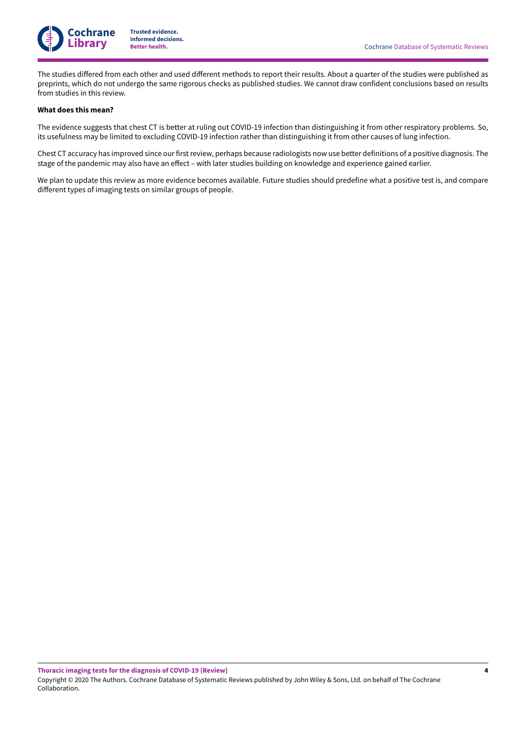The studies differed from each other and used different methods to report their results. About a quarter of the studies were published as preprints, which do not undergo the same rigorous checks as published studies. We cannot draw confident conclusions based on results from studies in this review.

**What does this mean?**

The evidence suggests that chest CT is better at ruling out COVID-19 infection than distinguishing it from other respiratory problems. So, its usefulness may be limited to excluding COVID-19 infection rather than distinguishing it from other causes of lung infection.

Chest CT accuracy has improved since our first review, perhaps because radiologists now use better definitions of a positive diagnosis. The stage of the pandemic may also have an effect – with later studies building on knowledge and experience gained earlier.

We plan to update this review as more evidence becomes available. Future studies should predefine what a positive test is, and compare different types of imaging tests on similar groups of people.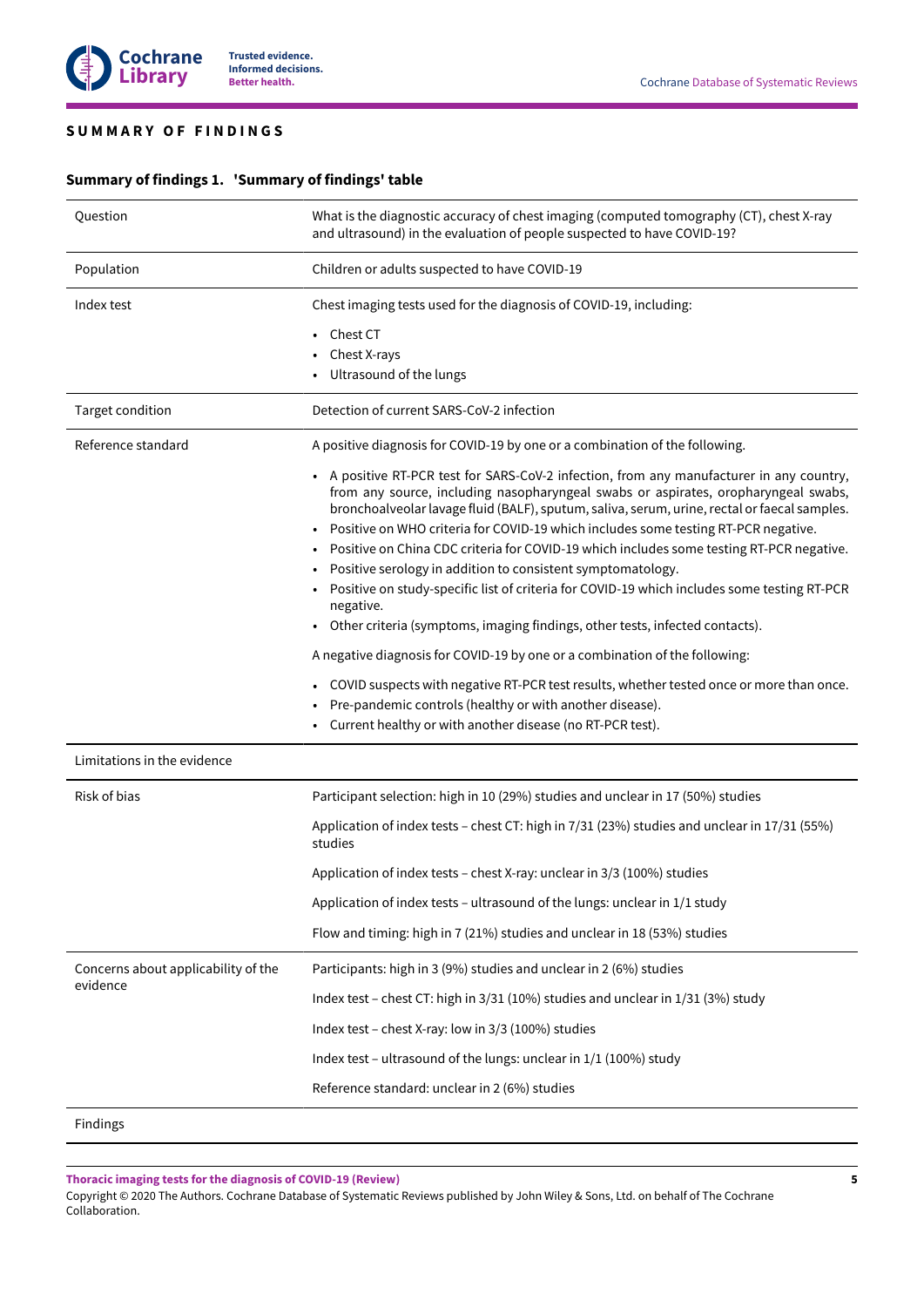## SUMMARY OF FINDINGS

### Summary of findings 1. 'Summary of findings' table

| Question | What is the diagnostic accuracy of chest imaging (computed tomography (CT), chest X-ray and ultrasound) in the evaluation of people suspected to have COVID-19? |
|---|---|
| Population | Children or adults suspected to have COVID-19 |
| Index test | Chest imaging tests used for the diagnosis of COVID-19, including: <br>• Chest CT <br>• Chest X-rays <br>• Ultrasound of the lungs |
| Target condition | Detection of current SARS-CoV-2 infection |
| Reference standard | A positive diagnosis for COVID-19 by one or a combination of the following. <br>• A positive RT-PCR test for SARS-CoV-2 infection, from any manufacturer in any country, from any source, including nasopharyngeal swabs or aspirates, oropharyngeal swabs, bronchoalveolar lavage fluid (BALF), sputum, saliva, serum, urine, rectal or faecal samples. <br>• Positive on WHO criteria for COVID-19 which includes some testing RT-PCR negative. <br>• Positive on China CDC criteria for COVID-19 which includes some testing RT-PCR negative. <br>• Positive serology in addition to consistent symptomatology. <br>• Positive on study-specific list of criteria for COVID-19 which includes some testing RT-PCR negative. <br>• Other criteria (symptoms, imaging findings, other tests, infected contacts). <br><br>A negative diagnosis for COVID-19 by one or a combination of the following: <br>• COVID suspects with negative RT-PCR test results, whether tested once or more than once. <br>• Pre-pandemic controls (healthy or with another disease). <br>• Current healthy or with another disease (no RT-PCR test). |
| Limitations in the evidence | |
| Risk of bias | Participant selection: high in 10 (29%) studies and unclear in 17 (50%) studies <br><br>Application of index tests – chest CT: high in 7/31 (23%) studies and unclear in 17/31 (55%) studies <br><br>Application of index tests – chest X-ray: unclear in 3/3 (100%) studies <br><br>Application of index tests – ultrasound of the lungs: unclear in 1/1 study <br><br>Flow and timing: high in 7 (21%) studies and unclear in 18 (53%) studies |
| Concerns about applicability of the evidence | Participants: high in 3 (9%) studies and unclear in 2 (6%) studies <br><br>Index test – chest CT: high in 3/31 (10%) studies and unclear in 1/31 (3%) study <br><br>Index test – chest X-ray: low in 3/3 (100%) studies <br><br>Index test – ultrasound of the lungs: unclear in 1/1 (100%) study <br><br>Reference standard: unclear in 2 (6%) studies |
| Findings | |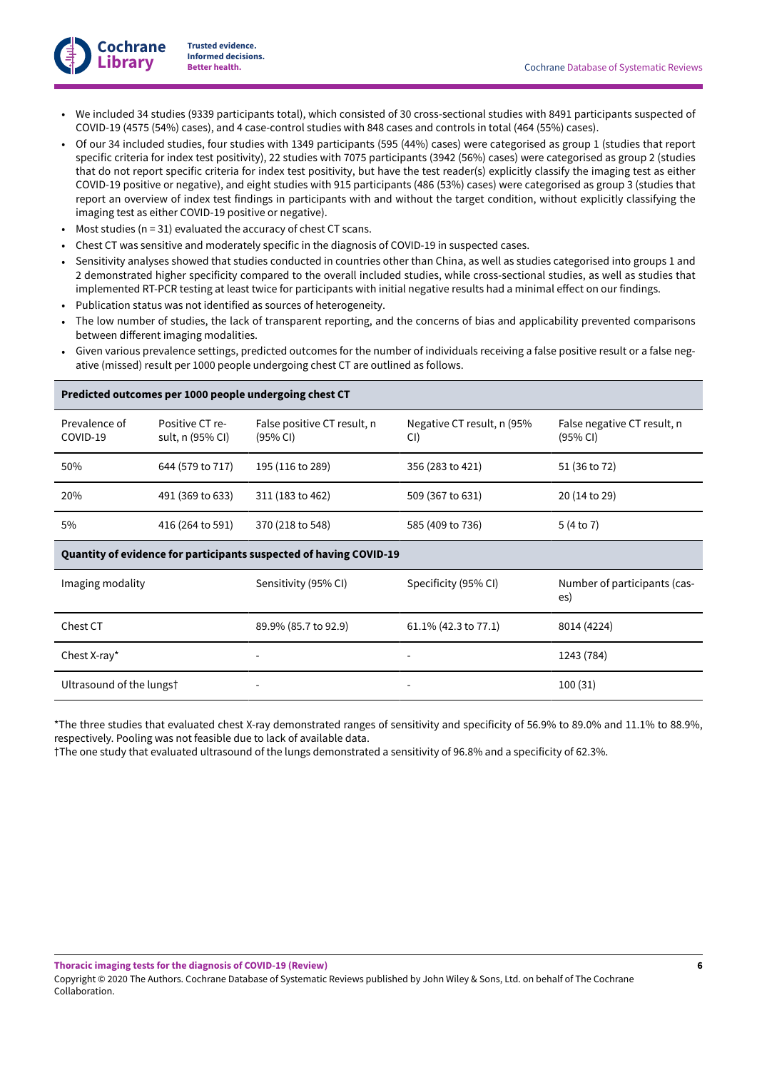- We included 34 studies (9339 participants total), which consisted of 30 cross-sectional studies with 8491 participants suspected of COVID-19 (4575 (54%) cases), and 4 case-control studies with 848 cases and controls in total (464 (55%) cases).
- Of our 34 included studies, four studies with 1349 participants (595 (44%) cases) were categorised as group 1 (studies that report specific criteria for index test positivity), 22 studies with 7075 participants (3942 (56%) cases) were categorised as group 2 (studies that do not report specific criteria for index test positivity, but have the test reader(s) explicitly classify the imaging test as either COVID-19 positive or negative), and eight studies with 915 participants (486 (53%) cases) were categorised as group 3 (studies that report an overview of index test findings in participants with and without the target condition, without explicitly classifying the imaging test as either COVID-19 positive or negative).
- Most studies (n = 31) evaluated the accuracy of chest CT scans.
- Chest CT was sensitive and moderately specific in the diagnosis of COVID-19 in suspected cases.
- Sensitivity analyses showed that studies conducted in countries other than China, as well as studies categorised into groups 1 and 2 demonstrated higher specificity compared to the overall included studies, while cross-sectional studies, as well as studies that implemented RT-PCR testing at least twice for participants with initial negative results had a minimal effect on our findings.
- Publication status was not identified as sources of heterogeneity.
- The low number of studies, the lack of transparent reporting, and the concerns of bias and applicability prevented comparisons between different imaging modalities.
- Given various prevalence settings, predicted outcomes for the number of individuals receiving a false positive result or a false negative (missed) result per 1000 people undergoing chest CT are outlined as follows.

**Predicted outcomes per 1000 people undergoing chest CT**

| Prevalence of COVID-19 | Positive CT result, n (95% CI) | False positive CT result, n (95% CI) | Negative CT result, n (95% CI) | False negative CT result, n (95% CI) |
|---|---|---|---|---|
| 50% | 644 (579 to 717) | 195 (116 to 289) | 356 (283 to 421) | 51 (36 to 72) |
| 20% | 491 (369 to 633) | 311 (183 to 462) | 509 (367 to 631) | 20 (14 to 29) |
| 5% | 416 (264 to 591) | 370 (218 to 548) | 585 (409 to 736) | 5 (4 to 7) |

**Quantity of evidence for participants suspected of having COVID-19**

| Imaging modality | Sensitivity (95% CI) | Specificity (95% CI) | Number of participants (cases) |
|---|---|---|---|
| Chest CT | 89.9% (85.7 to 92.9) | 61.1% (42.3 to 77.1) | 8014 (4224) |
| Chest X-ray* | - | - | 1243 (784) |
| Ultrasound of the lungs† | - | - | 100 (31) |

*The three studies that evaluated chest X-ray demonstrated ranges of sensitivity and specificity of 56.9% to 89.0% and 11.1% to 88.9%, respectively. Pooling was not feasible due to lack of available data.

†The one study that evaluated ultrasound of the lungs demonstrated a sensitivity of 96.8% and a specificity of 62.3%.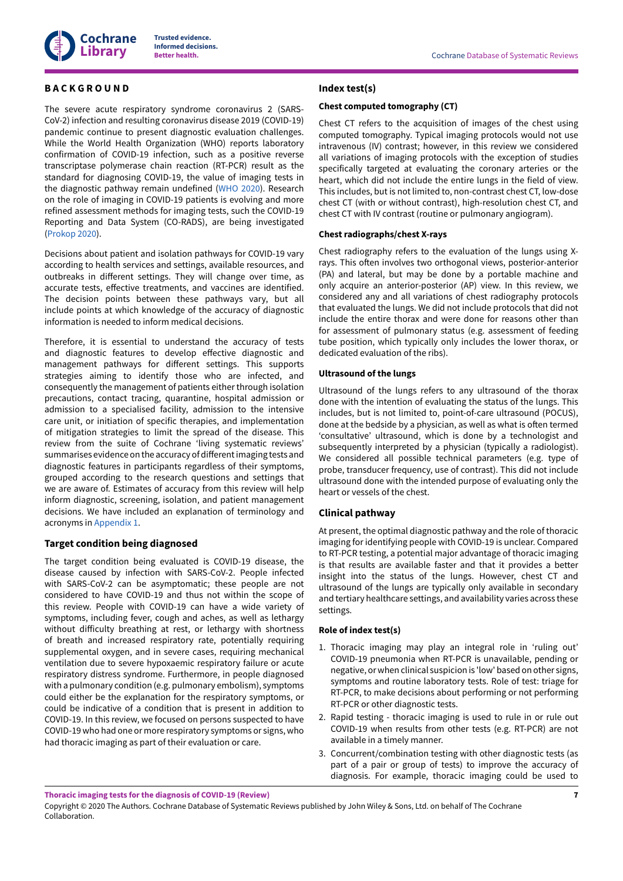## BACKGROUND

The severe acute respiratory syndrome coronavirus 2 (SARS-CoV-2) infection and resulting coronavirus disease 2019 (COVID-19) pandemic continue to present diagnostic evaluation challenges. While the World Health Organization (WHO) reports laboratory confirmation of COVID-19 infection, such as a positive reverse transcriptase polymerase chain reaction (RT-PCR) result as the standard for diagnosing COVID-19, the value of imaging tests in the diagnostic pathway remain undefined (WHO 2020). Research on the role of imaging in COVID-19 patients is evolving and more refined assessment methods for imaging tests, such the COVID-19 Reporting and Data System (CO-RADS), are being investigated (Prokop 2020).

Decisions about patient and isolation pathways for COVID-19 vary according to health services and settings, available resources, and outbreaks in different settings. They will change over time, as accurate tests, effective treatments, and vaccines are identified. The decision points between these pathways vary, but all include points at which knowledge of the accuracy of diagnostic information is needed to inform medical decisions.

Therefore, it is essential to understand the accuracy of tests and diagnostic features to develop effective diagnostic and management pathways for different settings. This supports strategies aiming to identify those who are infected, and consequently the management of patients either through isolation precautions, contact tracing, quarantine, hospital admission or admission to a specialised facility, admission to the intensive care unit, or initiation of specific therapies, and implementation of mitigation strategies to limit the spread of the disease. This review from the suite of Cochrane 'living systematic reviews' summarises evidence on the accuracy of different imaging tests and diagnostic features in participants regardless of their symptoms, grouped according to the research questions and settings that we are aware of. Estimates of accuracy from this review will help inform diagnostic, screening, isolation, and patient management decisions. We have included an explanation of terminology and acronyms in Appendix 1.

### Target condition being diagnosed

The target condition being evaluated is COVID-19 disease, the disease caused by infection with SARS-CoV-2. People infected with SARS-CoV-2 can be asymptomatic; these people are not considered to have COVID-19 and thus not within the scope of this review. People with COVID-19 can have a wide variety of symptoms, including fever, cough and aches, as well as lethargy without difficulty breathing at rest, or lethargy with shortness of breath and increased respiratory rate, potentially requiring supplemental oxygen, and in severe cases, requiring mechanical ventilation due to severe hypoxaemic respiratory failure or acute respiratory distress syndrome. Furthermore, in people diagnosed with a pulmonary condition (e.g. pulmonary embolism), symptoms could either be the explanation for the respiratory symptoms, or could be indicative of a condition that is present in addition to COVID-19. In this review, we focused on persons suspected to have COVID-19 who had one or more respiratory symptoms or signs, who had thoracic imaging as part of their evaluation or care.

### Index test(s)

#### Chest computed tomography (CT)

Chest CT refers to the acquisition of images of the chest using computed tomography. Typical imaging protocols would not use intravenous (IV) contrast; however, in this review we considered all variations of imaging protocols with the exception of studies specifically targeted at evaluating the coronary arteries or the heart, which did not include the entire lungs in the field of view. This includes, but is not limited to, non-contrast chest CT, low-dose chest CT (with or without contrast), high-resolution chest CT, and chest CT with IV contrast (routine or pulmonary angiogram).

#### Chest radiographs/chest X-rays

Chest radiography refers to the evaluation of the lungs using X-rays. This often involves two orthogonal views, posterior-anterior (PA) and lateral, but may be done by a portable machine and only acquire an anterior-posterior (AP) view. In this review, we considered any and all variations of chest radiography protocols that evaluated the lungs. We did not include protocols that did not include the entire thorax and were done for reasons other than for assessment of pulmonary status (e.g. assessment of feeding tube position, which typically only includes the lower thorax, or dedicated evaluation of the ribs).

#### Ultrasound of the lungs

Ultrasound of the lungs refers to any ultrasound of the thorax done with the intention of evaluating the status of the lungs. This includes, but is not limited to, point-of-care ultrasound (POCUS), done at the bedside by a physician, as well as what is often termed 'consultative' ultrasound, which is done by a technologist and subsequently interpreted by a physician (typically a radiologist). We considered all possible technical parameters (e.g. type of probe, transducer frequency, use of contrast). This did not include ultrasound done with the intended purpose of evaluating only the heart or vessels of the chest.

### Clinical pathway

At present, the optimal diagnostic pathway and the role of thoracic imaging for identifying people with COVID-19 is unclear. Compared to RT-PCR testing, a potential major advantage of thoracic imaging is that results are available faster and that it provides a better insight into the status of the lungs. However, chest CT and ultrasound of the lungs are typically only available in secondary and tertiary healthcare settings, and availability varies across these settings.

#### Role of index test(s)

1. Thoracic imaging may play an integral role in 'ruling out' COVID-19 pneumonia when RT-PCR is unavailable, pending or negative, or when clinical suspicion is 'low' based on other signs, symptoms and routine laboratory tests. Role of test: triage for RT-PCR, to make decisions about performing or not performing RT-PCR or other diagnostic tests.
2. Rapid testing - thoracic imaging is used to rule in or rule out COVID-19 when results from other tests (e.g. RT-PCR) are not available in a timely manner.
3. Concurrent/combination testing with other diagnostic tests (as part of a pair or group of tests) to improve the accuracy of diagnosis. For example, thoracic imaging could be used to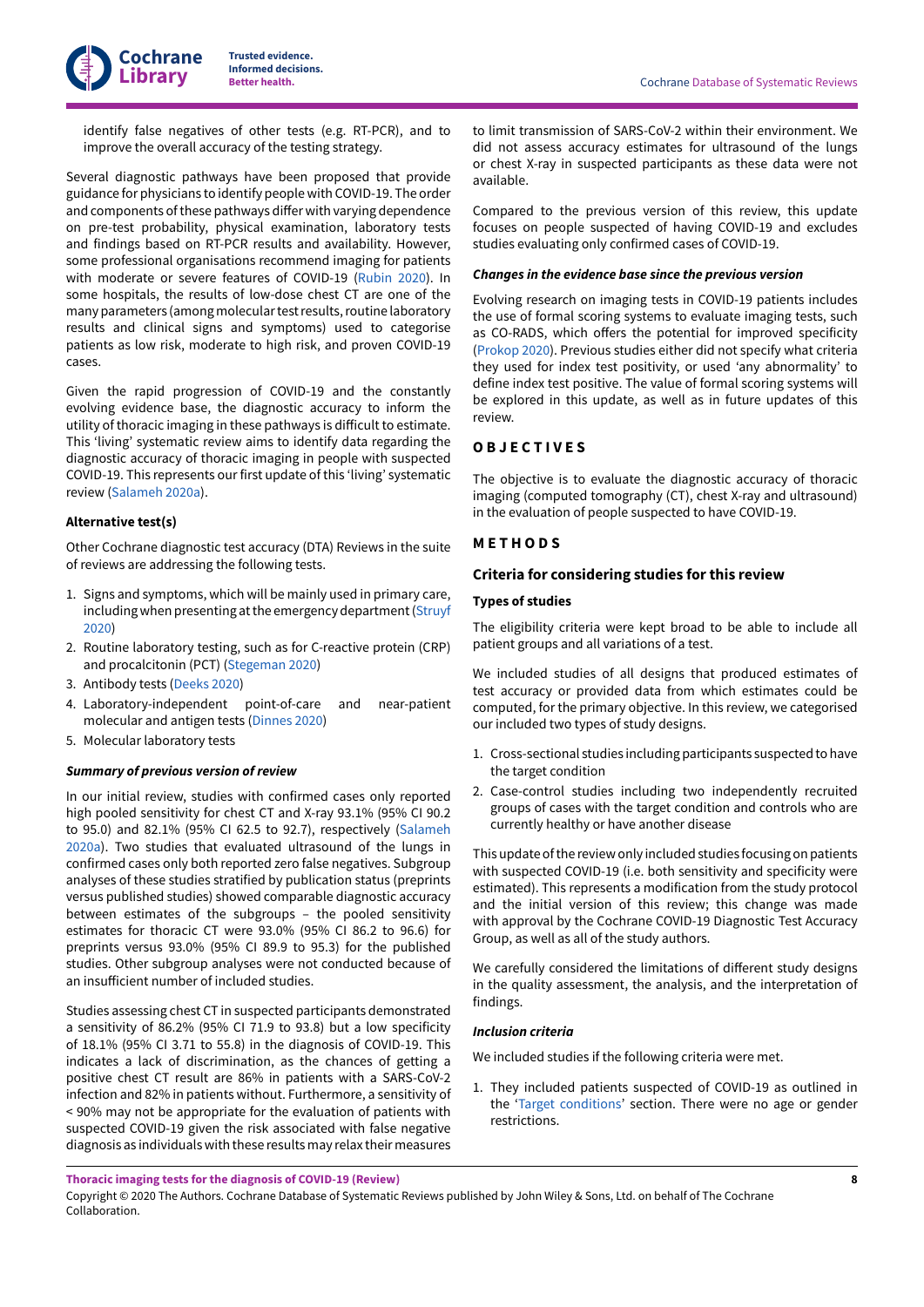identify false negatives of other tests (e.g. RT-PCR), and to improve the overall accuracy of the testing strategy.

Several diagnostic pathways have been proposed that provide guidance for physicians to identify people with COVID-19. The order and components of these pathways differ with varying dependence on pre-test probability, physical examination, laboratory tests and findings based on RT-PCR results and availability. However, some professional organisations recommend imaging for patients with moderate or severe features of COVID-19 (Rubin 2020). In some hospitals, the results of low-dose chest CT are one of the many parameters (among molecular test results, routine laboratory results and clinical signs and symptoms) used to categorise patients as low risk, moderate to high risk, and proven COVID-19 cases.

Given the rapid progression of COVID-19 and the constantly evolving evidence base, the diagnostic accuracy to inform the utility of thoracic imaging in these pathways is difficult to estimate. This 'living' systematic review aims to identify data regarding the diagnostic accuracy of thoracic imaging in people with suspected COVID-19. This represents our first update of this 'living' systematic review (Salameh 2020a).

### Alternative test(s)

Other Cochrane diagnostic test accuracy (DTA) Reviews in the suite of reviews are addressing the following tests.

1. Signs and symptoms, which will be mainly used in primary care, including when presenting at the emergency department (Struyf 2020)
2. Routine laboratory testing, such as for C-reactive protein (CRP) and procalcitonin (PCT) (Stegeman 2020)
3. Antibody tests (Deeks 2020)
4. Laboratory-independent point-of-care and near-patient molecular and antigen tests (Dinnes 2020)
5. Molecular laboratory tests

#### *Summary of previous version of review*

In our initial review, studies with confirmed cases only reported high pooled sensitivity for chest CT and X-ray 93.1% (95% CI 90.2 to 95.0) and 82.1% (95% CI 62.5 to 92.7), respectively (Salameh 2020a). Two studies that evaluated ultrasound of the lungs in confirmed cases only both reported zero false negatives. Subgroup analyses of these studies stratified by publication status (preprints versus published studies) showed comparable diagnostic accuracy between estimates of the subgroups – the pooled sensitivity estimates for thoracic CT were 93.0% (95% CI 86.2 to 96.6) for preprints versus 93.0% (95% CI 89.9 to 95.3) for the published studies. Other subgroup analyses were not conducted because of an insufficient number of included studies.

Studies assessing chest CT in suspected participants demonstrated a sensitivity of 86.2% (95% CI 71.9 to 93.8) but a low specificity of 18.1% (95% CI 3.71 to 55.8) in the diagnosis of COVID-19. This indicates a lack of discrimination, as the chances of getting a positive chest CT result are 86% in patients with a SARS-CoV-2 infection and 82% in patients without. Furthermore, a sensitivity of < 90% may not be appropriate for the evaluation of patients with suspected COVID-19 given the risk associated with false negative diagnosis as individuals with these results may relax their measures to limit transmission of SARS-CoV-2 within their environment. We did not assess accuracy estimates for ultrasound of the lungs or chest X-ray in suspected participants as these data were not available.

Compared to the previous version of this review, this update focuses on people suspected of having COVID-19 and excludes studies evaluating only confirmed cases of COVID-19.

#### *Changes in the evidence base since the previous version*

Evolving research on imaging tests in COVID-19 patients includes the use of formal scoring systems to evaluate imaging tests, such as CO-RADS, which offers the potential for improved specificity (Prokop 2020). Previous studies either did not specify what criteria they used for index test positivity, or used 'any abnormality' to define index test positive. The value of formal scoring systems will be explored in this update, as well as in future updates of this review.

## OBJECTIVES

The objective is to evaluate the diagnostic accuracy of thoracic imaging (computed tomography (CT), chest X-ray and ultrasound) in the evaluation of people suspected to have COVID-19.

## METHODS

### Criteria for considering studies for this review

#### Types of studies

The eligibility criteria were kept broad to be able to include all patient groups and all variations of a test.

We included studies of all designs that produced estimates of test accuracy or provided data from which estimates could be computed, for the primary objective. In this review, we categorised our included two types of study designs.

1. Cross-sectional studies including participants suspected to have the target condition
2. Case-control studies including two independently recruited groups of cases with the target condition and controls who are currently healthy or have another disease

This update of the review only included studies focusing on patients with suspected COVID-19 (i.e. both sensitivity and specificity were estimated). This represents a modification from the study protocol and the initial version of this review; this change was made with approval by the Cochrane COVID-19 Diagnostic Test Accuracy Group, as well as all of the study authors.

We carefully considered the limitations of different study designs in the quality assessment, the analysis, and the interpretation of findings.

#### *Inclusion criteria*

We included studies if the following criteria were met.

1. They included patients suspected of COVID-19 as outlined in the 'Target conditions' section. There were no age or gender restrictions.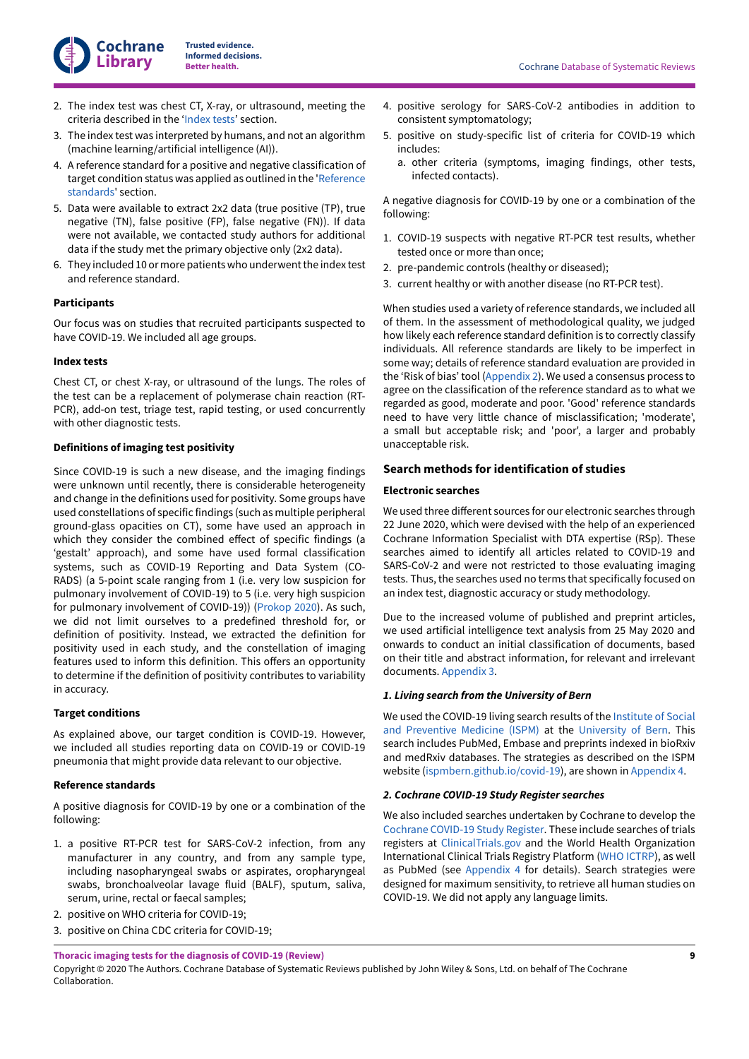2. The index test was chest CT, X-ray, or ultrasound, meeting the criteria described in the 'Index tests' section.
3. The index test was interpreted by humans, and not an algorithm (machine learning/artificial intelligence (AI)).
4. A reference standard for a positive and negative classification of target condition status was applied as outlined in the 'Reference standards' section.
5. Data were available to extract 2x2 data (true positive (TP), true negative (TN), false positive (FP), false negative (FN)). If data were not available, we contacted study authors for additional data if the study met the primary objective only (2x2 data).
6. They included 10 or more patients who underwent the index test and reference standard.

#### Participants

Our focus was on studies that recruited participants suspected to have COVID-19. We included all age groups.

#### Index tests

Chest CT, or chest X-ray, or ultrasound of the lungs. The roles of the test can be a replacement of polymerase chain reaction (RT-PCR), add-on test, triage test, rapid testing, or used concurrently with other diagnostic tests.

#### Definitions of imaging test positivity

Since COVID-19 is such a new disease, and the imaging findings were unknown until recently, there is considerable heterogeneity and change in the definitions used for positivity. Some groups have used constellations of specific findings (such as multiple peripheral ground-glass opacities on CT), some have used an approach in which they consider the combined effect of specific findings (a 'gestalt' approach), and some have used formal classification systems, such as COVID-19 Reporting and Data System (CO-RADS) (a 5-point scale ranging from 1 (i.e. very low suspicion for pulmonary involvement of COVID-19) to 5 (i.e. very high suspicion for pulmonary involvement of COVID-19)) (Prokop 2020). As such, we did not limit ourselves to a predefined threshold for, or definition of positivity. Instead, we extracted the definition for positivity used in each study, and the constellation of imaging features used to inform this definition. This offers an opportunity to determine if the definition of positivity contributes to variability in accuracy.

#### Target conditions

As explained above, our target condition is COVID-19. However, we included all studies reporting data on COVID-19 or COVID-19 pneumonia that might provide data relevant to our objective.

#### Reference standards

A positive diagnosis for COVID-19 by one or a combination of the following:

1. a positive RT-PCR test for SARS-CoV-2 infection, from any manufacturer in any country, and from any sample type, including nasopharyngeal swabs or aspirates, oropharyngeal swabs, bronchoalveolar lavage fluid (BALF), sputum, saliva, serum, urine, rectal or faecal samples;
2. positive on WHO criteria for COVID-19;
3. positive on China CDC criteria for COVID-19;
4. positive serology for SARS-CoV-2 antibodies in addition to consistent symptomatology;
5. positive on study-specific list of criteria for COVID-19 which includes:
   a. other criteria (symptoms, imaging findings, other tests, infected contacts).

A negative diagnosis for COVID-19 by one or a combination of the following:

1. COVID-19 suspects with negative RT-PCR test results, whether tested once or more than once;
2. pre-pandemic controls (healthy or diseased);
3. current healthy or with another disease (no RT-PCR test).

When studies used a variety of reference standards, we included all of them. In the assessment of methodological quality, we judged how likely each reference standard definition is to correctly classify individuals. All reference standards are likely to be imperfect in some way; details of reference standard evaluation are provided in the 'Risk of bias' tool (Appendix 2). We used a consensus process to agree on the classification of the reference standard as to what we regarded as good, moderate and poor. 'Good' reference standards need to have very little chance of misclassification; 'moderate', a small but acceptable risk; and 'poor', a larger and probably unacceptable risk.

### Search methods for identification of studies

#### Electronic searches

We used three different sources for our electronic searches through 22 June 2020, which were devised with the help of an experienced Cochrane Information Specialist with DTA expertise (RSp). These searches aimed to identify all articles related to COVID-19 and SARS-CoV-2 and were not restricted to those evaluating imaging tests. Thus, the searches used no terms that specifically focused on an index test, diagnostic accuracy or study methodology.

Due to the increased volume of published and preprint articles, we used artificial intelligence text analysis from 25 May 2020 and onwards to conduct an initial classification of documents, based on their title and abstract information, for relevant and irrelevant documents. Appendix 3.

##### *1. Living search from the University of Bern*

We used the COVID-19 living search results of the Institute of Social and Preventive Medicine (ISPM) at the University of Bern. This search includes PubMed, Embase and preprints indexed in bioRxiv and medRxiv databases. The strategies as described on the ISPM website (ispmbern.github.io/covid-19), are shown in Appendix 4.

##### *2. Cochrane COVID-19 Study Register searches*

We also included searches undertaken by Cochrane to develop the Cochrane COVID-19 Study Register. These include searches of trials registers at ClinicalTrials.gov and the World Health Organization International Clinical Trials Registry Platform (WHO ICTRP), as well as PubMed (see Appendix 4 for details). Search strategies were designed for maximum sensitivity, to retrieve all human studies on COVID-19. We did not apply any language limits.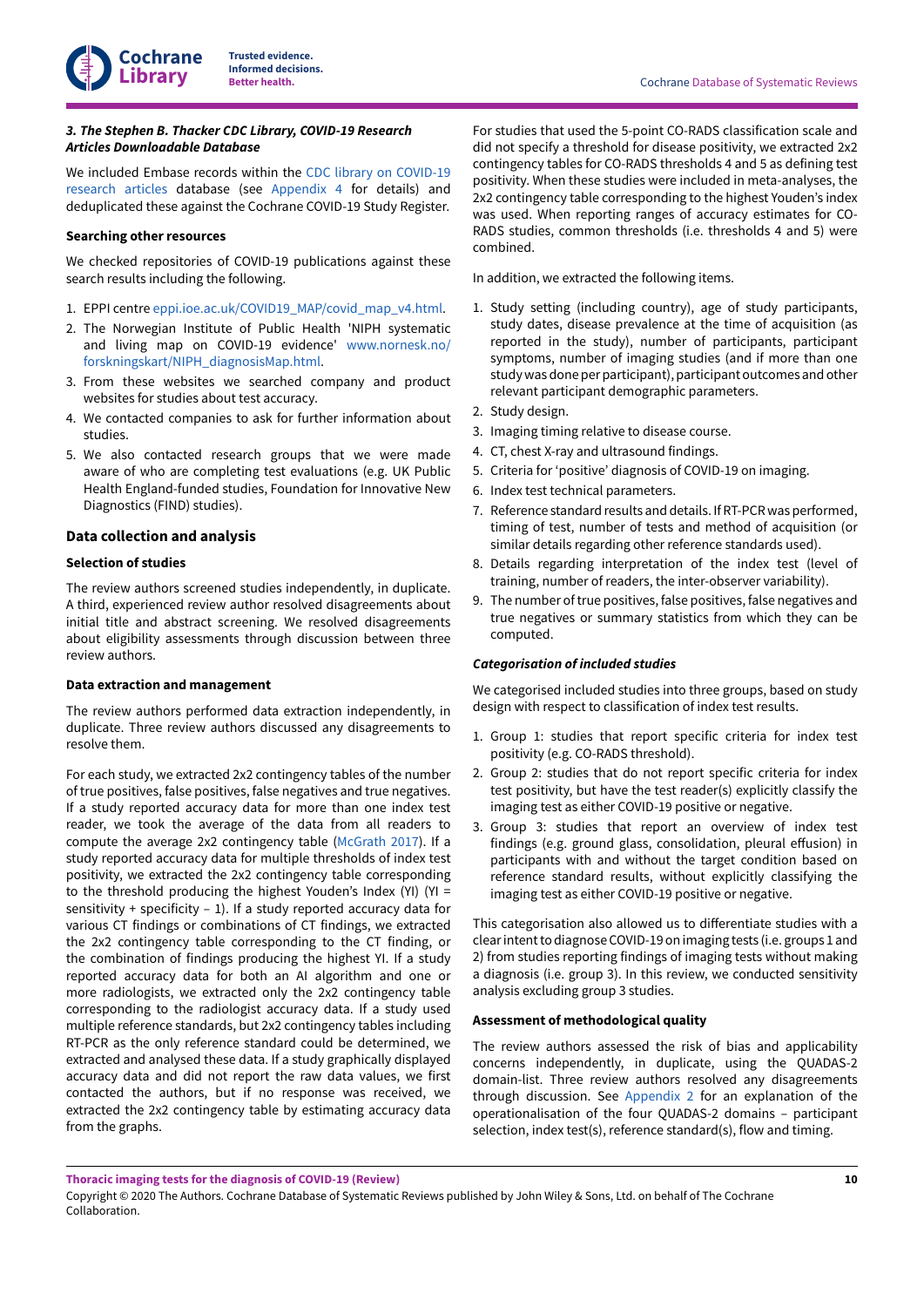### *3. The Stephen B. Thacker CDC Library, COVID-19 Research Articles Downloadable Database*

We included Embase records within the CDC library on COVID-19 research articles database (see Appendix 4 for details) and deduplicated these against the Cochrane COVID-19 Study Register.

#### Searching other resources

We checked repositories of COVID-19 publications against these search results including the following.

1. EPPI centre eppi.ioe.ac.uk/COVID19_MAP/covid_map_v4.html.
2. The Norwegian Institute of Public Health 'NIPH systematic and living map on COVID-19 evidence' www.nornesk.no/forskningskart/NIPH_diagnosisMap.html.
3. From these websites we searched company and product websites for studies about test accuracy.
4. We contacted companies to ask for further information about studies.
5. We also contacted research groups that we were made aware of who are completing test evaluations (e.g. UK Public Health England-funded studies, Foundation for Innovative New Diagnostics (FIND) studies).

## Data collection and analysis

#### Selection of studies

The review authors screened studies independently, in duplicate. A third, experienced review author resolved disagreements about initial title and abstract screening. We resolved disagreements about eligibility assessments through discussion between three review authors.

#### Data extraction and management

The review authors performed data extraction independently, in duplicate. Three review authors discussed any disagreements to resolve them.

For each study, we extracted 2x2 contingency tables of the number of true positives, false positives, false negatives and true negatives. If a study reported accuracy data for more than one index test reader, we took the average of the data from all readers to compute the average 2x2 contingency table (McGrath 2017). If a study reported accuracy data for multiple thresholds of index test positivity, we extracted the 2x2 contingency table corresponding to the threshold producing the highest Youden's Index (YI) (YI = sensitivity + specificity − 1). If a study reported accuracy data for various CT findings or combinations of CT findings, we extracted the 2x2 contingency table corresponding to the CT finding, or the combination of findings producing the highest YI. If a study reported accuracy data for both an AI algorithm and one or more radiologists, we extracted only the 2x2 contingency table corresponding to the radiologist accuracy data. If a study used multiple reference standards, but 2x2 contingency tables including RT-PCR as the only reference standard could be determined, we extracted and analysed these data. If a study graphically displayed accuracy data and did not report the raw data values, we first contacted the authors, but if no response was received, we extracted the 2x2 contingency table by estimating accuracy data from the graphs.

For studies that used the 5-point CO-RADS classification scale and did not specify a threshold for disease positivity, we extracted 2x2 contingency tables for CO-RADS thresholds 4 and 5 as defining test positivity. When these studies were included in meta-analyses, the 2x2 contingency table corresponding to the highest Youden's index was used. When reporting ranges of accuracy estimates for CO-RADS studies, common thresholds (i.e. thresholds 4 and 5) were combined.

In addition, we extracted the following items.

1. Study setting (including country), age of study participants, study dates, disease prevalence at the time of acquisition (as reported in the study), number of participants, participant symptoms, number of imaging studies (and if more than one study was done per participant), participant outcomes and other relevant participant demographic parameters.
2. Study design.
3. Imaging timing relative to disease course.
4. CT, chest X-ray and ultrasound findings.
5. Criteria for 'positive' diagnosis of COVID-19 on imaging.
6. Index test technical parameters.
7. Reference standard results and details. If RT-PCR was performed, timing of test, number of tests and method of acquisition (or similar details regarding other reference standards used).
8. Details regarding interpretation of the index test (level of training, number of readers, the inter-observer variability).
9. The number of true positives, false positives, false negatives and true negatives or summary statistics from which they can be computed.

#### *Categorisation of included studies*

We categorised included studies into three groups, based on study design with respect to classification of index test results.

1. Group 1: studies that report specific criteria for index test positivity (e.g. CO-RADS threshold).
2. Group 2: studies that do not report specific criteria for index test positivity, but have the test reader(s) explicitly classify the imaging test as either COVID-19 positive or negative.
3. Group 3: studies that report an overview of index test findings (e.g. ground glass, consolidation, pleural effusion) in participants with and without the target condition based on reference standard results, without explicitly classifying the imaging test as either COVID-19 positive or negative.

This categorisation also allowed us to differentiate studies with a clear intent to diagnose COVID-19 on imaging tests (i.e. groups 1 and 2) from studies reporting findings of imaging tests without making a diagnosis (i.e. group 3). In this review, we conducted sensitivity analysis excluding group 3 studies.

#### Assessment of methodological quality

The review authors assessed the risk of bias and applicability concerns independently, in duplicate, using the QUADAS-2 domain-list. Three review authors resolved any disagreements through discussion. See Appendix 2 for an explanation of the operationalisation of the four QUADAS-2 domains – participant selection, index test(s), reference standard(s), flow and timing.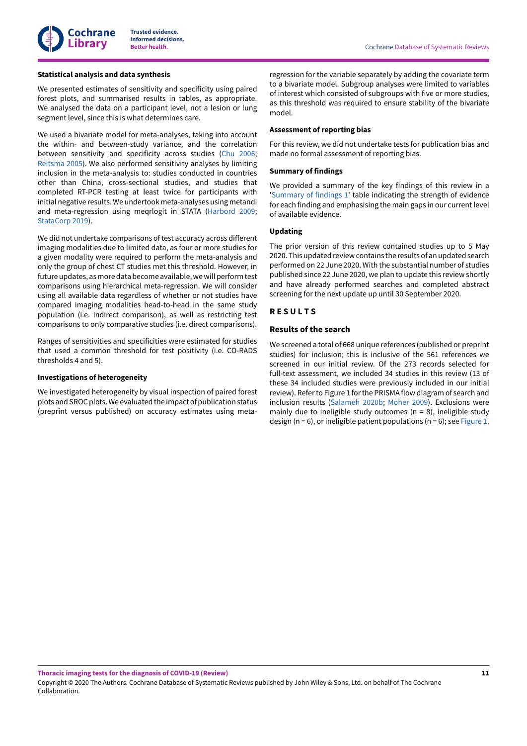#### Statistical analysis and data synthesis

We presented estimates of sensitivity and specificity using paired forest plots, and summarised results in tables, as appropriate. We analysed the data on a participant level, not a lesion or lung segment level, since this is what determines care.

We used a bivariate model for meta-analyses, taking into account the within- and between-study variance, and the correlation between sensitivity and specificity across studies (Chu 2006; Reitsma 2005). We also performed sensitivity analyses by limiting inclusion in the meta-analysis to: studies conducted in countries other than China, cross-sectional studies, and studies that completed RT-PCR testing at least twice for participants with initial negative results. We undertook meta-analyses using metandi and meta-regression using meqrlogit in STATA (Harbord 2009; StataCorp 2019).

We did not undertake comparisons of test accuracy across different imaging modalities due to limited data, as four or more studies for a given modality were required to perform the meta-analysis and only the group of chest CT studies met this threshold. However, in future updates, as more data become available, we will perform test comparisons using hierarchical meta-regression. We will consider using all available data regardless of whether or not studies have compared imaging modalities head-to-head in the same study population (i.e. indirect comparison), as well as restricting test comparisons to only comparative studies (i.e. direct comparisons).

Ranges of sensitivities and specificities were estimated for studies that used a common threshold for test positivity (i.e. CO-RADS thresholds 4 and 5).

#### Investigations of heterogeneity

We investigated heterogeneity by visual inspection of paired forest plots and SROC plots. We evaluated the impact of publication status (preprint versus published) on accuracy estimates using meta-regression for the variable separately by adding the covariate term to a bivariate model. Subgroup analyses were limited to variables of interest which consisted of subgroups with five or more studies, as this threshold was required to ensure stability of the bivariate model.

#### Assessment of reporting bias

For this review, we did not undertake tests for publication bias and made no formal assessment of reporting bias.

#### Summary of findings

We provided a summary of the key findings of this review in a 'Summary of findings 1' table indicating the strength of evidence for each finding and emphasising the main gaps in our current level of available evidence.

#### Updating

The prior version of this review contained studies up to 5 May 2020. This updated review contains the results of an updated search performed on 22 June 2020. With the substantial number of studies published since 22 June 2020, we plan to update this review shortly and have already performed searches and completed abstract screening for the next update up until 30 September 2020.

## RESULTS

### Results of the search

We screened a total of 668 unique references (published or preprint studies) for inclusion; this is inclusive of the 561 references we screened in our initial review. Of the 273 records selected for full-text assessment, we included 34 studies in this review (13 of these 34 included studies were previously included in our initial review). Refer to Figure 1 for the PRISMA flow diagram of search and inclusion results (Salameh 2020b; Moher 2009). Exclusions were mainly due to ineligible study outcomes (n = 8), ineligible study design (n = 6), or ineligible patient populations (n = 6); see Figure 1.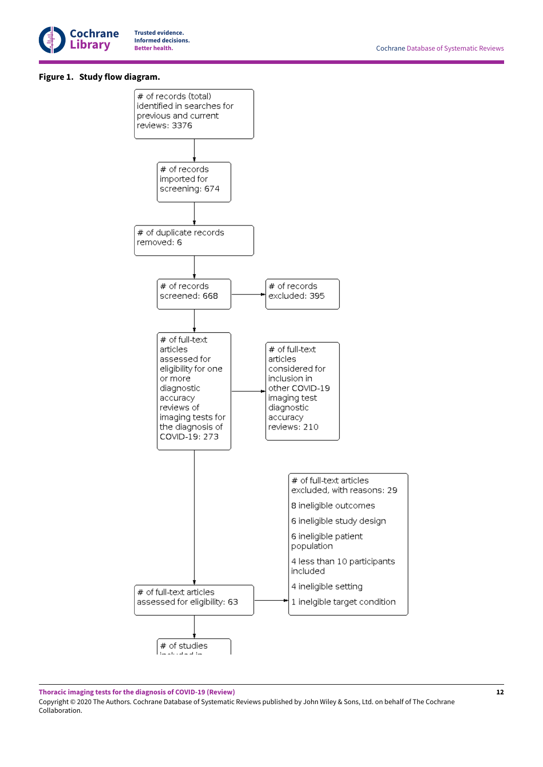**Figure 1. Study flow diagram.**

# of records (total) identified in searches for previous and current reviews: 3376

# of records imported for screening: 674

# of duplicate records removed: 6

# of records screened: 668

# of records excluded: 395

# of full-text articles assessed for eligibility for one or more diagnostic accuracy reviews of imaging tests for the diagnosis of COVID-19: 273

# of full-text articles considered for inclusion in other COVID-19 imaging test diagnostic accuracy reviews: 210

# of full-text articles assessed for eligibility: 63

# of full-text articles excluded, with reasons: 29

8 ineligible outcomes

6 ineligible study design

6 ineligible patient population

4 less than 10 participants included

4 ineligible setting

1 inelgible target condition

# of studies included in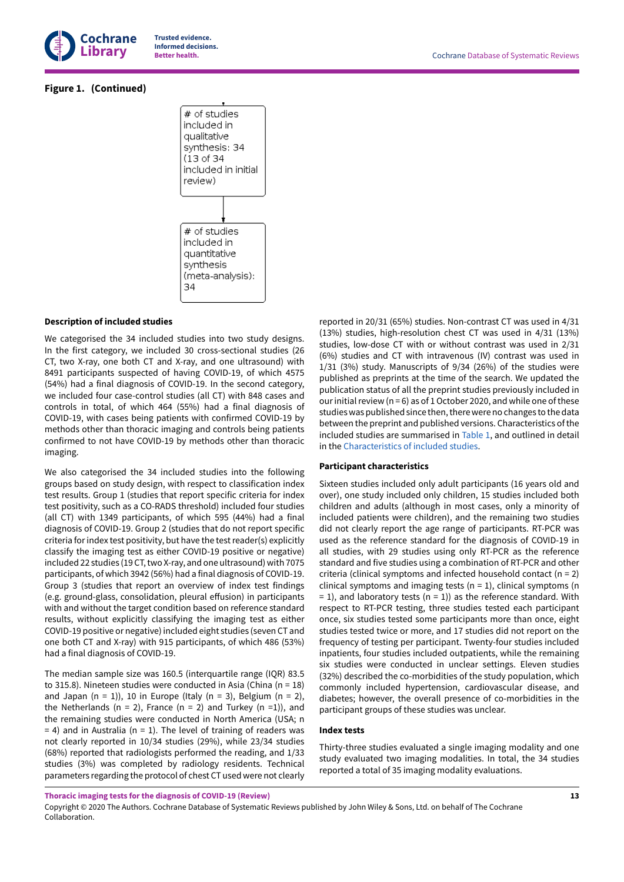**Figure 1. (Continued)**

# of studies included in qualitative synthesis: 34 (13 of 34 included in initial review)

# of studies included in quantitative synthesis (meta-analysis): 34

### Description of included studies

We categorised the 34 included studies into two study designs. In the first category, we included 30 cross-sectional studies (26 CT, two X-ray, one both CT and X-ray, and one ultrasound) with 8491 participants suspected of having COVID-19, of which 4575 (54%) had a final diagnosis of COVID-19. In the second category, we included four case-control studies (all CT) with 848 cases and controls in total, of which 464 (55%) had a final diagnosis of COVID-19, with cases being patients with confirmed COVID-19 by methods other than thoracic imaging and controls being patients confirmed to not have COVID-19 by methods other than thoracic imaging.

We also categorised the 34 included studies into the following groups based on study design, with respect to classification index test results. Group 1 (studies that report specific criteria for index test positivity, such as a CO-RADS threshold) included four studies (all CT) with 1349 participants, of which 595 (44%) had a final diagnosis of COVID-19. Group 2 (studies that do not report specific criteria for index test positivity, but have the test reader(s) explicitly classify the imaging test as either COVID-19 positive or negative) included 22 studies (19 CT, two X-ray, and one ultrasound) with 7075 participants, of which 3942 (56%) had a final diagnosis of COVID-19. Group 3 (studies that report an overview of index test findings (e.g. ground-glass, consolidation, pleural effusion) in participants with and without the target condition based on reference standard results, without explicitly classifying the imaging test as either COVID-19 positive or negative) included eight studies (seven CT and one both CT and X-ray) with 915 participants, of which 486 (53%) had a final diagnosis of COVID-19.

The median sample size was 160.5 (interquartile range (IQR) 83.5 to 315.8). Nineteen studies were conducted in Asia (China (n = 18) and Japan (n = 1)), 10 in Europe (Italy (n = 3), Belgium (n = 2), the Netherlands (n = 2), France (n = 2) and Turkey (n =1)), and the remaining studies were conducted in North America (USA; n = 4) and in Australia (n = 1). The level of training of readers was not clearly reported in 10/34 studies (29%), while 23/34 studies (68%) reported that radiologists performed the reading, and 1/33 studies (3%) was completed by radiology residents. Technical parameters regarding the protocol of chest CT used were not clearly reported in 20/31 (65%) studies. Non-contrast CT was used in 4/31 (13%) studies, high-resolution chest CT was used in 4/31 (13%) studies, low-dose CT with or without contrast was used in 2/31 (6%) studies and CT with intravenous (IV) contrast was used in 1/31 (3%) study. Manuscripts of 9/34 (26%) of the studies were published as preprints at the time of the search. We updated the publication status of all the preprint studies previously included in our initial review (n = 6) as of 1 October 2020, and while one of these studies was published since then, there were no changes to the data between the preprint and published versions. Characteristics of the included studies are summarised in Table 1, and outlined in detail in the Characteristics of included studies.

### Participant characteristics

Sixteen studies included only adult participants (16 years old and over), one study included only children, 15 studies included both children and adults (although in most cases, only a minority of included patients were children), and the remaining two studies did not clearly report the age range of participants. RT-PCR was used as the reference standard for the diagnosis of COVID-19 in all studies, with 29 studies using only RT-PCR as the reference standard and five studies using a combination of RT-PCR and other criteria (clinical symptoms and infected household contact (n = 2) clinical symptoms and imaging tests (n = 1), clinical symptoms (n = 1), and laboratory tests (n = 1)) as the reference standard. With respect to RT-PCR testing, three studies tested each participant once, six studies tested some participants more than once, eight studies tested twice or more, and 17 studies did not report on the frequency of testing per participant. Twenty-four studies included inpatients, four studies included outpatients, while the remaining six studies were conducted in unclear settings. Eleven studies (32%) described the co-morbidities of the study population, which commonly included hypertension, cardiovascular disease, and diabetes; however, the overall presence of co-morbidities in the participant groups of these studies was unclear.

### Index tests

Thirty-three studies evaluated a single imaging modality and one study evaluated two imaging modalities. In total, the 34 studies reported a total of 35 imaging modality evaluations.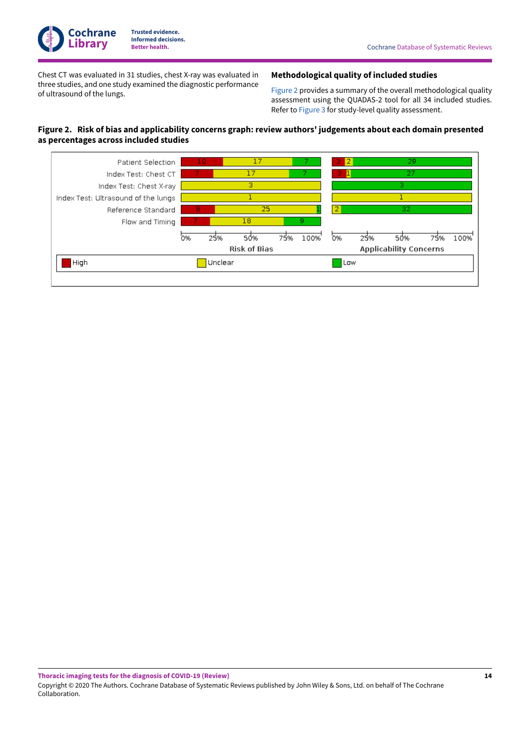Chest CT was evaluated in 31 studies, chest X-ray was evaluated in three studies, and one study examined the diagnostic performance of ultrasound of the lungs.

## Methodological quality of included studies

Figure 2 provides a summary of the overall methodological quality assessment using the QUADAS-2 tool for all 34 included studies. Refer to Figure 3 for study-level quality assessment.

**Figure 2. Risk of bias and applicability concerns graph: review authors' judgements about each domain presented as percentages across included studies**

| Domain | Risk of Bias: High | Risk of Bias: Unclear | Risk of Bias: Low | Applicability Concerns: High | Applicability Concerns: Unclear | Applicability Concerns: Low |
|---|---|---|---|---|---|---|
| Patient Selection | 10 | 17 | 7 | 3 | 2 | 29 |
| Index Test: Chest CT | 7 | 17 | 7 | 3 | 1 | 27 |
| Index Test: Chest X-ray | | 3 | | | | 3 |
| Index Test: Ultrasound of the lungs | | 1 | | | 1 | |
| Reference Standard | 8 | 25 | 1 | | 2 | 32 |
| Flow and Timing | 7 | 18 | 9 | | | |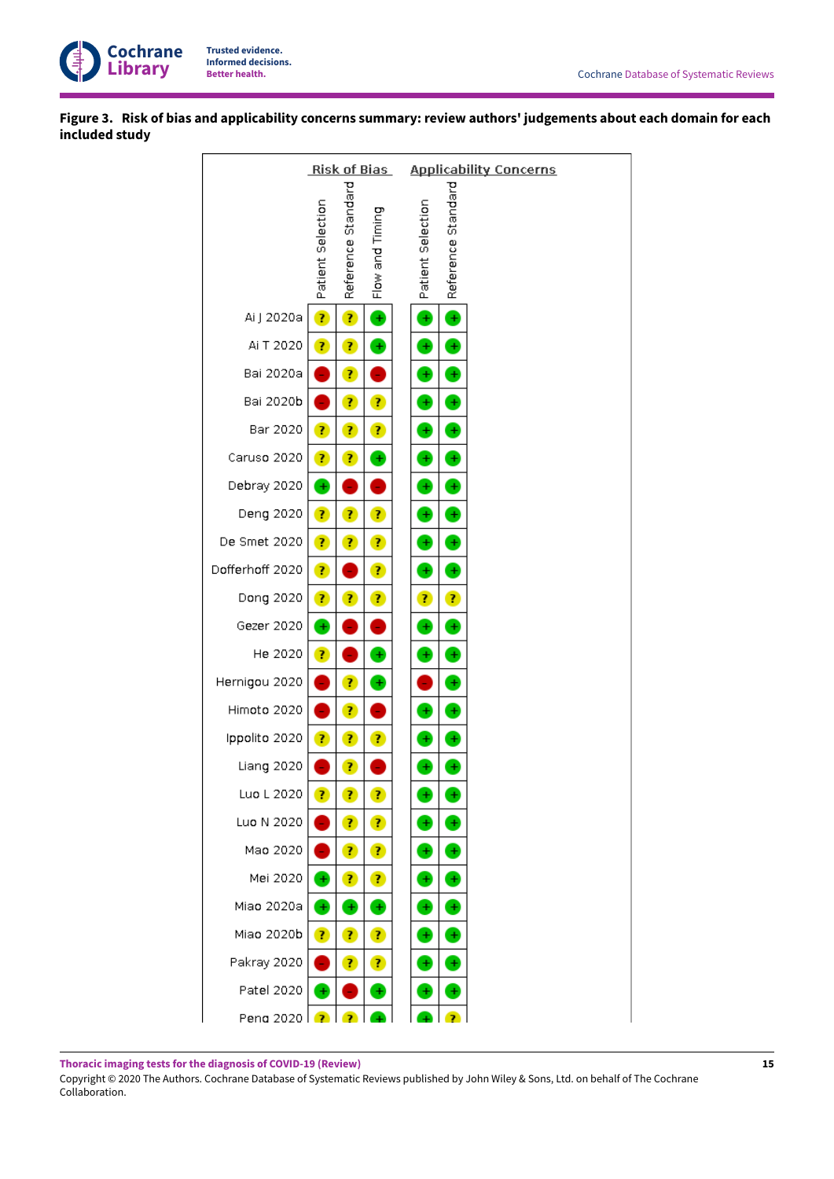**Figure 3. Risk of bias and applicability concerns summary: review authors' judgements about each domain for each included study**

| | Risk of Bias: Patient Selection | Risk of Bias: Reference Standard | Risk of Bias: Flow and Timing | Applicability Concerns: Patient Selection | Applicability Concerns: Reference Standard |
|---|---|---|---|---|---|
| Ai J 2020a | ? | ? | + | + | + |
| Ai T 2020 | ? | ? | + | + | + |
| Bai 2020a | - | ? | - | + | + |
| Bai 2020b | - | ? | ? | + | + |
| Bar 2020 | ? | ? | ? | + | + |
| Caruso 2020 | ? | ? | + | + | + |
| Debray 2020 | + | - | - | + | + |
| Deng 2020 | ? | ? | ? | + | + |
| De Smet 2020 | ? | ? | ? | + | + |
| Dofferhoff 2020 | ? | - | ? | + | + |
| Dong 2020 | ? | ? | ? | ? | ? |
| Gezer 2020 | + | - | - | + | + |
| He 2020 | ? | - | + | + | + |
| Hernigou 2020 | - | ? | + | - | + |
| Himoto 2020 | - | ? | - | + | + |
| Ippolito 2020 | ? | ? | ? | + | + |
| Liang 2020 | - | ? | - | + | + |
| Luo L 2020 | ? | ? | ? | + | + |
| Luo N 2020 | - | ? | ? | + | + |
| Mao 2020 | - | ? | ? | + | + |
| Mei 2020 | + | ? | ? | + | + |
| Miao 2020a | + | + | + | + | + |
| Miao 2020b | ? | ? | ? | + | + |
| Pakray 2020 | - | ? | ? | + | + |
| Patel 2020 | + | - | + | + | + |
| Peng 2020 | ? | ? | + | + | ? |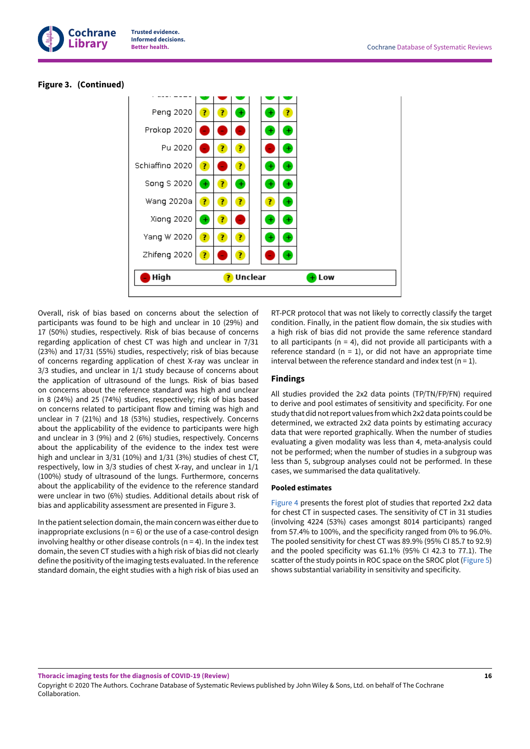**Figure 3. (Continued)**

| Study | | | | | |
|---|---|---|---|---|---|
| Peng 2020 | ? | ? | + | + | ? |
| Prokop 2020 | - | - | - | + | + |
| Pu 2020 | - | ? | ? | - | + |
| Schiaffino 2020 | ? | - | ? | + | + |
| Song S 2020 | + | ? | + | + | + |
| Wang 2020a | ? | ? | ? | ? | + |
| Xiong 2020 | + | ? | - | + | + |
| Yang W 2020 | ? | ? | ? | + | + |
| Zhifeng 2020 | ? | - | ? | - | + |

- High ? Unclear + Low

Overall, risk of bias based on concerns about the selection of participants was found to be high and unclear in 10 (29%) and 17 (50%) studies, respectively. Risk of bias because of concerns regarding application of chest CT was high and unclear in 7/31 (23%) and 17/31 (55%) studies, respectively; risk of bias because of concerns regarding application of chest X-ray was unclear in 3/3 studies, and unclear in 1/1 study because of concerns about the application of ultrasound of the lungs. Risk of bias based on concerns about the reference standard was high and unclear in 8 (24%) and 25 (74%) studies, respectively; risk of bias based on concerns related to participant flow and timing was high and unclear in 7 (21%) and 18 (53%) studies, respectively. Concerns about the applicability of the evidence to participants were high and unclear in 3 (9%) and 2 (6%) studies, respectively. Concerns about the applicability of the evidence to the index test were high and unclear in 3/31 (10%) and 1/31 (3%) studies of chest CT, respectively, low in 3/3 studies of chest X-ray, and unclear in 1/1 (100%) study of ultrasound of the lungs. Furthermore, concerns about the applicability of the evidence to the reference standard were unclear in two (6%) studies. Additional details about risk of bias and applicability assessment are presented in Figure 3.

In the patient selection domain, the main concern was either due to inappropriate exclusions (n = 6) or the use of a case-control design involving healthy or other disease controls (n = 4). In the index test domain, the seven CT studies with a high risk of bias did not clearly define the positivity of the imaging tests evaluated. In the reference standard domain, the eight studies with a high risk of bias used an RT-PCR protocol that was not likely to correctly classify the target condition. Finally, in the patient flow domain, the six studies with a high risk of bias did not provide the same reference standard to all participants (n = 4), did not provide all participants with a reference standard (n = 1), or did not have an appropriate time interval between the reference standard and index test (n = 1).

## Findings

All studies provided the 2x2 data points (TP/TN/FP/FN) required to derive and pool estimates of sensitivity and specificity. For one study that did not report values from which 2x2 data points could be determined, we extracted 2x2 data points by estimating accuracy data that were reported graphically. When the number of studies evaluating a given modality was less than 4, meta-analysis could not be performed; when the number of studies in a subgroup was less than 5, subgroup analyses could not be performed. In these cases, we summarised the data qualitatively.

### Pooled estimates

Figure 4 presents the forest plot of studies that reported 2x2 data for chest CT in suspected cases. The sensitivity of CT in 31 studies (involving 4224 (53%) cases amongst 8014 participants) ranged from 57.4% to 100%, and the specificity ranged from 0% to 96.0%. The pooled sensitivity for chest CT was 89.9% (95% CI 85.7 to 92.9) and the pooled specificity was 61.1% (95% CI 42.3 to 77.1). The scatter of the study points in ROC space on the SROC plot (Figure 5) shows substantial variability in sensitivity and specificity.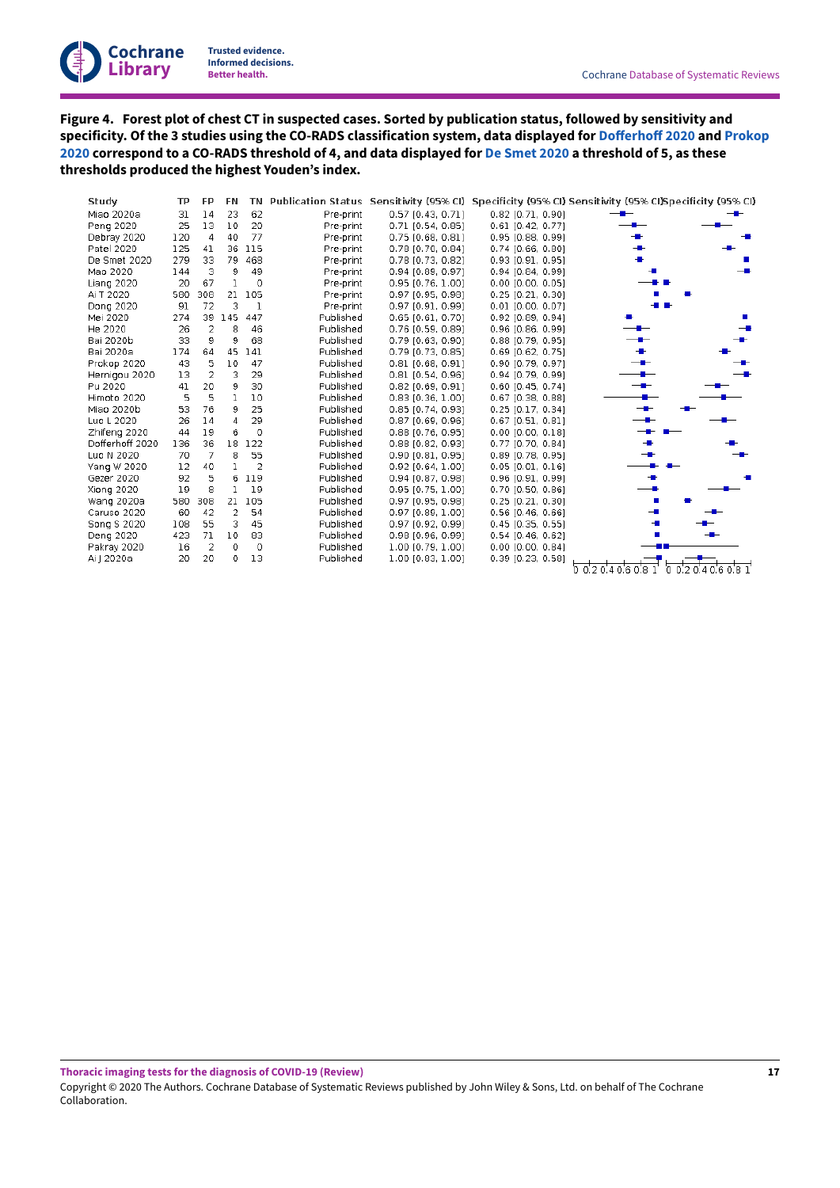**Figure 4. Forest plot of chest CT in suspected cases. Sorted by publication status, followed by sensitivity and specificity. Of the 3 studies using the CO-RADS classification system, data displayed for Dofferhoff 2020 and Prokop 2020 correspond to a CO-RADS threshold of 4, and data displayed for De Smet 2020 a threshold of 5, as these thresholds produced the highest Youden's index.**

| Study | TP | FP | FN | TN | Publication Status | Sensitivity (95% CI) | Specificity (95% CI) |
|---|---|---|---|---|---|---|---|
| Miao 2020a | 31 | 14 | 23 | 62 | Pre-print | 0.57 [0.43, 0.71] | 0.82 [0.71, 0.90] |
| Peng 2020 | 25 | 13 | 10 | 20 | Pre-print | 0.71 [0.54, 0.85] | 0.61 [0.42, 0.77] |
| Debray 2020 | 120 | 4 | 40 | 77 | Pre-print | 0.75 [0.68, 0.81] | 0.95 [0.88, 0.99] |
| Patel 2020 | 125 | 41 | 36 | 115 | Pre-print | 0.78 [0.70, 0.84] | 0.74 [0.66, 0.80] |
| De Smet 2020 | 279 | 33 | 79 | 468 | Pre-print | 0.78 [0.73, 0.82] | 0.93 [0.91, 0.95] |
| Mao 2020 | 144 | 3 | 9 | 49 | Pre-print | 0.94 [0.89, 0.97] | 0.94 [0.84, 0.99] |
| Liang 2020 | 20 | 67 | 1 | 0 | Pre-print | 0.95 [0.76, 1.00] | 0.00 [0.00, 0.05] |
| Ai T 2020 | 580 | 308 | 21 | 105 | Pre-print | 0.97 [0.95, 0.98] | 0.25 [0.21, 0.30] |
| Dong 2020 | 91 | 72 | 3 | 1 | Pre-print | 0.97 [0.91, 0.99] | 0.01 [0.00, 0.07] |
| Mei 2020 | 274 | 39 | 145 | 447 | Published | 0.65 [0.61, 0.70] | 0.92 [0.89, 0.94] |
| He 2020 | 26 | 2 | 8 | 46 | Published | 0.76 [0.59, 0.89] | 0.96 [0.86, 0.99] |
| Bai 2020b | 33 | 9 | 9 | 68 | Published | 0.79 [0.63, 0.90] | 0.88 [0.79, 0.95] |
| Bai 2020a | 174 | 64 | 45 | 141 | Published | 0.79 [0.73, 0.85] | 0.69 [0.62, 0.75] |
| Prokop 2020 | 43 | 5 | 10 | 47 | Published | 0.81 [0.68, 0.91] | 0.90 [0.79, 0.97] |
| Hernigou 2020 | 13 | 2 | 3 | 29 | Published | 0.81 [0.54, 0.96] | 0.94 [0.79, 0.99] |
| Pu 2020 | 41 | 20 | 9 | 30 | Published | 0.82 [0.69, 0.91] | 0.60 [0.45, 0.74] |
| Himoto 2020 | 5 | 5 | 1 | 10 | Published | 0.83 [0.36, 1.00] | 0.67 [0.38, 0.88] |
| Miao 2020b | 53 | 76 | 9 | 25 | Published | 0.85 [0.74, 0.93] | 0.25 [0.17, 0.34] |
| Luo L 2020 | 26 | 14 | 4 | 29 | Published | 0.87 [0.69, 0.96] | 0.67 [0.51, 0.81] |
| Zhifeng 2020 | 44 | 19 | 6 | 0 | Published | 0.88 [0.76, 0.95] | 0.00 [0.00, 0.18] |
| Dofferhoff 2020 | 136 | 36 | 18 | 122 | Published | 0.88 [0.82, 0.93] | 0.77 [0.70, 0.84] |
| Luo N 2020 | 70 | 7 | 8 | 55 | Published | 0.90 [0.81, 0.95] | 0.89 [0.78, 0.95] |
| Yang W 2020 | 12 | 40 | 1 | 2 | Published | 0.92 [0.64, 1.00] | 0.05 [0.01, 0.16] |
| Gezer 2020 | 92 | 5 | 6 | 119 | Published | 0.94 [0.87, 0.98] | 0.96 [0.91, 0.99] |
| Xiong 2020 | 19 | 8 | 1 | 19 | Published | 0.95 [0.75, 1.00] | 0.70 [0.50, 0.86] |
| Wang 2020a | 580 | 308 | 21 | 105 | Published | 0.97 [0.95, 0.98] | 0.25 [0.21, 0.30] |
| Caruso 2020 | 60 | 42 | 2 | 54 | Published | 0.97 [0.89, 1.00] | 0.56 [0.46, 0.66] |
| Song S 2020 | 108 | 55 | 3 | 45 | Published | 0.97 [0.92, 0.99] | 0.45 [0.35, 0.55] |
| Deng 2020 | 423 | 71 | 10 | 83 | Published | 0.98 [0.96, 0.99] | 0.54 [0.46, 0.62] |
| Pakray 2020 | 16 | 2 | 0 | 0 | Published | 1.00 [0.79, 1.00] | 0.00 [0.00, 0.84] |
| Ai J 2020a | 20 | 20 | 0 | 13 | Published | 1.00 [0.83, 1.00] | 0.39 [0.23, 0.58] |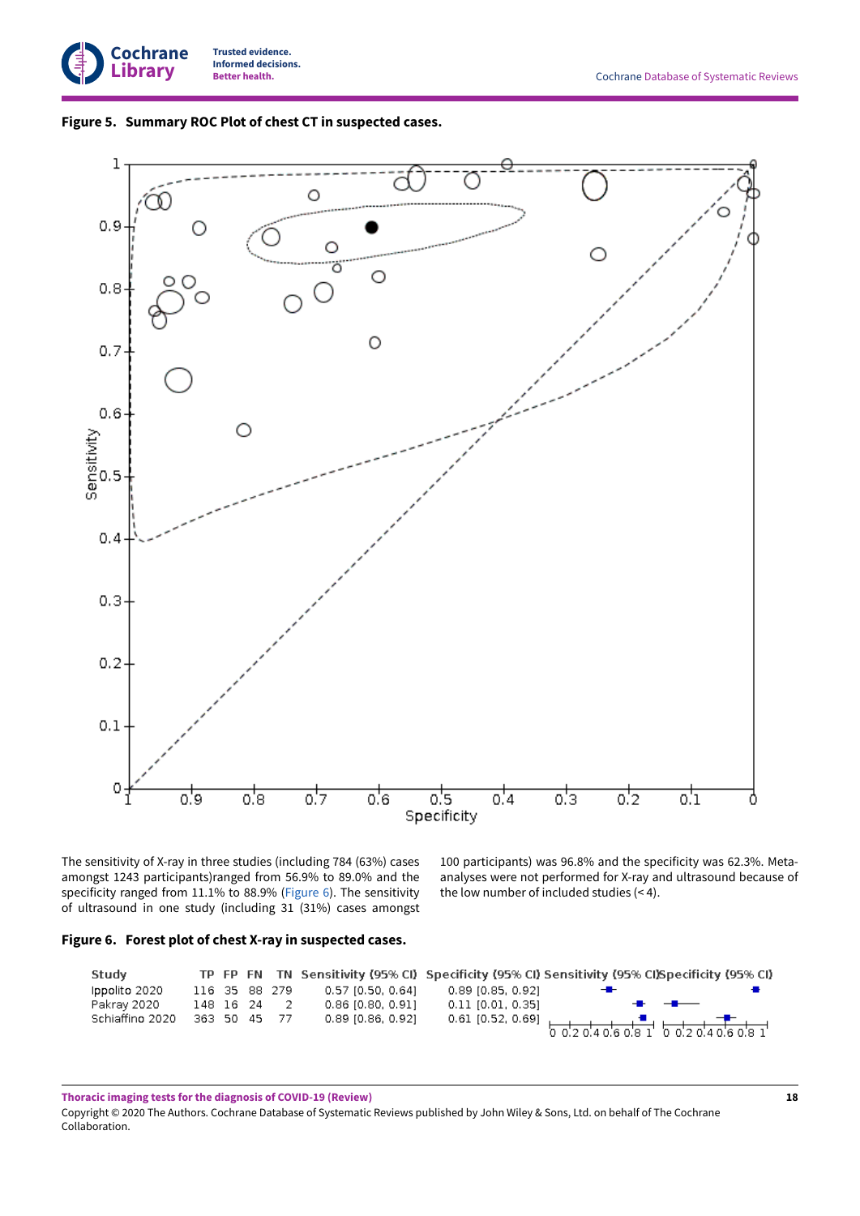**Figure 5. Summary ROC Plot of chest CT in suspected cases.**

The sensitivity of X-ray in three studies (including 784 (63%) cases amongst 1243 participants)ranged from 56.9% to 89.0% and the specificity ranged from 11.1% to 88.9% (Figure 6). The sensitivity of ultrasound in one study (including 31 (31%) cases amongst 100 participants) was 96.8% and the specificity was 62.3%. Meta-analyses were not performed for X-ray and ultrasound because of the low number of included studies (< 4).

**Figure 6. Forest plot of chest X-ray in suspected cases.**

| Study | TP | FP | FN | TN | Sensitivity (95% CI) | Specificity (95% CI) |
|---|---|---|---|---|---|---|
| Ippolito 2020 | 116 | 35 | 88 | 279 | 0.57 [0.50, 0.64] | 0.89 [0.85, 0.92] |
| Pakray 2020 | 148 | 16 | 24 | 2 | 0.86 [0.80, 0.91] | 0.11 [0.01, 0.35] |
| Schiaffino 2020 | 363 | 50 | 45 | 77 | 0.89 [0.86, 0.92] | 0.61 [0.52, 0.69] |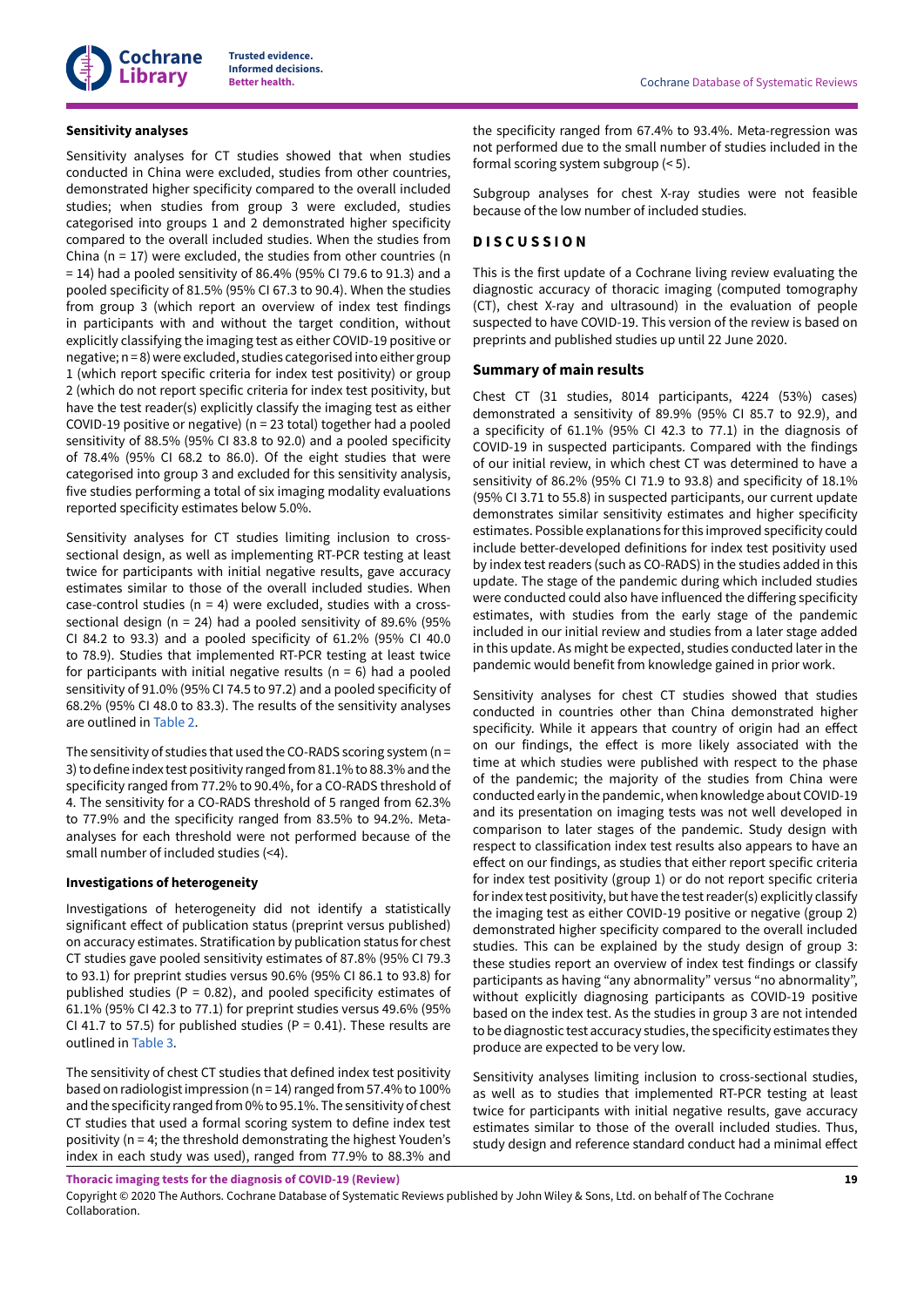### Sensitivity analyses

Sensitivity analyses for CT studies showed that when studies conducted in China were excluded, studies from other countries, demonstrated higher specificity compared to the overall included studies; when studies from group 3 were excluded, studies categorised into groups 1 and 2 demonstrated higher specificity compared to the overall included studies. When the studies from China (n = 17) were excluded, the studies from other countries (n = 14) had a pooled sensitivity of 86.4% (95% CI 79.6 to 91.3) and a pooled specificity of 81.5% (95% CI 67.3 to 90.4). When the studies from group 3 (which report an overview of index test findings in participants with and without the target condition, without explicitly classifying the imaging test as either COVID-19 positive or negative; n = 8) were excluded, studies categorised into either group 1 (which report specific criteria for index test positivity) or group 2 (which do not report specific criteria for index test positivity, but have the test reader(s) explicitly classify the imaging test as either COVID-19 positive or negative) (n = 23 total) together had a pooled sensitivity of 88.5% (95% CI 83.8 to 92.0) and a pooled specificity of 78.4% (95% CI 68.2 to 86.0). Of the eight studies that were categorised into group 3 and excluded for this sensitivity analysis, five studies performing a total of six imaging modality evaluations reported specificity estimates below 5.0%.

Sensitivity analyses for CT studies limiting inclusion to cross-sectional design, as well as implementing RT-PCR testing at least twice for participants with initial negative results, gave accuracy estimates similar to those of the overall included studies. When case-control studies (n = 4) were excluded, studies with a cross-sectional design (n = 24) had a pooled sensitivity of 89.6% (95% CI 84.2 to 93.3) and a pooled specificity of 61.2% (95% CI 40.0 to 78.9). Studies that implemented RT-PCR testing at least twice for participants with initial negative results (n = 6) had a pooled sensitivity of 91.0% (95% CI 74.5 to 97.2) and a pooled specificity of 68.2% (95% CI 48.0 to 83.3). The results of the sensitivity analyses are outlined in Table 2.

The sensitivity of studies that used the CO-RADS scoring system (n = 3) to define index test positivity ranged from 81.1% to 88.3% and the specificity ranged from 77.2% to 90.4%, for a CO-RADS threshold of 4. The sensitivity for a CO-RADS threshold of 5 ranged from 62.3% to 77.9% and the specificity ranged from 83.5% to 94.2%. Meta-analyses for each threshold were not performed because of the small number of included studies (<4).

### Investigations of heterogeneity

Investigations of heterogeneity did not identify a statistically significant effect of publication status (preprint versus published) on accuracy estimates. Stratification by publication status for chest CT studies gave pooled sensitivity estimates of 87.8% (95% CI 79.3 to 93.1) for preprint studies versus 90.6% (95% CI 86.1 to 93.8) for published studies (P = 0.82), and pooled specificity estimates of 61.1% (95% CI 42.3 to 77.1) for preprint studies versus 49.6% (95% CI 41.7 to 57.5) for published studies (P = 0.41). These results are outlined in Table 3.

The sensitivity of chest CT studies that defined index test positivity based on radiologist impression (n = 14) ranged from 57.4% to 100% and the specificity ranged from 0% to 95.1%. The sensitivity of chest CT studies that used a formal scoring system to define index test positivity (n = 4; the threshold demonstrating the highest Youden's index in each study was used), ranged from 77.9% to 88.3% and the specificity ranged from 67.4% to 93.4%. Meta-regression was not performed due to the small number of studies included in the formal scoring system subgroup (< 5).

Subgroup analyses for chest X-ray studies were not feasible because of the low number of included studies.

## DISCUSSION

This is the first update of a Cochrane living review evaluating the diagnostic accuracy of thoracic imaging (computed tomography (CT), chest X-ray and ultrasound) in the evaluation of people suspected to have COVID-19. This version of the review is based on preprints and published studies up until 22 June 2020.

### Summary of main results

Chest CT (31 studies, 8014 participants, 4224 (53%) cases) demonstrated a sensitivity of 89.9% (95% CI 85.7 to 92.9), and a specificity of 61.1% (95% CI 42.3 to 77.1) in the diagnosis of COVID-19 in suspected participants. Compared with the findings of our initial review, in which chest CT was determined to have a sensitivity of 86.2% (95% CI 71.9 to 93.8) and specificity of 18.1% (95% CI 3.71 to 55.8) in suspected participants, our current update demonstrates similar sensitivity estimates and higher specificity estimates. Possible explanations for this improved specificity could include better-developed definitions for index test positivity used by index test readers (such as CO-RADS) in the studies added in this update. The stage of the pandemic during which included studies were conducted could also have influenced the differing specificity estimates, with studies from the early stage of the pandemic included in our initial review and studies from a later stage added in this update. As might be expected, studies conducted later in the pandemic would benefit from knowledge gained in prior work.

Sensitivity analyses for chest CT studies showed that studies conducted in countries other than China demonstrated higher specificity. While it appears that country of origin had an effect on our findings, the effect is more likely associated with the time at which studies were published with respect to the phase of the pandemic; the majority of the studies from China were conducted early in the pandemic, when knowledge about COVID-19 and its presentation on imaging tests was not well developed in comparison to later stages of the pandemic. Study design with respect to classification index test results also appears to have an effect on our findings, as studies that either report specific criteria for index test positivity (group 1) or do not report specific criteria for index test positivity, but have the test reader(s) explicitly classify the imaging test as either COVID-19 positive or negative (group 2) demonstrated higher specificity compared to the overall included studies. This can be explained by the study design of group 3: these studies report an overview of index test findings or classify participants as having "any abnormality" versus "no abnormality", without explicitly diagnosing participants as COVID-19 positive based on the index test. As the studies in group 3 are not intended to be diagnostic test accuracy studies, the specificity estimates they produce are expected to be very low.

Sensitivity analyses limiting inclusion to cross-sectional studies, as well as to studies that implemented RT-PCR testing at least twice for participants with initial negative results, gave accuracy estimates similar to those of the overall included studies. Thus, study design and reference standard conduct had a minimal effect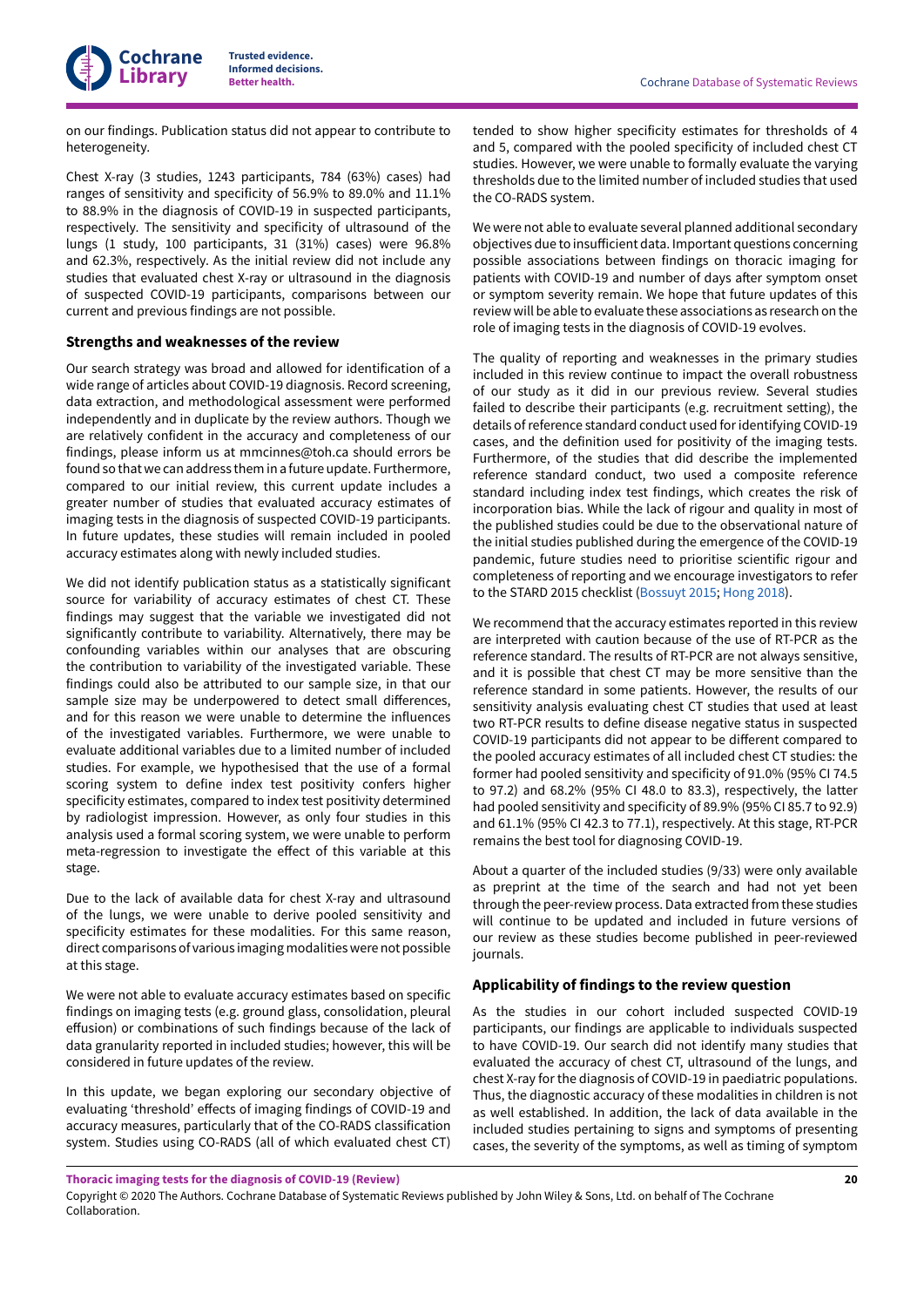on our findings. Publication status did not appear to contribute to heterogeneity.

Chest X-ray (3 studies, 1243 participants, 784 (63%) cases) had ranges of sensitivity and specificity of 56.9% to 89.0% and 11.1% to 88.9% in the diagnosis of COVID-19 in suspected participants, respectively. The sensitivity and specificity of ultrasound of the lungs (1 study, 100 participants, 31 (31%) cases) were 96.8% and 62.3%, respectively. As the initial review did not include any studies that evaluated chest X-ray or ultrasound in the diagnosis of suspected COVID-19 participants, comparisons between our current and previous findings are not possible.

### Strengths and weaknesses of the review

Our search strategy was broad and allowed for identification of a wide range of articles about COVID-19 diagnosis. Record screening, data extraction, and methodological assessment were performed independently and in duplicate by the review authors. Though we are relatively confident in the accuracy and completeness of our findings, please inform us at mmcinnes@toh.ca should errors be found so that we can address them in a future update. Furthermore, compared to our initial review, this current update includes a greater number of studies that evaluated accuracy estimates of imaging tests in the diagnosis of suspected COVID-19 participants. In future updates, these studies will remain included in pooled accuracy estimates along with newly included studies.

We did not identify publication status as a statistically significant source for variability of accuracy estimates of chest CT. These findings may suggest that the variable we investigated did not significantly contribute to variability. Alternatively, there may be confounding variables within our analyses that are obscuring the contribution to variability of the investigated variable. These findings could also be attributed to our sample size, in that our sample size may be underpowered to detect small differences, and for this reason we were unable to determine the influences of the investigated variables. Furthermore, we were unable to evaluate additional variables due to a limited number of included studies. For example, we hypothesised that the use of a formal scoring system to define index test positivity confers higher specificity estimates, compared to index test positivity determined by radiologist impression. However, as only four studies in this analysis used a formal scoring system, we were unable to perform meta-regression to investigate the effect of this variable at this stage.

Due to the lack of available data for chest X-ray and ultrasound of the lungs, we were unable to derive pooled sensitivity and specificity estimates for these modalities. For this same reason, direct comparisons of various imaging modalities were not possible at this stage.

We were not able to evaluate accuracy estimates based on specific findings on imaging tests (e.g. ground glass, consolidation, pleural effusion) or combinations of such findings because of the lack of data granularity reported in included studies; however, this will be considered in future updates of the review.

In this update, we began exploring our secondary objective of evaluating 'threshold' effects of imaging findings of COVID-19 and accuracy measures, particularly that of the CO-RADS classification system. Studies using CO-RADS (all of which evaluated chest CT) tended to show higher specificity estimates for thresholds of 4 and 5, compared with the pooled specificity of included chest CT studies. However, we were unable to formally evaluate the varying thresholds due to the limited number of included studies that used the CO-RADS system.

We were not able to evaluate several planned additional secondary objectives due to insufficient data. Important questions concerning possible associations between findings on thoracic imaging for patients with COVID-19 and number of days after symptom onset or symptom severity remain. We hope that future updates of this review will be able to evaluate these associations as research on the role of imaging tests in the diagnosis of COVID-19 evolves.

The quality of reporting and weaknesses in the primary studies included in this review continue to impact the overall robustness of our study as it did in our previous review. Several studies failed to describe their participants (e.g. recruitment setting), the details of reference standard conduct used for identifying COVID-19 cases, and the definition used for positivity of the imaging tests. Furthermore, of the studies that did describe the implemented reference standard conduct, two used a composite reference standard including index test findings, which creates the risk of incorporation bias. While the lack of rigour and quality in most of the published studies could be due to the observational nature of the initial studies published during the emergence of the COVID-19 pandemic, future studies need to prioritise scientific rigour and completeness of reporting and we encourage investigators to refer to the STARD 2015 checklist (Bossuyt 2015; Hong 2018).

We recommend that the accuracy estimates reported in this review are interpreted with caution because of the use of RT-PCR as the reference standard. The results of RT-PCR are not always sensitive, and it is possible that chest CT may be more sensitive than the reference standard in some patients. However, the results of our sensitivity analysis evaluating chest CT studies that used at least two RT-PCR results to define disease negative status in suspected COVID-19 participants did not appear to be different compared to the pooled accuracy estimates of all included chest CT studies: the former had pooled sensitivity and specificity of 91.0% (95% CI 74.5 to 97.2) and 68.2% (95% CI 48.0 to 83.3), respectively, the latter had pooled sensitivity and specificity of 89.9% (95% CI 85.7 to 92.9) and 61.1% (95% CI 42.3 to 77.1), respectively. At this stage, RT-PCR remains the best tool for diagnosing COVID-19.

About a quarter of the included studies (9/33) were only available as preprint at the time of the search and had not yet been through the peer-review process. Data extracted from these studies will continue to be updated and included in future versions of our review as these studies become published in peer-reviewed journals.

### Applicability of findings to the review question

As the studies in our cohort included suspected COVID-19 participants, our findings are applicable to individuals suspected to have COVID-19. Our search did not identify many studies that evaluated the accuracy of chest CT, ultrasound of the lungs, and chest X-ray for the diagnosis of COVID-19 in paediatric populations. Thus, the diagnostic accuracy of these modalities in children is not as well established. In addition, the lack of data available in the included studies pertaining to signs and symptoms of presenting cases, the severity of the symptoms, as well as timing of symptom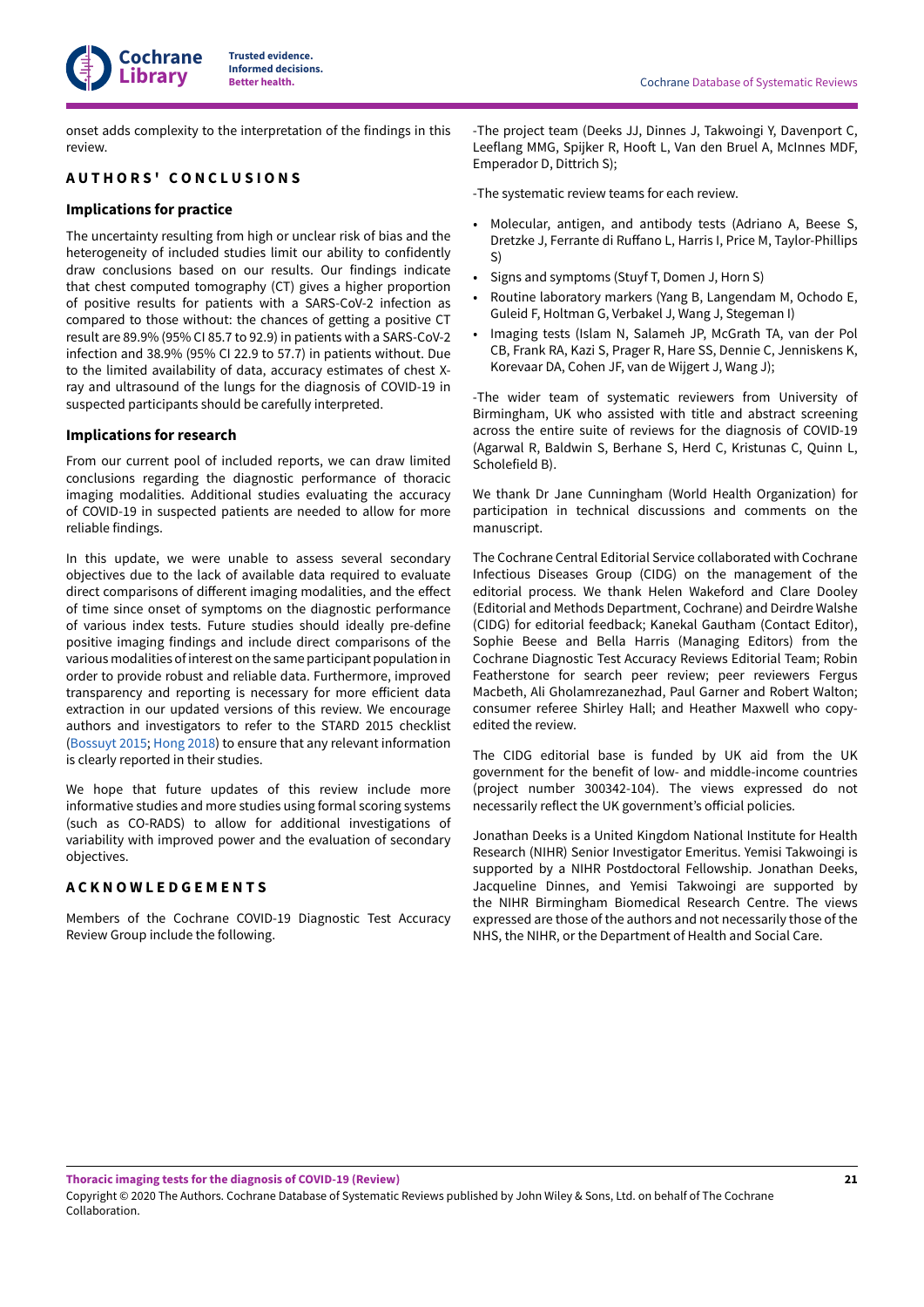onset adds complexity to the interpretation of the findings in this review.

# AUTHORS' CONCLUSIONS

## Implications for practice

The uncertainty resulting from high or unclear risk of bias and the heterogeneity of included studies limit our ability to confidently draw conclusions based on our results. Our findings indicate that chest computed tomography (CT) gives a higher proportion of positive results for patients with a SARS-CoV-2 infection as compared to those without: the chances of getting a positive CT result are 89.9% (95% CI 85.7 to 92.9) in patients with a SARS-CoV-2 infection and 38.9% (95% CI 22.9 to 57.7) in patients without. Due to the limited availability of data, accuracy estimates of chest X-ray and ultrasound of the lungs for the diagnosis of COVID-19 in suspected participants should be carefully interpreted.

## Implications for research

From our current pool of included reports, we can draw limited conclusions regarding the diagnostic performance of thoracic imaging modalities. Additional studies evaluating the accuracy of COVID-19 in suspected patients are needed to allow for more reliable findings.

In this update, we were unable to assess several secondary objectives due to the lack of available data required to evaluate direct comparisons of different imaging modalities, and the effect of time since onset of symptoms on the diagnostic performance of various index tests. Future studies should ideally pre-define positive imaging findings and include direct comparisons of the various modalities of interest on the same participant population in order to provide robust and reliable data. Furthermore, improved transparency and reporting is necessary for more efficient data extraction in our updated versions of this review. We encourage authors and investigators to refer to the STARD 2015 checklist (Bossuyt 2015; Hong 2018) to ensure that any relevant information is clearly reported in their studies.

We hope that future updates of this review include more informative studies and more studies using formal scoring systems (such as CO-RADS) to allow for additional investigations of variability with improved power and the evaluation of secondary objectives.

# ACKNOWLEDGEMENTS

Members of the Cochrane COVID-19 Diagnostic Test Accuracy Review Group include the following.

-The project team (Deeks JJ, Dinnes J, Takwoingi Y, Davenport C, Leeflang MMG, Spijker R, Hooft L, Van den Bruel A, McInnes MDF, Emperador D, Dittrich S);

-The systematic review teams for each review.

- Molecular, antigen, and antibody tests (Adriano A, Beese S, Dretzke J, Ferrante di Ruffano L, Harris I, Price M, Taylor-Phillips S)
- Signs and symptoms (Stuyf T, Domen J, Horn S)
- Routine laboratory markers (Yang B, Langendam M, Ochodo E, Guleid F, Holtman G, Verbakel J, Wang J, Stegeman I)
- Imaging tests (Islam N, Salameh JP, McGrath TA, van der Pol CB, Frank RA, Kazi S, Prager R, Hare SS, Dennie C, Jenniskens K, Korevaar DA, Cohen JF, van de Wijgert J, Wang J);

-The wider team of systematic reviewers from University of Birmingham, UK who assisted with title and abstract screening across the entire suite of reviews for the diagnosis of COVID-19 (Agarwal R, Baldwin S, Berhane S, Herd C, Kristunas C, Quinn L, Scholefield B).

We thank Dr Jane Cunningham (World Health Organization) for participation in technical discussions and comments on the manuscript.

The Cochrane Central Editorial Service collaborated with Cochrane Infectious Diseases Group (CIDG) on the management of the editorial process. We thank Helen Wakeford and Clare Dooley (Editorial and Methods Department, Cochrane) and Deirdre Walshe (CIDG) for editorial feedback; Kanekal Gautham (Contact Editor), Sophie Beese and Bella Harris (Managing Editors) from the Cochrane Diagnostic Test Accuracy Reviews Editorial Team; Robin Featherstone for search peer review; peer reviewers Fergus Macbeth, Ali Gholamrezanezhad, Paul Garner and Robert Walton; consumer referee Shirley Hall; and Heather Maxwell who copy-edited the review.

The CIDG editorial base is funded by UK aid from the UK government for the benefit of low- and middle-income countries (project number 300342-104). The views expressed do not necessarily reflect the UK government's official policies.

Jonathan Deeks is a United Kingdom National Institute for Health Research (NIHR) Senior Investigator Emeritus. Yemisi Takwoingi is supported by a NIHR Postdoctoral Fellowship. Jonathan Deeks, Jacqueline Dinnes, and Yemisi Takwoingi are supported by the NIHR Birmingham Biomedical Research Centre. The views expressed are those of the authors and not necessarily those of the NHS, the NIHR, or the Department of Health and Social Care.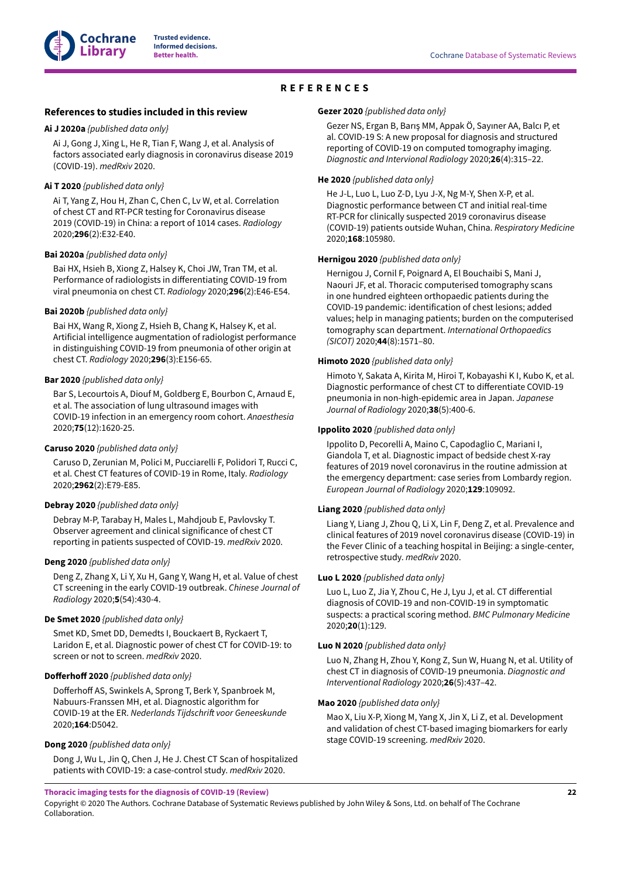# REFERENCES

## References to studies included in this review

**Ai J 2020a** *{published data only}*

Ai J, Gong J, Xing L, He R, Tian F, Wang J, et al. Analysis of factors associated early diagnosis in coronavirus disease 2019 (COVID-19). *medRxiv* 2020.

**Ai T 2020** *{published data only}*

Ai T, Yang Z, Hou H, Zhan C, Chen C, Lv W, et al. Correlation of chest CT and RT-PCR testing for Coronavirus disease 2019 (COVID-19) in China: a report of 1014 cases. *Radiology* 2020;**296**(2):E32-E40.

**Bai 2020a** *{published data only}*

Bai HX, Hsieh B, Xiong Z, Halsey K, Choi JW, Tran TM, et al. Performance of radiologists in differentiating COVID-19 from viral pneumonia on chest CT. *Radiology* 2020;**296**(2):E46-E54.

**Bai 2020b** *{published data only}*

Bai HX, Wang R, Xiong Z, Hsieh B, Chang K, Halsey K, et al. Artificial intelligence augmentation of radiologist performance in distinguishing COVID-19 from pneumonia of other origin at chest CT. *Radiology* 2020;**296**(3):E156-65.

**Bar 2020** *{published data only}*

Bar S, Lecourtois A, Diouf M, Goldberg E, Bourbon C, Arnaud E, et al. The association of lung ultrasound images with COVID-19 infection in an emergency room cohort. *Anaesthesia* 2020;**75**(12):1620-25.

**Caruso 2020** *{published data only}*

Caruso D, Zerunian M, Polici M, Pucciarelli F, Polidori T, Rucci C, et al. Chest CT features of COVID-19 in Rome, Italy. *Radiology* 2020;**2962**(2):E79-E85.

**Debray 2020** *{published data only}*

Debray M-P, Tarabay H, Males L, Mahdjoub E, Pavlovsky T. Observer agreement and clinical significance of chest CT reporting in patients suspected of COVID-19. *medRxiv* 2020.

**Deng 2020** *{published data only}*

Deng Z, Zhang X, Li Y, Xu H, Gang Y, Wang H, et al. Value of chest CT screening in the early COVID-19 outbreak. *Chinese Journal of Radiology* 2020;**5**(54):430-4.

**De Smet 2020** *{published data only}*

Smet KD, Smet DD, Demedts I, Bouckaert B, Ryckaert T, Laridon E, et al. Diagnostic power of chest CT for COVID-19: to screen or not to screen. *medRxiv* 2020.

**Dofferhoff 2020** *{published data only}*

Dofferhoff AS, Swinkels A, Sprong T, Berk Y, Spanbroek M, Nabuurs-Franssen MH, et al. Diagnostic algorithm for COVID-19 at the ER. *Nederlands Tijdschrift voor Geneeskunde* 2020;**164**:D5042.

**Dong 2020** *{published data only}*

Dong J, Wu L, Jin Q, Chen J, He J. Chest CT Scan of hospitalized patients with COVID-19: a case-control study. *medRxiv* 2020.

**Gezer 2020** *{published data only}*

Gezer NS, Ergan B, Barış MM, Appak Ö, Sayıner AA, Balcı P, et al. COVID-19 S: A new proposal for diagnosis and structured reporting of COVID-19 on computed tomography imaging. *Diagnostic and Interventional Radiology* 2020;**26**(4):315–22.

**He 2020** *{published data only}*

He J-L, Luo L, Luo Z-D, Lyu J-X, Ng M-Y, Shen X-P, et al. Diagnostic performance between CT and initial real-time RT-PCR for clinically suspected 2019 coronavirus disease (COVID-19) patients outside Wuhan, China. *Respiratory Medicine* 2020;**168**:105980.

**Hernigou 2020** *{published data only}*

Hernigou J, Cornil F, Poignard A, El Bouchaibi S, Mani J, Naouri JF, et al. Thoracic computerised tomography scans in one hundred eighteen orthopaedic patients during the COVID-19 pandemic: identification of chest lesions; added values; help in managing patients; burden on the computerised tomography scan department. *International Orthopaedics (SICOT)* 2020;**44**(8):1571–80.

**Himoto 2020** *{published data only}*

Himoto Y, Sakata A, Kirita M, Hiroi T, Kobayashi K I, Kubo K, et al. Diagnostic performance of chest CT to differentiate COVID-19 pneumonia in non-high-epidemic area in Japan. *Japanese Journal of Radiology* 2020;**38**(5):400-6.

**Ippolito 2020** *{published data only}*

Ippolito D, Pecorelli A, Maino C, Capodaglio C, Mariani I, Giandola T, et al. Diagnostic impact of bedside chest X-ray features of 2019 novel coronavirus in the routine admission at the emergency department: case series from Lombardy region. *European Journal of Radiology* 2020;**129**:109092.

**Liang 2020** *{published data only}*

Liang Y, Liang J, Zhou Q, Li X, Lin F, Deng Z, et al. Prevalence and clinical features of 2019 novel coronavirus disease (COVID-19) in the Fever Clinic of a teaching hospital in Beijing: a single-center, retrospective study. *medRxiv* 2020.

**Luo L 2020** *{published data only}*

Luo L, Luo Z, Jia Y, Zhou C, He J, Lyu J, et al. CT differential diagnosis of COVID-19 and non-COVID-19 in symptomatic suspects: a practical scoring method. *BMC Pulmonary Medicine* 2020;**20**(1):129.

**Luo N 2020** *{published data only}*

Luo N, Zhang H, Zhou Y, Kong Z, Sun W, Huang N, et al. Utility of chest CT in diagnosis of COVID-19 pneumonia. *Diagnostic and Interventional Radiology* 2020;**26**(5):437–42.

**Mao 2020** *{published data only}*

Mao X, Liu X-P, Xiong M, Yang X, Jin X, Li Z, et al. Development and validation of chest CT-based imaging biomarkers for early stage COVID-19 screening. *medRxiv* 2020.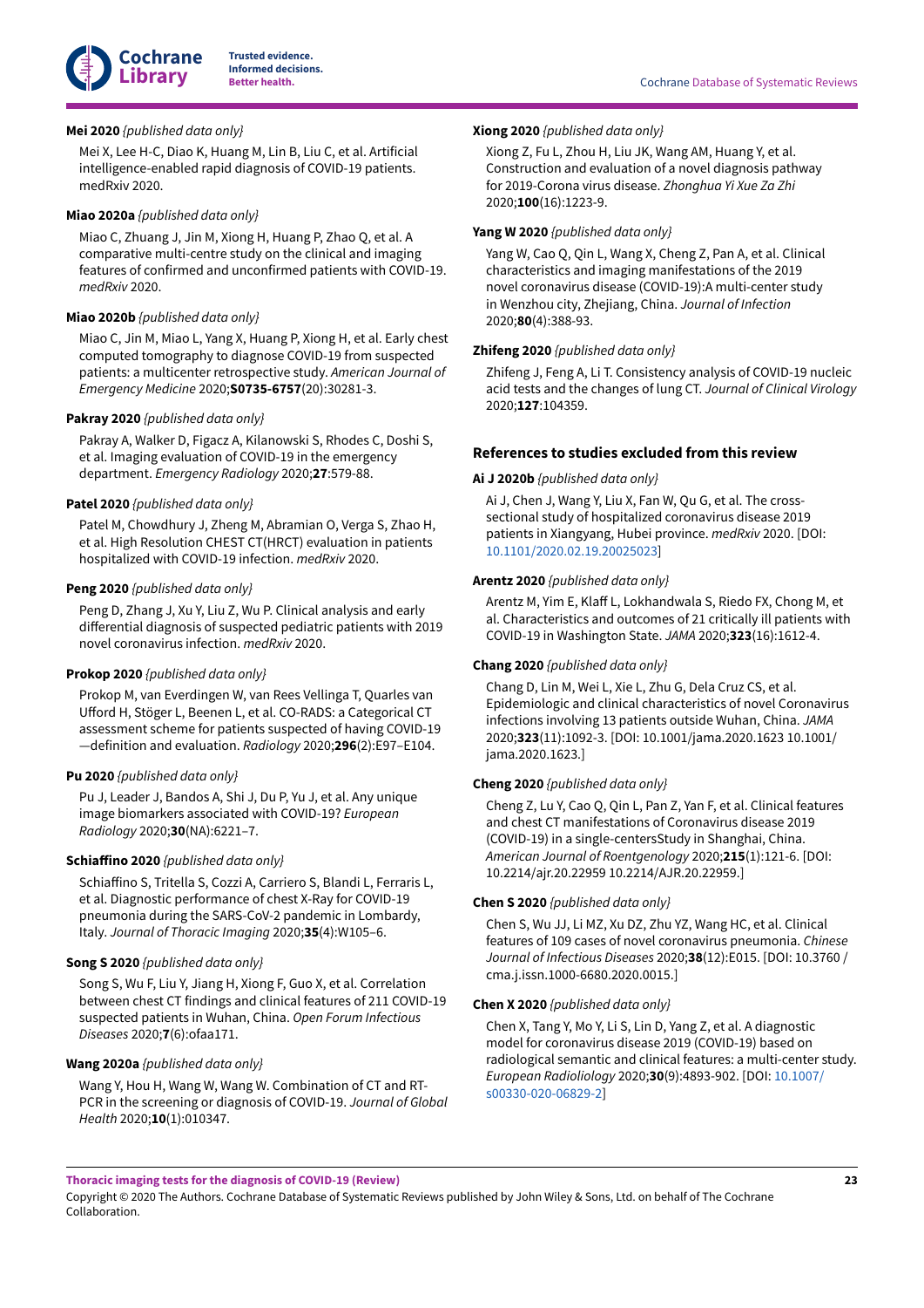**Mei 2020** *{published data only}*

Mei X, Lee H-C, Diao K, Huang M, Lin B, Liu C, et al. Artificial intelligence-enabled rapid diagnosis of COVID-19 patients. medRxiv 2020.

**Miao 2020a** *{published data only}*

Miao C, Zhuang J, Jin M, Xiong H, Huang P, Zhao Q, et al. A comparative multi-centre study on the clinical and imaging features of confirmed and unconfirmed patients with COVID-19. *medRxiv* 2020.

**Miao 2020b** *{published data only}*

Miao C, Jin M, Miao L, Yang X, Huang P, Xiong H, et al. Early chest computed tomography to diagnose COVID-19 from suspected patients: a multicenter retrospective study. *American Journal of Emergency Medicine* 2020;**S0735-6757**(20):30281-3.

**Pakray 2020** *{published data only}*

Pakray A, Walker D, Figacz A, Kilanowski S, Rhodes C, Doshi S, et al. Imaging evaluation of COVID-19 in the emergency department. *Emergency Radiology* 2020;**27**:579-88.

**Patel 2020** *{published data only}*

Patel M, Chowdhury J, Zheng M, Abramian O, Verga S, Zhao H, et al. High Resolution CHEST CT(HRCT) evaluation in patients hospitalized with COVID-19 infection. *medRxiv* 2020.

**Peng 2020** *{published data only}*

Peng D, Zhang J, Xu Y, Liu Z, Wu P. Clinical analysis and early differential diagnosis of suspected pediatric patients with 2019 novel coronavirus infection. *medRxiv* 2020.

**Prokop 2020** *{published data only}*

Prokop M, van Everdingen W, van Rees Vellinga T, Quarles van Ufford H, Stöger L, Beenen L, et al. CO-RADS: a Categorical CT assessment scheme for patients suspected of having COVID-19—definition and evaluation. *Radiology* 2020;**296**(2):E97–E104.

**Pu 2020** *{published data only}*

Pu J, Leader J, Bandos A, Shi J, Du P, Yu J, et al. Any unique image biomarkers associated with COVID-19? *European Radiology* 2020;**30**(NA):6221–7.

**Schiaffino 2020** *{published data only}*

Schiaffino S, Tritella S, Cozzi A, Carriero S, Blandi L, Ferraris L, et al. Diagnostic performance of chest X-Ray for COVID-19 pneumonia during the SARS-CoV-2 pandemic in Lombardy, Italy. *Journal of Thoracic Imaging* 2020;**35**(4):W105–6.

**Song S 2020** *{published data only}*

Song S, Wu F, Liu Y, Jiang H, Xiong F, Guo X, et al. Correlation between chest CT findings and clinical features of 211 COVID-19 suspected patients in Wuhan, China. *Open Forum Infectious Diseases* 2020;**7**(6):ofaa171.

**Wang 2020a** *{published data only}*

Wang Y, Hou H, Wang W, Wang W. Combination of CT and RT-PCR in the screening or diagnosis of COVID-19. *Journal of Global Health* 2020;**10**(1):010347.

**Xiong 2020** *{published data only}*

Xiong Z, Fu L, Zhou H, Liu JK, Wang AM, Huang Y, et al. Construction and evaluation of a novel diagnosis pathway for 2019-Corona virus disease. *Zhonghua Yi Xue Za Zhi* 2020;**100**(16):1223-9.

**Yang W 2020** *{published data only}*

Yang W, Cao Q, Qin L, Wang X, Cheng Z, Pan A, et al. Clinical characteristics and imaging manifestations of the 2019 novel coronavirus disease (COVID-19):A multi-center study in Wenzhou city, Zhejiang, China. *Journal of Infection* 2020;**80**(4):388-93.

**Zhifeng 2020** *{published data only}*

Zhifeng J, Feng A, Li T. Consistency analysis of COVID-19 nucleic acid tests and the changes of lung CT. *Journal of Clinical Virology* 2020;**127**:104359.

### References to studies excluded from this review

**Ai J 2020b** *{published data only}*

Ai J, Chen J, Wang Y, Liu X, Fan W, Qu G, et al. The cross-sectional study of hospitalized coronavirus disease 2019 patients in Xiangyang, Hubei province. *medRxiv* 2020. [DOI: 10.1101/2020.02.19.20025023]

**Arentz 2020** *{published data only}*

Arentz M, Yim E, Klaff L, Lokhandwala S, Riedo FX, Chong M, et al. Characteristics and outcomes of 21 critically ill patients with COVID-19 in Washington State. *JAMA* 2020;**323**(16):1612-4.

**Chang 2020** *{published data only}*

Chang D, Lin M, Wei L, Xie L, Zhu G, Dela Cruz CS, et al. Epidemiologic and clinical characteristics of novel Coronavirus infections involving 13 patients outside Wuhan, China. *JAMA* 2020;**323**(11):1092-3. [DOI: 10.1001/jama.2020.1623 10.1001/jama.2020.1623.]

**Cheng 2020** *{published data only}*

Cheng Z, Lu Y, Cao Q, Qin L, Pan Z, Yan F, et al. Clinical features and chest CT manifestations of Coronavirus disease 2019 (COVID-19) in a single-centersStudy in Shanghai, China. *American Journal of Roentgenology* 2020;**215**(1):121-6. [DOI: 10.2214/ajr.20.22959 10.2214/AJR.20.22959.]

**Chen S 2020** *{published data only}*

Chen S, Wu JJ, Li MZ, Xu DZ, Zhu YZ, Wang HC, et al. Clinical features of 109 cases of novel coronavirus pneumonia. *Chinese Journal of Infectious Diseases* 2020;**38**(12):E015. [DOI: 10.3760 / cma.j.issn.1000-6680.2020.0015.]

**Chen X 2020** *{published data only}*

Chen X, Tang Y, Mo Y, Li S, Lin D, Yang Z, et al. A diagnostic model for coronavirus disease 2019 (COVID-19) based on radiological semantic and clinical features: a multi-center study. *European Radiolology* 2020;**30**(9):4893-902. [DOI: 10.1007/s00330-020-06829-2]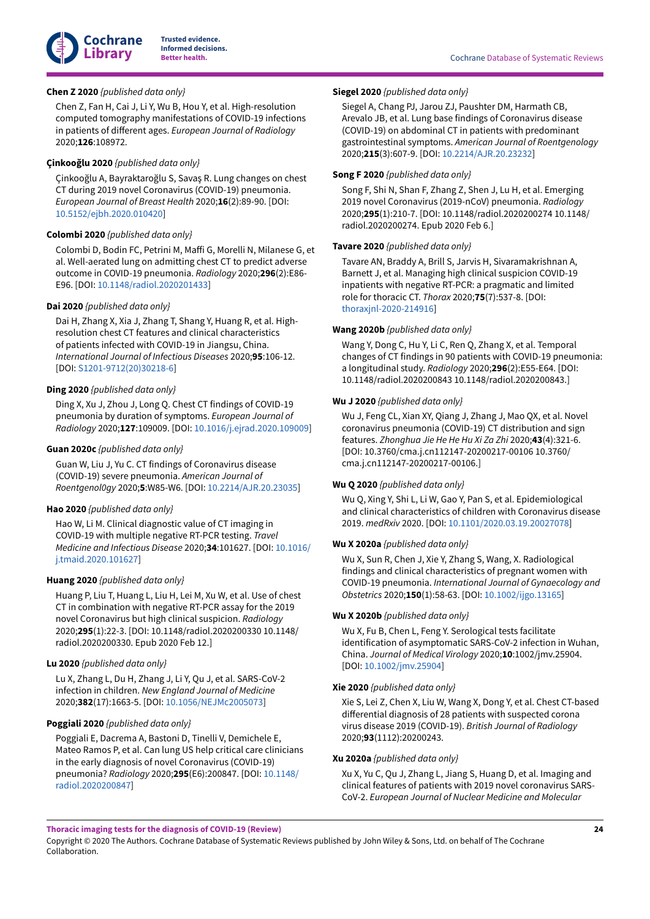**Chen Z 2020** *{published data only}*

Chen Z, Fan H, Cai J, Li Y, Wu B, Hou Y, et al. High-resolution computed tomography manifestations of COVID-19 infections in patients of different ages. *European Journal of Radiology* 2020;**126**:108972.

**Çinkooğlu 2020** *{published data only}*

Çinkooğlu A, Bayraktaroğlu S, Savaş R. Lung changes on chest CT during 2019 novel Coronavirus (COVID-19) pneumonia. *European Journal of Breast Health* 2020;**16**(2):89-90. [DOI: 10.5152/ejbh.2020.010420]

**Colombi 2020** *{published data only}*

Colombi D, Bodin FC, Petrini M, Maffi G, Morelli N, Milanese G, et al. Well-aerated lung on admitting chest CT to predict adverse outcome in COVID-19 pneumonia. *Radiology* 2020;**296**(2):E86-E96. [DOI: 10.1148/radiol.2020201433]

**Dai 2020** *{published data only}*

Dai H, Zhang X, Xia J, Zhang T, Shang Y, Huang R, et al. High-resolution chest CT features and clinical characteristics of patients infected with COVID-19 in Jiangsu, China. *International Journal of Infectious Diseases* 2020;**95**:106-12. [DOI: S1201-9712(20)30218-6]

**Ding 2020** *{published data only}*

Ding X, Xu J, Zhou J, Long Q. Chest CT findings of COVID-19 pneumonia by duration of symptoms. *European Journal of Radiology* 2020;**127**:109009. [DOI: 10.1016/j.ejrad.2020.109009]

**Guan 2020c** *{published data only}*

Guan W, Liu J, Yu C. CT findings of Coronavirus disease (COVID-19) severe pneumonia. *American Journal of Roentgenol0gy* 2020;**5**:W85-W6. [DOI: 10.2214/AJR.20.23035]

**Hao 2020** *{published data only}*

Hao W, Li M. Clinical diagnostic value of CT imaging in COVID-19 with multiple negative RT-PCR testing. *Travel Medicine and Infectious Disease* 2020;**34**:101627. [DOI: 10.1016/j.tmaid.2020.101627]

**Huang 2020** *{published data only}*

Huang P, Liu T, Huang L, Liu H, Lei M, Xu W, et al. Use of chest CT in combination with negative RT-PCR assay for the 2019 novel Coronavirus but high clinical suspicion. *Radiology* 2020;**295**(1):22-3. [DOI: 10.1148/radiol.2020200330 10.1148/radiol.2020200330. Epub 2020 Feb 12.]

**Lu 2020** *{published data only}*

Lu X, Zhang L, Du H, Zhang J, Li Y, Qu J, et al. SARS-CoV-2 infection in children. *New England Journal of Medicine* 2020;**382**(17):1663-5. [DOI: 10.1056/NEJMc2005073]

**Poggiali 2020** *{published data only}*

Poggiali E, Dacrema A, Bastoni D, Tinelli V, Demichele E, Mateo Ramos P, et al. Can lung US help critical care clinicians in the early diagnosis of novel Coronavirus (COVID-19) pneumonia? *Radiology* 2020;**295**(E6):200847. [DOI: 10.1148/radiol.2020200847]

**Siegel 2020** *{published data only}*

Siegel A, Chang PJ, Jarou ZJ, Paushter DM, Harmath CB, Arevalo JB, et al. Lung base findings of Coronavirus disease (COVID-19) on abdominal CT in patients with predominant gastrointestinal symptoms. *American Journal of Roentgenology* 2020;**215**(3):607-9. [DOI: 10.2214/AJR.20.23232]

**Song F 2020** *{published data only}*

Song F, Shi N, Shan F, Zhang Z, Shen J, Lu H, et al. Emerging 2019 novel Coronavirus (2019-nCoV) pneumonia. *Radiology* 2020;**295**(1):210-7. [DOI: 10.1148/radiol.2020200274 10.1148/radiol.2020200274. Epub 2020 Feb 6.]

**Tavare 2020** *{published data only}*

Tavare AN, Braddy A, Brill S, Jarvis H, Sivaramakrishnan A, Barnett J, et al. Managing high clinical suspicion COVID-19 inpatients with negative RT-PCR: a pragmatic and limited role for thoracic CT. *Thorax* 2020;**75**(7):537-8. [DOI: thoraxjnl-2020-214916]

**Wang 2020b** *{published data only}*

Wang Y, Dong C, Hu Y, Li C, Ren Q, Zhang X, et al. Temporal changes of CT findings in 90 patients with COVID-19 pneumonia: a longitudinal study. *Radiology* 2020;**296**(2):E55-E64. [DOI: 10.1148/radiol.2020200843 10.1148/radiol.2020200843.]

**Wu J 2020** *{published data only}*

Wu J, Feng CL, Xian XY, Qiang J, Zhang J, Mao QX, et al. Novel coronavirus pneumonia (COVID-19) CT distribution and sign features. *Zhonghua Jie He He Hu Xi Za Zhi* 2020;**43**(4):321-6. [DOI: 10.3760/cma.j.cn112147-20200217-00106 10.3760/cma.j.cn112147-20200217-00106.]

**Wu Q 2020** *{published data only}*

Wu Q, Xing Y, Shi L, Li W, Gao Y, Pan S, et al. Epidemiological and clinical characteristics of children with Coronavirus disease 2019. *medRxiv* 2020. [DOI: 10.1101/2020.03.19.20027078]

**Wu X 2020a** *{published data only}*

Wu X, Sun R, Chen J, Xie Y, Zhang S, Wang, X. Radiological findings and clinical characteristics of pregnant women with COVID-19 pneumonia. *International Journal of Gynaecology and Obstetrics* 2020;**150**(1):58-63. [DOI: 10.1002/ijgo.13165]

**Wu X 2020b** *{published data only}*

Wu X, Fu B, Chen L, Feng Y. Serological tests facilitate identification of asymptomatic SARS-CoV-2 infection in Wuhan, China. *Journal of Medical Virology* 2020;**10**:1002/jmv.25904. [DOI: 10.1002/jmv.25904]

**Xie 2020** *{published data only}*

Xie S, Lei Z, Chen X, Liu W, Wang X, Dong Y, et al. Chest CT-based differential diagnosis of 28 patients with suspected corona virus disease 2019 (COVID-19). *British Journal of Radiology* 2020;**93**(1112):20200243.

**Xu 2020a** *{published data only}*

Xu X, Yu C, Qu J, Zhang L, Jiang S, Huang D, et al. Imaging and clinical features of patients with 2019 novel coronavirus SARS-CoV-2. *European Journal of Nuclear Medicine and Molecular*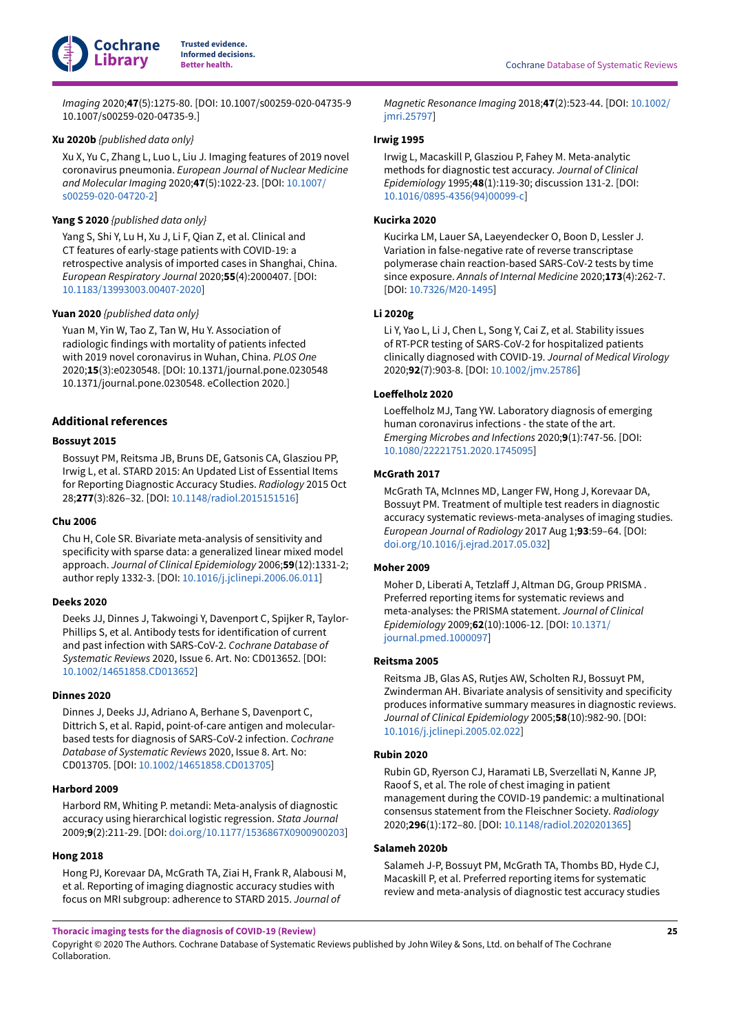*Imaging* 2020;**47**(5):1275-80. [DOI: 10.1007/s00259-020-04735-9 10.1007/s00259-020-04735-9.]

**Xu 2020b** *{published data only}*

Xu X, Yu C, Zhang L, Luo L, Liu J. Imaging features of 2019 novel coronavirus pneumonia. *European Journal of Nuclear Medicine and Molecular Imaging* 2020;**47**(5):1022-23. [DOI: 10.1007/s00259-020-04720-2]

**Yang S 2020** *{published data only}*

Yang S, Shi Y, Lu H, Xu J, Li F, Qian Z, et al. Clinical and CT features of early-stage patients with COVID-19: a retrospective analysis of imported cases in Shanghai, China. *European Respiratory Journal* 2020;**55**(4):2000407. [DOI: 10.1183/13993003.00407-2020]

**Yuan 2020** *{published data only}*

Yuan M, Yin W, Tao Z, Tan W, Hu Y. Association of radiologic findings with mortality of patients infected with 2019 novel coronavirus in Wuhan, China. *PLOS One* 2020;**15**(3):e0230548. [DOI: 10.1371/journal.pone.0230548 10.1371/journal.pone.0230548. eCollection 2020.]

## Additional references

**Bossuyt 2015**

Bossuyt PM, Reitsma JB, Bruns DE, Gatsonis CA, Glasziou PP, Irwig L, et al. STARD 2015: An Updated List of Essential Items for Reporting Diagnostic Accuracy Studies. *Radiology* 2015 Oct 28;**277**(3):826–32. [DOI: 10.1148/radiol.2015151516]

**Chu 2006**

Chu H, Cole SR. Bivariate meta-analysis of sensitivity and specificity with sparse data: a generalized linear mixed model approach. *Journal of Clinical Epidemiology* 2006;**59**(12):1331-2; author reply 1332-3. [DOI: 10.1016/j.jclinepi.2006.06.011]

**Deeks 2020**

Deeks JJ, Dinnes J, Takwoingi Y, Davenport C, Spijker R, Taylor-Phillips S, et al. Antibody tests for identification of current and past infection with SARS-CoV-2. *Cochrane Database of Systematic Reviews* 2020, Issue 6. Art. No: CD013652. [DOI: 10.1002/14651858.CD013652]

**Dinnes 2020**

Dinnes J, Deeks JJ, Adriano A, Berhane S, Davenport C, Dittrich S, et al. Rapid, point-of-care antigen and molecular-based tests for diagnosis of SARS-CoV-2 infection. *Cochrane Database of Systematic Reviews* 2020, Issue 8. Art. No: CD013705. [DOI: 10.1002/14651858.CD013705]

**Harbord 2009**

Harbord RM, Whiting P. metandi: Meta-analysis of diagnostic accuracy using hierarchical logistic regression. *Stata Journal* 2009;**9**(2):211-29. [DOI: doi.org/10.1177/1536867X0900900203]

**Hong 2018**

Hong PJ, Korevaar DA, McGrath TA, Ziai H, Frank R, Alabousi M, et al. Reporting of imaging diagnostic accuracy studies with focus on MRI subgroup: adherence to STARD 2015. *Journal of Magnetic Resonance Imaging* 2018;**47**(2):523-44. [DOI: 10.1002/jmri.25797]

**Irwig 1995**

Irwig L, Macaskill P, Glasziou P, Fahey M. Meta-analytic methods for diagnostic test accuracy. *Journal of Clinical Epidemiology* 1995;**48**(1):119-30; discussion 131-2. [DOI: 10.1016/0895-4356(94)00099-c]

**Kucirka 2020**

Kucirka LM, Lauer SA, Laeyendecker O, Boon D, Lessler J. Variation in false-negative rate of reverse transcriptase polymerase chain reaction-based SARS-CoV-2 tests by time since exposure. *Annals of Internal Medicine* 2020;**173**(4):262-7. [DOI: 10.7326/M20-1495]

**Li 2020g**

Li Y, Yao L, Li J, Chen L, Song Y, Cai Z, et al. Stability issues of RT-PCR testing of SARS-CoV-2 for hospitalized patients clinically diagnosed with COVID-19. *Journal of Medical Virology* 2020;**92**(7):903-8. [DOI: 10.1002/jmv.25786]

**Loeffelholz 2020**

Loeffelholz MJ, Tang YW. Laboratory diagnosis of emerging human coronavirus infections - the state of the art. *Emerging Microbes and Infections* 2020;**9**(1):747-56. [DOI: 10.1080/22221751.2020.1745095]

**McGrath 2017**

McGrath TA, McInnes MD, Langer FW, Hong J, Korevaar DA, Bossuyt PM. Treatment of multiple test readers in diagnostic accuracy systematic reviews-meta-analyses of imaging studies. *European Journal of Radiology* 2017 Aug 1;**93**:59–64. [DOI: doi.org/10.1016/j.ejrad.2017.05.032]

**Moher 2009**

Moher D, Liberati A, Tetzlaff J, Altman DG, Group PRISMA . Preferred reporting items for systematic reviews and meta-analyses: the PRISMA statement. *Journal of Clinical Epidemiology* 2009;**62**(10):1006-12. [DOI: 10.1371/journal.pmed.1000097]

**Reitsma 2005**

Reitsma JB, Glas AS, Rutjes AW, Scholten RJ, Bossuyt PM, Zwinderman AH. Bivariate analysis of sensitivity and specificity produces informative summary measures in diagnostic reviews. *Journal of Clinical Epidemiology* 2005;**58**(10):982-90. [DOI: 10.1016/j.jclinepi.2005.02.022]

**Rubin 2020**

Rubin GD, Ryerson CJ, Haramati LB, Sverzellati N, Kanne JP, Raoof S, et al. The role of chest imaging in patient management during the COVID-19 pandemic: a multinational consensus statement from the Fleischner Society. *Radiology* 2020;**296**(1):172–80. [DOI: 10.1148/radiol.2020201365]

**Salameh 2020b**

Salameh J-P, Bossuyt PM, McGrath TA, Thombs BD, Hyde CJ, Macaskill P, et al. Preferred reporting items for systematic review and meta-analysis of diagnostic test accuracy studies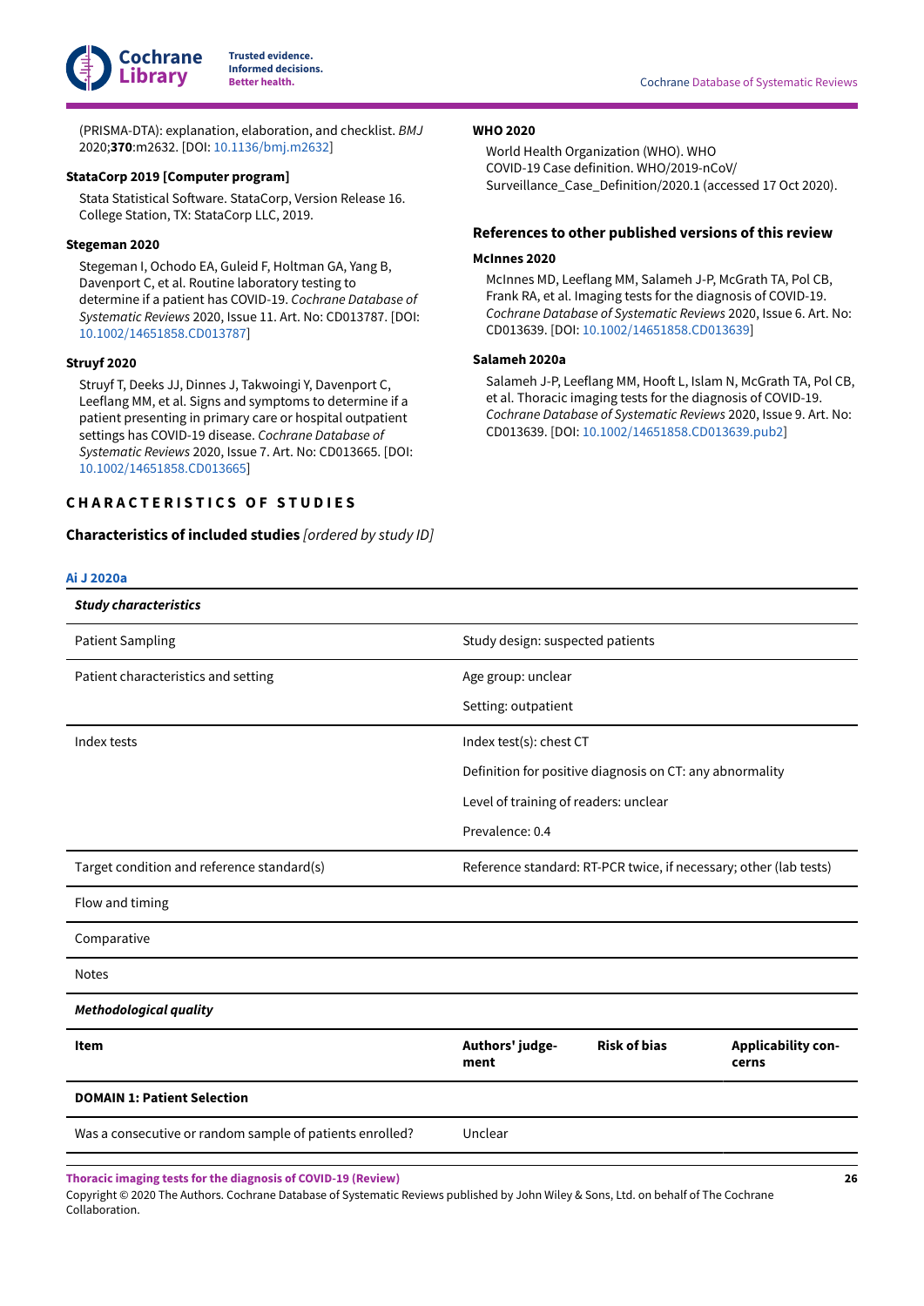(PRISMA-DTA): explanation, elaboration, and checklist. *BMJ* 2020;**370**:m2632. [DOI: 10.1136/bmj.m2632]

**StataCorp 2019 [Computer program]**

Stata Statistical Software. StataCorp, Version Release 16. College Station, TX: StataCorp LLC, 2019.

**Stegeman 2020**

Stegeman I, Ochodo EA, Guleid F, Holtman GA, Yang B, Davenport C, et al. Routine laboratory testing to determine if a patient has COVID-19. *Cochrane Database of Systematic Reviews* 2020, Issue 11. Art. No: CD013787. [DOI: 10.1002/14651858.CD013787]

**Struyf 2020**

Struyf T, Deeks JJ, Dinnes J, Takwoingi Y, Davenport C, Leeflang MM, et al. Signs and symptoms to determine if a patient presenting in primary care or hospital outpatient settings has COVID-19 disease. *Cochrane Database of Systematic Reviews* 2020, Issue 7. Art. No: CD013665. [DOI: 10.1002/14651858.CD013665]

**WHO 2020**

World Health Organization (WHO). WHO COVID-19 Case definition. WHO/2019-nCoV/Surveillance_Case_Definition/2020.1 (accessed 17 Oct 2020).

## References to other published versions of this review

**McInnes 2020**

McInnes MD, Leeflang MM, Salameh J-P, McGrath TA, Pol CB, Frank RA, et al. Imaging tests for the diagnosis of COVID-19. *Cochrane Database of Systematic Reviews* 2020, Issue 6. Art. No: CD013639. [DOI: 10.1002/14651858.CD013639]

**Salameh 2020a**

Salameh J-P, Leeflang MM, Hooft L, Islam N, McGrath TA, Pol CB, et al. Thoracic imaging tests for the diagnosis of COVID-19. *Cochrane Database of Systematic Reviews* 2020, Issue 9. Art. No: CD013639. [DOI: 10.1002/14651858.CD013639.pub2]

# CHARACTERISTICS OF STUDIES

## Characteristics of included studies *[ordered by study ID]*

### Ai J 2020a

| ***Study characteristics*** | | | |
|---|---|---|---|
| Patient Sampling | Study design: suspected patients | | |
| Patient characteristics and setting | Age group: unclear<br>Setting: outpatient | | |
| Index tests | Index test(s): chest CT<br>Definition for positive diagnosis on CT: any abnormality<br>Level of training of readers: unclear<br>Prevalence: 0.4 | | |
| Target condition and reference standard(s) | Reference standard: RT-PCR twice, if necessary; other (lab tests) | | |
| Flow and timing | | | |
| Comparative | | | |
| Notes | | | |
| ***Methodological quality*** | | | |
| **Item** | **Authors' judgement** | **Risk of bias** | **Applicability concerns** |
| **DOMAIN 1: Patient Selection** | | | |
| Was a consecutive or random sample of patients enrolled? | Unclear | | |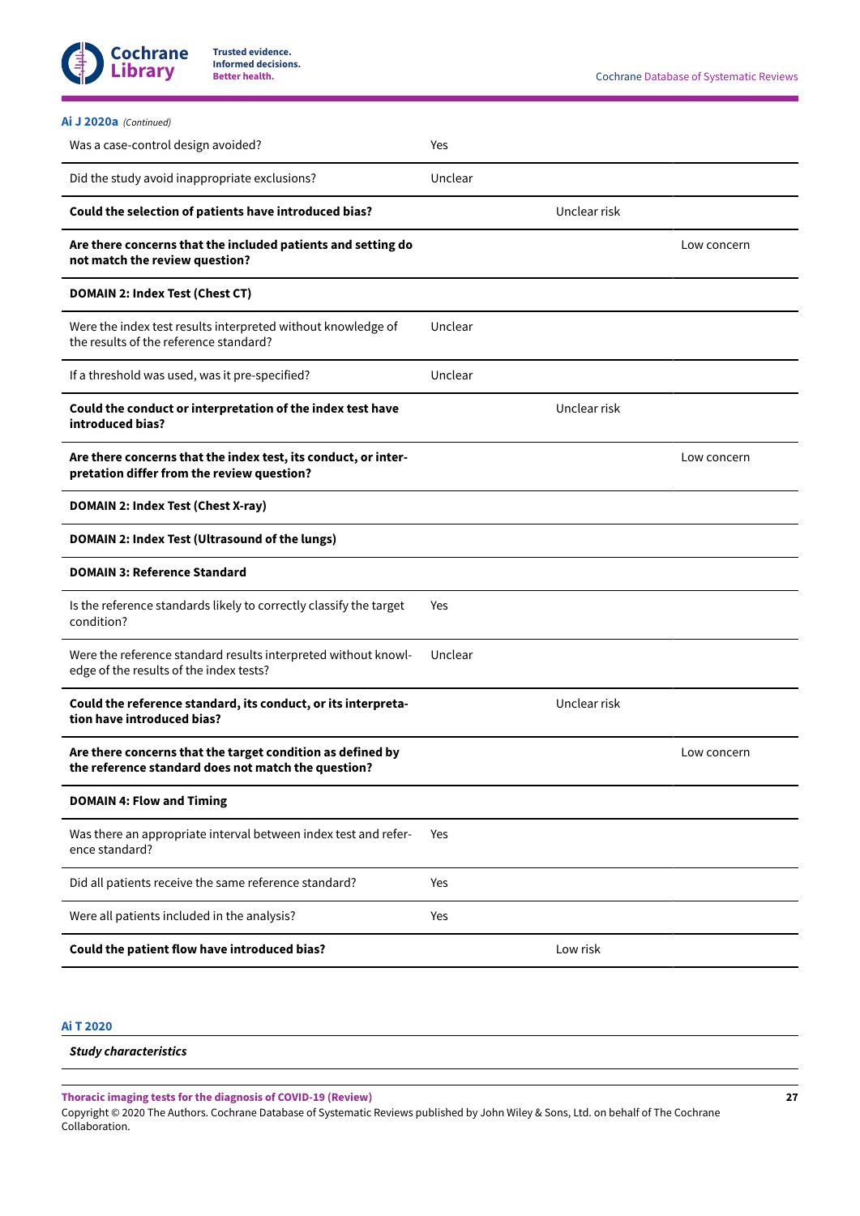**Ai J 2020a** *(Continued)*

| | | | |
|---|---|---|---|
| Was a case-control design avoided? | Yes | | |
| Did the study avoid inappropriate exclusions? | Unclear | | |
| **Could the selection of patients have introduced bias?** | | Unclear risk | |
| **Are there concerns that the included patients and setting do not match the review question?** | | | Low concern |
| **DOMAIN 2: Index Test (Chest CT)** | | | |
| Were the index test results interpreted without knowledge of the results of the reference standard? | Unclear | | |
| If a threshold was used, was it pre-specified? | Unclear | | |
| **Could the conduct or interpretation of the index test have introduced bias?** | | Unclear risk | |
| **Are there concerns that the index test, its conduct, or interpretation differ from the review question?** | | | Low concern |
| **DOMAIN 2: Index Test (Chest X-ray)** | | | |
| **DOMAIN 2: Index Test (Ultrasound of the lungs)** | | | |
| **DOMAIN 3: Reference Standard** | | | |
| Is the reference standards likely to correctly classify the target condition? | Yes | | |
| Were the reference standard results interpreted without knowledge of the results of the index tests? | Unclear | | |
| **Could the reference standard, its conduct, or its interpretation have introduced bias?** | | Unclear risk | |
| **Are there concerns that the target condition as defined by the reference standard does not match the question?** | | | Low concern |
| **DOMAIN 4: Flow and Timing** | | | |
| Was there an appropriate interval between index test and reference standard? | Yes | | |
| Did all patients receive the same reference standard? | Yes | | |
| Were all patients included in the analysis? | Yes | | |
| **Could the patient flow have introduced bias?** | | Low risk | |

**Ai T 2020**

***Study characteristics***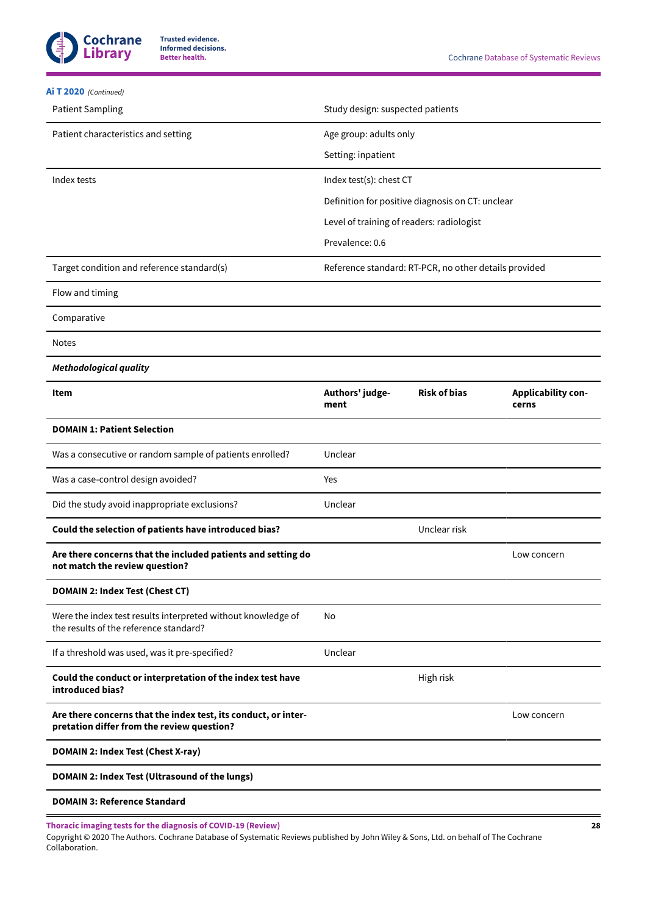**Ai T 2020** *(Continued)*

| | |
|---|---|
| Patient Sampling | Study design: suspected patients |
| Patient characteristics and setting | Age group: adults only<br><br>Setting: inpatient |
| Index tests | Index test(s): chest CT<br><br>Definition for positive diagnosis on CT: unclear<br><br>Level of training of readers: radiologist<br><br>Prevalence: 0.6 |
| Target condition and reference standard(s) | Reference standard: RT-PCR, no other details provided |
| Flow and timing | |
| Comparative | |
| Notes | |

***Methodological quality***

| Item | Authors' judgement | Risk of bias | Applicability concerns |
|---|---|---|---|
| **DOMAIN 1: Patient Selection** | | | |
| Was a consecutive or random sample of patients enrolled? | Unclear | | |
| Was a case-control design avoided? | Yes | | |
| Did the study avoid inappropriate exclusions? | Unclear | | |
| **Could the selection of patients have introduced bias?** | | Unclear risk | |
| **Are there concerns that the included patients and setting do not match the review question?** | | | Low concern |
| **DOMAIN 2: Index Test (Chest CT)** | | | |
| Were the index test results interpreted without knowledge of the results of the reference standard? | No | | |
| If a threshold was used, was it pre-specified? | Unclear | | |
| **Could the conduct or interpretation of the index test have introduced bias?** | | High risk | |
| **Are there concerns that the index test, its conduct, or interpretation differ from the review question?** | | | Low concern |
| **DOMAIN 2: Index Test (Chest X-ray)** | | | |
| **DOMAIN 2: Index Test (Ultrasound of the lungs)** | | | |
| **DOMAIN 3: Reference Standard** | | | |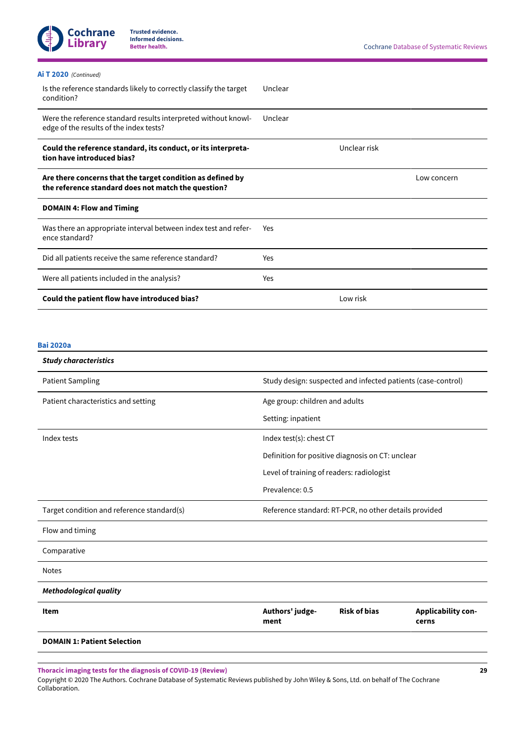**Ai T 2020** *(Continued)*

| | | | |
|---|---|---|---|
| Is the reference standards likely to correctly classify the target condition? | Unclear | | |
| Were the reference standard results interpreted without knowledge of the results of the index tests? | Unclear | | |
| **Could the reference standard, its conduct, or its interpretation have introduced bias?** | | Unclear risk | |
| **Are there concerns that the target condition as defined by the reference standard does not match the question?** | | | Low concern |
| **DOMAIN 4: Flow and Timing** | | | |
| Was there an appropriate interval between index test and reference standard? | Yes | | |
| Did all patients receive the same reference standard? | Yes | | |
| Were all patients included in the analysis? | Yes | | |
| **Could the patient flow have introduced bias?** | | Low risk | |

**Bai 2020a**

| ***Study characteristics*** | | | |
|---|---|---|---|
| Patient Sampling | Study design: suspected and infected patients (case-control) | | |
| Patient characteristics and setting | Age group: children and adults<br>Setting: inpatient | | |
| Index tests | Index test(s): chest CT<br>Definition for positive diagnosis on CT: unclear<br>Level of training of readers: radiologist<br>Prevalence: 0.5 | | |
| Target condition and reference standard(s) | Reference standard: RT-PCR, no other details provided | | |
| Flow and timing | | | |
| Comparative | | | |
| Notes | | | |
| ***Methodological quality*** | | | |
| **Item** | **Authors' judgement** | **Risk of bias** | **Applicability concerns** |
| **DOMAIN 1: Patient Selection** | | | |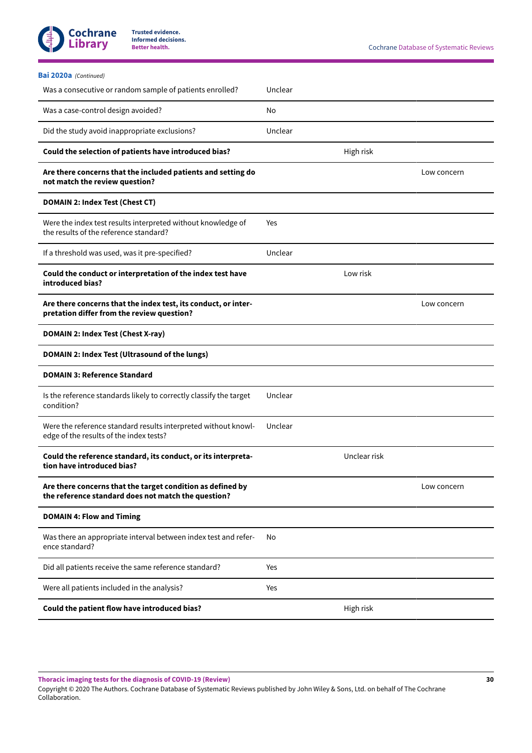**Bai 2020a** *(Continued)*

| | | | |
|---|---|---|---|
| Was a consecutive or random sample of patients enrolled? | Unclear | | |
| Was a case-control design avoided? | No | | |
| Did the study avoid inappropriate exclusions? | Unclear | | |
| **Could the selection of patients have introduced bias?** | | High risk | |
| **Are there concerns that the included patients and setting do not match the review question?** | | | Low concern |
| **DOMAIN 2: Index Test (Chest CT)** | | | |
| Were the index test results interpreted without knowledge of the results of the reference standard? | Yes | | |
| If a threshold was used, was it pre-specified? | Unclear | | |
| **Could the conduct or interpretation of the index test have introduced bias?** | | Low risk | |
| **Are there concerns that the index test, its conduct, or interpretation differ from the review question?** | | | Low concern |
| **DOMAIN 2: Index Test (Chest X-ray)** | | | |
| **DOMAIN 2: Index Test (Ultrasound of the lungs)** | | | |
| **DOMAIN 3: Reference Standard** | | | |
| Is the reference standards likely to correctly classify the target condition? | Unclear | | |
| Were the reference standard results interpreted without knowledge of the results of the index tests? | Unclear | | |
| **Could the reference standard, its conduct, or its interpretation have introduced bias?** | | Unclear risk | |
| **Are there concerns that the target condition as defined by the reference standard does not match the question?** | | | Low concern |
| **DOMAIN 4: Flow and Timing** | | | |
| Was there an appropriate interval between index test and reference standard? | No | | |
| Did all patients receive the same reference standard? | Yes | | |
| Were all patients included in the analysis? | Yes | | |
| **Could the patient flow have introduced bias?** | | High risk | |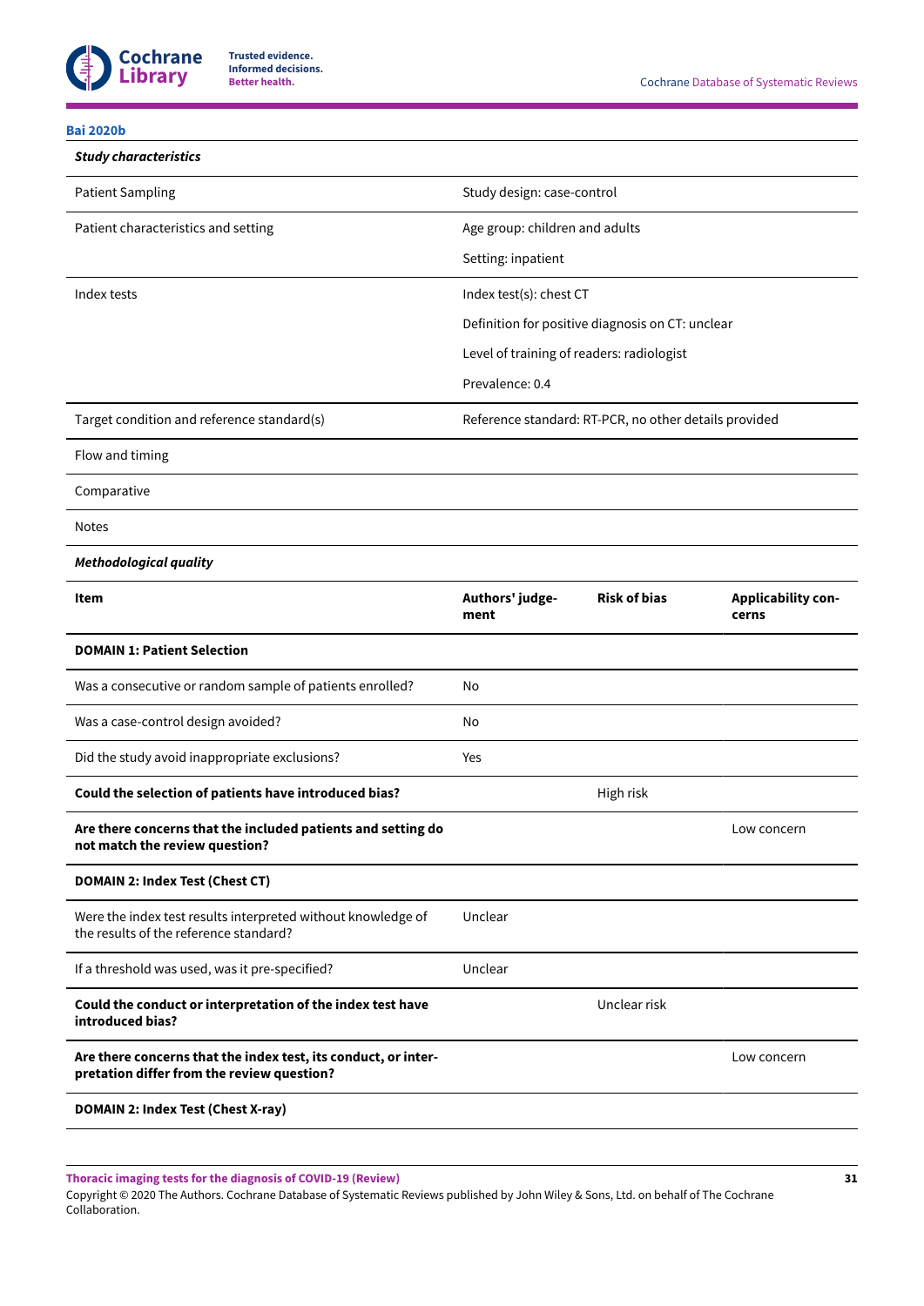**Bai 2020b**

| ***Study characteristics*** | | | |
|---|---|---|---|
| Patient Sampling | Study design: case-control | | |
| Patient characteristics and setting | Age group: children and adults | | |
| | Setting: inpatient | | |
| Index tests | Index test(s): chest CT | | |
| | Definition for positive diagnosis on CT: unclear | | |
| | Level of training of readers: radiologist | | |
| | Prevalence: 0.4 | | |
| Target condition and reference standard(s) | Reference standard: RT-PCR, no other details provided | | |
| Flow and timing | | | |
| Comparative | | | |
| Notes | | | |
| ***Methodological quality*** | | | |
| **Item** | **Authors' judgement** | **Risk of bias** | **Applicability concerns** |
| **DOMAIN 1: Patient Selection** | | | |
| Was a consecutive or random sample of patients enrolled? | No | | |
| Was a case-control design avoided? | No | | |
| Did the study avoid inappropriate exclusions? | Yes | | |
| **Could the selection of patients have introduced bias?** | | High risk | |
| **Are there concerns that the included patients and setting do not match the review question?** | | | Low concern |
| **DOMAIN 2: Index Test (Chest CT)** | | | |
| Were the index test results interpreted without knowledge of the results of the reference standard? | Unclear | | |
| If a threshold was used, was it pre-specified? | Unclear | | |
| **Could the conduct or interpretation of the index test have introduced bias?** | | Unclear risk | |
| **Are there concerns that the index test, its conduct, or interpretation differ from the review question?** | | | Low concern |
| **DOMAIN 2: Index Test (Chest X-ray)** | | | |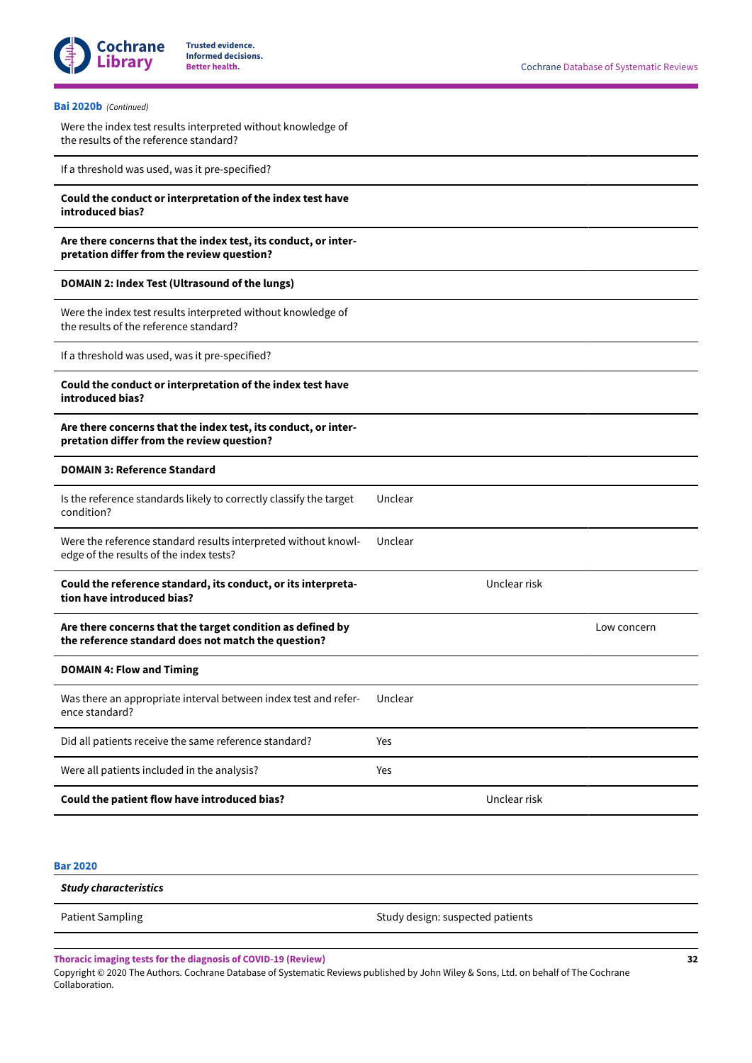**Bai 2020b** *(Continued)*

| | | | |
|---|---|---|---|
| Were the index test results interpreted without knowledge of the results of the reference standard? | | | |
| If a threshold was used, was it pre-specified? | | | |
| **Could the conduct or interpretation of the index test have introduced bias?** | | | |
| **Are there concerns that the index test, its conduct, or interpretation differ from the review question?** | | | |
| **DOMAIN 2: Index Test (Ultrasound of the lungs)** | | | |
| Were the index test results interpreted without knowledge of the results of the reference standard? | | | |
| If a threshold was used, was it pre-specified? | | | |
| **Could the conduct or interpretation of the index test have introduced bias?** | | | |
| **Are there concerns that the index test, its conduct, or interpretation differ from the review question?** | | | |
| **DOMAIN 3: Reference Standard** | | | |
| Is the reference standards likely to correctly classify the target condition? | Unclear | | |
| Were the reference standard results interpreted without knowledge of the results of the index tests? | Unclear | | |
| **Could the reference standard, its conduct, or its interpretation have introduced bias?** | | Unclear risk | |
| **Are there concerns that the target condition as defined by the reference standard does not match the question?** | | | Low concern |
| **DOMAIN 4: Flow and Timing** | | | |
| Was there an appropriate interval between index test and reference standard? | Unclear | | |
| Did all patients receive the same reference standard? | Yes | | |
| Were all patients included in the analysis? | Yes | | |
| **Could the patient flow have introduced bias?** | | Unclear risk | |

**Bar 2020**

| ***Study characteristics*** | |
|---|---|
| Patient Sampling | Study design: suspected patients |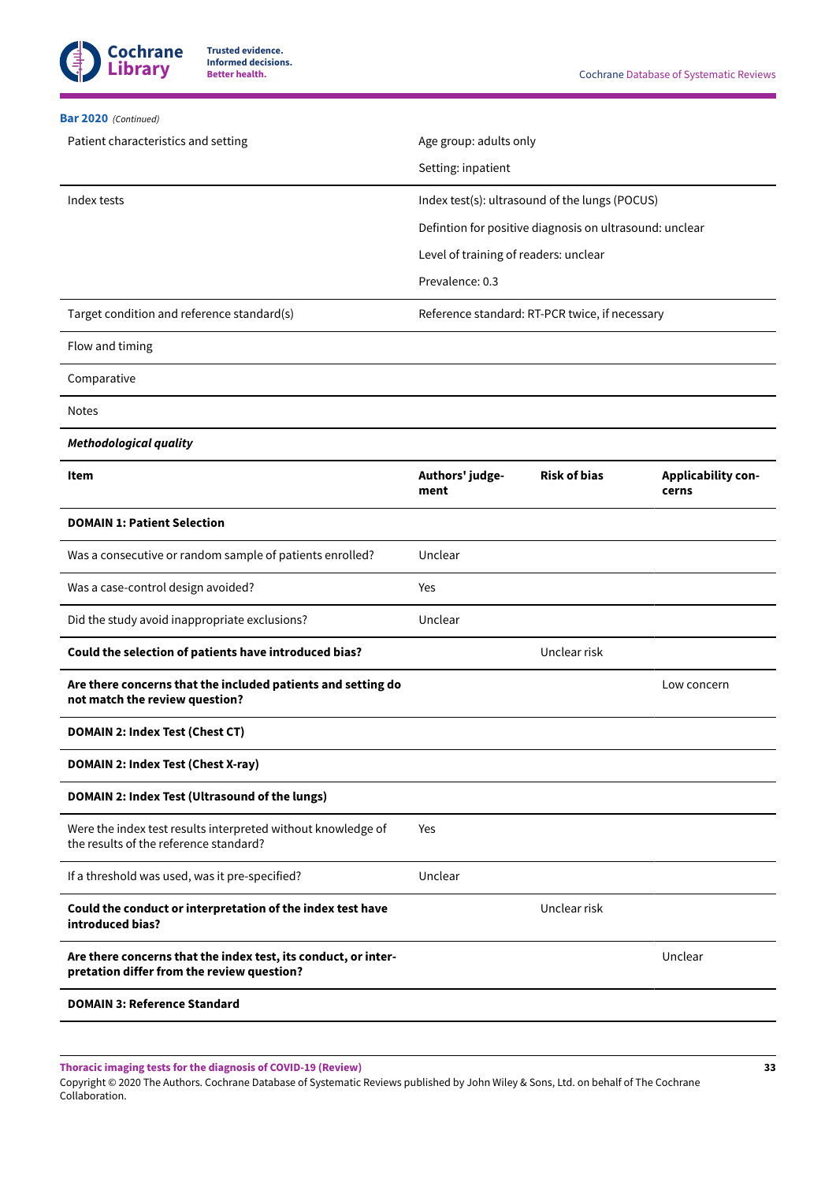**Bar 2020** *(Continued)*

| | |
|---|---|
| Patient characteristics and setting | Age group: adults only<br><br>Setting: inpatient |
| Index tests | Index test(s): ultrasound of the lungs (POCUS)<br><br>Defintion for positive diagnosis on ultrasound: unclear<br><br>Level of training of readers: unclear<br><br>Prevalence: 0.3 |
| Target condition and reference standard(s) | Reference standard: RT-PCR twice, if necessary |
| Flow and timing | |
| Comparative | |
| Notes | |

***Methodological quality***

| **Item** | **Authors' judgement** | **Risk of bias** | **Applicability concerns** |
|---|---|---|---|
| **DOMAIN 1: Patient Selection** | | | |
| Was a consecutive or random sample of patients enrolled? | Unclear | | |
| Was a case-control design avoided? | Yes | | |
| Did the study avoid inappropriate exclusions? | Unclear | | |
| **Could the selection of patients have introduced bias?** | | Unclear risk | |
| **Are there concerns that the included patients and setting do not match the review question?** | | | Low concern |
| **DOMAIN 2: Index Test (Chest CT)** | | | |
| **DOMAIN 2: Index Test (Chest X-ray)** | | | |
| **DOMAIN 2: Index Test (Ultrasound of the lungs)** | | | |
| Were the index test results interpreted without knowledge of the results of the reference standard? | Yes | | |
| If a threshold was used, was it pre-specified? | Unclear | | |
| **Could the conduct or interpretation of the index test have introduced bias?** | | Unclear risk | |
| **Are there concerns that the index test, its conduct, or interpretation differ from the review question?** | | | Unclear |
| **DOMAIN 3: Reference Standard** | | | |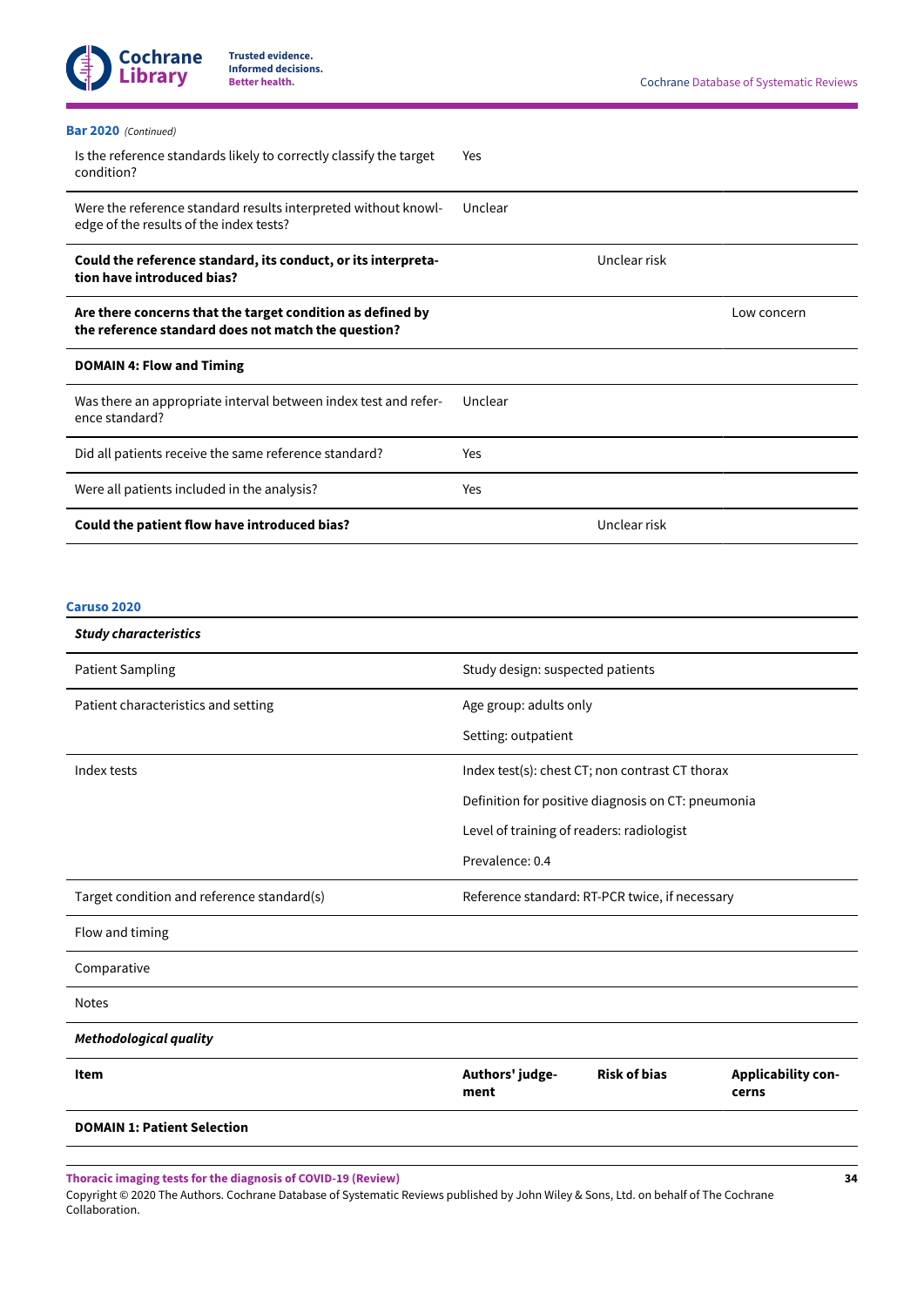**Bar 2020** *(Continued)*

| | | | |
|---|---|---|---|
| Is the reference standards likely to correctly classify the target condition? | Yes | | |
| Were the reference standard results interpreted without knowledge of the results of the index tests? | Unclear | | |
| **Could the reference standard, its conduct, or its interpretation have introduced bias?** | | Unclear risk | |
| **Are there concerns that the target condition as defined by the reference standard does not match the question?** | | | Low concern |
| **DOMAIN 4: Flow and Timing** | | | |
| Was there an appropriate interval between index test and reference standard? | Unclear | | |
| Did all patients receive the same reference standard? | Yes | | |
| Were all patients included in the analysis? | Yes | | |
| **Could the patient flow have introduced bias?** | | Unclear risk | |

**Caruso 2020**

| ***Study characteristics*** | |
|---|---|
| Patient Sampling | Study design: suspected patients |
| Patient characteristics and setting | Age group: adults only |
| | Setting: outpatient |
| Index tests | Index test(s): chest CT; non contrast CT thorax |
| | Definition for positive diagnosis on CT: pneumonia |
| | Level of training of readers: radiologist |
| | Prevalence: 0.4 |
| Target condition and reference standard(s) | Reference standard: RT-PCR twice, if necessary |
| Flow and timing | |
| Comparative | |
| Notes | |

***Methodological quality***

| **Item** | **Authors' judgement** | **Risk of bias** | **Applicability concerns** |
|---|---|---|---|
| **DOMAIN 1: Patient Selection** | | | |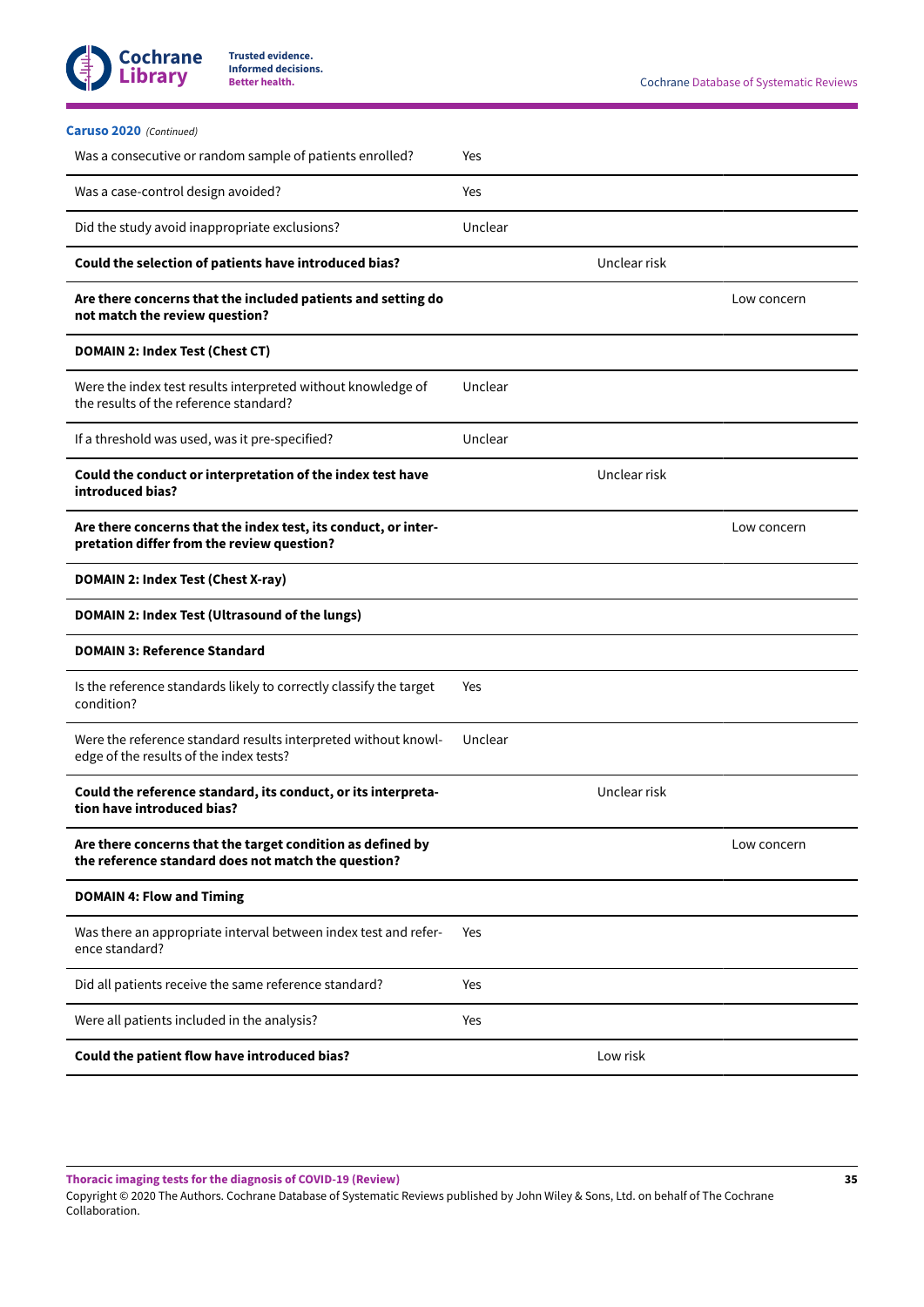**Caruso 2020** *(Continued)*

| | | | |
|---|---|---|---|
| Was a consecutive or random sample of patients enrolled? | Yes | | |
| Was a case-control design avoided? | Yes | | |
| Did the study avoid inappropriate exclusions? | Unclear | | |
| **Could the selection of patients have introduced bias?** | | Unclear risk | |
| **Are there concerns that the included patients and setting do not match the review question?** | | | Low concern |
| **DOMAIN 2: Index Test (Chest CT)** | | | |
| Were the index test results interpreted without knowledge of the results of the reference standard? | Unclear | | |
| If a threshold was used, was it pre-specified? | Unclear | | |
| **Could the conduct or interpretation of the index test have introduced bias?** | | Unclear risk | |
| **Are there concerns that the index test, its conduct, or interpretation differ from the review question?** | | | Low concern |
| **DOMAIN 2: Index Test (Chest X-ray)** | | | |
| **DOMAIN 2: Index Test (Ultrasound of the lungs)** | | | |
| **DOMAIN 3: Reference Standard** | | | |
| Is the reference standards likely to correctly classify the target condition? | Yes | | |
| Were the reference standard results interpreted without knowledge of the results of the index tests? | Unclear | | |
| **Could the reference standard, its conduct, or its interpretation have introduced bias?** | | Unclear risk | |
| **Are there concerns that the target condition as defined by the reference standard does not match the question?** | | | Low concern |
| **DOMAIN 4: Flow and Timing** | | | |
| Was there an appropriate interval between index test and reference standard? | Yes | | |
| Did all patients receive the same reference standard? | Yes | | |
| Were all patients included in the analysis? | Yes | | |
| **Could the patient flow have introduced bias?** | | Low risk | |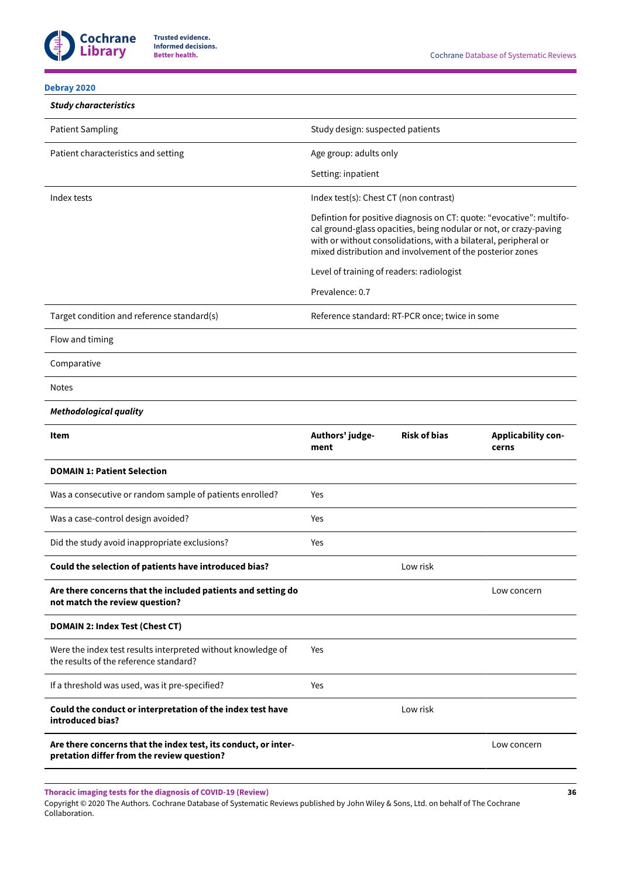**Debray 2020**

| ***Study characteristics*** | | | |
|---|---|---|---|
| Patient Sampling | Study design: suspected patients | | |
| Patient characteristics and setting | Age group: adults only<br><br>Setting: inpatient | | |
| Index tests | Index test(s): Chest CT (non contrast)<br><br>Defintion for positive diagnosis on CT: quote: "evocative": multifocal ground-glass opacities, being nodular or not, or crazy-paving with or without consolidations, with a bilateral, peripheral or mixed distribution and involvement of the posterior zones<br><br>Level of training of readers: radiologist<br><br>Prevalence: 0.7 | | |
| Target condition and reference standard(s) | Reference standard: RT-PCR once; twice in some | | |
| Flow and timing | | | |
| Comparative | | | |
| Notes | | | |
| ***Methodological quality*** | | | |
| **Item** | **Authors' judgement** | **Risk of bias** | **Applicability concerns** |
| **DOMAIN 1: Patient Selection** | | | |
| Was a consecutive or random sample of patients enrolled? | Yes | | |
| Was a case-control design avoided? | Yes | | |
| Did the study avoid inappropriate exclusions? | Yes | | |
| **Could the selection of patients have introduced bias?** | | Low risk | |
| **Are there concerns that the included patients and setting do not match the review question?** | | | Low concern |
| **DOMAIN 2: Index Test (Chest CT)** | | | |
| Were the index test results interpreted without knowledge of the results of the reference standard? | Yes | | |
| If a threshold was used, was it pre-specified? | Yes | | |
| **Could the conduct or interpretation of the index test have introduced bias?** | | Low risk | |
| **Are there concerns that the index test, its conduct, or interpretation differ from the review question?** | | | Low concern |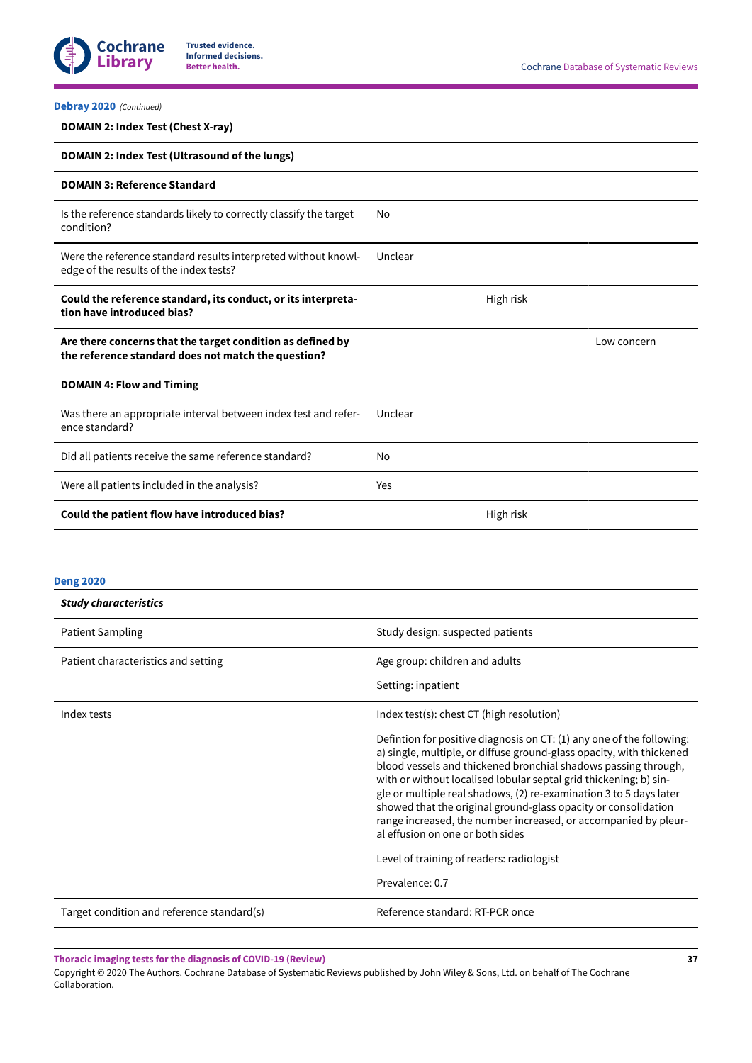**Debray 2020** *(Continued)*

| **DOMAIN 2: Index Test (Chest X-ray)** | | | |
|---|---|---|---|
| **DOMAIN 2: Index Test (Ultrasound of the lungs)** | | | |
| **DOMAIN 3: Reference Standard** | | | |
| Is the reference standards likely to correctly classify the target condition? | No | | |
| Were the reference standard results interpreted without knowledge of the results of the index tests? | Unclear | | |
| **Could the reference standard, its conduct, or its interpretation have introduced bias?** | | High risk | |
| **Are there concerns that the target condition as defined by the reference standard does not match the question?** | | | Low concern |
| **DOMAIN 4: Flow and Timing** | | | |
| Was there an appropriate interval between index test and reference standard? | Unclear | | |
| Did all patients receive the same reference standard? | No | | |
| Were all patients included in the analysis? | Yes | | |
| **Could the patient flow have introduced bias?** | | High risk | |

**Deng 2020**

| ***Study characteristics*** | |
|---|---|
| Patient Sampling | Study design: suspected patients |
| Patient characteristics and setting | Age group: children and adults<br><br>Setting: inpatient |
| Index tests | Index test(s): chest CT (high resolution)<br><br>Defintion for positive diagnosis on CT: (1) any one of the following: a) single, multiple, or diffuse ground-glass opacity, with thickened blood vessels and thickened bronchial shadows passing through, with or without localised lobular septal grid thickening; b) single or multiple real shadows, (2) re-examination 3 to 5 days later showed that the original ground-glass opacity or consolidation range increased, the number increased, or accompanied by pleural effusion on one or both sides<br><br>Level of training of readers: radiologist<br><br>Prevalence: 0.7 |
| Target condition and reference standard(s) | Reference standard: RT-PCR once |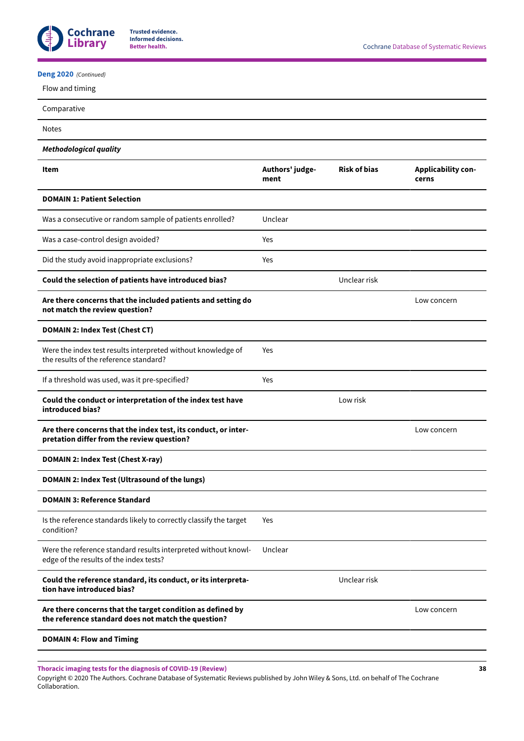**Deng 2020** *(Continued)*

| Flow and timing | | | |
|---|---|---|---|
| Comparative | | | |
| Notes | | | |

***Methodological quality***

| **Item** | **Authors' judgement** | **Risk of bias** | **Applicability concerns** |
|---|---|---|---|
| **DOMAIN 1: Patient Selection** | | | |
| Was a consecutive or random sample of patients enrolled? | Unclear | | |
| Was a case-control design avoided? | Yes | | |
| Did the study avoid inappropriate exclusions? | Yes | | |
| **Could the selection of patients have introduced bias?** | | Unclear risk | |
| **Are there concerns that the included patients and setting do not match the review question?** | | | Low concern |
| **DOMAIN 2: Index Test (Chest CT)** | | | |
| Were the index test results interpreted without knowledge of the results of the reference standard? | Yes | | |
| If a threshold was used, was it pre-specified? | Yes | | |
| **Could the conduct or interpretation of the index test have introduced bias?** | | Low risk | |
| **Are there concerns that the index test, its conduct, or interpretation differ from the review question?** | | | Low concern |
| **DOMAIN 2: Index Test (Chest X-ray)** | | | |
| **DOMAIN 2: Index Test (Ultrasound of the lungs)** | | | |
| **DOMAIN 3: Reference Standard** | | | |
| Is the reference standards likely to correctly classify the target condition? | Yes | | |
| Were the reference standard results interpreted without knowledge of the results of the index tests? | Unclear | | |
| **Could the reference standard, its conduct, or its interpretation have introduced bias?** | | Unclear risk | |
| **Are there concerns that the target condition as defined by the reference standard does not match the question?** | | | Low concern |
| **DOMAIN 4: Flow and Timing** | | | |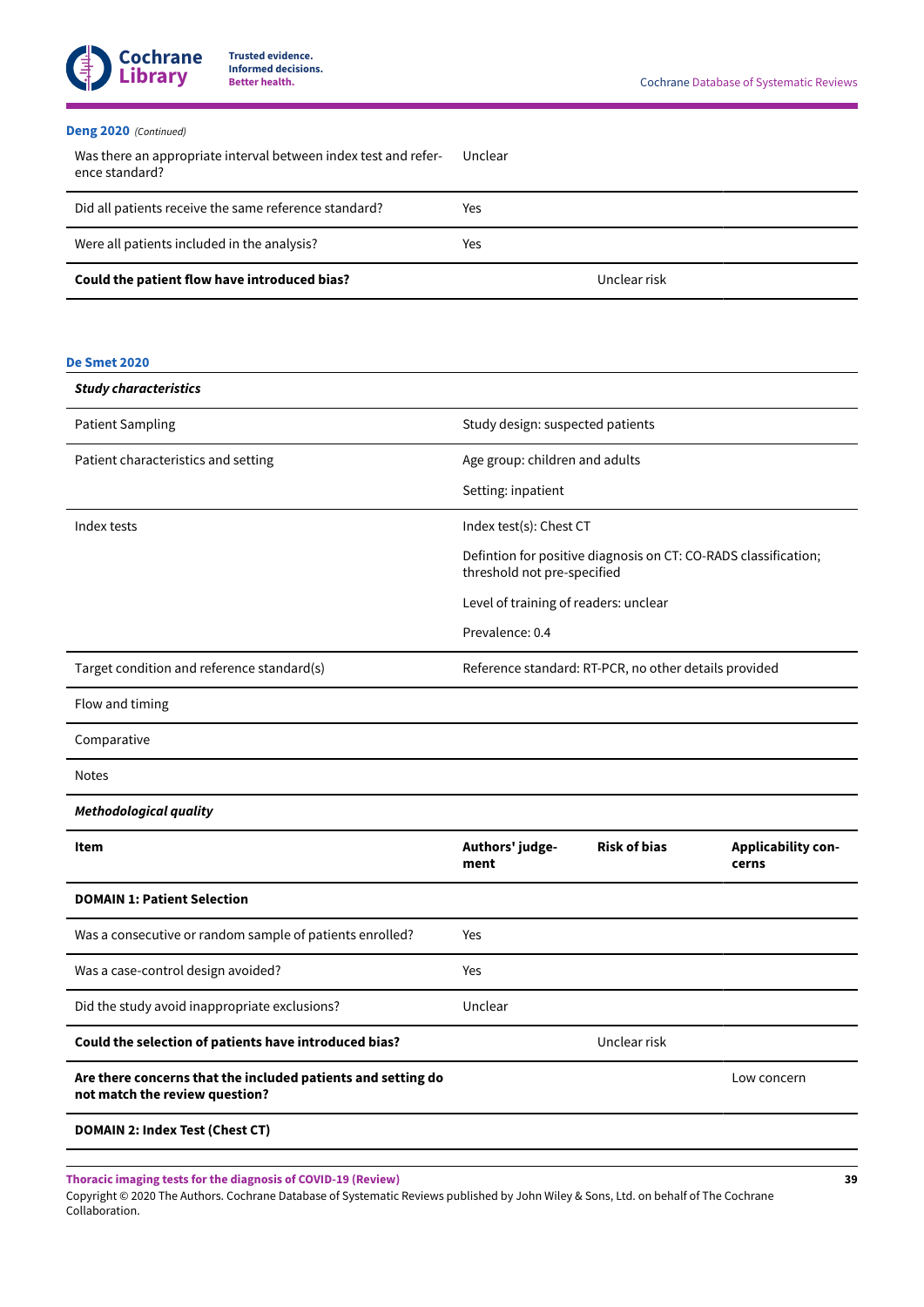**Deng 2020** *(Continued)*

| | | | |
|---|---|---|---|
| Was there an appropriate interval between index test and reference standard? | Unclear | | |
| Did all patients receive the same reference standard? | Yes | | |
| Were all patients included in the analysis? | Yes | | |
| **Could the patient flow have introduced bias?** | | Unclear risk | |

**De Smet 2020**

| ***Study characteristics*** | |
|---|---|
| Patient Sampling | Study design: suspected patients |
| Patient characteristics and setting | Age group: children and adults<br><br>Setting: inpatient |
| Index tests | Index test(s): Chest CT<br><br>Defintion for positive diagnosis on CT: CO-RADS classification; threshold not pre-specified<br><br>Level of training of readers: unclear<br><br>Prevalence: 0.4 |
| Target condition and reference standard(s) | Reference standard: RT-PCR, no other details provided |
| Flow and timing | |
| Comparative | |
| Notes | |

***Methodological quality***

| **Item** | **Authors' judgement** | **Risk of bias** | **Applicability concerns** |
|---|---|---|---|
| **DOMAIN 1: Patient Selection** | | | |
| Was a consecutive or random sample of patients enrolled? | Yes | | |
| Was a case-control design avoided? | Yes | | |
| Did the study avoid inappropriate exclusions? | Unclear | | |
| **Could the selection of patients have introduced bias?** | | Unclear risk | |
| **Are there concerns that the included patients and setting do not match the review question?** | | | Low concern |
| **DOMAIN 2: Index Test (Chest CT)** | | | |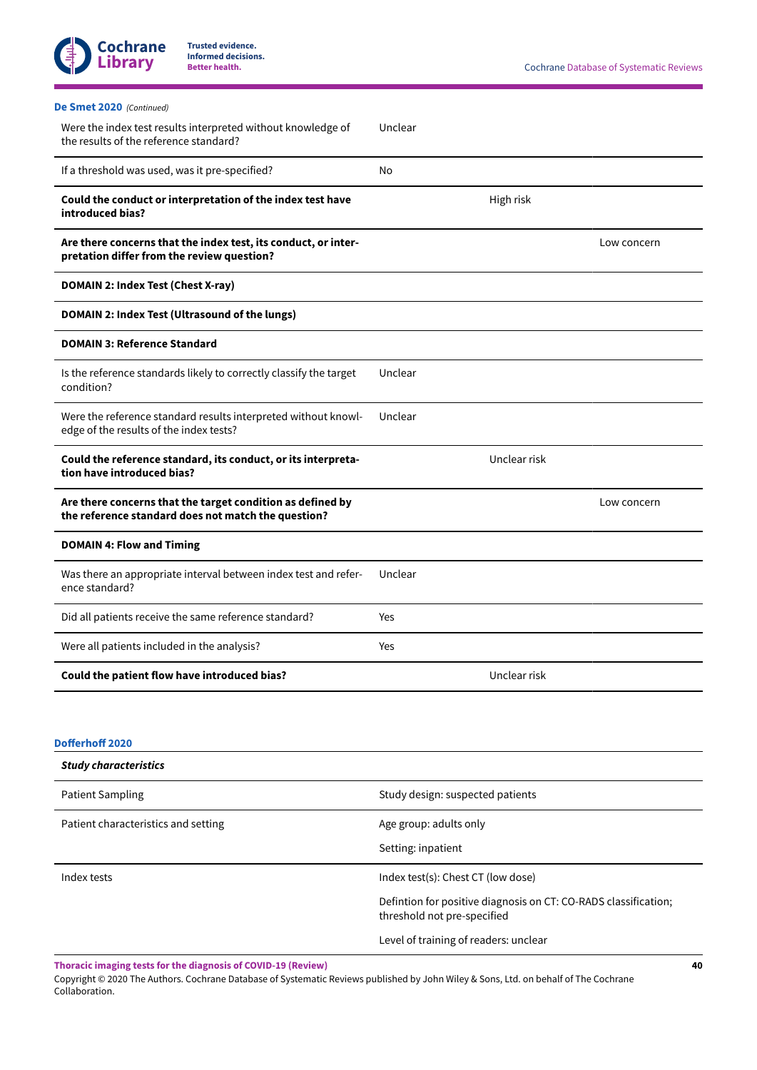**De Smet 2020** *(Continued)*

| | | | |
|---|---|---|---|
| Were the index test results interpreted without knowledge of the results of the reference standard? | Unclear | | |
| If a threshold was used, was it pre-specified? | No | | |
| **Could the conduct or interpretation of the index test have introduced bias?** | | High risk | |
| **Are there concerns that the index test, its conduct, or interpretation differ from the review question?** | | | Low concern |
| **DOMAIN 2: Index Test (Chest X-ray)** | | | |
| **DOMAIN 2: Index Test (Ultrasound of the lungs)** | | | |
| **DOMAIN 3: Reference Standard** | | | |
| Is the reference standards likely to correctly classify the target condition? | Unclear | | |
| Were the reference standard results interpreted without knowledge of the results of the index tests? | Unclear | | |
| **Could the reference standard, its conduct, or its interpretation have introduced bias?** | | Unclear risk | |
| **Are there concerns that the target condition as defined by the reference standard does not match the question?** | | | Low concern |
| **DOMAIN 4: Flow and Timing** | | | |
| Was there an appropriate interval between index test and reference standard? | Unclear | | |
| Did all patients receive the same reference standard? | Yes | | |
| Were all patients included in the analysis? | Yes | | |
| **Could the patient flow have introduced bias?** | | Unclear risk | |

**Dofferhoff 2020**

| | |
|---|---|
| ***Study characteristics*** | |
| Patient Sampling | Study design: suspected patients |
| Patient characteristics and setting | Age group: adults only<br>Setting: inpatient |
| Index tests | Index test(s): Chest CT (low dose)<br>Defintion for positive diagnosis on CT: CO-RADS classification; threshold not pre-specified<br>Level of training of readers: unclear |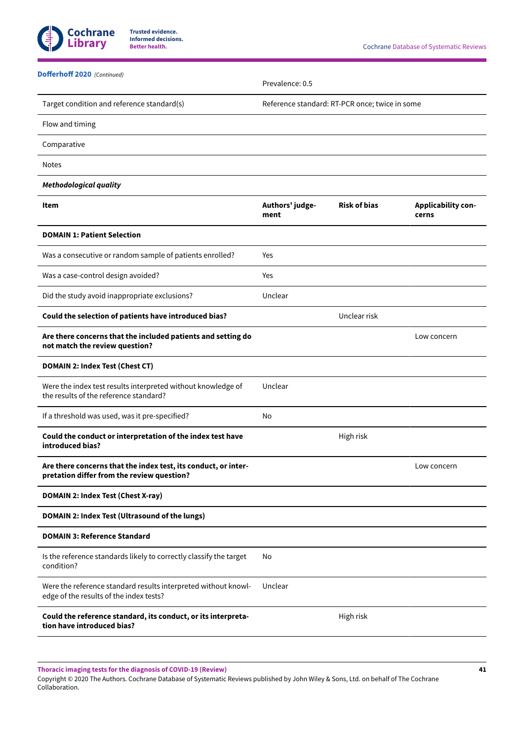**Dofferhoff 2020** *(Continued)*

| | Prevalence: 0.5 | | |
|---|---|---|---|
| Target condition and reference standard(s) | Reference standard: RT-PCR once; twice in some | | |
| Flow and timing | | | |
| Comparative | | | |
| Notes | | | |

***Methodological quality***

| Item | Authors' judgement | Risk of bias | Applicability concerns |
|---|---|---|---|
| **DOMAIN 1: Patient Selection** | | | |
| Was a consecutive or random sample of patients enrolled? | Yes | | |
| Was a case-control design avoided? | Yes | | |
| Did the study avoid inappropriate exclusions? | Unclear | | |
| **Could the selection of patients have introduced bias?** | | Unclear risk | |
| **Are there concerns that the included patients and setting do not match the review question?** | | | Low concern |
| **DOMAIN 2: Index Test (Chest CT)** | | | |
| Were the index test results interpreted without knowledge of the results of the reference standard? | Unclear | | |
| If a threshold was used, was it pre-specified? | No | | |
| **Could the conduct or interpretation of the index test have introduced bias?** | | High risk | |
| **Are there concerns that the index test, its conduct, or interpretation differ from the review question?** | | | Low concern |
| **DOMAIN 2: Index Test (Chest X-ray)** | | | |
| **DOMAIN 2: Index Test (Ultrasound of the lungs)** | | | |
| **DOMAIN 3: Reference Standard** | | | |
| Is the reference standards likely to correctly classify the target condition? | No | | |
| Were the reference standard results interpreted without knowledge of the results of the index tests? | Unclear | | |
| **Could the reference standard, its conduct, or its interpretation have introduced bias?** | | High risk | |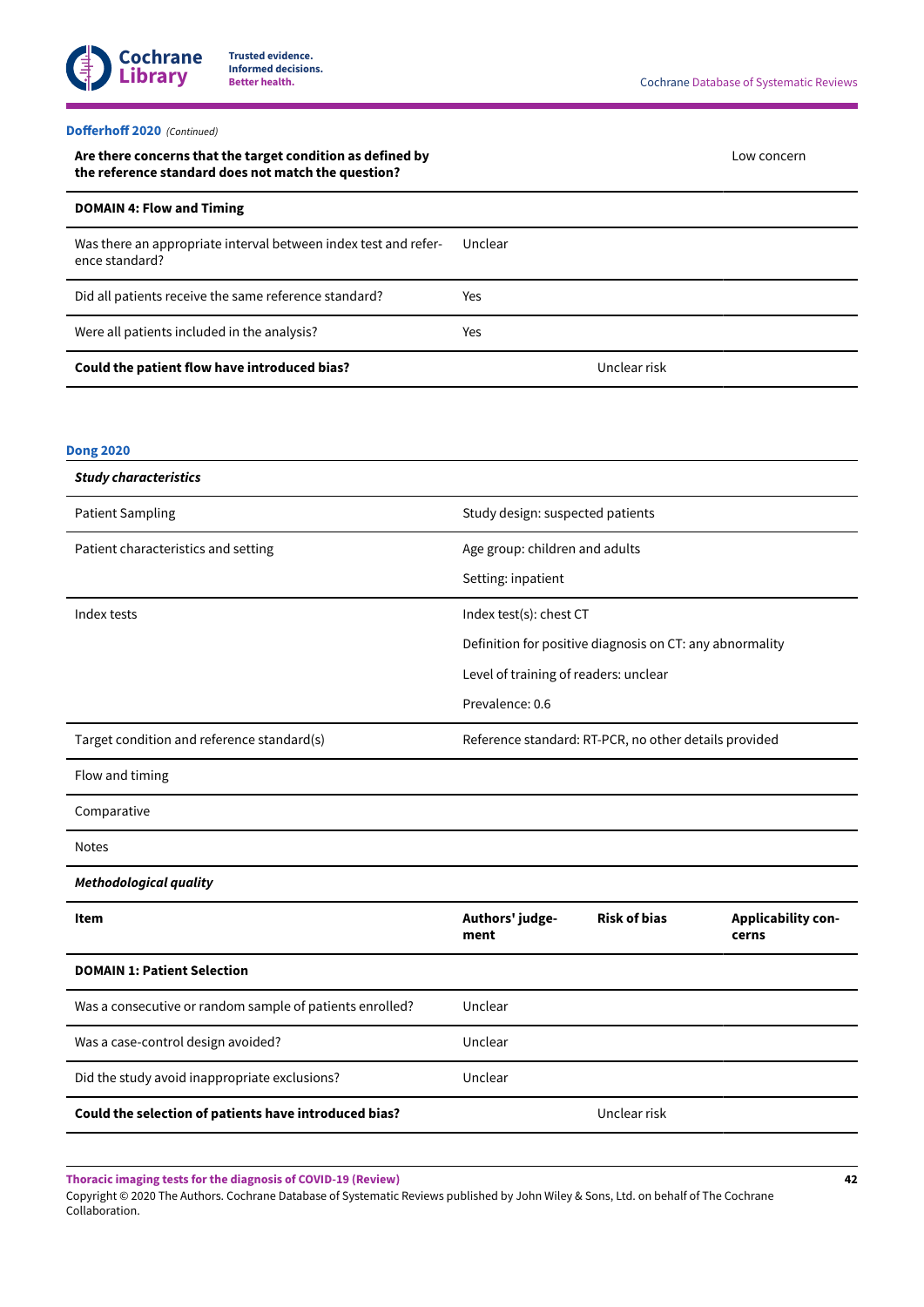**Dofferhoff 2020** *(Continued)*

| | | | |
|---|---|---|---|
| **Are there concerns that the target condition as defined by the reference standard does not match the question?** | | | Low concern |
| **DOMAIN 4: Flow and Timing** | | | |
| Was there an appropriate interval between index test and reference standard? | Unclear | | |
| Did all patients receive the same reference standard? | Yes | | |
| Were all patients included in the analysis? | Yes | | |
| **Could the patient flow have introduced bias?** | | Unclear risk | |

**Dong 2020**

| ***Study characteristics*** | |
|---|---|
| Patient Sampling | Study design: suspected patients |
| Patient characteristics and setting | Age group: children and adults<br>Setting: inpatient |
| Index tests | Index test(s): chest CT<br>Definition for positive diagnosis on CT: any abnormality<br>Level of training of readers: unclear<br>Prevalence: 0.6 |
| Target condition and reference standard(s) | Reference standard: RT-PCR, no other details provided |
| Flow and timing | |
| Comparative | |
| Notes | |

***Methodological quality***

| **Item** | **Authors' judgement** | **Risk of bias** | **Applicability concerns** |
|---|---|---|---|
| **DOMAIN 1: Patient Selection** | | | |
| Was a consecutive or random sample of patients enrolled? | Unclear | | |
| Was a case-control design avoided? | Unclear | | |
| Did the study avoid inappropriate exclusions? | Unclear | | |
| **Could the selection of patients have introduced bias?** | | Unclear risk | |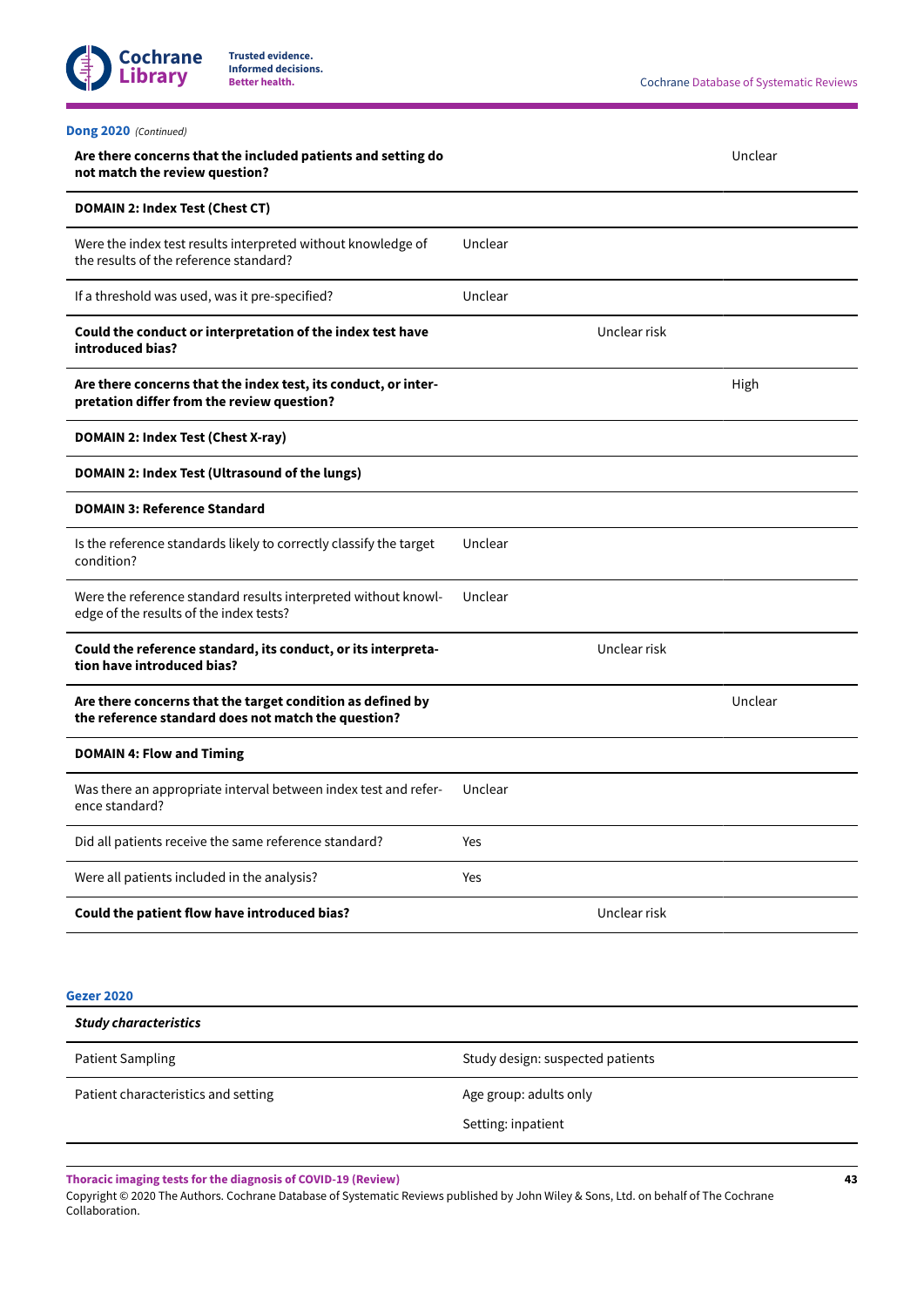**Dong 2020** *(Continued)*

| | | | |
|---|---|---|---|
| **Are there concerns that the included patients and setting do not match the review question?** | | | Unclear |
| **DOMAIN 2: Index Test (Chest CT)** | | | |
| Were the index test results interpreted without knowledge of the results of the reference standard? | Unclear | | |
| If a threshold was used, was it pre-specified? | Unclear | | |
| **Could the conduct or interpretation of the index test have introduced bias?** | | Unclear risk | |
| **Are there concerns that the index test, its conduct, or interpretation differ from the review question?** | | | High |
| **DOMAIN 2: Index Test (Chest X-ray)** | | | |
| **DOMAIN 2: Index Test (Ultrasound of the lungs)** | | | |
| **DOMAIN 3: Reference Standard** | | | |
| Is the reference standards likely to correctly classify the target condition? | Unclear | | |
| Were the reference standard results interpreted without knowledge of the results of the index tests? | Unclear | | |
| **Could the reference standard, its conduct, or its interpretation have introduced bias?** | | Unclear risk | |
| **Are there concerns that the target condition as defined by the reference standard does not match the question?** | | | Unclear |
| **DOMAIN 4: Flow and Timing** | | | |
| Was there an appropriate interval between index test and reference standard? | Unclear | | |
| Did all patients receive the same reference standard? | Yes | | |
| Were all patients included in the analysis? | Yes | | |
| **Could the patient flow have introduced bias?** | | Unclear risk | |

**Gezer 2020**

| ***Study characteristics*** | |
|---|---|
| Patient Sampling | Study design: suspected patients |
| Patient characteristics and setting | Age group: adults only<br>Setting: inpatient |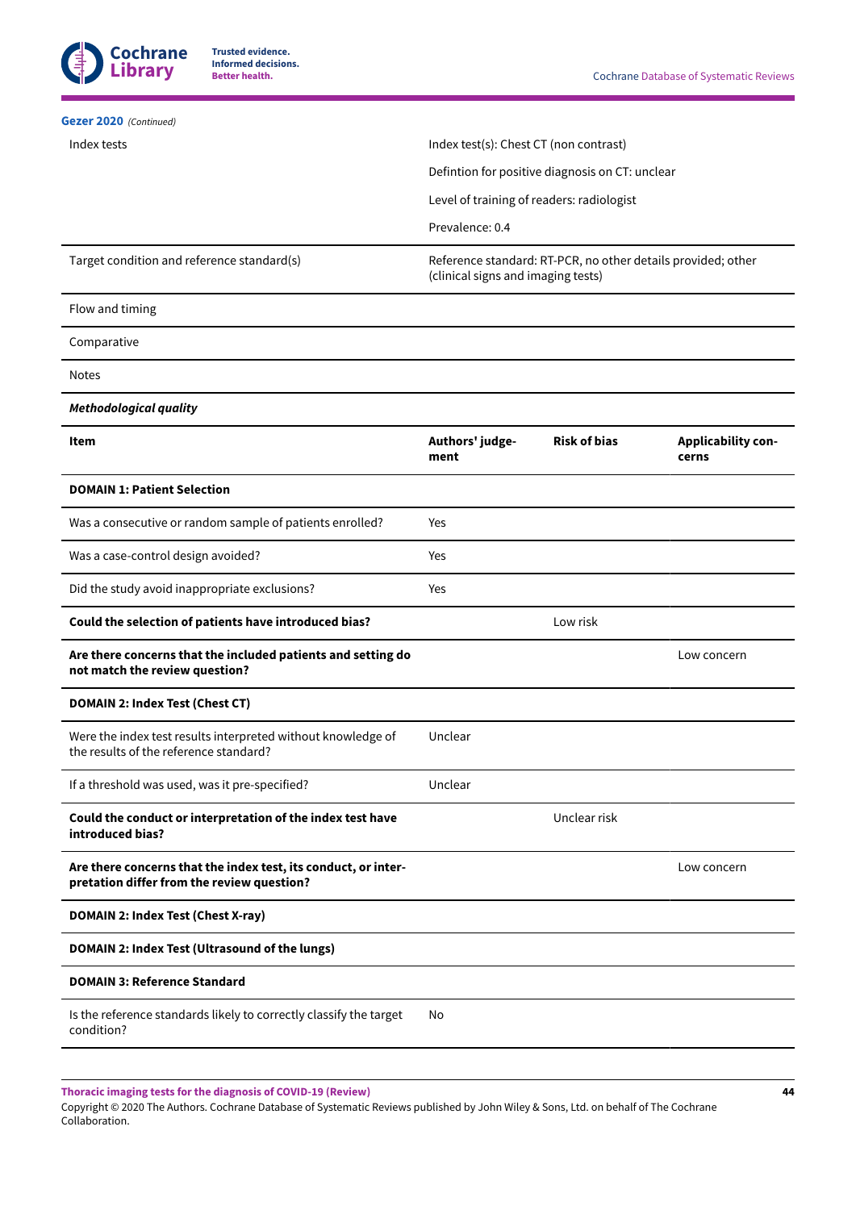**Gezer 2020** *(Continued)*

| | |
|---|---|
| Index tests | Index test(s): Chest CT (non contrast)<br>Defintion for positive diagnosis on CT: unclear<br>Level of training of readers: radiologist<br>Prevalence: 0.4 |
| Target condition and reference standard(s) | Reference standard: RT-PCR, no other details provided; other (clinical signs and imaging tests) |
| Flow and timing | |
| Comparative | |
| Notes | |

***Methodological quality***

| **Item** | **Authors' judgement** | **Risk of bias** | **Applicability concerns** |
|---|---|---|---|
| **DOMAIN 1: Patient Selection** | | | |
| Was a consecutive or random sample of patients enrolled? | Yes | | |
| Was a case-control design avoided? | Yes | | |
| Did the study avoid inappropriate exclusions? | Yes | | |
| **Could the selection of patients have introduced bias?** | | Low risk | |
| **Are there concerns that the included patients and setting do not match the review question?** | | | Low concern |
| **DOMAIN 2: Index Test (Chest CT)** | | | |
| Were the index test results interpreted without knowledge of the results of the reference standard? | Unclear | | |
| If a threshold was used, was it pre-specified? | Unclear | | |
| **Could the conduct or interpretation of the index test have introduced bias?** | | Unclear risk | |
| **Are there concerns that the index test, its conduct, or interpretation differ from the review question?** | | | Low concern |
| **DOMAIN 2: Index Test (Chest X-ray)** | | | |
| **DOMAIN 2: Index Test (Ultrasound of the lungs)** | | | |
| **DOMAIN 3: Reference Standard** | | | |
| Is the reference standards likely to correctly classify the target condition? | No | | |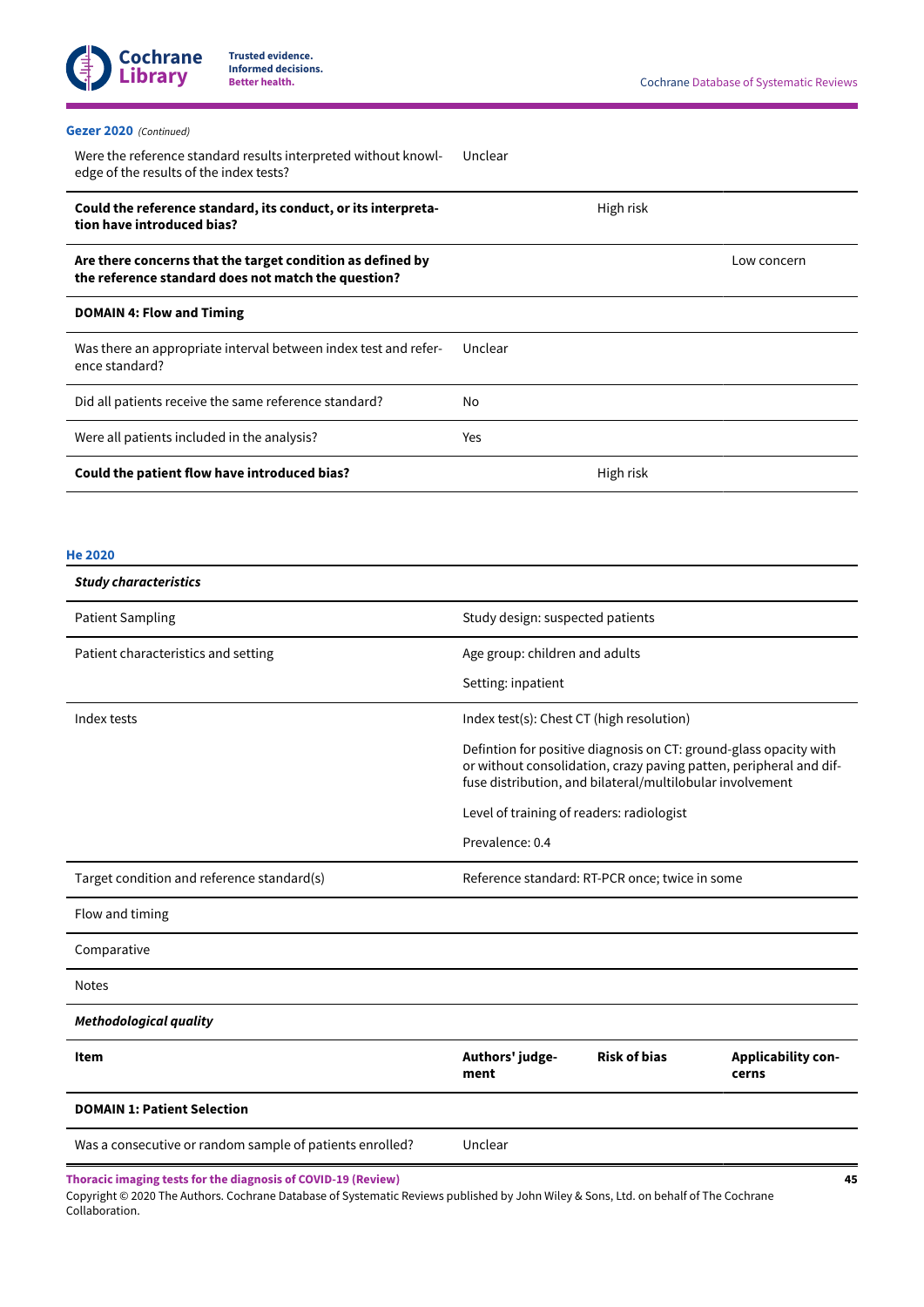**Gezer 2020** *(Continued)*

| | | | |
|---|---|---|---|
| Were the reference standard results interpreted without knowledge of the results of the index tests? | Unclear | | |
| **Could the reference standard, its conduct, or its interpretation have introduced bias?** | | High risk | |
| **Are there concerns that the target condition as defined by the reference standard does not match the question?** | | | Low concern |
| **DOMAIN 4: Flow and Timing** | | | |
| Was there an appropriate interval between index test and reference standard? | Unclear | | |
| Did all patients receive the same reference standard? | No | | |
| Were all patients included in the analysis? | Yes | | |
| **Could the patient flow have introduced bias?** | | High risk | |

**He 2020**

| *Study characteristics* | |
|---|---|
| Patient Sampling | Study design: suspected patients |
| Patient characteristics and setting | Age group: children and adults<br><br>Setting: inpatient |
| Index tests | Index test(s): Chest CT (high resolution)<br><br>Defintion for positive diagnosis on CT: ground-glass opacity with or without consolidation, crazy paving patten, peripheral and diffuse distribution, and bilateral/multilobular involvement<br><br>Level of training of readers: radiologist<br><br>Prevalence: 0.4 |
| Target condition and reference standard(s) | Reference standard: RT-PCR once; twice in some |
| Flow and timing | |
| Comparative | |
| Notes | |

*Methodological quality*

| **Item** | **Authors' judgement** | **Risk of bias** | **Applicability concerns** |
|---|---|---|---|
| **DOMAIN 1: Patient Selection** | | | |
| Was a consecutive or random sample of patients enrolled? | Unclear | | |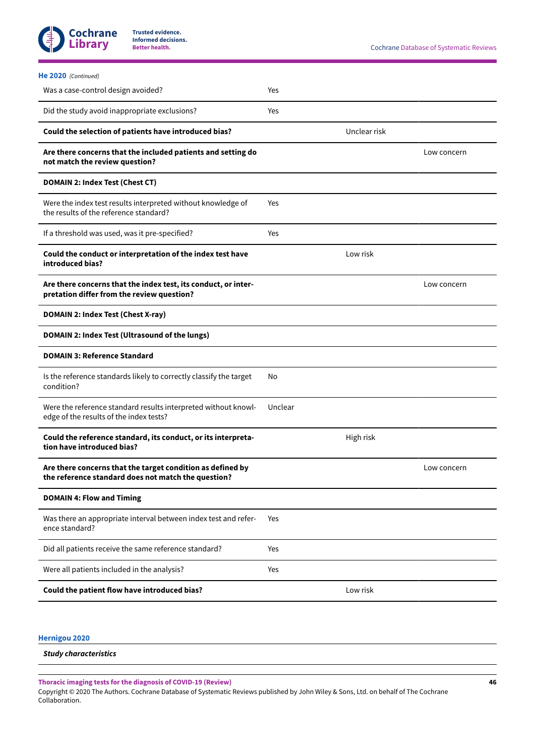**He 2020** *(Continued)*

| | | | |
|---|---|---|---|
| Was a case-control design avoided? | Yes | | |
| Did the study avoid inappropriate exclusions? | Yes | | |
| **Could the selection of patients have introduced bias?** | | Unclear risk | |
| **Are there concerns that the included patients and setting do not match the review question?** | | | Low concern |
| **DOMAIN 2: Index Test (Chest CT)** | | | |
| Were the index test results interpreted without knowledge of the results of the reference standard? | Yes | | |
| If a threshold was used, was it pre-specified? | Yes | | |
| **Could the conduct or interpretation of the index test have introduced bias?** | | Low risk | |
| **Are there concerns that the index test, its conduct, or interpretation differ from the review question?** | | | Low concern |
| **DOMAIN 2: Index Test (Chest X-ray)** | | | |
| **DOMAIN 2: Index Test (Ultrasound of the lungs)** | | | |
| **DOMAIN 3: Reference Standard** | | | |
| Is the reference standards likely to correctly classify the target condition? | No | | |
| Were the reference standard results interpreted without knowledge of the results of the index tests? | Unclear | | |
| **Could the reference standard, its conduct, or its interpretation have introduced bias?** | | High risk | |
| **Are there concerns that the target condition as defined by the reference standard does not match the question?** | | | Low concern |
| **DOMAIN 4: Flow and Timing** | | | |
| Was there an appropriate interval between index test and reference standard? | Yes | | |
| Did all patients receive the same reference standard? | Yes | | |
| Were all patients included in the analysis? | Yes | | |
| **Could the patient flow have introduced bias?** | | Low risk | |

**Hernigou 2020**

***Study characteristics***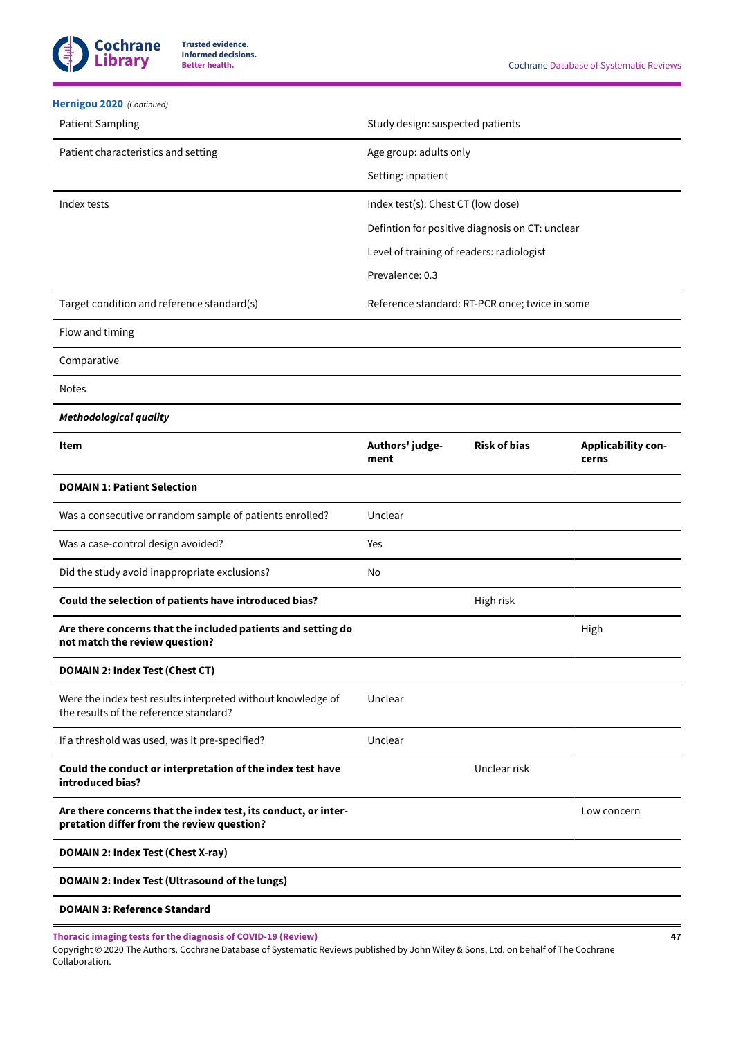**Hernigou 2020** *(Continued)*

| | |
|---|---|
| Patient Sampling | Study design: suspected patients |
| Patient characteristics and setting | Age group: adults only<br>Setting: inpatient |
| Index tests | Index test(s): Chest CT (low dose)<br>Defintion for positive diagnosis on CT: unclear<br>Level of training of readers: radiologist<br>Prevalence: 0.3 |
| Target condition and reference standard(s) | Reference standard: RT-PCR once; twice in some |
| Flow and timing | |
| Comparative | |
| Notes | |

***Methodological quality***

| **Item** | **Authors' judgement** | **Risk of bias** | **Applicability concerns** |
|---|---|---|---|
| **DOMAIN 1: Patient Selection** | | | |
| Was a consecutive or random sample of patients enrolled? | Unclear | | |
| Was a case-control design avoided? | Yes | | |
| Did the study avoid inappropriate exclusions? | No | | |
| **Could the selection of patients have introduced bias?** | | High risk | |
| **Are there concerns that the included patients and setting do not match the review question?** | | | High |
| **DOMAIN 2: Index Test (Chest CT)** | | | |
| Were the index test results interpreted without knowledge of the results of the reference standard? | Unclear | | |
| If a threshold was used, was it pre-specified? | Unclear | | |
| **Could the conduct or interpretation of the index test have introduced bias?** | | Unclear risk | |
| **Are there concerns that the index test, its conduct, or interpretation differ from the review question?** | | | Low concern |
| **DOMAIN 2: Index Test (Chest X-ray)** | | | |
| **DOMAIN 2: Index Test (Ultrasound of the lungs)** | | | |
| **DOMAIN 3: Reference Standard** | | | |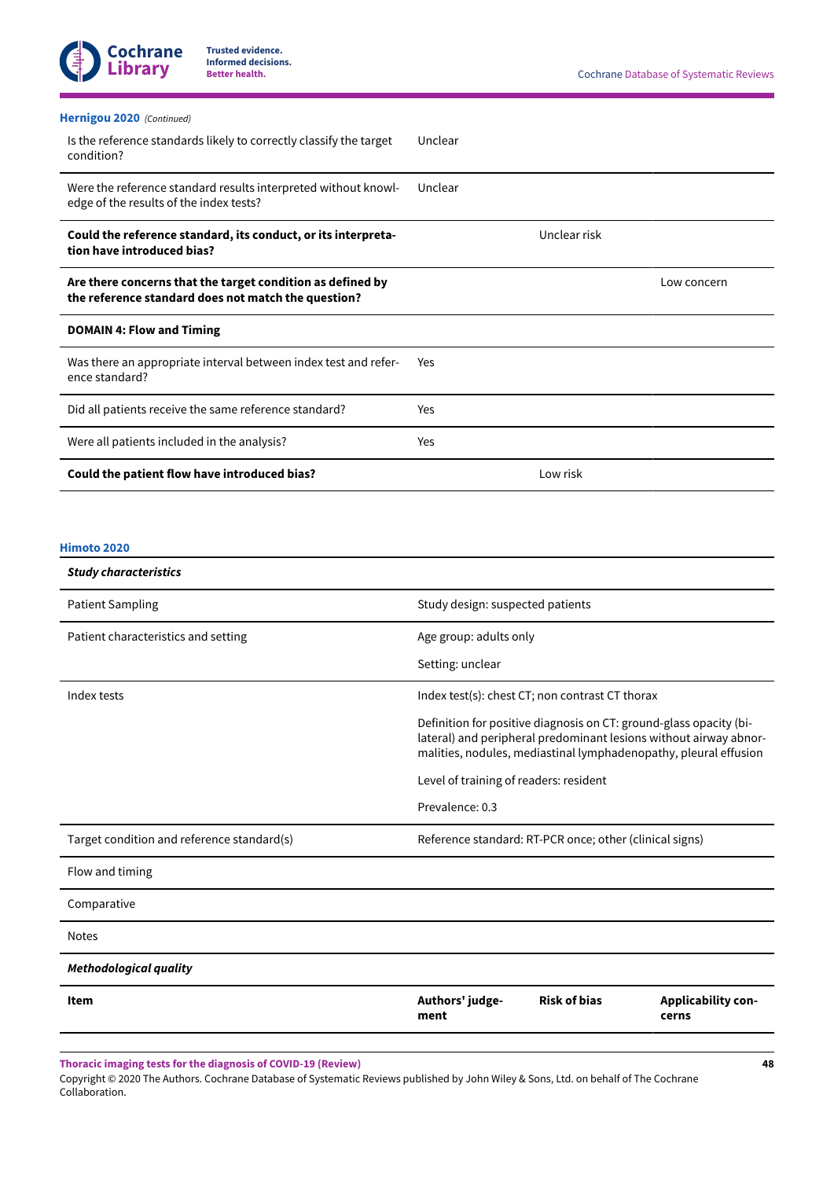**Hernigou 2020** *(Continued)*

| | | | |
|---|---|---|---|
| Is the reference standards likely to correctly classify the target condition? | Unclear | | |
| Were the reference standard results interpreted without knowledge of the results of the index tests? | Unclear | | |
| **Could the reference standard, its conduct, or its interpretation have introduced bias?** | | Unclear risk | |
| **Are there concerns that the target condition as defined by the reference standard does not match the question?** | | | Low concern |
| **DOMAIN 4: Flow and Timing** | | | |
| Was there an appropriate interval between index test and reference standard? | Yes | | |
| Did all patients receive the same reference standard? | Yes | | |
| Were all patients included in the analysis? | Yes | | |
| **Could the patient flow have introduced bias?** | | Low risk | |

**Himoto 2020**

| ***Study characteristics*** | |
|---|---|
| Patient Sampling | Study design: suspected patients |
| Patient characteristics and setting | Age group: adults only<br><br>Setting: unclear |
| Index tests | Index test(s): chest CT; non contrast CT thorax<br><br>Definition for positive diagnosis on CT: ground-glass opacity (bilateral) and peripheral predominant lesions without airway abnormalities, nodules, mediastinal lymphadenopathy, pleural effusion<br><br>Level of training of readers: resident<br><br>Prevalence: 0.3 |
| Target condition and reference standard(s) | Reference standard: RT-PCR once; other (clinical signs) |
| Flow and timing | |
| Comparative | |
| Notes | |
| ***Methodological quality*** | |

| **Item** | **Authors' judgement** | **Risk of bias** | **Applicability concerns** |
|---|---|---|---|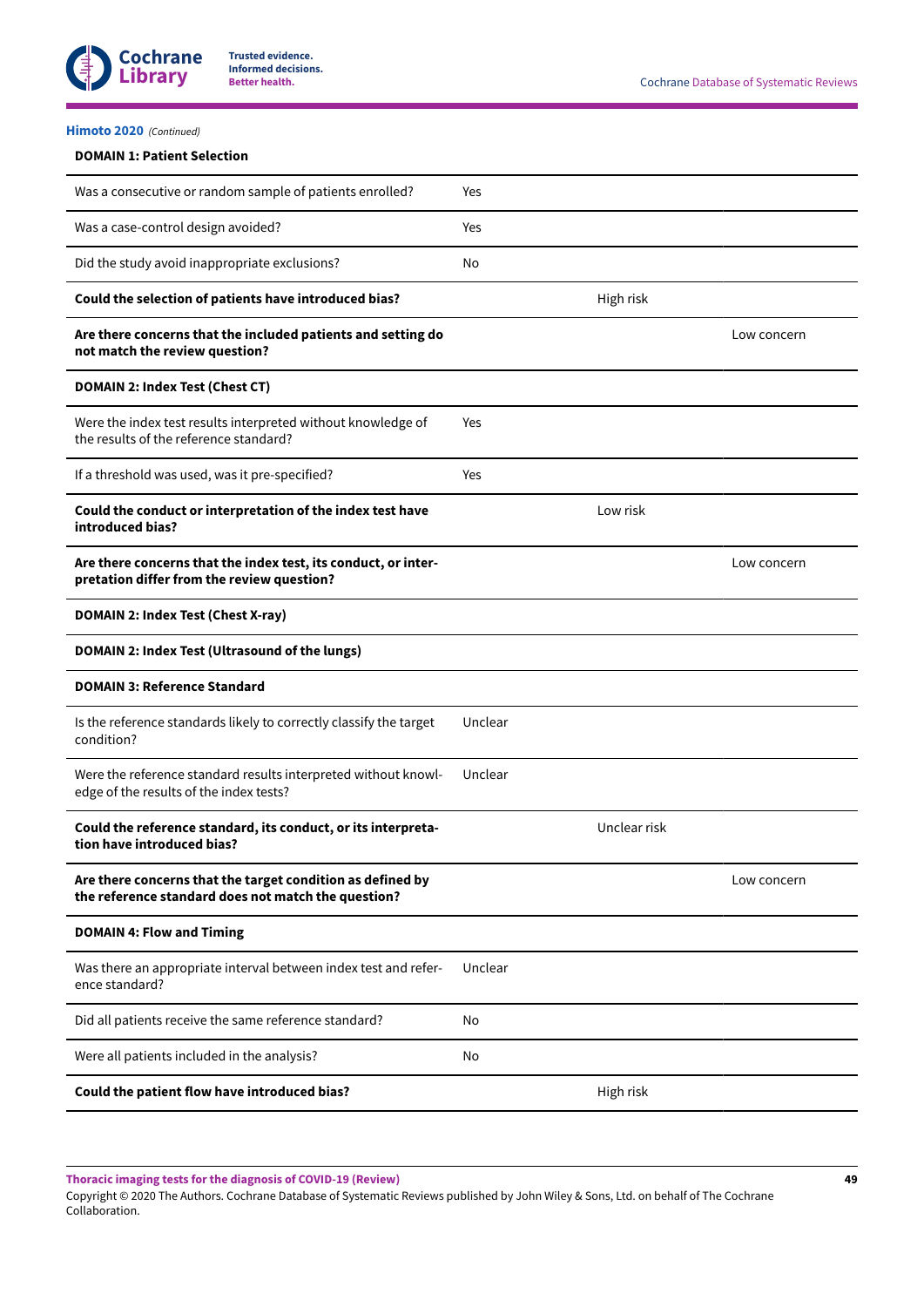**Himoto 2020** *(Continued)*

| DOMAIN 1: Patient Selection | | | |
|---|---|---|---|
| Was a consecutive or random sample of patients enrolled? | Yes | | |
| Was a case-control design avoided? | Yes | | |
| Did the study avoid inappropriate exclusions? | No | | |
| **Could the selection of patients have introduced bias?** | | High risk | |
| **Are there concerns that the included patients and setting do not match the review question?** | | | Low concern |
| **DOMAIN 2: Index Test (Chest CT)** | | | |
| Were the index test results interpreted without knowledge of the results of the reference standard? | Yes | | |
| If a threshold was used, was it pre-specified? | Yes | | |
| **Could the conduct or interpretation of the index test have introduced bias?** | | Low risk | |
| **Are there concerns that the index test, its conduct, or interpretation differ from the review question?** | | | Low concern |
| **DOMAIN 2: Index Test (Chest X-ray)** | | | |
| **DOMAIN 2: Index Test (Ultrasound of the lungs)** | | | |
| **DOMAIN 3: Reference Standard** | | | |
| Is the reference standards likely to correctly classify the target condition? | Unclear | | |
| Were the reference standard results interpreted without knowledge of the results of the index tests? | Unclear | | |
| **Could the reference standard, its conduct, or its interpretation have introduced bias?** | | Unclear risk | |
| **Are there concerns that the target condition as defined by the reference standard does not match the question?** | | | Low concern |
| **DOMAIN 4: Flow and Timing** | | | |
| Was there an appropriate interval between index test and reference standard? | Unclear | | |
| Did all patients receive the same reference standard? | No | | |
| Were all patients included in the analysis? | No | | |
| **Could the patient flow have introduced bias?** | | High risk | |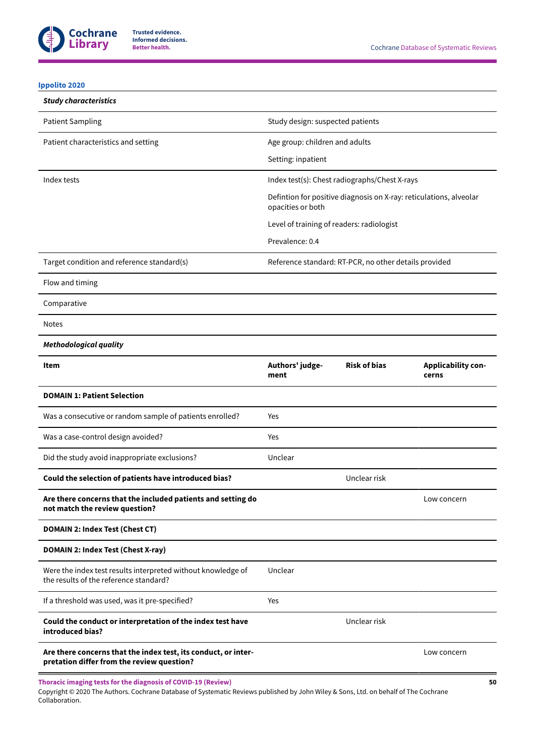**Ippolito 2020**

| *Study characteristics* | | | |
|---|---|---|---|
| Patient Sampling | Study design: suspected patients | | |
| Patient characteristics and setting | Age group: children and adults<br>Setting: inpatient | | |
| Index tests | Index test(s): Chest radiographs/Chest X-rays<br>Defintion for positive diagnosis on X-ray: reticulations, alveolar opacities or both<br>Level of training of readers: radiologist<br>Prevalence: 0.4 | | |
| Target condition and reference standard(s) | Reference standard: RT-PCR, no other details provided | | |
| Flow and timing | | | |
| Comparative | | | |
| Notes | | | |
| *Methodological quality* | | | |
| **Item** | **Authors' judgement** | **Risk of bias** | **Applicability concerns** |
| **DOMAIN 1: Patient Selection** | | | |
| Was a consecutive or random sample of patients enrolled? | Yes | | |
| Was a case-control design avoided? | Yes | | |
| Did the study avoid inappropriate exclusions? | Unclear | | |
| **Could the selection of patients have introduced bias?** | | Unclear risk | |
| **Are there concerns that the included patients and setting do not match the review question?** | | | Low concern |
| **DOMAIN 2: Index Test (Chest CT)** | | | |
| **DOMAIN 2: Index Test (Chest X-ray)** | | | |
| Were the index test results interpreted without knowledge of the results of the reference standard? | Unclear | | |
| If a threshold was used, was it pre-specified? | Yes | | |
| **Could the conduct or interpretation of the index test have introduced bias?** | | Unclear risk | |
| **Are there concerns that the index test, its conduct, or interpretation differ from the review question?** | | | Low concern |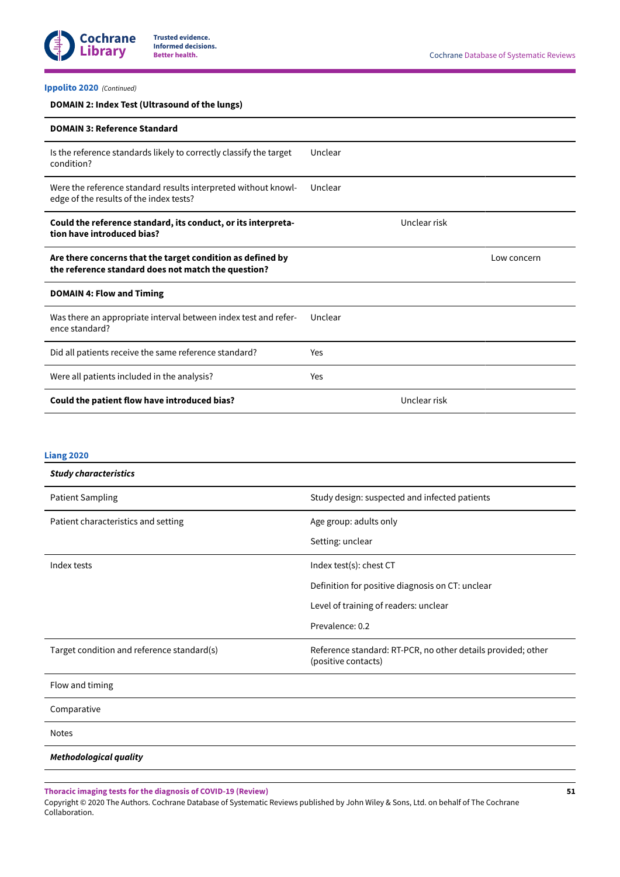**Ippolito 2020** *(Continued)*

| **DOMAIN 2: Index Test (Ultrasound of the lungs)** | | | |
|---|---|---|---|
| **DOMAIN 3: Reference Standard** | | | |
| Is the reference standards likely to correctly classify the target condition? | Unclear | | |
| Were the reference standard results interpreted without knowledge of the results of the index tests? | Unclear | | |
| **Could the reference standard, its conduct, or its interpretation have introduced bias?** | | Unclear risk | |
| **Are there concerns that the target condition as defined by the reference standard does not match the question?** | | | Low concern |
| **DOMAIN 4: Flow and Timing** | | | |
| Was there an appropriate interval between index test and reference standard? | Unclear | | |
| Did all patients receive the same reference standard? | Yes | | |
| Were all patients included in the analysis? | Yes | | |
| **Could the patient flow have introduced bias?** | | Unclear risk | |

**Liang 2020**

| ***Study characteristics*** | |
|---|---|
| Patient Sampling | Study design: suspected and infected patients |
| Patient characteristics and setting | Age group: adults only<br>Setting: unclear |
| Index tests | Index test(s): chest CT<br>Definition for positive diagnosis on CT: unclear<br>Level of training of readers: unclear<br>Prevalence: 0.2 |
| Target condition and reference standard(s) | Reference standard: RT-PCR, no other details provided; other (positive contacts) |
| Flow and timing | |
| Comparative | |
| Notes | |
| ***Methodological quality*** | |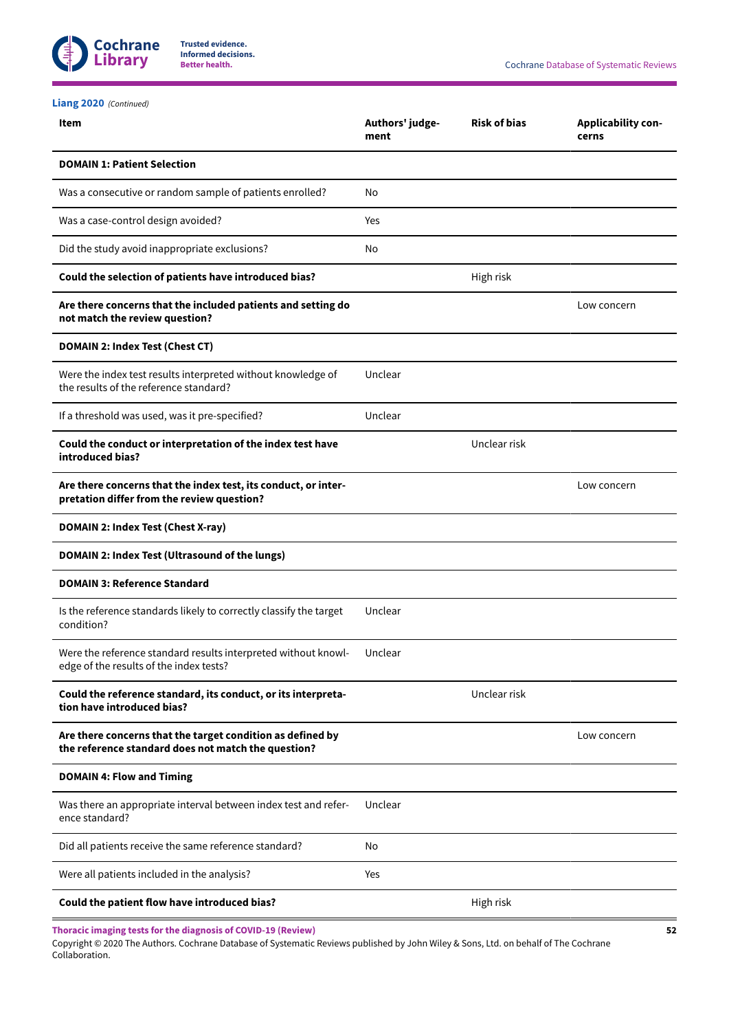**Liang 2020** *(Continued)*

| Item | Authors' judgement | Risk of bias | Applicability concerns |
|---|---|---|---|
| **DOMAIN 1: Patient Selection** | | | |
| Was a consecutive or random sample of patients enrolled? | No | | |
| Was a case-control design avoided? | Yes | | |
| Did the study avoid inappropriate exclusions? | No | | |
| **Could the selection of patients have introduced bias?** | | High risk | |
| **Are there concerns that the included patients and setting do not match the review question?** | | | Low concern |
| **DOMAIN 2: Index Test (Chest CT)** | | | |
| Were the index test results interpreted without knowledge of the results of the reference standard? | Unclear | | |
| If a threshold was used, was it pre-specified? | Unclear | | |
| **Could the conduct or interpretation of the index test have introduced bias?** | | Unclear risk | |
| **Are there concerns that the index test, its conduct, or interpretation differ from the review question?** | | | Low concern |
| **DOMAIN 2: Index Test (Chest X-ray)** | | | |
| **DOMAIN 2: Index Test (Ultrasound of the lungs)** | | | |
| **DOMAIN 3: Reference Standard** | | | |
| Is the reference standards likely to correctly classify the target condition? | Unclear | | |
| Were the reference standard results interpreted without knowledge of the results of the index tests? | Unclear | | |
| **Could the reference standard, its conduct, or its interpretation have introduced bias?** | | Unclear risk | |
| **Are there concerns that the target condition as defined by the reference standard does not match the question?** | | | Low concern |
| **DOMAIN 4: Flow and Timing** | | | |
| Was there an appropriate interval between index test and reference standard? | Unclear | | |
| Did all patients receive the same reference standard? | No | | |
| Were all patients included in the analysis? | Yes | | |
| **Could the patient flow have introduced bias?** | | High risk | |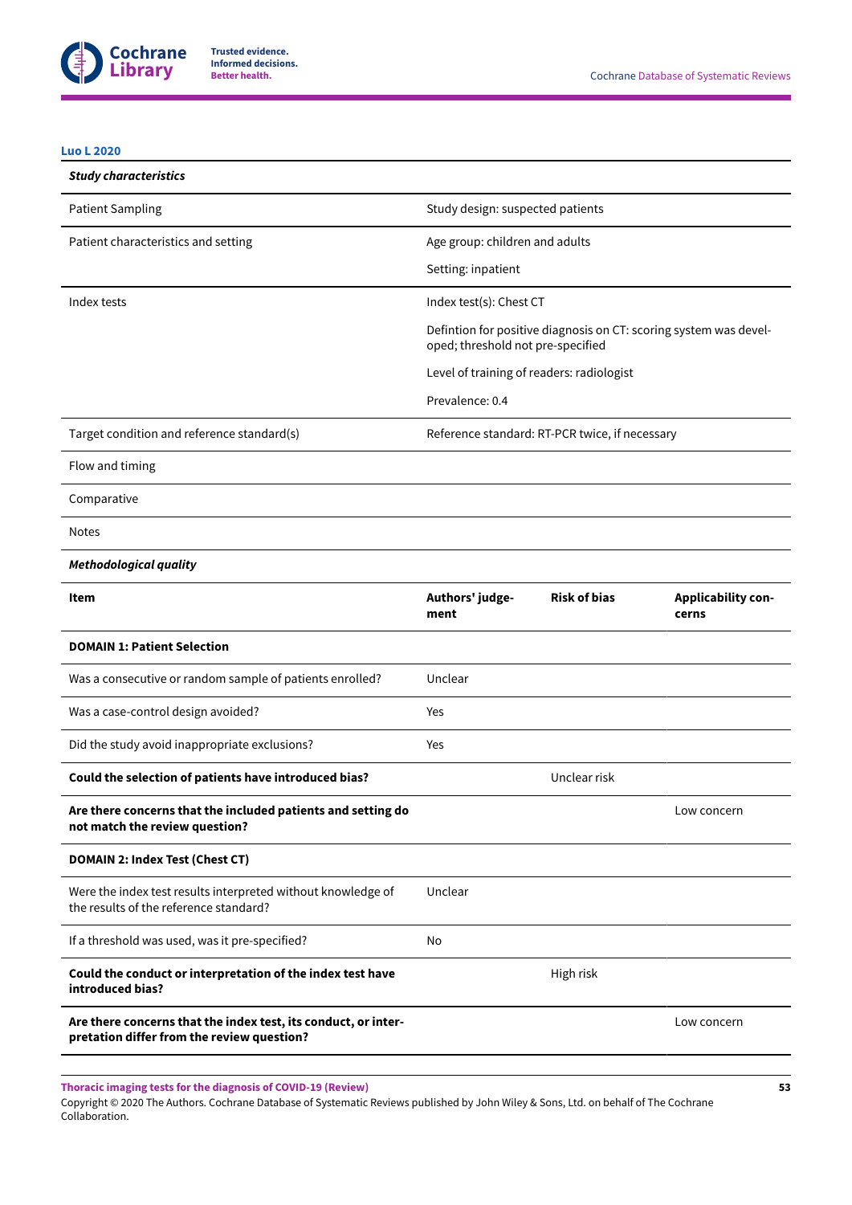**Luo L 2020**

| ***Study characteristics*** | | | |
|---|---|---|---|
| Patient Sampling | Study design: suspected patients | | |
| Patient characteristics and setting | Age group: children and adults<br><br>Setting: inpatient | | |
| Index tests | Index test(s): Chest CT<br><br>Defintion for positive diagnosis on CT: scoring system was developed; threshold not pre-specified<br><br>Level of training of readers: radiologist<br><br>Prevalence: 0.4 | | |
| Target condition and reference standard(s) | Reference standard: RT-PCR twice, if necessary | | |
| Flow and timing | | | |
| Comparative | | | |
| Notes | | | |
| ***Methodological quality*** | | | |
| **Item** | **Authors' judgement** | **Risk of bias** | **Applicability concerns** |
| **DOMAIN 1: Patient Selection** | | | |
| Was a consecutive or random sample of patients enrolled? | Unclear | | |
| Was a case-control design avoided? | Yes | | |
| Did the study avoid inappropriate exclusions? | Yes | | |
| **Could the selection of patients have introduced bias?** | | Unclear risk | |
| **Are there concerns that the included patients and setting do not match the review question?** | | | Low concern |
| **DOMAIN 2: Index Test (Chest CT)** | | | |
| Were the index test results interpreted without knowledge of the results of the reference standard? | Unclear | | |
| If a threshold was used, was it pre-specified? | No | | |
| **Could the conduct or interpretation of the index test have introduced bias?** | | High risk | |
| **Are there concerns that the index test, its conduct, or interpretation differ from the review question?** | | | Low concern |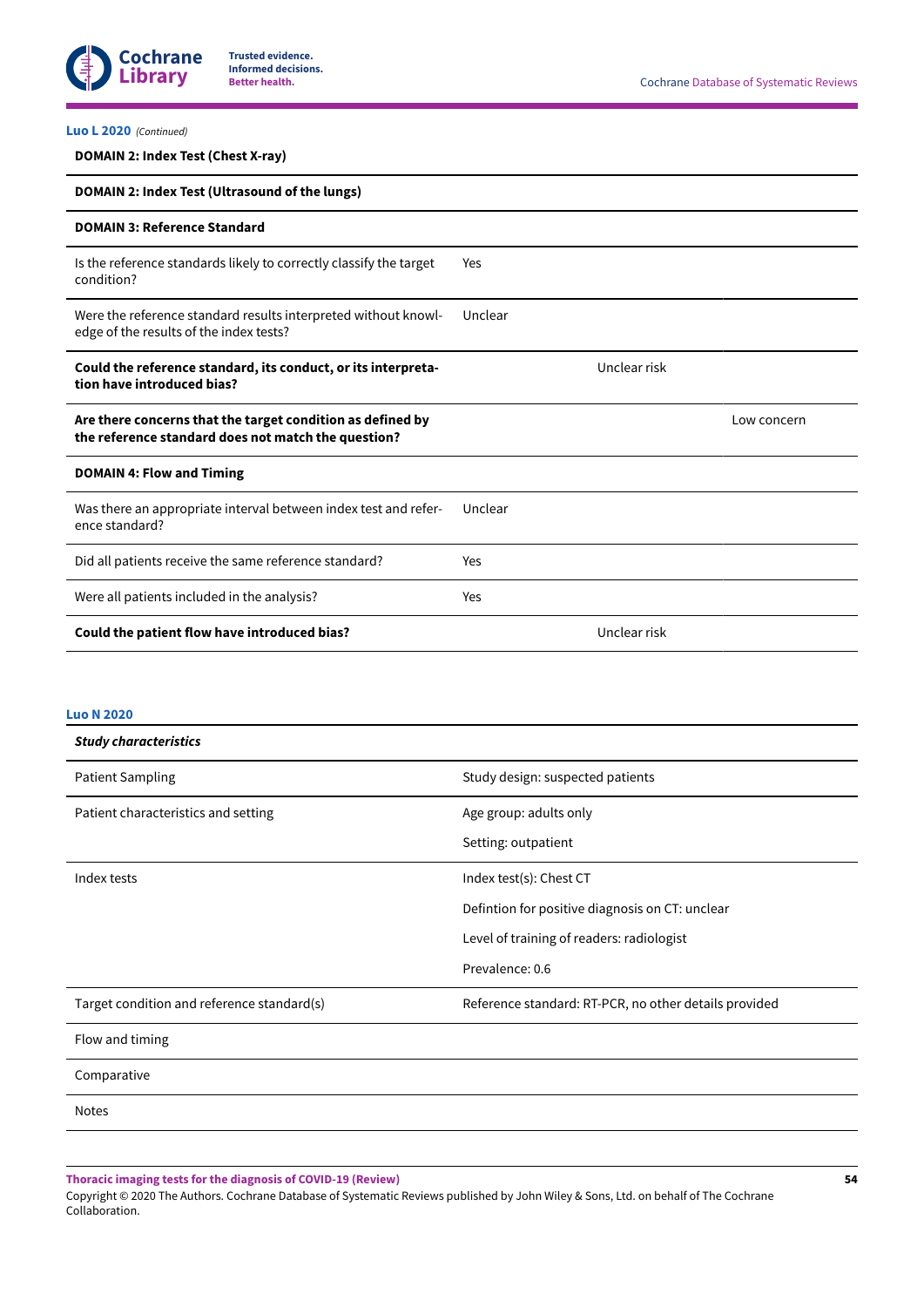**Luo L 2020** *(Continued)*

| | | | |
|---|---|---|---|
| **DOMAIN 2: Index Test (Chest X-ray)** | | | |
| **DOMAIN 2: Index Test (Ultrasound of the lungs)** | | | |
| **DOMAIN 3: Reference Standard** | | | |
| Is the reference standards likely to correctly classify the target condition? | Yes | | |
| Were the reference standard results interpreted without knowledge of the results of the index tests? | Unclear | | |
| **Could the reference standard, its conduct, or its interpretation have introduced bias?** | | Unclear risk | |
| **Are there concerns that the target condition as defined by the reference standard does not match the question?** | | | Low concern |
| **DOMAIN 4: Flow and Timing** | | | |
| Was there an appropriate interval between index test and reference standard? | Unclear | | |
| Did all patients receive the same reference standard? | Yes | | |
| Were all patients included in the analysis? | Yes | | |
| **Could the patient flow have introduced bias?** | | Unclear risk | |

**Luo N 2020**

| ***Study characteristics*** | |
|---|---|
| Patient Sampling | Study design: suspected patients |
| Patient characteristics and setting | Age group: adults only<br>Setting: outpatient |
| Index tests | Index test(s): Chest CT<br>Defintion for positive diagnosis on CT: unclear<br>Level of training of readers: radiologist<br>Prevalence: 0.6 |
| Target condition and reference standard(s) | Reference standard: RT-PCR, no other details provided |
| Flow and timing | |
| Comparative | |
| Notes | |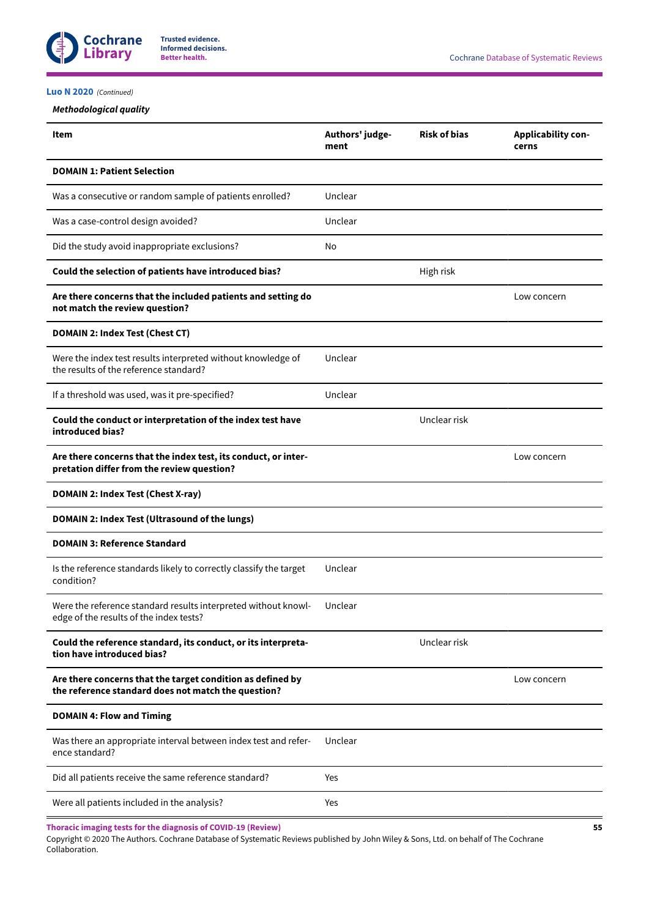**Luo N 2020** *(Continued)*

***Methodological quality***

| Item | Authors' judgement | Risk of bias | Applicability concerns |
|---|---|---|---|
| **DOMAIN 1: Patient Selection** | | | |
| Was a consecutive or random sample of patients enrolled? | Unclear | | |
| Was a case-control design avoided? | Unclear | | |
| Did the study avoid inappropriate exclusions? | No | | |
| **Could the selection of patients have introduced bias?** | | High risk | |
| **Are there concerns that the included patients and setting do not match the review question?** | | | Low concern |
| **DOMAIN 2: Index Test (Chest CT)** | | | |
| Were the index test results interpreted without knowledge of the results of the reference standard? | Unclear | | |
| If a threshold was used, was it pre-specified? | Unclear | | |
| **Could the conduct or interpretation of the index test have introduced bias?** | | Unclear risk | |
| **Are there concerns that the index test, its conduct, or interpretation differ from the review question?** | | | Low concern |
| **DOMAIN 2: Index Test (Chest X-ray)** | | | |
| **DOMAIN 2: Index Test (Ultrasound of the lungs)** | | | |
| **DOMAIN 3: Reference Standard** | | | |
| Is the reference standards likely to correctly classify the target condition? | Unclear | | |
| Were the reference standard results interpreted without knowledge of the results of the index tests? | Unclear | | |
| **Could the reference standard, its conduct, or its interpretation have introduced bias?** | | Unclear risk | |
| **Are there concerns that the target condition as defined by the reference standard does not match the question?** | | | Low concern |
| **DOMAIN 4: Flow and Timing** | | | |
| Was there an appropriate interval between index test and reference standard? | Unclear | | |
| Did all patients receive the same reference standard? | Yes | | |
| Were all patients included in the analysis? | Yes | | |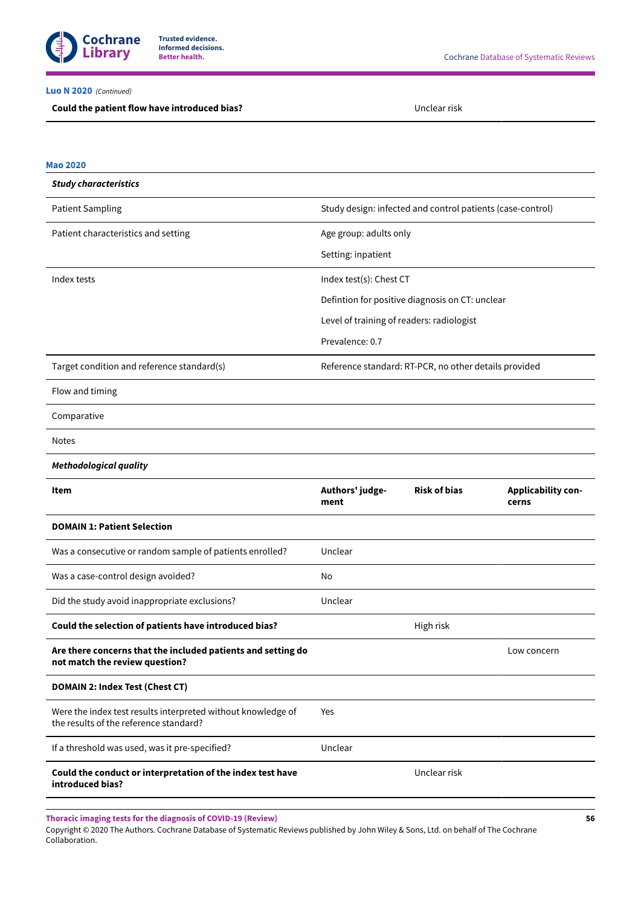**Luo N 2020** *(Continued)*

| | | | |
|---|---|---|---|
| **Could the patient flow have introduced bias?** | | Unclear risk | |

**Mao 2020**

| ***Study characteristics*** | | | |
|---|---|---|---|
| Patient Sampling | Study design: infected and control patients (case-control) | | |
| Patient characteristics and setting | Age group: adults only<br>Setting: inpatient | | |
| Index tests | Index test(s): Chest CT<br>Defintion for positive diagnosis on CT: unclear<br>Level of training of readers: radiologist<br>Prevalence: 0.7 | | |
| Target condition and reference standard(s) | Reference standard: RT-PCR, no other details provided | | |
| Flow and timing | | | |
| Comparative | | | |
| Notes | | | |
| ***Methodological quality*** | | | |
| **Item** | **Authors' judgement** | **Risk of bias** | **Applicability concerns** |
| **DOMAIN 1: Patient Selection** | | | |
| Was a consecutive or random sample of patients enrolled? | Unclear | | |
| Was a case-control design avoided? | No | | |
| Did the study avoid inappropriate exclusions? | Unclear | | |
| **Could the selection of patients have introduced bias?** | | High risk | |
| **Are there concerns that the included patients and setting do not match the review question?** | | | Low concern |
| **DOMAIN 2: Index Test (Chest CT)** | | | |
| Were the index test results interpreted without knowledge of the results of the reference standard? | Yes | | |
| If a threshold was used, was it pre-specified? | Unclear | | |
| **Could the conduct or interpretation of the index test have introduced bias?** | | Unclear risk | |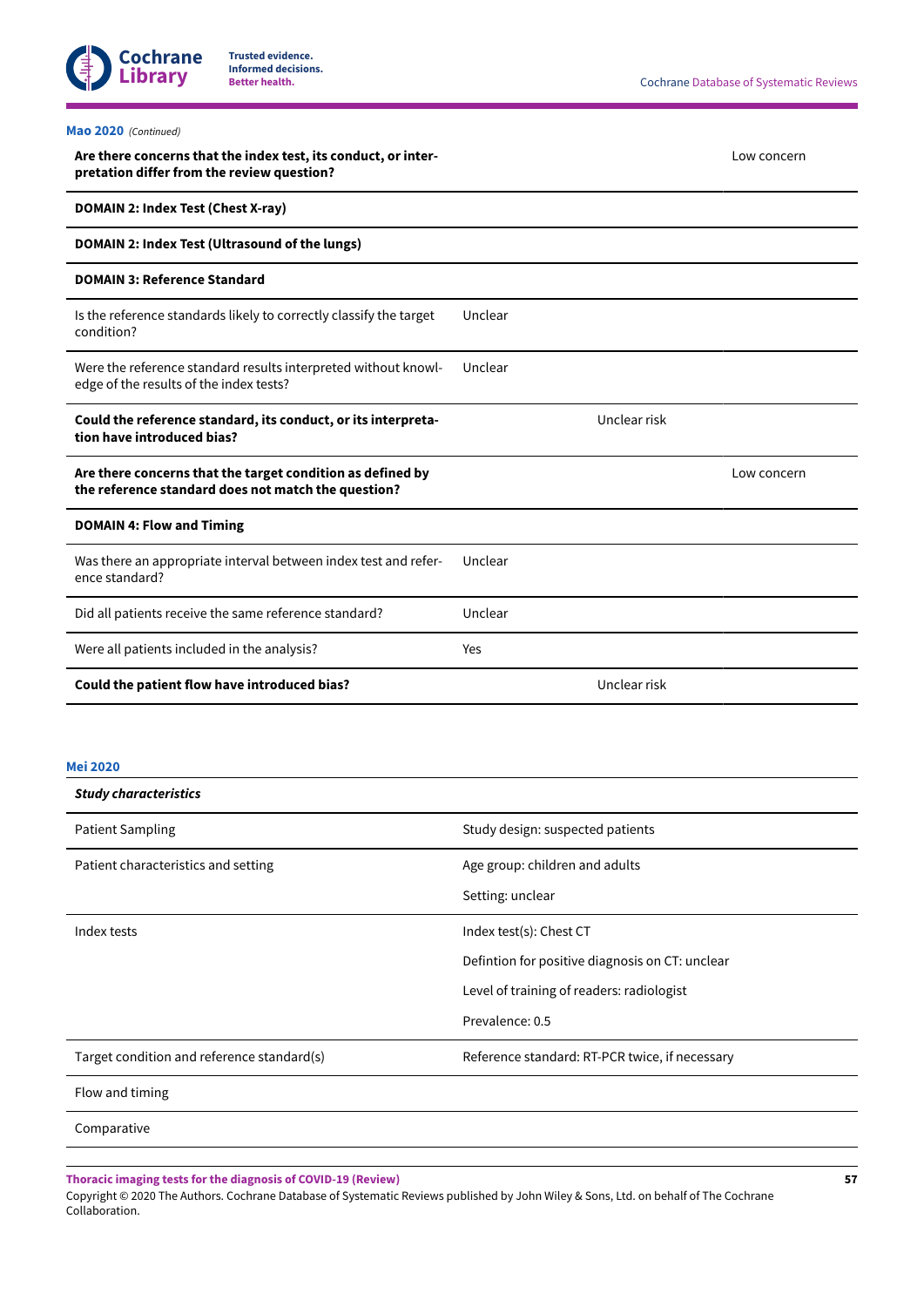**Mao 2020** *(Continued)*

| | | | |
|---|---|---|---|
| **Are there concerns that the index test, its conduct, or interpretation differ from the review question?** | | | Low concern |
| **DOMAIN 2: Index Test (Chest X-ray)** | | | |
| **DOMAIN 2: Index Test (Ultrasound of the lungs)** | | | |
| **DOMAIN 3: Reference Standard** | | | |
| Is the reference standards likely to correctly classify the target condition? | Unclear | | |
| Were the reference standard results interpreted without knowledge of the results of the index tests? | Unclear | | |
| **Could the reference standard, its conduct, or its interpretation have introduced bias?** | | Unclear risk | |
| **Are there concerns that the target condition as defined by the reference standard does not match the question?** | | | Low concern |
| **DOMAIN 4: Flow and Timing** | | | |
| Was there an appropriate interval between index test and reference standard? | Unclear | | |
| Did all patients receive the same reference standard? | Unclear | | |
| Were all patients included in the analysis? | Yes | | |
| **Could the patient flow have introduced bias?** | | Unclear risk | |

**Mei 2020**

| ***Study characteristics*** | |
|---|---|
| Patient Sampling | Study design: suspected patients |
| Patient characteristics and setting | Age group: children and adults<br>Setting: unclear |
| Index tests | Index test(s): Chest CT<br>Defintion for positive diagnosis on CT: unclear<br>Level of training of readers: radiologist<br>Prevalence: 0.5 |
| Target condition and reference standard(s) | Reference standard: RT-PCR twice, if necessary |
| Flow and timing | |
| Comparative | |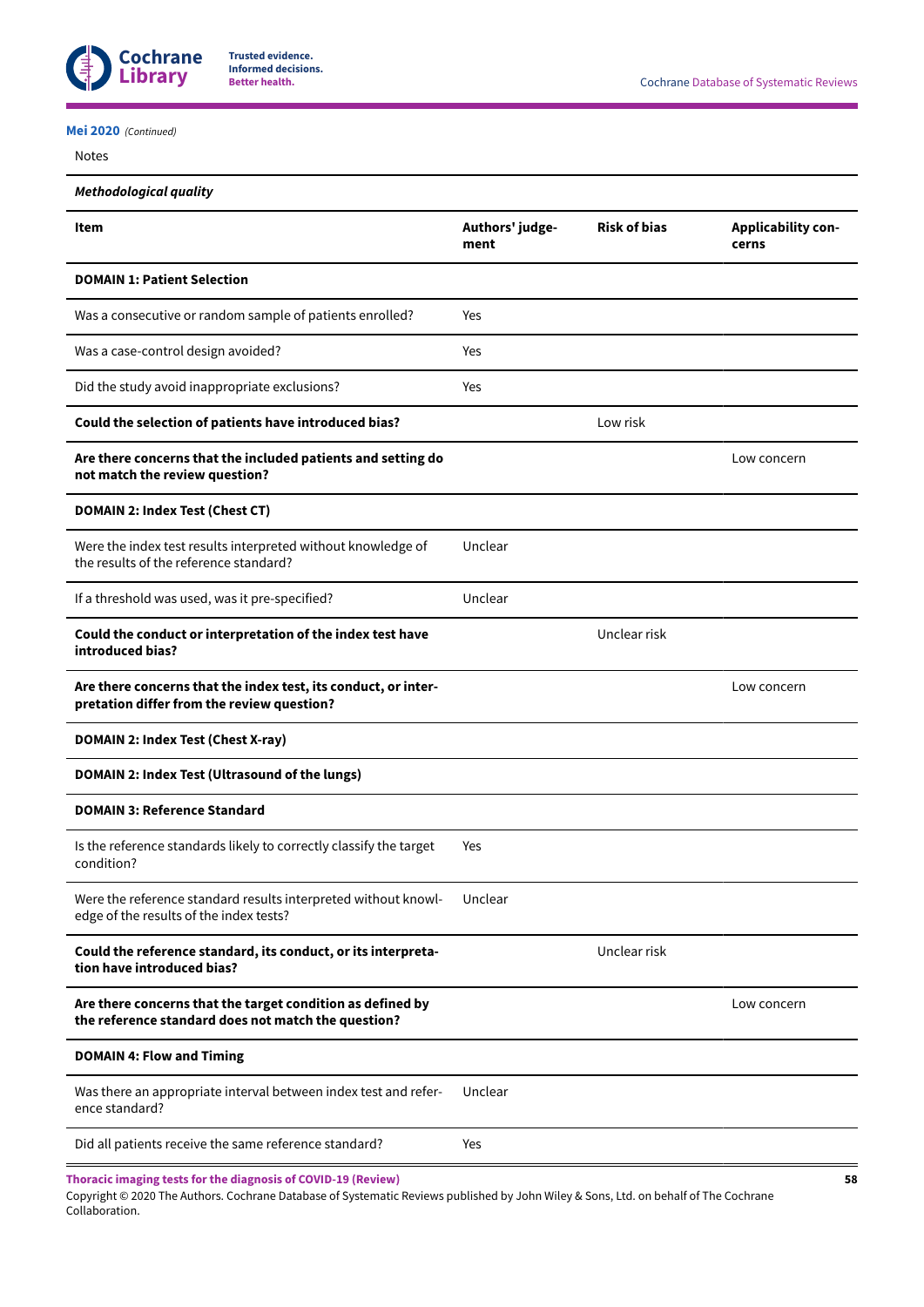**Mei 2020** *(Continued)*

Notes

***Methodological quality***

| Item | Authors' judgement | Risk of bias | Applicability concerns |
|---|---|---|---|
| **DOMAIN 1: Patient Selection** | | | |
| Was a consecutive or random sample of patients enrolled? | Yes | | |
| Was a case-control design avoided? | Yes | | |
| Did the study avoid inappropriate exclusions? | Yes | | |
| **Could the selection of patients have introduced bias?** | | Low risk | |
| **Are there concerns that the included patients and setting do not match the review question?** | | | Low concern |
| **DOMAIN 2: Index Test (Chest CT)** | | | |
| Were the index test results interpreted without knowledge of the results of the reference standard? | Unclear | | |
| If a threshold was used, was it pre-specified? | Unclear | | |
| **Could the conduct or interpretation of the index test have introduced bias?** | | Unclear risk | |
| **Are there concerns that the index test, its conduct, or interpretation differ from the review question?** | | | Low concern |
| **DOMAIN 2: Index Test (Chest X-ray)** | | | |
| **DOMAIN 2: Index Test (Ultrasound of the lungs)** | | | |
| **DOMAIN 3: Reference Standard** | | | |
| Is the reference standards likely to correctly classify the target condition? | Yes | | |
| Were the reference standard results interpreted without knowledge of the results of the index tests? | Unclear | | |
| **Could the reference standard, its conduct, or its interpretation have introduced bias?** | | Unclear risk | |
| **Are there concerns that the target condition as defined by the reference standard does not match the question?** | | | Low concern |
| **DOMAIN 4: Flow and Timing** | | | |
| Was there an appropriate interval between index test and reference standard? | Unclear | | |
| Did all patients receive the same reference standard? | Yes | | |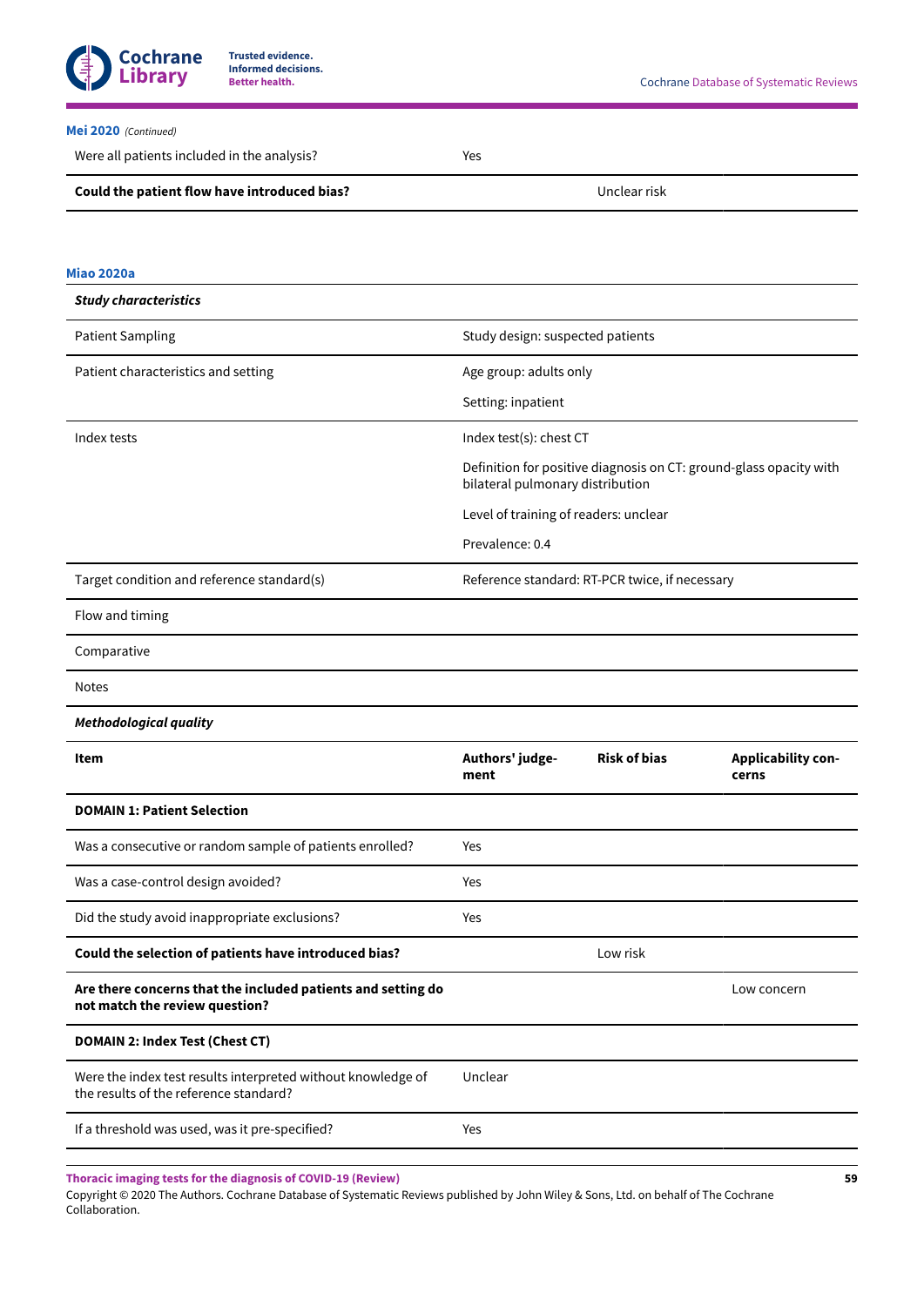**Mei 2020** *(Continued)*

| | | | |
|---|---|---|---|
| Were all patients included in the analysis? | Yes | | |
| **Could the patient flow have introduced bias?** | | Unclear risk | |

**Miao 2020a**

| ***Study characteristics*** | |
|---|---|
| Patient Sampling | Study design: suspected patients |
| Patient characteristics and setting | Age group: adults only<br><br>Setting: inpatient |
| Index tests | Index test(s): chest CT<br><br>Definition for positive diagnosis on CT: ground-glass opacity with bilateral pulmonary distribution<br><br>Level of training of readers: unclear<br><br>Prevalence: 0.4 |
| Target condition and reference standard(s) | Reference standard: RT-PCR twice, if necessary |
| Flow and timing | |
| Comparative | |
| Notes | |

***Methodological quality***

| **Item** | **Authors' judgement** | **Risk of bias** | **Applicability concerns** |
|---|---|---|---|
| **DOMAIN 1: Patient Selection** | | | |
| Was a consecutive or random sample of patients enrolled? | Yes | | |
| Was a case-control design avoided? | Yes | | |
| Did the study avoid inappropriate exclusions? | Yes | | |
| **Could the selection of patients have introduced bias?** | | Low risk | |
| **Are there concerns that the included patients and setting do not match the review question?** | | | Low concern |
| **DOMAIN 2: Index Test (Chest CT)** | | | |
| Were the index test results interpreted without knowledge of the results of the reference standard? | Unclear | | |
| If a threshold was used, was it pre-specified? | Yes | | |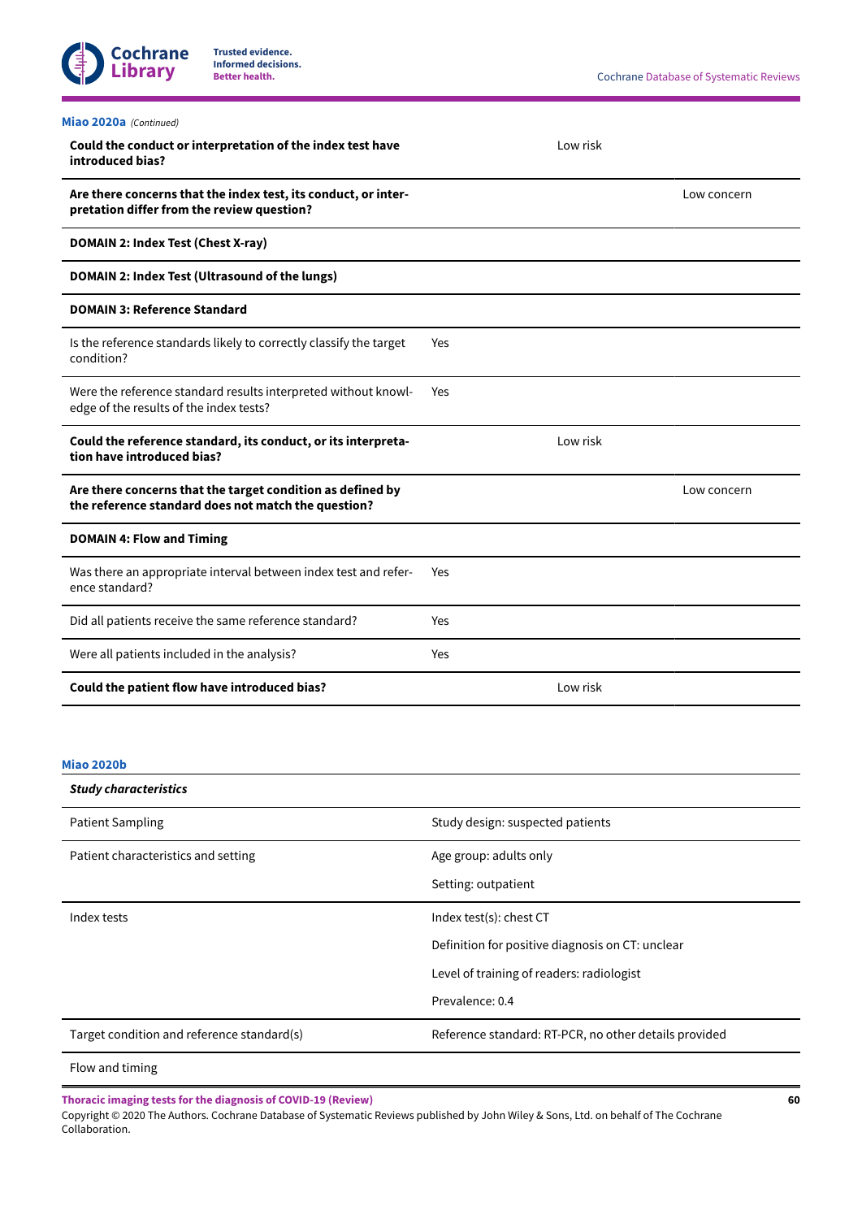**Miao 2020a** *(Continued)*

| | | | |
|---|---|---|---|
| **Could the conduct or interpretation of the index test have introduced bias?** | | Low risk | |
| **Are there concerns that the index test, its conduct, or interpretation differ from the review question?** | | | Low concern |
| **DOMAIN 2: Index Test (Chest X-ray)** | | | |
| **DOMAIN 2: Index Test (Ultrasound of the lungs)** | | | |
| **DOMAIN 3: Reference Standard** | | | |
| Is the reference standards likely to correctly classify the target condition? | Yes | | |
| Were the reference standard results interpreted without knowledge of the results of the index tests? | Yes | | |
| **Could the reference standard, its conduct, or its interpretation have introduced bias?** | | Low risk | |
| **Are there concerns that the target condition as defined by the reference standard does not match the question?** | | | Low concern |
| **DOMAIN 4: Flow and Timing** | | | |
| Was there an appropriate interval between index test and reference standard? | Yes | | |
| Did all patients receive the same reference standard? | Yes | | |
| Were all patients included in the analysis? | Yes | | |
| **Could the patient flow have introduced bias?** | | Low risk | |

**Miao 2020b**

| ***Study characteristics*** | |
|---|---|
| Patient Sampling | Study design: suspected patients |
| Patient characteristics and setting | Age group: adults only |
| | Setting: outpatient |
| Index tests | Index test(s): chest CT |
| | Definition for positive diagnosis on CT: unclear |
| | Level of training of readers: radiologist |
| | Prevalence: 0.4 |
| Target condition and reference standard(s) | Reference standard: RT-PCR, no other details provided |
| Flow and timing | |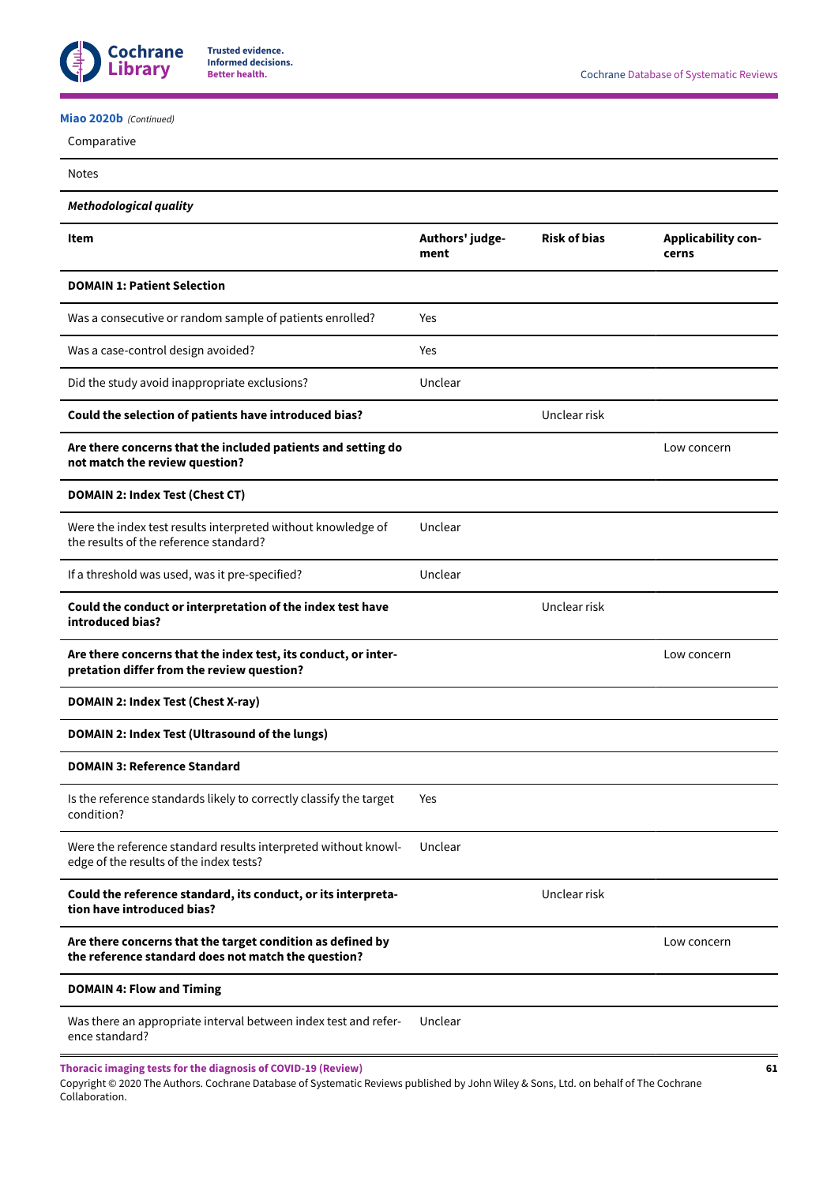**Miao 2020b** *(Continued)*

| | | | |
|---|---|---|---|
| Comparative | | | |
| Notes | | | |
| ***Methodological quality*** | | | |
| **Item** | **Authors' judgement** | **Risk of bias** | **Applicability concerns** |
| **DOMAIN 1: Patient Selection** | | | |
| Was a consecutive or random sample of patients enrolled? | Yes | | |
| Was a case-control design avoided? | Yes | | |
| Did the study avoid inappropriate exclusions? | Unclear | | |
| **Could the selection of patients have introduced bias?** | | Unclear risk | |
| **Are there concerns that the included patients and setting do not match the review question?** | | | Low concern |
| **DOMAIN 2: Index Test (Chest CT)** | | | |
| Were the index test results interpreted without knowledge of the results of the reference standard? | Unclear | | |
| If a threshold was used, was it pre-specified? | Unclear | | |
| **Could the conduct or interpretation of the index test have introduced bias?** | | Unclear risk | |
| **Are there concerns that the index test, its conduct, or interpretation differ from the review question?** | | | Low concern |
| **DOMAIN 2: Index Test (Chest X-ray)** | | | |
| **DOMAIN 2: Index Test (Ultrasound of the lungs)** | | | |
| **DOMAIN 3: Reference Standard** | | | |
| Is the reference standards likely to correctly classify the target condition? | Yes | | |
| Were the reference standard results interpreted without knowledge of the results of the index tests? | Unclear | | |
| **Could the reference standard, its conduct, or its interpretation have introduced bias?** | | Unclear risk | |
| **Are there concerns that the target condition as defined by the reference standard does not match the question?** | | | Low concern |
| **DOMAIN 4: Flow and Timing** | | | |
| Was there an appropriate interval between index test and reference standard? | Unclear | | |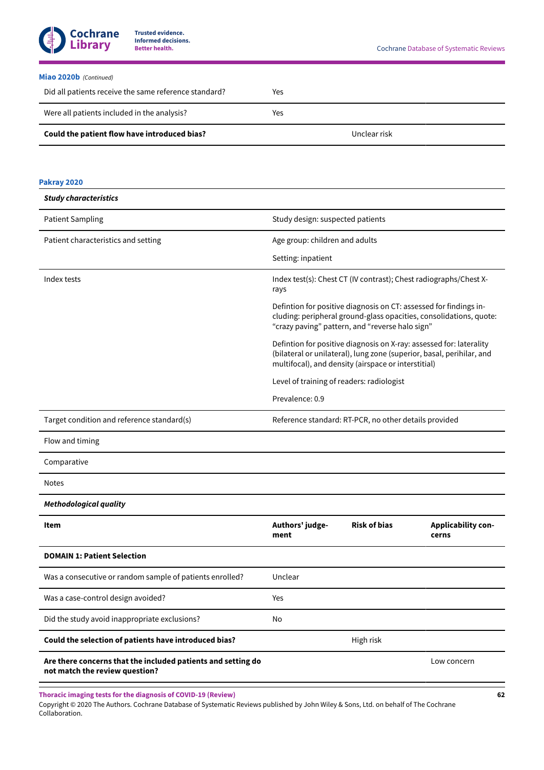**Miao 2020b** *(Continued)*

| | | | |
|---|---|---|---|
| Did all patients receive the same reference standard? | Yes | | |
| Were all patients included in the analysis? | Yes | | |
| **Could the patient flow have introduced bias?** | | Unclear risk | |

**Pakray 2020**

| ***Study characteristics*** | |
|---|---|
| Patient Sampling | Study design: suspected patients |
| Patient characteristics and setting | Age group: children and adults<br><br>Setting: inpatient |
| Index tests | Index test(s): Chest CT (IV contrast); Chest radiographs/Chest X-rays<br><br>Defintion for positive diagnosis on CT: assessed for findings including: peripheral ground-glass opacities, consolidations, quote: “crazy paving” pattern, and “reverse halo sign”<br><br>Defintion for positive diagnosis on X-ray: assessed for: laterality (bilateral or unilateral), lung zone (superior, basal, perihilar, and multifocal), and density (airspace or interstitial)<br><br>Level of training of readers: radiologist<br><br>Prevalence: 0.9 |
| Target condition and reference standard(s) | Reference standard: RT-PCR, no other details provided |
| Flow and timing | |
| Comparative | |
| Notes | |

***Methodological quality***

| **Item** | **Authors' judgement** | **Risk of bias** | **Applicability concerns** |
|---|---|---|---|
| **DOMAIN 1: Patient Selection** | | | |
| Was a consecutive or random sample of patients enrolled? | Unclear | | |
| Was a case-control design avoided? | Yes | | |
| Did the study avoid inappropriate exclusions? | No | | |
| **Could the selection of patients have introduced bias?** | | High risk | |
| **Are there concerns that the included patients and setting do not match the review question?** | | | Low concern |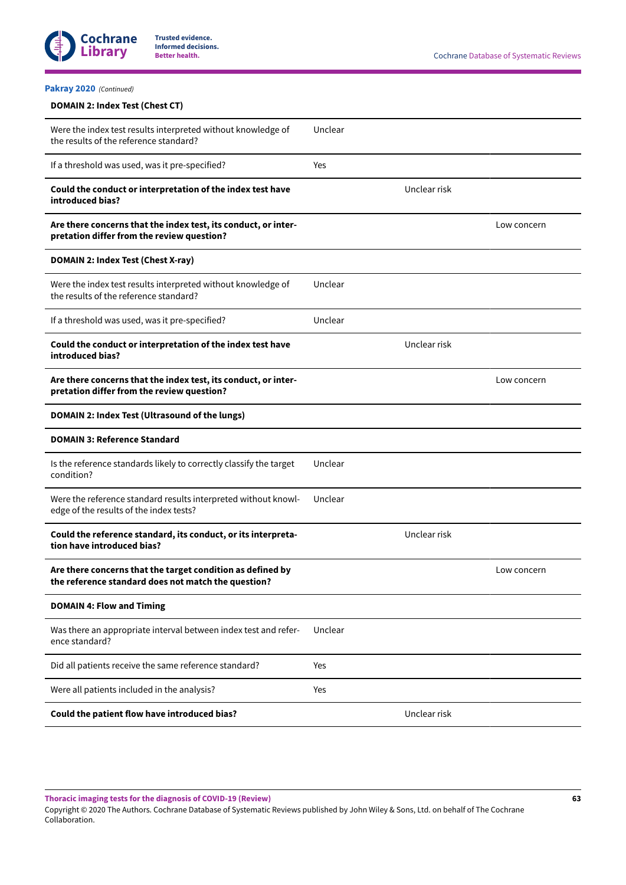**Pakray 2020** *(Continued)*

| **DOMAIN 2: Index Test (Chest CT)** | | | |
|---|---|---|---|
| Were the index test results interpreted without knowledge of the results of the reference standard? | Unclear | | |
| If a threshold was used, was it pre-specified? | Yes | | |
| **Could the conduct or interpretation of the index test have introduced bias?** | | Unclear risk | |
| **Are there concerns that the index test, its conduct, or interpretation differ from the review question?** | | | Low concern |
| **DOMAIN 2: Index Test (Chest X-ray)** | | | |
| Were the index test results interpreted without knowledge of the results of the reference standard? | Unclear | | |
| If a threshold was used, was it pre-specified? | Unclear | | |
| **Could the conduct or interpretation of the index test have introduced bias?** | | Unclear risk | |
| **Are there concerns that the index test, its conduct, or interpretation differ from the review question?** | | | Low concern |
| **DOMAIN 2: Index Test (Ultrasound of the lungs)** | | | |
| **DOMAIN 3: Reference Standard** | | | |
| Is the reference standards likely to correctly classify the target condition? | Unclear | | |
| Were the reference standard results interpreted without knowledge of the results of the index tests? | Unclear | | |
| **Could the reference standard, its conduct, or its interpretation have introduced bias?** | | Unclear risk | |
| **Are there concerns that the target condition as defined by the reference standard does not match the question?** | | | Low concern |
| **DOMAIN 4: Flow and Timing** | | | |
| Was there an appropriate interval between index test and reference standard? | Unclear | | |
| Did all patients receive the same reference standard? | Yes | | |
| Were all patients included in the analysis? | Yes | | |
| **Could the patient flow have introduced bias?** | | Unclear risk | |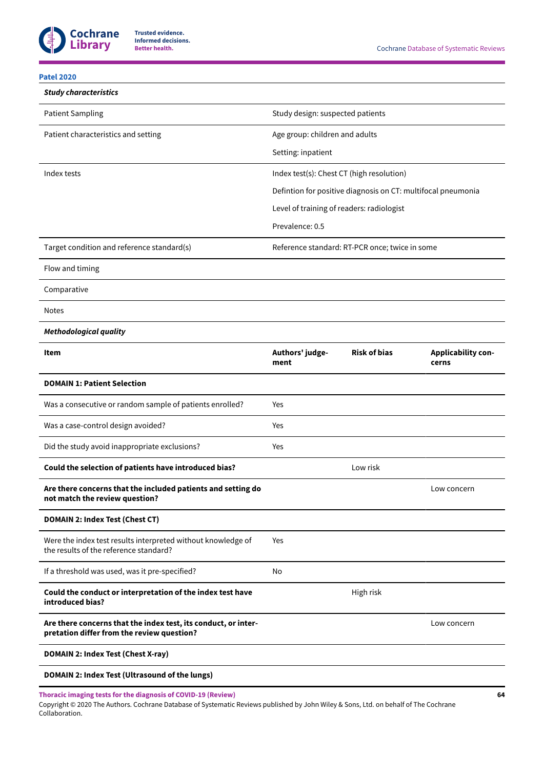**Patel 2020**

| *Study characteristics* | | | |
|---|---|---|---|
| Patient Sampling | Study design: suspected patients | | |
| Patient characteristics and setting | Age group: children and adults | | |
| | Setting: inpatient | | |
| Index tests | Index test(s): Chest CT (high resolution) | | |
| | Defintion for positive diagnosis on CT: multifocal pneumonia | | |
| | Level of training of readers: radiologist | | |
| | Prevalence: 0.5 | | |
| Target condition and reference standard(s) | Reference standard: RT-PCR once; twice in some | | |
| Flow and timing | | | |
| Comparative | | | |
| Notes | | | |
| ***Methodological quality*** | | | |
| **Item** | **Authors' judgement** | **Risk of bias** | **Applicability concerns** |
| **DOMAIN 1: Patient Selection** | | | |
| Was a consecutive or random sample of patients enrolled? | Yes | | |
| Was a case-control design avoided? | Yes | | |
| Did the study avoid inappropriate exclusions? | Yes | | |
| **Could the selection of patients have introduced bias?** | | Low risk | |
| **Are there concerns that the included patients and setting do not match the review question?** | | | Low concern |
| **DOMAIN 2: Index Test (Chest CT)** | | | |
| Were the index test results interpreted without knowledge of the results of the reference standard? | Yes | | |
| If a threshold was used, was it pre-specified? | No | | |
| **Could the conduct or interpretation of the index test have introduced bias?** | | High risk | |
| **Are there concerns that the index test, its conduct, or interpretation differ from the review question?** | | | Low concern |
| **DOMAIN 2: Index Test (Chest X-ray)** | | | |
| **DOMAIN 2: Index Test (Ultrasound of the lungs)** | | | |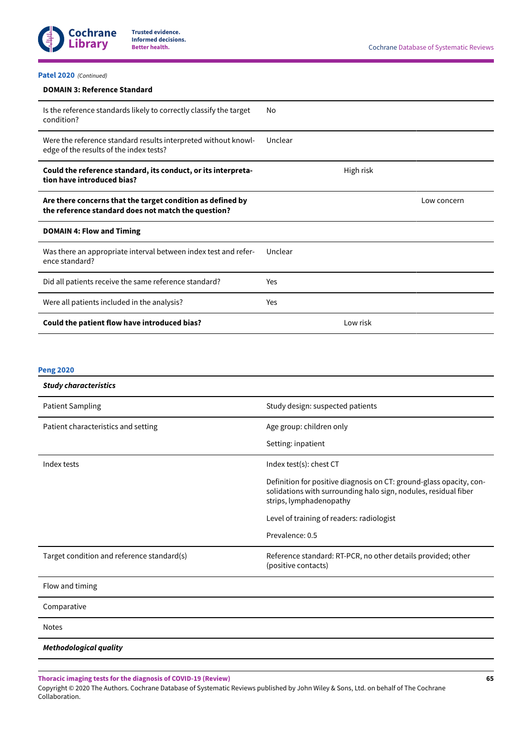**Patel 2020** *(Continued)*

| **DOMAIN 3: Reference Standard** | | | |
|---|---|---|---|
| Is the reference standards likely to correctly classify the target condition? | No | | |
| Were the reference standard results interpreted without knowledge of the results of the index tests? | Unclear | | |
| **Could the reference standard, its conduct, or its interpretation have introduced bias?** | | High risk | |
| **Are there concerns that the target condition as defined by the reference standard does not match the question?** | | | Low concern |
| **DOMAIN 4: Flow and Timing** | | | |
| Was there an appropriate interval between index test and reference standard? | Unclear | | |
| Did all patients receive the same reference standard? | Yes | | |
| Were all patients included in the analysis? | Yes | | |
| **Could the patient flow have introduced bias?** | | Low risk | |

**Peng 2020**

| ***Study characteristics*** | |
|---|---|
| Patient Sampling | Study design: suspected patients |
| Patient characteristics and setting | Age group: children only<br><br>Setting: inpatient |
| Index tests | Index test(s): chest CT<br><br>Definition for positive diagnosis on CT: ground-glass opacity, consolidations with surrounding halo sign, nodules, residual fiber strips, lymphadenopathy<br><br>Level of training of readers: radiologist<br><br>Prevalence: 0.5 |
| Target condition and reference standard(s) | Reference standard: RT-PCR, no other details provided; other (positive contacts) |
| Flow and timing | |
| Comparative | |
| Notes | |
| ***Methodological quality*** | |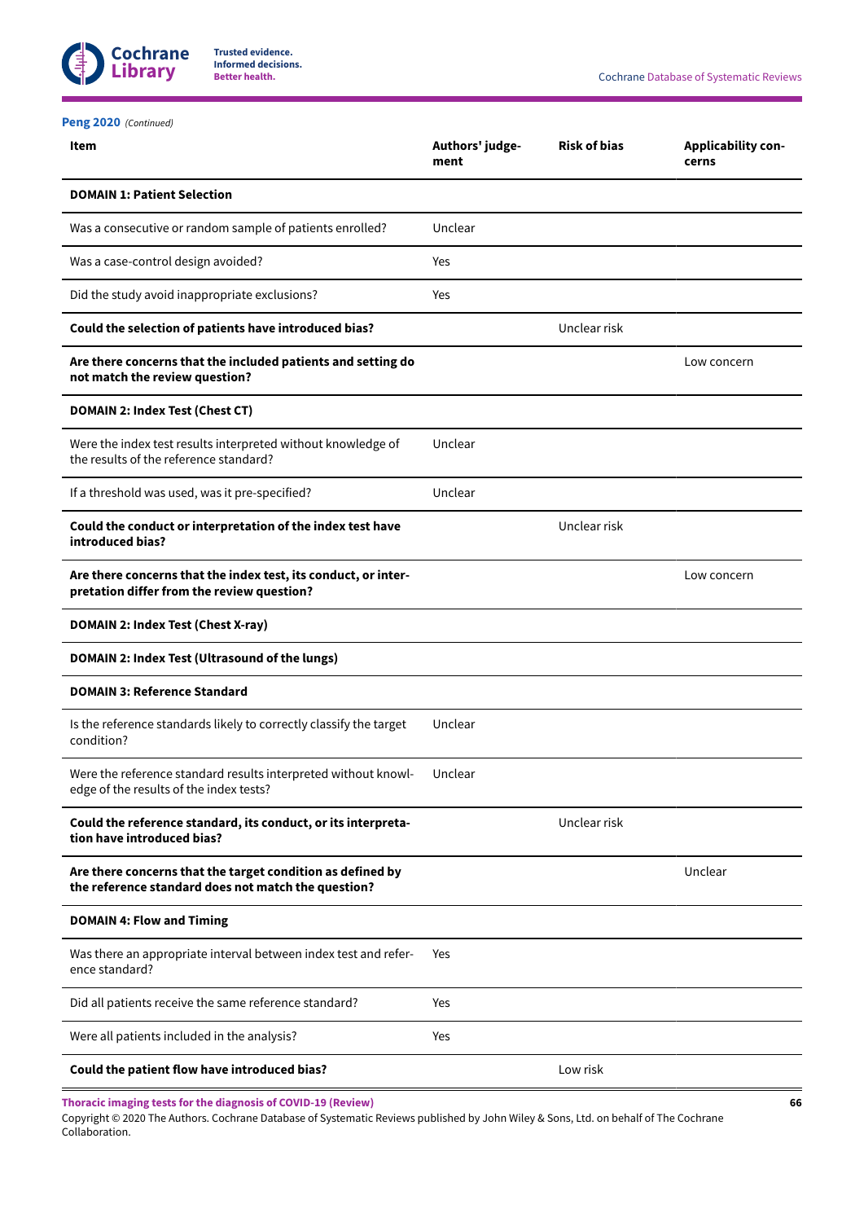**Peng 2020** *(Continued)*

| Item | Authors' judgement | Risk of bias | Applicability concerns |
|---|---|---|---|
| **DOMAIN 1: Patient Selection** | | | |
| Was a consecutive or random sample of patients enrolled? | Unclear | | |
| Was a case-control design avoided? | Yes | | |
| Did the study avoid inappropriate exclusions? | Yes | | |
| **Could the selection of patients have introduced bias?** | | Unclear risk | |
| **Are there concerns that the included patients and setting do not match the review question?** | | | Low concern |
| **DOMAIN 2: Index Test (Chest CT)** | | | |
| Were the index test results interpreted without knowledge of the results of the reference standard? | Unclear | | |
| If a threshold was used, was it pre-specified? | Unclear | | |
| **Could the conduct or interpretation of the index test have introduced bias?** | | Unclear risk | |
| **Are there concerns that the index test, its conduct, or interpretation differ from the review question?** | | | Low concern |
| **DOMAIN 2: Index Test (Chest X-ray)** | | | |
| **DOMAIN 2: Index Test (Ultrasound of the lungs)** | | | |
| **DOMAIN 3: Reference Standard** | | | |
| Is the reference standards likely to correctly classify the target condition? | Unclear | | |
| Were the reference standard results interpreted without knowledge of the results of the index tests? | Unclear | | |
| **Could the reference standard, its conduct, or its interpretation have introduced bias?** | | Unclear risk | |
| **Are there concerns that the target condition as defined by the reference standard does not match the question?** | | | Unclear |
| **DOMAIN 4: Flow and Timing** | | | |
| Was there an appropriate interval between index test and reference standard? | Yes | | |
| Did all patients receive the same reference standard? | Yes | | |
| Were all patients included in the analysis? | Yes | | |
| **Could the patient flow have introduced bias?** | | Low risk | |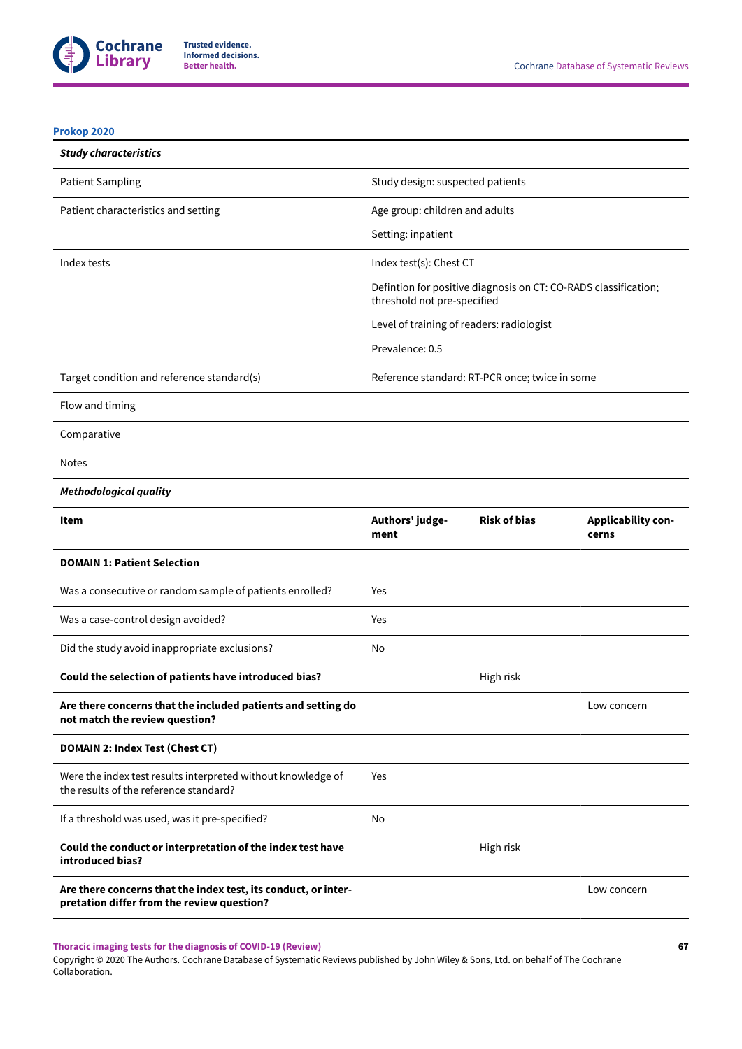**Prokop 2020**

| *Study characteristics* | | | |
|---|---|---|---|
| Patient Sampling | Study design: suspected patients | | |
| Patient characteristics and setting | Age group: children and adults<br><br>Setting: inpatient | | |
| Index tests | Index test(s): Chest CT<br><br>Defintion for positive diagnosis on CT: CO-RADS classification; threshold not pre-specified<br><br>Level of training of readers: radiologist<br><br>Prevalence: 0.5 | | |
| Target condition and reference standard(s) | Reference standard: RT-PCR once; twice in some | | |
| Flow and timing | | | |
| Comparative | | | |
| Notes | | | |
| ***Methodological quality*** | | | |
| **Item** | **Authors' judgement** | **Risk of bias** | **Applicability concerns** |
| **DOMAIN 1: Patient Selection** | | | |
| Was a consecutive or random sample of patients enrolled? | Yes | | |
| Was a case-control design avoided? | Yes | | |
| Did the study avoid inappropriate exclusions? | No | | |
| **Could the selection of patients have introduced bias?** | | High risk | |
| **Are there concerns that the included patients and setting do not match the review question?** | | | Low concern |
| **DOMAIN 2: Index Test (Chest CT)** | | | |
| Were the index test results interpreted without knowledge of the results of the reference standard? | Yes | | |
| If a threshold was used, was it pre-specified? | No | | |
| **Could the conduct or interpretation of the index test have introduced bias?** | | High risk | |
| **Are there concerns that the index test, its conduct, or interpretation differ from the review question?** | | | Low concern |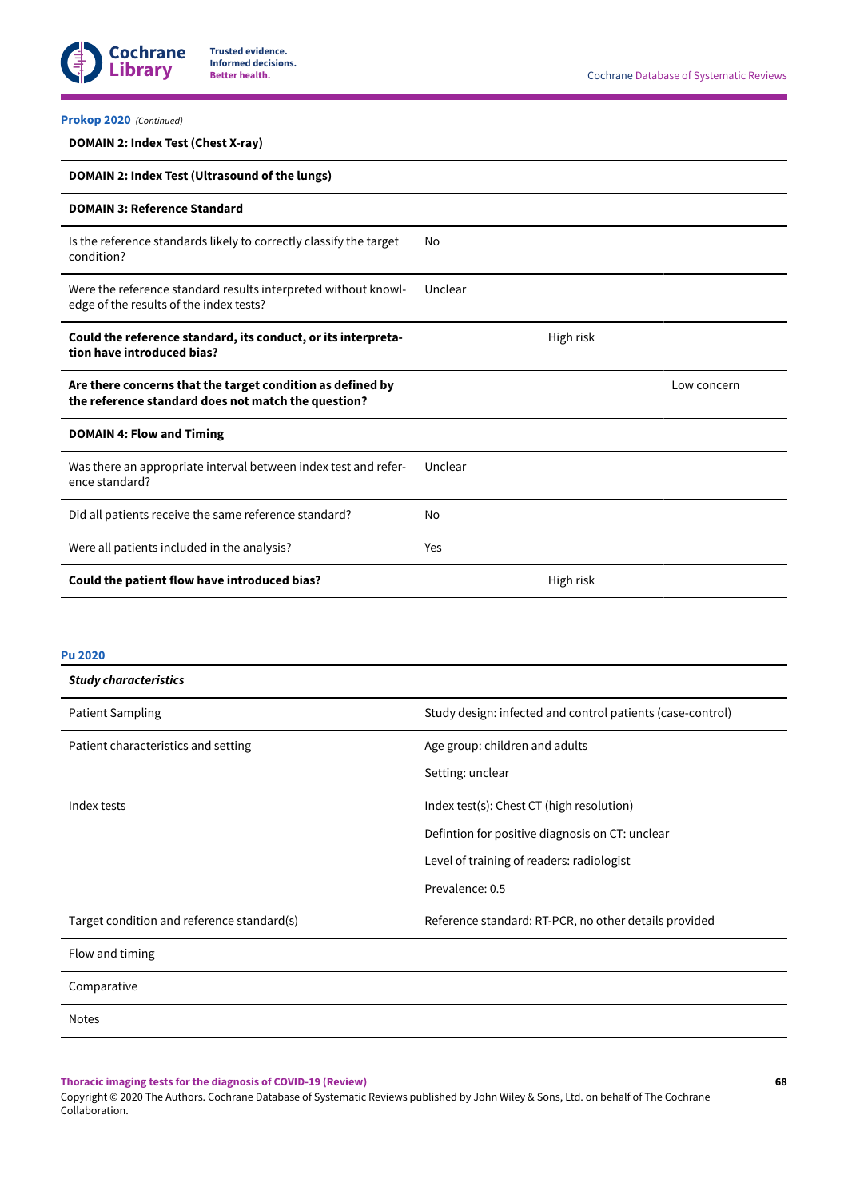**Prokop 2020** *(Continued)*

| | | | |
|---|---|---|---|
| **DOMAIN 2: Index Test (Chest X-ray)** | | | |
| **DOMAIN 2: Index Test (Ultrasound of the lungs)** | | | |
| **DOMAIN 3: Reference Standard** | | | |
| Is the reference standards likely to correctly classify the target condition? | No | | |
| Were the reference standard results interpreted without knowledge of the results of the index tests? | Unclear | | |
| **Could the reference standard, its conduct, or its interpretation have introduced bias?** | | High risk | |
| **Are there concerns that the target condition as defined by the reference standard does not match the question?** | | | Low concern |
| **DOMAIN 4: Flow and Timing** | | | |
| Was there an appropriate interval between index test and reference standard? | Unclear | | |
| Did all patients receive the same reference standard? | No | | |
| Were all patients included in the analysis? | Yes | | |
| **Could the patient flow have introduced bias?** | | High risk | |

**Pu 2020**

| ***Study characteristics*** | |
|---|---|
| Patient Sampling | Study design: infected and control patients (case-control) |
| Patient characteristics and setting | Age group: children and adults<br>Setting: unclear |
| Index tests | Index test(s): Chest CT (high resolution)<br>Defintion for positive diagnosis on CT: unclear<br>Level of training of readers: radiologist<br>Prevalence: 0.5 |
| Target condition and reference standard(s) | Reference standard: RT-PCR, no other details provided |
| Flow and timing | |
| Comparative | |
| Notes | |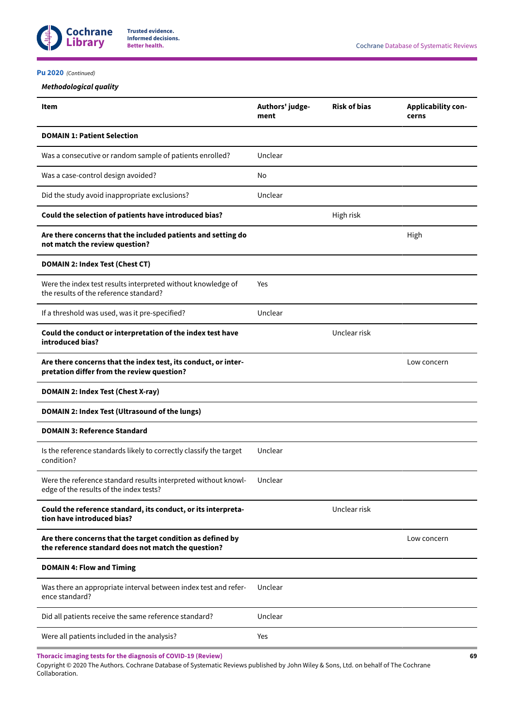**Pu 2020** *(Continued)*

***Methodological quality***

| Item | Authors' judgement | Risk of bias | Applicability concerns |
|---|---|---|---|
| **DOMAIN 1: Patient Selection** | | | |
| Was a consecutive or random sample of patients enrolled? | Unclear | | |
| Was a case-control design avoided? | No | | |
| Did the study avoid inappropriate exclusions? | Unclear | | |
| **Could the selection of patients have introduced bias?** | | High risk | |
| **Are there concerns that the included patients and setting do not match the review question?** | | | High |
| **DOMAIN 2: Index Test (Chest CT)** | | | |
| Were the index test results interpreted without knowledge of the results of the reference standard? | Yes | | |
| If a threshold was used, was it pre-specified? | Unclear | | |
| **Could the conduct or interpretation of the index test have introduced bias?** | | Unclear risk | |
| **Are there concerns that the index test, its conduct, or interpretation differ from the review question?** | | | Low concern |
| **DOMAIN 2: Index Test (Chest X-ray)** | | | |
| **DOMAIN 2: Index Test (Ultrasound of the lungs)** | | | |
| **DOMAIN 3: Reference Standard** | | | |
| Is the reference standards likely to correctly classify the target condition? | Unclear | | |
| Were the reference standard results interpreted without knowledge of the results of the index tests? | Unclear | | |
| **Could the reference standard, its conduct, or its interpretation have introduced bias?** | | Unclear risk | |
| **Are there concerns that the target condition as defined by the reference standard does not match the question?** | | | Low concern |
| **DOMAIN 4: Flow and Timing** | | | |
| Was there an appropriate interval between index test and reference standard? | Unclear | | |
| Did all patients receive the same reference standard? | Unclear | | |
| Were all patients included in the analysis? | Yes | | |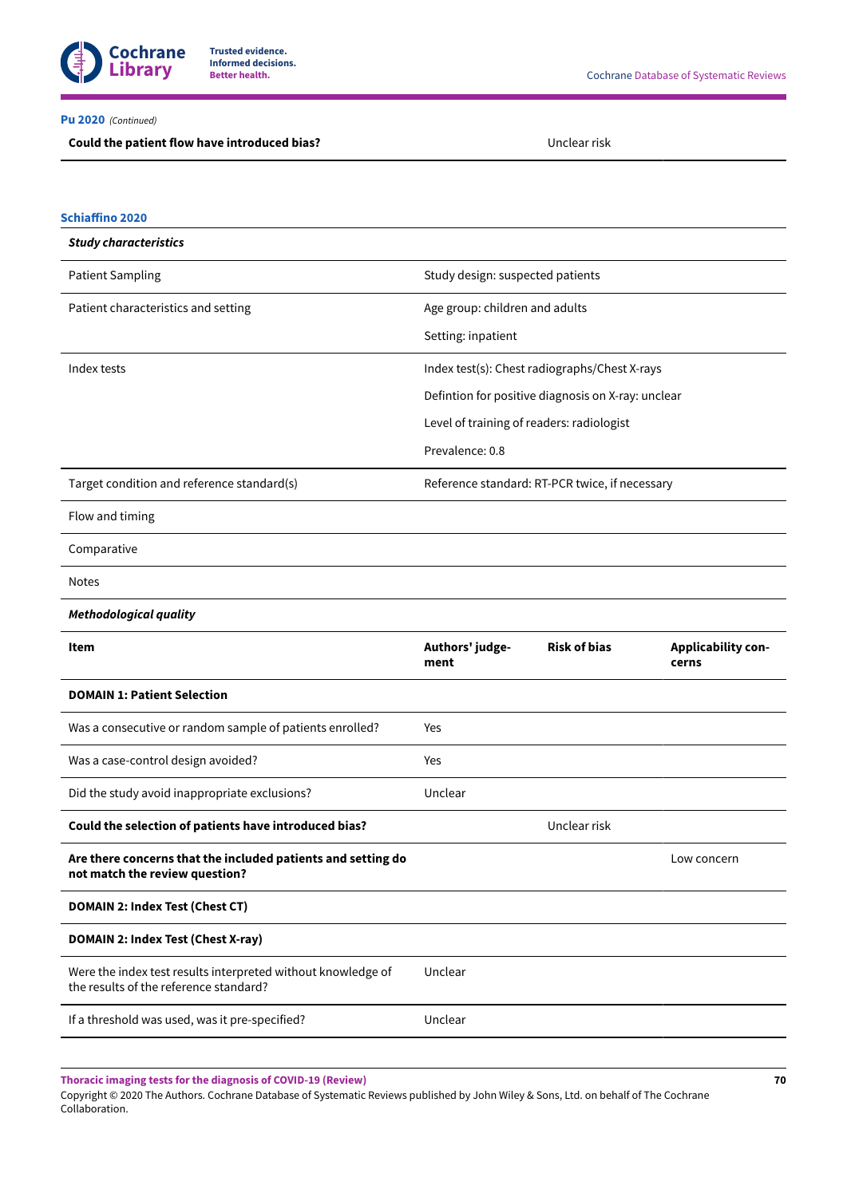**Pu 2020** *(Continued)*

| | | | |
|---|---|---|---|
| **Could the patient flow have introduced bias?** | | Unclear risk | |

**Schiaffino 2020**

| ***Study characteristics*** | | | |
|---|---|---|---|
| Patient Sampling | Study design: suspected patients | | |
| Patient characteristics and setting | Age group: children and adults<br><br>Setting: inpatient | | |
| Index tests | Index test(s): Chest radiographs/Chest X-rays<br><br>Defintion for positive diagnosis on X-ray: unclear<br><br>Level of training of readers: radiologist<br><br>Prevalence: 0.8 | | |
| Target condition and reference standard(s) | Reference standard: RT-PCR twice, if necessary | | |
| Flow and timing | | | |
| Comparative | | | |
| Notes | | | |
| ***Methodological quality*** | | | |
| **Item** | **Authors' judgement** | **Risk of bias** | **Applicability concerns** |
| **DOMAIN 1: Patient Selection** | | | |
| Was a consecutive or random sample of patients enrolled? | Yes | | |
| Was a case-control design avoided? | Yes | | |
| Did the study avoid inappropriate exclusions? | Unclear | | |
| **Could the selection of patients have introduced bias?** | | Unclear risk | |
| **Are there concerns that the included patients and setting do not match the review question?** | | | Low concern |
| **DOMAIN 2: Index Test (Chest CT)** | | | |
| **DOMAIN 2: Index Test (Chest X-ray)** | | | |
| Were the index test results interpreted without knowledge of the results of the reference standard? | Unclear | | |
| If a threshold was used, was it pre-specified? | Unclear | | |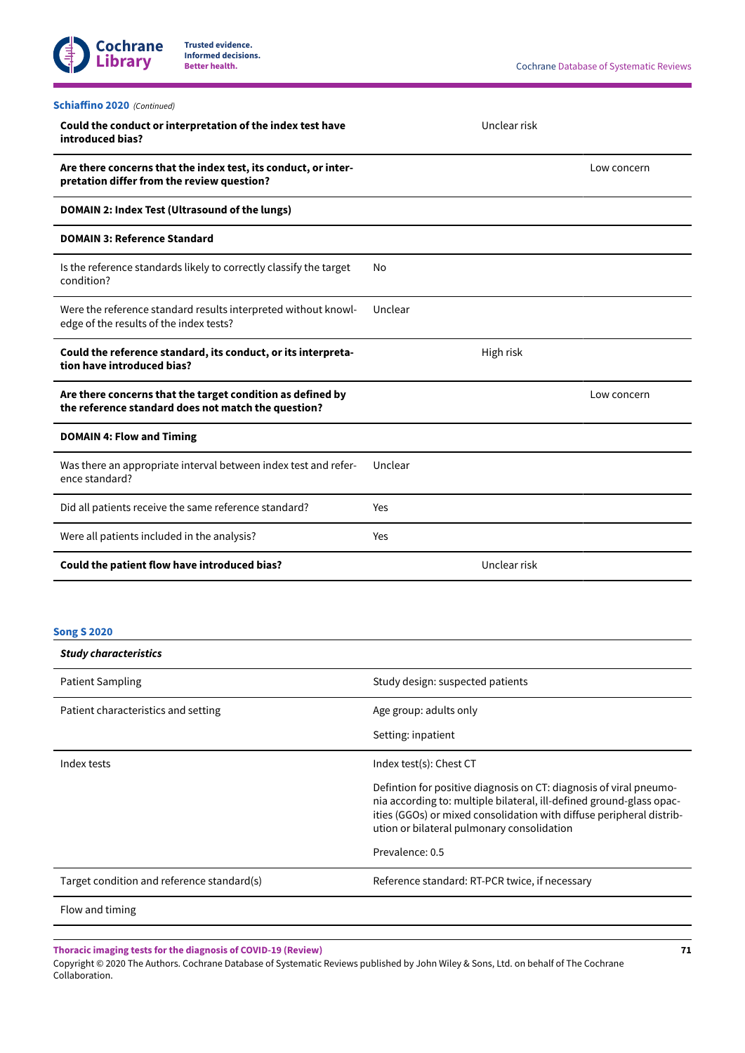**Schiaffino 2020** *(Continued)*

| | | | |
|---|---|---|---|
| **Could the conduct or interpretation of the index test have introduced bias?** | | Unclear risk | |
| **Are there concerns that the index test, its conduct, or interpretation differ from the review question?** | | | Low concern |
| **DOMAIN 2: Index Test (Ultrasound of the lungs)** | | | |
| **DOMAIN 3: Reference Standard** | | | |
| Is the reference standards likely to correctly classify the target condition? | No | | |
| Were the reference standard results interpreted without knowledge of the results of the index tests? | Unclear | | |
| **Could the reference standard, its conduct, or its interpretation have introduced bias?** | | High risk | |
| **Are there concerns that the target condition as defined by the reference standard does not match the question?** | | | Low concern |
| **DOMAIN 4: Flow and Timing** | | | |
| Was there an appropriate interval between index test and reference standard? | Unclear | | |
| Did all patients receive the same reference standard? | Yes | | |
| Were all patients included in the analysis? | Yes | | |
| **Could the patient flow have introduced bias?** | | Unclear risk | |

**Song S 2020**

| ***Study characteristics*** | |
|---|---|
| Patient Sampling | Study design: suspected patients |
| Patient characteristics and setting | Age group: adults only<br>Setting: inpatient |
| Index tests | Index test(s): Chest CT<br>Defintion for positive diagnosis on CT: diagnosis of viral pneumonia according to: multiple bilateral, ill-defined ground-glass opacities (GGOs) or mixed consolidation with diffuse peripheral distribution or bilateral pulmonary consolidation<br>Prevalence: 0.5 |
| Target condition and reference standard(s) | Reference standard: RT-PCR twice, if necessary |
| Flow and timing | |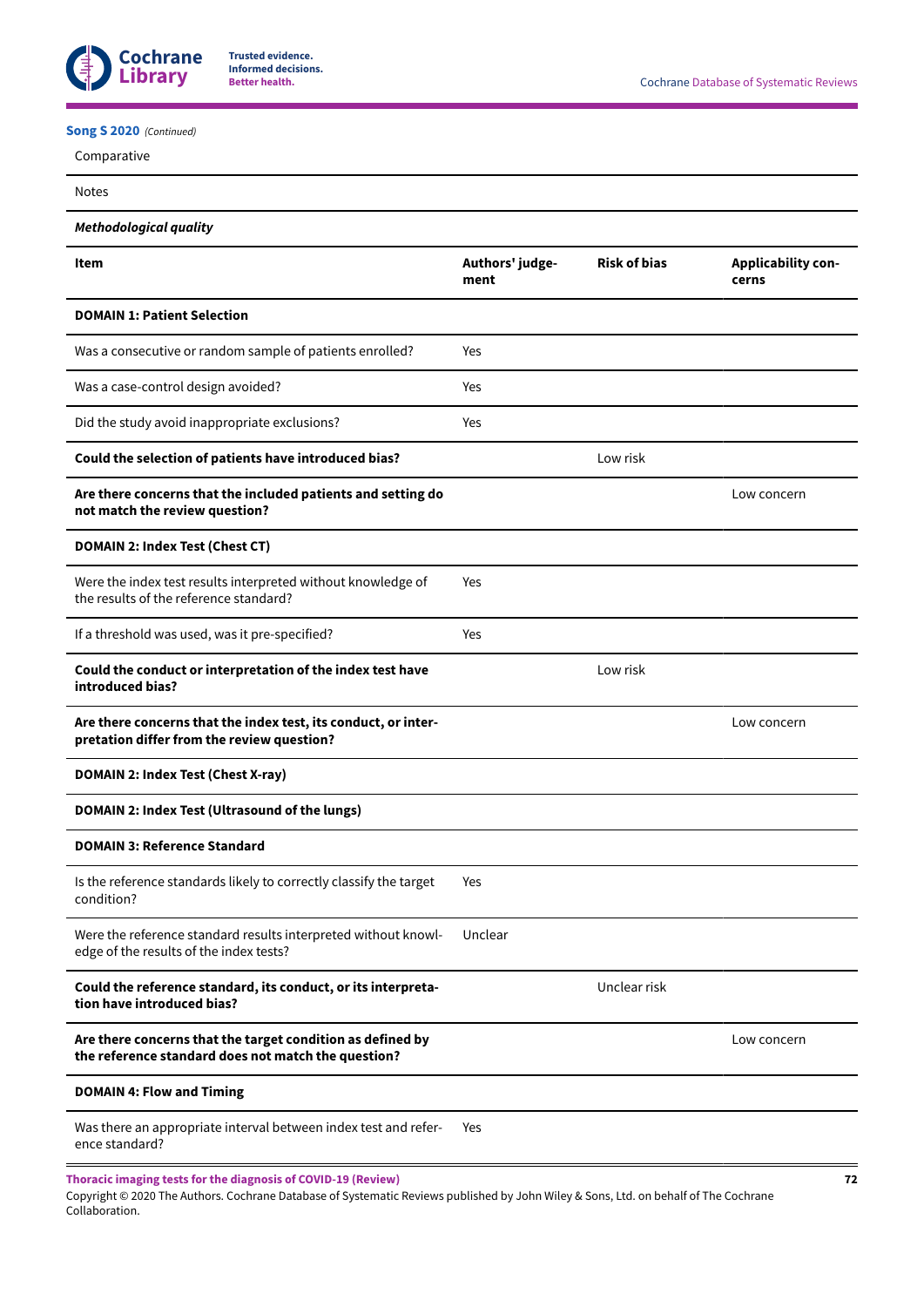**Song S 2020** *(Continued)*

| | | | |
|---|---|---|---|
| Comparative | | | |
| Notes | | | |
| ***Methodological quality*** | | | |
| **Item** | **Authors' judgement** | **Risk of bias** | **Applicability concerns** |
| **DOMAIN 1: Patient Selection** | | | |
| Was a consecutive or random sample of patients enrolled? | Yes | | |
| Was a case-control design avoided? | Yes | | |
| Did the study avoid inappropriate exclusions? | Yes | | |
| **Could the selection of patients have introduced bias?** | | Low risk | |
| **Are there concerns that the included patients and setting do not match the review question?** | | | Low concern |
| **DOMAIN 2: Index Test (Chest CT)** | | | |
| Were the index test results interpreted without knowledge of the results of the reference standard? | Yes | | |
| If a threshold was used, was it pre-specified? | Yes | | |
| **Could the conduct or interpretation of the index test have introduced bias?** | | Low risk | |
| **Are there concerns that the index test, its conduct, or interpretation differ from the review question?** | | | Low concern |
| **DOMAIN 2: Index Test (Chest X-ray)** | | | |
| **DOMAIN 2: Index Test (Ultrasound of the lungs)** | | | |
| **DOMAIN 3: Reference Standard** | | | |
| Is the reference standards likely to correctly classify the target condition? | Yes | | |
| Were the reference standard results interpreted without knowledge of the results of the index tests? | Unclear | | |
| **Could the reference standard, its conduct, or its interpretation have introduced bias?** | | Unclear risk | |
| **Are there concerns that the target condition as defined by the reference standard does not match the question?** | | | Low concern |
| **DOMAIN 4: Flow and Timing** | | | |
| Was there an appropriate interval between index test and reference standard? | Yes | | |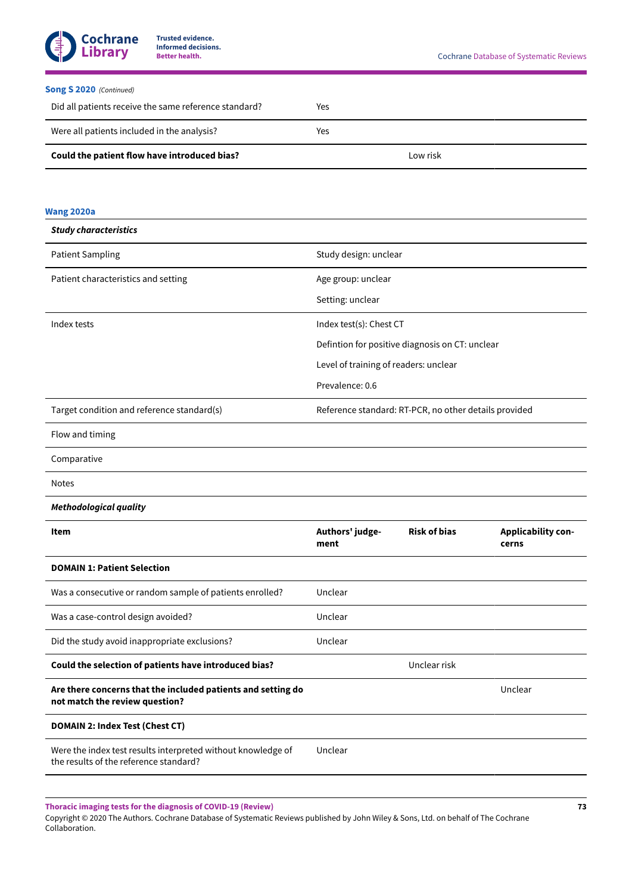**Song S 2020** *(Continued)*

| | | | |
|---|---|---|---|
| Did all patients receive the same reference standard? | Yes | | |
| Were all patients included in the analysis? | Yes | | |
| **Could the patient flow have introduced bias?** | | Low risk | |

**Wang 2020a**

| ***Study characteristics*** | |
|---|---|
| Patient Sampling | Study design: unclear |
| Patient characteristics and setting | Age group: unclear<br>Setting: unclear |
| Index tests | Index test(s): Chest CT<br>Defintion for positive diagnosis on CT: unclear<br>Level of training of readers: unclear<br>Prevalence: 0.6 |
| Target condition and reference standard(s) | Reference standard: RT-PCR, no other details provided |
| Flow and timing | |
| Comparative | |
| Notes | |

***Methodological quality***

| **Item** | **Authors' judgement** | **Risk of bias** | **Applicability concerns** |
|---|---|---|---|
| **DOMAIN 1: Patient Selection** | | | |
| Was a consecutive or random sample of patients enrolled? | Unclear | | |
| Was a case-control design avoided? | Unclear | | |
| Did the study avoid inappropriate exclusions? | Unclear | | |
| **Could the selection of patients have introduced bias?** | | Unclear risk | |
| **Are there concerns that the included patients and setting do not match the review question?** | | | Unclear |
| **DOMAIN 2: Index Test (Chest CT)** | | | |
| Were the index test results interpreted without knowledge of the results of the reference standard? | Unclear | | |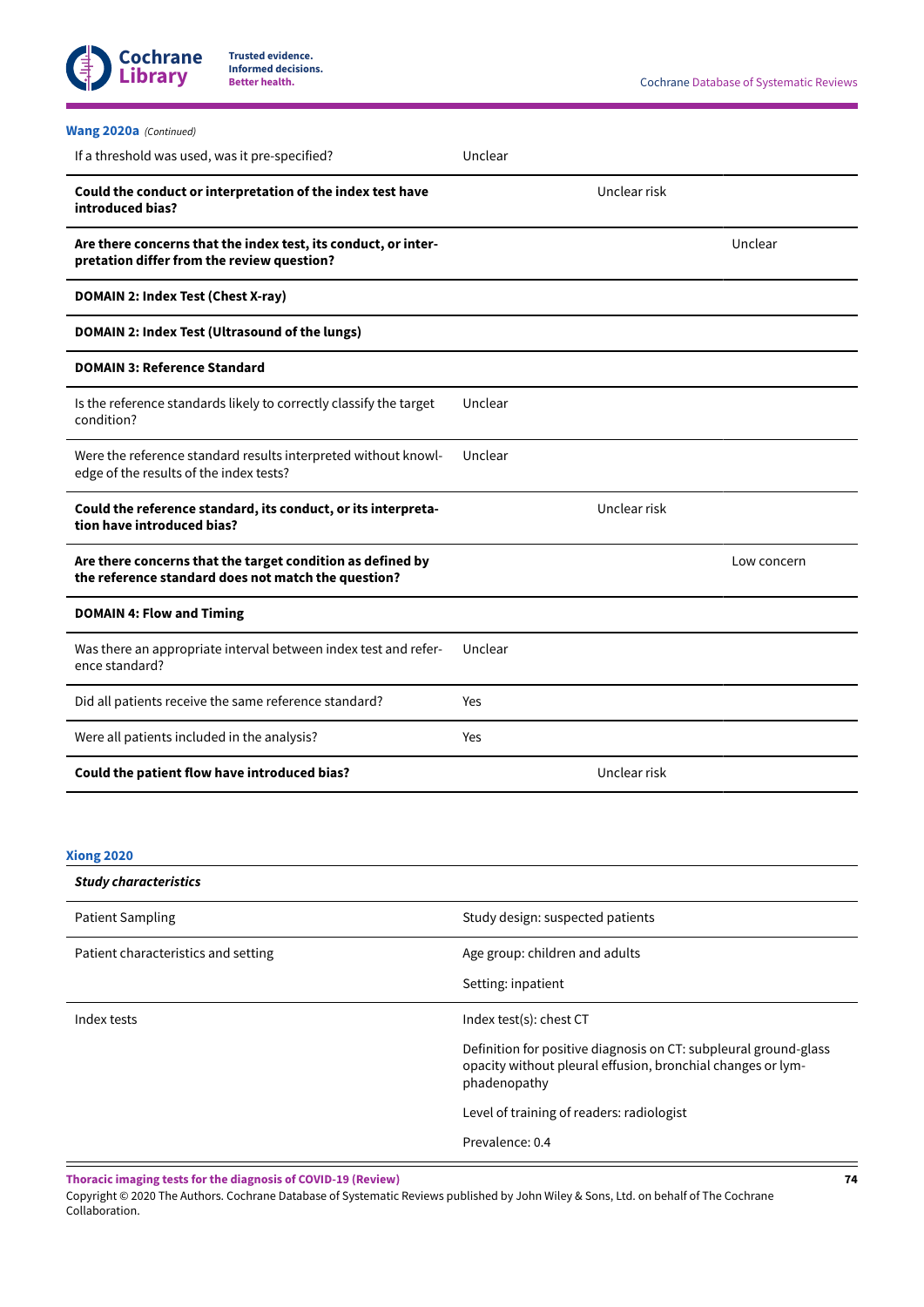**Wang 2020a** *(Continued)*

| | | | |
|---|---|---|---|
| If a threshold was used, was it pre-specified? | Unclear | | |
| **Could the conduct or interpretation of the index test have introduced bias?** | | Unclear risk | |
| **Are there concerns that the index test, its conduct, or interpretation differ from the review question?** | | | Unclear |
| **DOMAIN 2: Index Test (Chest X-ray)** | | | |
| **DOMAIN 2: Index Test (Ultrasound of the lungs)** | | | |
| **DOMAIN 3: Reference Standard** | | | |
| Is the reference standards likely to correctly classify the target condition? | Unclear | | |
| Were the reference standard results interpreted without knowledge of the results of the index tests? | Unclear | | |
| **Could the reference standard, its conduct, or its interpretation have introduced bias?** | | Unclear risk | |
| **Are there concerns that the target condition as defined by the reference standard does not match the question?** | | | Low concern |
| **DOMAIN 4: Flow and Timing** | | | |
| Was there an appropriate interval between index test and reference standard? | Unclear | | |
| Did all patients receive the same reference standard? | Yes | | |
| Were all patients included in the analysis? | Yes | | |
| **Could the patient flow have introduced bias?** | | Unclear risk | |

**Xiong 2020**

| ***Study characteristics*** | |
|---|---|
| Patient Sampling | Study design: suspected patients |
| Patient characteristics and setting | Age group: children and adults |
| | Setting: inpatient |
| Index tests | Index test(s): chest CT |
| | Definition for positive diagnosis on CT: subpleural ground-glass opacity without pleural effusion, bronchial changes or lymphadenopathy |
| | Level of training of readers: radiologist |
| | Prevalence: 0.4 |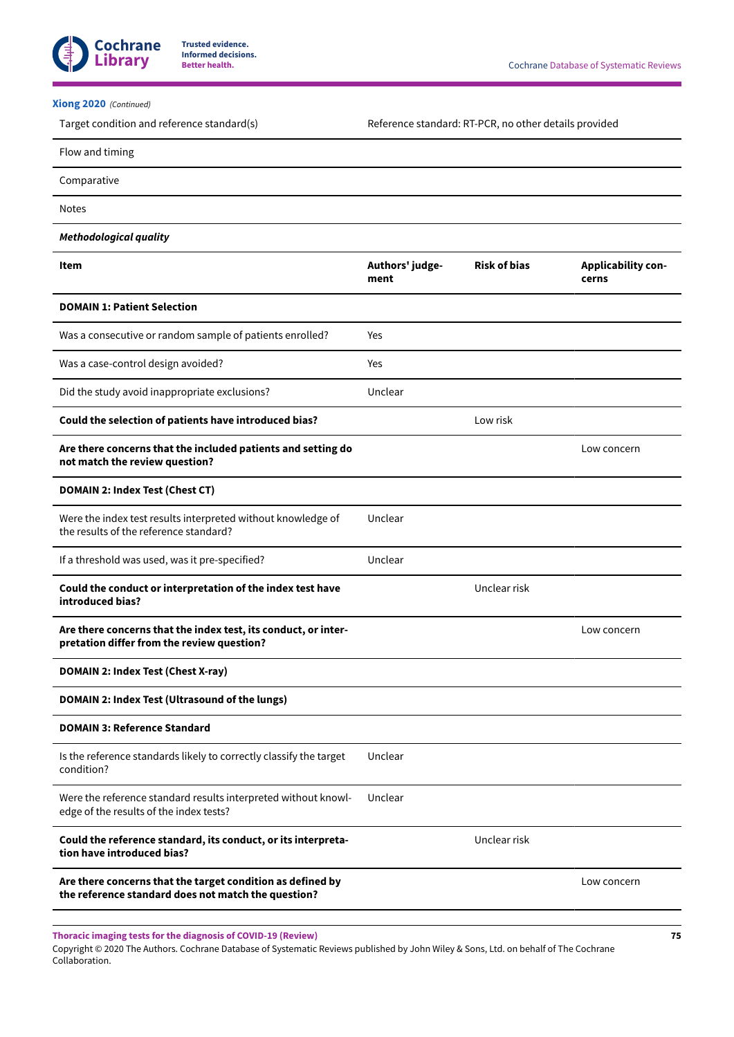**Xiong 2020** *(Continued)*

| | |
|---|---|
| Target condition and reference standard(s) | Reference standard: RT-PCR, no other details provided |
| Flow and timing | |
| Comparative | |
| Notes | |

***Methodological quality***

| **Item** | **Authors' judgement** | **Risk of bias** | **Applicability concerns** |
|---|---|---|---|
| **DOMAIN 1: Patient Selection** | | | |
| Was a consecutive or random sample of patients enrolled? | Yes | | |
| Was a case-control design avoided? | Yes | | |
| Did the study avoid inappropriate exclusions? | Unclear | | |
| **Could the selection of patients have introduced bias?** | | Low risk | |
| **Are there concerns that the included patients and setting do not match the review question?** | | | Low concern |
| **DOMAIN 2: Index Test (Chest CT)** | | | |
| Were the index test results interpreted without knowledge of the results of the reference standard? | Unclear | | |
| If a threshold was used, was it pre-specified? | Unclear | | |
| **Could the conduct or interpretation of the index test have introduced bias?** | | Unclear risk | |
| **Are there concerns that the index test, its conduct, or interpretation differ from the review question?** | | | Low concern |
| **DOMAIN 2: Index Test (Chest X-ray)** | | | |
| **DOMAIN 2: Index Test (Ultrasound of the lungs)** | | | |
| **DOMAIN 3: Reference Standard** | | | |
| Is the reference standards likely to correctly classify the target condition? | Unclear | | |
| Were the reference standard results interpreted without knowledge of the results of the index tests? | Unclear | | |
| **Could the reference standard, its conduct, or its interpretation have introduced bias?** | | Unclear risk | |
| **Are there concerns that the target condition as defined by the reference standard does not match the question?** | | | Low concern |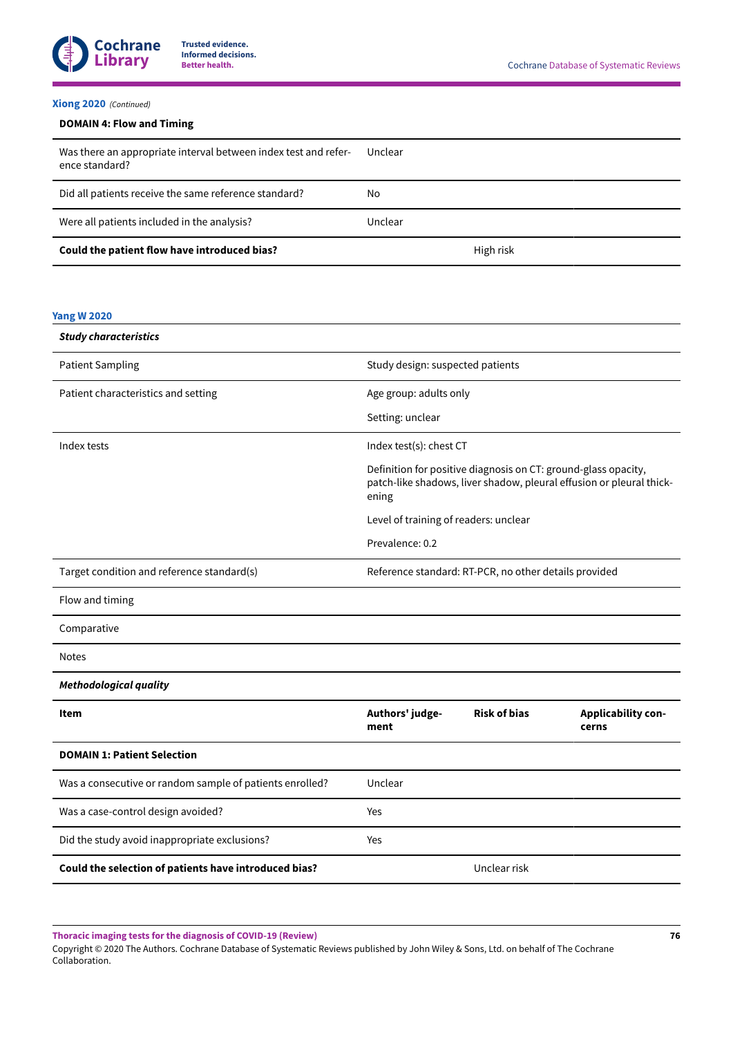**Xiong 2020** *(Continued)*

| **DOMAIN 4: Flow and Timing** | | | |
|---|---|---|---|
| Was there an appropriate interval between index test and reference standard? | Unclear | | |
| Did all patients receive the same reference standard? | No | | |
| Were all patients included in the analysis? | Unclear | | |
| **Could the patient flow have introduced bias?** | | High risk | |

**Yang W 2020**

| ***Study characteristics*** | |
|---|---|
| Patient Sampling | Study design: suspected patients |
| Patient characteristics and setting | Age group: adults only<br>Setting: unclear |
| Index tests | Index test(s): chest CT<br>Definition for positive diagnosis on CT: ground-glass opacity, patch-like shadows, liver shadow, pleural effusion or pleural thickening<br>Level of training of readers: unclear<br>Prevalence: 0.2 |
| Target condition and reference standard(s) | Reference standard: RT-PCR, no other details provided |
| Flow and timing | |
| Comparative | |
| Notes | |

***Methodological quality***

| **Item** | **Authors' judgement** | **Risk of bias** | **Applicability concerns** |
|---|---|---|---|
| **DOMAIN 1: Patient Selection** | | | |
| Was a consecutive or random sample of patients enrolled? | Unclear | | |
| Was a case-control design avoided? | Yes | | |
| Did the study avoid inappropriate exclusions? | Yes | | |
| **Could the selection of patients have introduced bias?** | | Unclear risk | |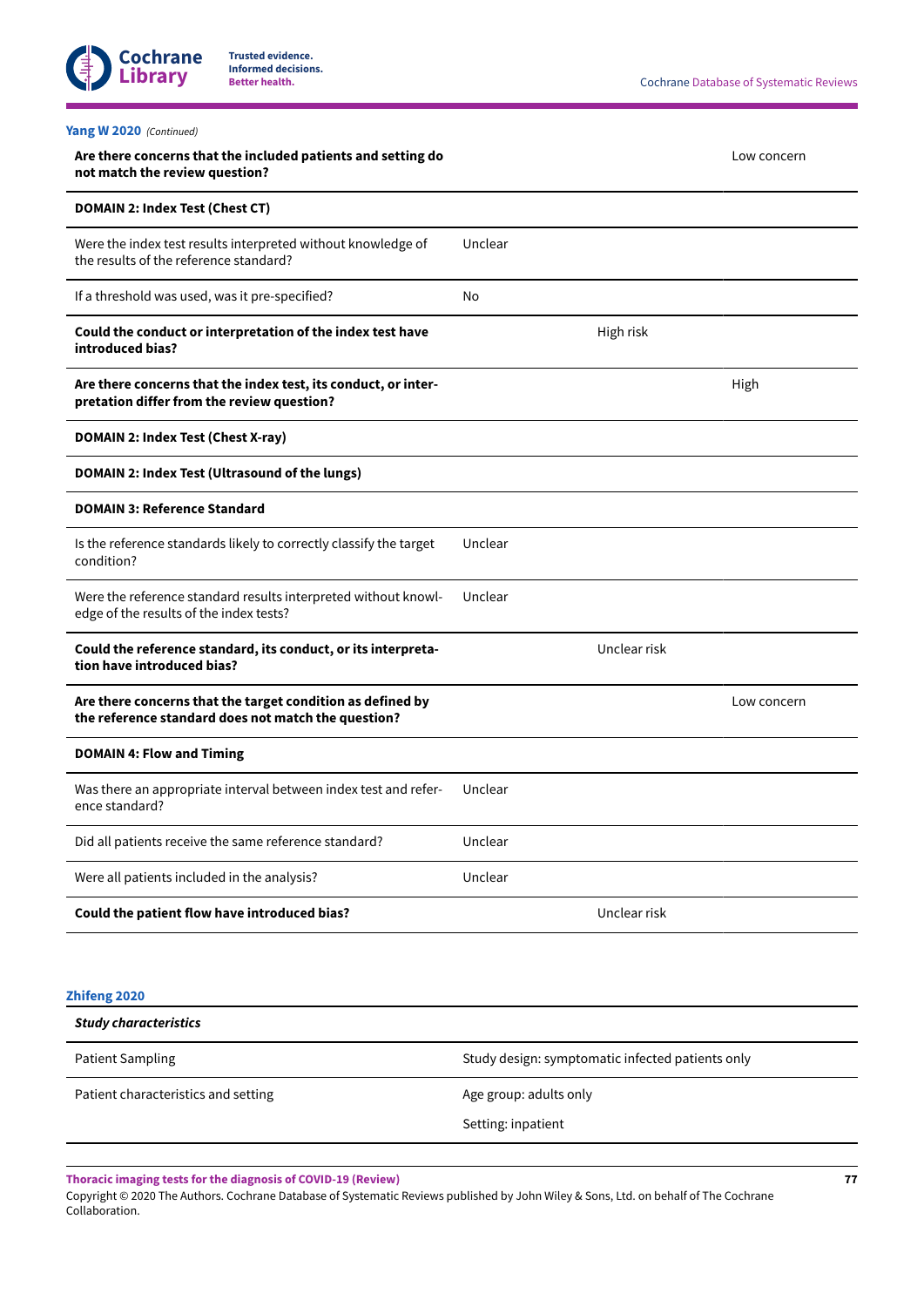**Yang W 2020** *(Continued)*

| | | | |
|---|---|---|---|
| **Are there concerns that the included patients and setting do not match the review question?** | | | Low concern |
| **DOMAIN 2: Index Test (Chest CT)** | | | |
| Were the index test results interpreted without knowledge of the results of the reference standard? | Unclear | | |
| If a threshold was used, was it pre-specified? | No | | |
| **Could the conduct or interpretation of the index test have introduced bias?** | | High risk | |
| **Are there concerns that the index test, its conduct, or interpretation differ from the review question?** | | | High |
| **DOMAIN 2: Index Test (Chest X-ray)** | | | |
| **DOMAIN 2: Index Test (Ultrasound of the lungs)** | | | |
| **DOMAIN 3: Reference Standard** | | | |
| Is the reference standards likely to correctly classify the target condition? | Unclear | | |
| Were the reference standard results interpreted without knowledge of the results of the index tests? | Unclear | | |
| **Could the reference standard, its conduct, or its interpretation have introduced bias?** | | Unclear risk | |
| **Are there concerns that the target condition as defined by the reference standard does not match the question?** | | | Low concern |
| **DOMAIN 4: Flow and Timing** | | | |
| Was there an appropriate interval between index test and reference standard? | Unclear | | |
| Did all patients receive the same reference standard? | Unclear | | |
| Were all patients included in the analysis? | Unclear | | |
| **Could the patient flow have introduced bias?** | | Unclear risk | |

**Zhifeng 2020**

| ***Study characteristics*** | |
|---|---|
| Patient Sampling | Study design: symptomatic infected patients only |
| Patient characteristics and setting | Age group: adults only<br>Setting: inpatient |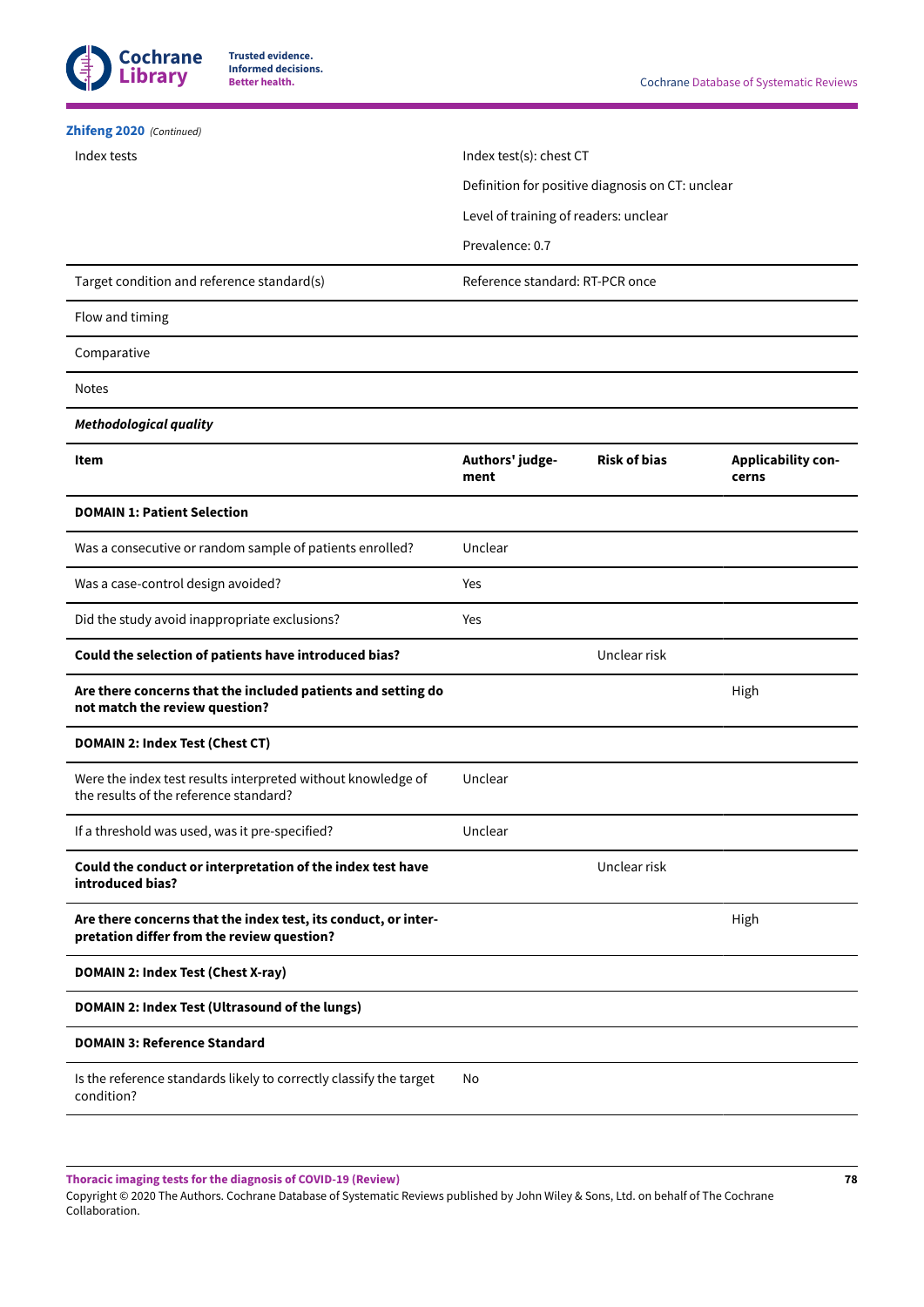**Zhifeng 2020** *(Continued)*

| | |
|---|---|
| Index tests | Index test(s): chest CT<br><br>Definition for positive diagnosis on CT: unclear<br><br>Level of training of readers: unclear<br><br>Prevalence: 0.7 |
| Target condition and reference standard(s) | Reference standard: RT-PCR once |
| Flow and timing | |
| Comparative | |
| Notes | |

***Methodological quality***

| **Item** | **Authors' judgement** | **Risk of bias** | **Applicability concerns** |
|---|---|---|---|
| **DOMAIN 1: Patient Selection** | | | |
| Was a consecutive or random sample of patients enrolled? | Unclear | | |
| Was a case-control design avoided? | Yes | | |
| Did the study avoid inappropriate exclusions? | Yes | | |
| **Could the selection of patients have introduced bias?** | | Unclear risk | |
| **Are there concerns that the included patients and setting do not match the review question?** | | | High |
| **DOMAIN 2: Index Test (Chest CT)** | | | |
| Were the index test results interpreted without knowledge of the results of the reference standard? | Unclear | | |
| If a threshold was used, was it pre-specified? | Unclear | | |
| **Could the conduct or interpretation of the index test have introduced bias?** | | Unclear risk | |
| **Are there concerns that the index test, its conduct, or interpretation differ from the review question?** | | | High |
| **DOMAIN 2: Index Test (Chest X-ray)** | | | |
| **DOMAIN 2: Index Test (Ultrasound of the lungs)** | | | |
| **DOMAIN 3: Reference Standard** | | | |
| Is the reference standards likely to correctly classify the target condition? | No | | |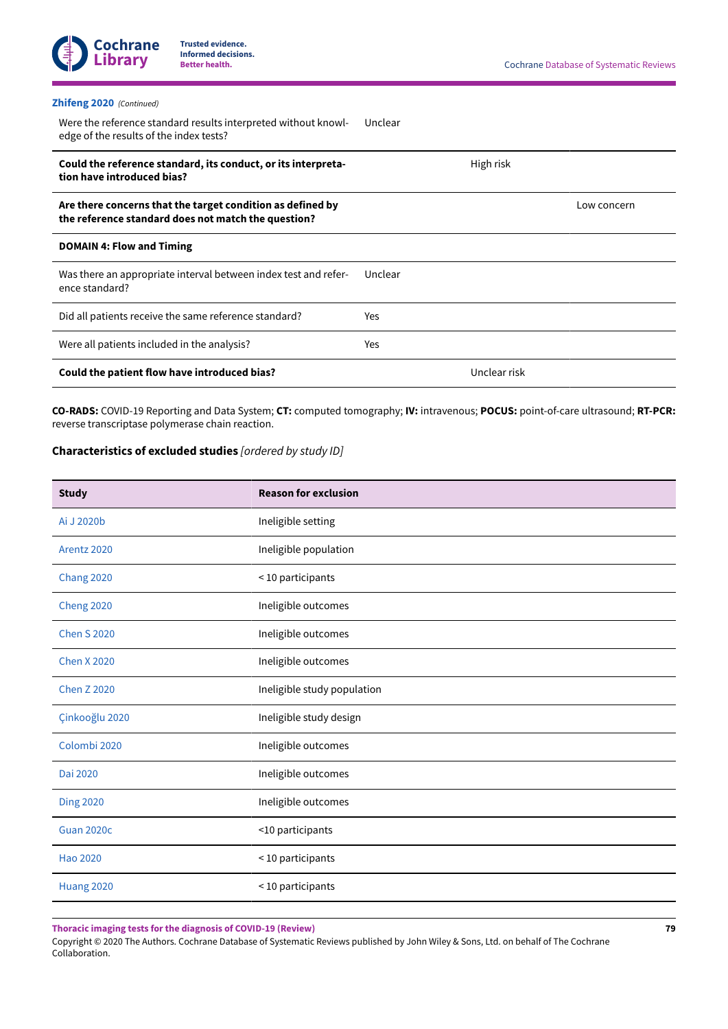**Zhifeng 2020** *(Continued)*

| | | | |
|---|---|---|---|
| Were the reference standard results interpreted without knowledge of the results of the index tests? | Unclear | | |
| **Could the reference standard, its conduct, or its interpretation have introduced bias?** | | High risk | |
| **Are there concerns that the target condition as defined by the reference standard does not match the question?** | | | Low concern |
| **DOMAIN 4: Flow and Timing** | | | |
| Was there an appropriate interval between index test and reference standard? | Unclear | | |
| Did all patients receive the same reference standard? | Yes | | |
| Were all patients included in the analysis? | Yes | | |
| **Could the patient flow have introduced bias?** | | Unclear risk | |

**CO-RADS:** COVID-19 Reporting and Data System; **CT:** computed tomography; **IV:** intravenous; **POCUS:** point-of-care ultrasound; **RT-PCR:** reverse transcriptase polymerase chain reaction.

### Characteristics of excluded studies *[ordered by study ID]*

| Study | Reason for exclusion |
|---|---|
| Ai J 2020b | Ineligible setting |
| Arentz 2020 | Ineligible population |
| Chang 2020 | < 10 participants |
| Cheng 2020 | Ineligible outcomes |
| Chen S 2020 | Ineligible outcomes |
| Chen X 2020 | Ineligible outcomes |
| Chen Z 2020 | Ineligible study population |
| Çinkooğlu 2020 | Ineligible study design |
| Colombi 2020 | Ineligible outcomes |
| Dai 2020 | Ineligible outcomes |
| Ding 2020 | Ineligible outcomes |
| Guan 2020c | <10 participants |
| Hao 2020 | < 10 participants |
| Huang 2020 | < 10 participants |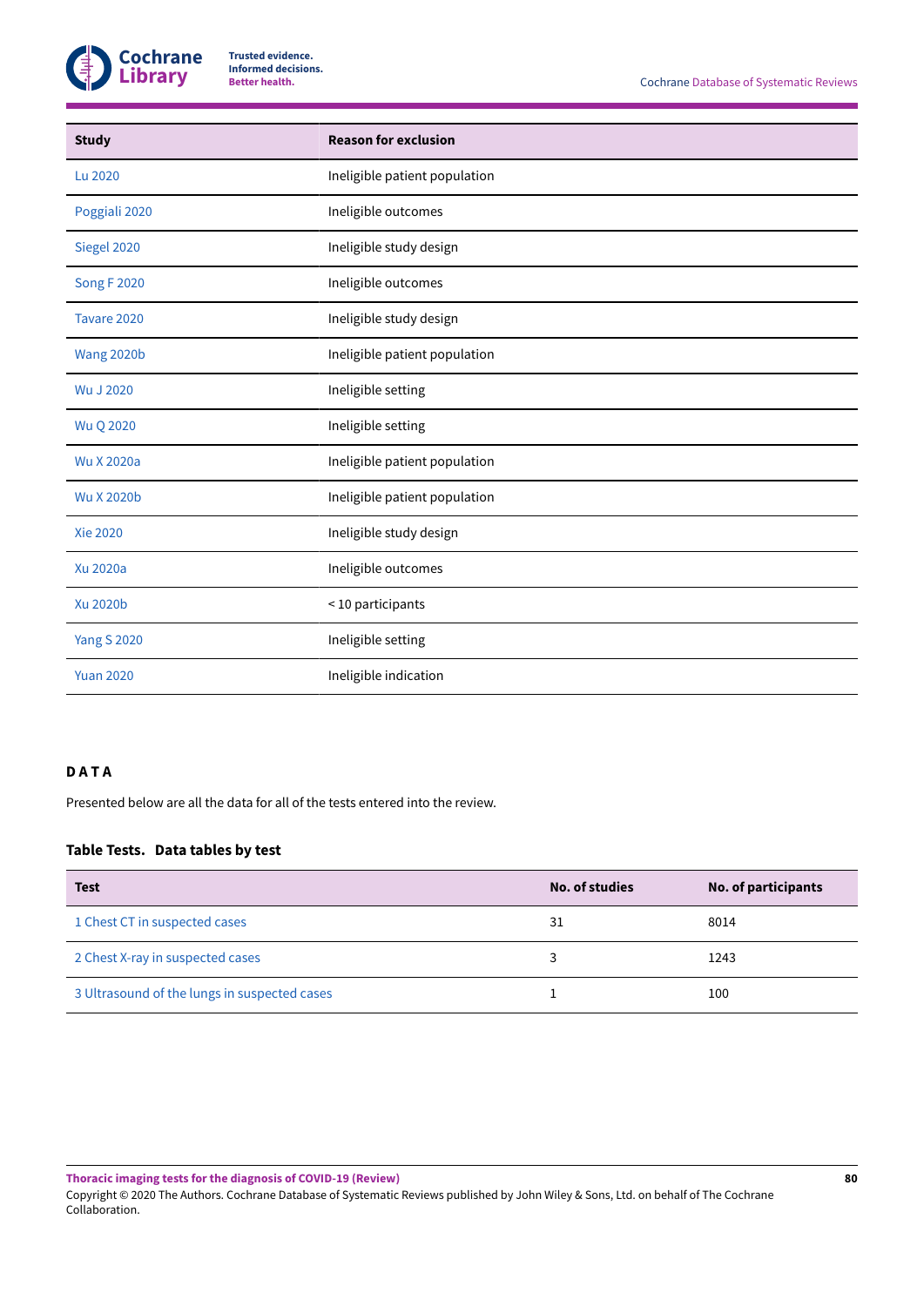| Study | Reason for exclusion |
|---|---|
| Lu 2020 | Ineligible patient population |
| Poggiali 2020 | Ineligible outcomes |
| Siegel 2020 | Ineligible study design |
| Song F 2020 | Ineligible outcomes |
| Tavare 2020 | Ineligible study design |
| Wang 2020b | Ineligible patient population |
| Wu J 2020 | Ineligible setting |
| Wu Q 2020 | Ineligible setting |
| Wu X 2020a | Ineligible patient population |
| Wu X 2020b | Ineligible patient population |
| Xie 2020 | Ineligible study design |
| Xu 2020a | Ineligible outcomes |
| Xu 2020b | < 10 participants |
| Yang S 2020 | Ineligible setting |
| Yuan 2020 | Ineligible indication |

## DATA

Presented below are all the data for all of the tests entered into the review.

### Table Tests. Data tables by test

| Test | No. of studies | No. of participants |
|---|---|---|
| 1 Chest CT in suspected cases | 31 | 8014 |
| 2 Chest X-ray in suspected cases | 3 | 1243 |
| 3 Ultrasound of the lungs in suspected cases | 1 | 100 |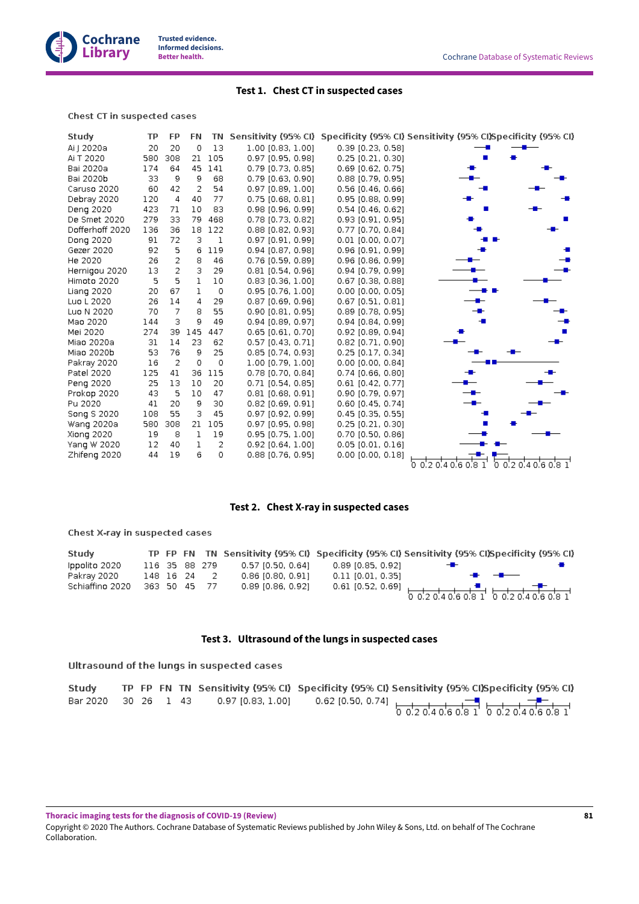### Test 1. Chest CT in suspected cases

Chest CT in suspected cases

| Study | TP | FP | FN | TN | Sensitivity (95% CI) | Specificity (95% CI) |
|---|---|---|---|---|---|---|
| Ai J 2020a | 20 | 20 | 0 | 13 | 1.00 [0.83, 1.00] | 0.39 [0.23, 0.58] |
| Ai T 2020 | 580 | 308 | 21 | 105 | 0.97 [0.95, 0.98] | 0.25 [0.21, 0.30] |
| Bai 2020a | 174 | 64 | 45 | 141 | 0.79 [0.73, 0.85] | 0.69 [0.62, 0.75] |
| Bai 2020b | 33 | 9 | 9 | 68 | 0.79 [0.63, 0.90] | 0.88 [0.79, 0.95] |
| Caruso 2020 | 60 | 42 | 2 | 54 | 0.97 [0.89, 1.00] | 0.56 [0.46, 0.66] |
| Debray 2020 | 120 | 4 | 40 | 77 | 0.75 [0.68, 0.81] | 0.95 [0.88, 0.99] |
| Deng 2020 | 423 | 71 | 10 | 83 | 0.98 [0.96, 0.99] | 0.54 [0.46, 0.62] |
| De Smet 2020 | 279 | 33 | 79 | 468 | 0.78 [0.73, 0.82] | 0.93 [0.91, 0.95] |
| Dofferhoff 2020 | 136 | 36 | 18 | 122 | 0.88 [0.82, 0.93] | 0.77 [0.70, 0.84] |
| Dong 2020 | 91 | 72 | 3 | 1 | 0.97 [0.91, 0.99] | 0.01 [0.00, 0.07] |
| Gezer 2020 | 92 | 5 | 6 | 119 | 0.94 [0.87, 0.98] | 0.96 [0.91, 0.99] |
| He 2020 | 26 | 2 | 8 | 46 | 0.76 [0.59, 0.89] | 0.96 [0.86, 0.99] |
| Hernigou 2020 | 13 | 2 | 3 | 29 | 0.81 [0.54, 0.96] | 0.94 [0.79, 0.99] |
| Himoto 2020 | 5 | 5 | 1 | 10 | 0.83 [0.36, 1.00] | 0.67 [0.38, 0.88] |
| Liang 2020 | 20 | 67 | 1 | 0 | 0.95 [0.76, 1.00] | 0.00 [0.00, 0.05] |
| Luo L 2020 | 26 | 14 | 4 | 29 | 0.87 [0.69, 0.96] | 0.67 [0.51, 0.81] |
| Luo N 2020 | 70 | 7 | 8 | 55 | 0.90 [0.81, 0.95] | 0.89 [0.78, 0.95] |
| Mao 2020 | 144 | 3 | 9 | 49 | 0.94 [0.89, 0.97] | 0.94 [0.84, 0.99] |
| Mei 2020 | 274 | 39 | 145 | 447 | 0.65 [0.61, 0.70] | 0.92 [0.89, 0.94] |
| Miao 2020a | 31 | 14 | 23 | 62 | 0.57 [0.43, 0.71] | 0.82 [0.71, 0.90] |
| Miao 2020b | 53 | 76 | 9 | 25 | 0.85 [0.74, 0.93] | 0.25 [0.17, 0.34] |
| Pakray 2020 | 16 | 2 | 0 | 0 | 1.00 [0.79, 1.00] | 0.00 [0.00, 0.84] |
| Patel 2020 | 125 | 41 | 36 | 115 | 0.78 [0.70, 0.84] | 0.74 [0.66, 0.80] |
| Peng 2020 | 25 | 13 | 10 | 20 | 0.71 [0.54, 0.85] | 0.61 [0.42, 0.77] |
| Prokop 2020 | 43 | 5 | 10 | 47 | 0.81 [0.68, 0.91] | 0.90 [0.79, 0.97] |
| Pu 2020 | 41 | 20 | 9 | 30 | 0.82 [0.69, 0.91] | 0.60 [0.45, 0.74] |
| Song S 2020 | 108 | 55 | 3 | 45 | 0.97 [0.92, 0.99] | 0.45 [0.35, 0.55] |
| Wang 2020a | 580 | 308 | 21 | 105 | 0.97 [0.95, 0.98] | 0.25 [0.21, 0.30] |
| Xiong 2020 | 19 | 8 | 1 | 19 | 0.95 [0.75, 1.00] | 0.70 [0.50, 0.86] |
| Yang W 2020 | 12 | 40 | 1 | 2 | 0.92 [0.64, 1.00] | 0.05 [0.01, 0.16] |
| Zhifeng 2020 | 44 | 19 | 6 | 0 | 0.88 [0.76, 0.95] | 0.00 [0.00, 0.18] |

### Test 2. Chest X-ray in suspected cases

Chest X-ray in suspected cases

| Study | TP | FP | FN | TN | Sensitivity (95% CI) | Specificity (95% CI) |
|---|---|---|---|---|---|---|
| Ippolito 2020 | 116 | 35 | 88 | 279 | 0.57 [0.50, 0.64] | 0.89 [0.85, 0.92] |
| Pakray 2020 | 148 | 16 | 24 | 2 | 0.86 [0.80, 0.91] | 0.11 [0.01, 0.35] |
| Schiaffino 2020 | 363 | 50 | 45 | 77 | 0.89 [0.86, 0.92] | 0.61 [0.52, 0.69] |

### Test 3. Ultrasound of the lungs in suspected cases

Ultrasound of the lungs in suspected cases

| Study | TP | FP | FN | TN | Sensitivity (95% CI) | Specificity (95% CI) |
|---|---|---|---|---|---|---|
| Bar 2020 | 30 | 26 | 1 | 43 | 0.97 [0.83, 1.00] | 0.62 [0.50, 0.74] |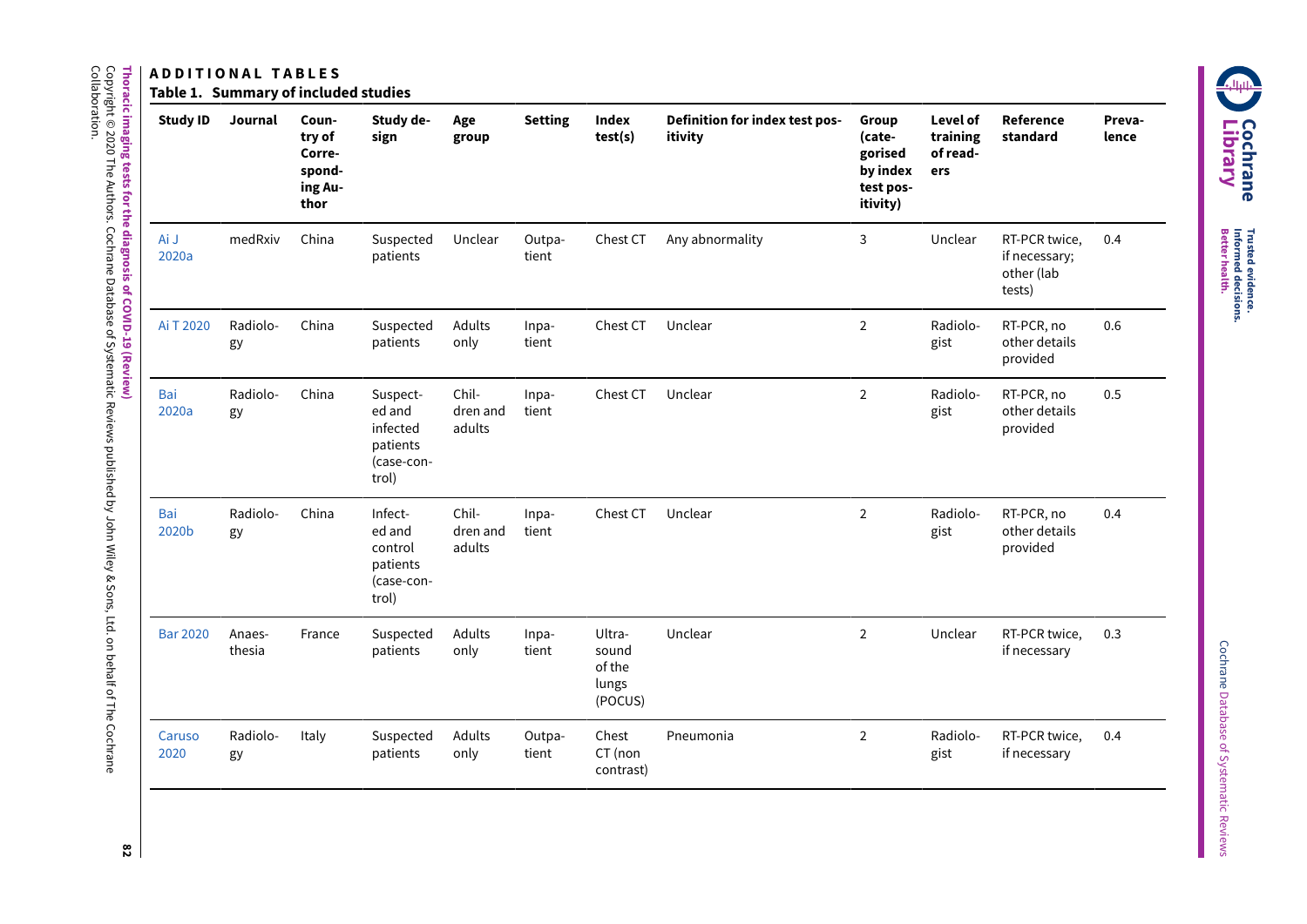## ADDITIONAL TABLES

### Table 1. Summary of included studies

| Study ID | Journal | Country of Corresponding Author | Study design | Age group | Setting | Index test(s) | Definition for index test positivity | Group (categorised by index test positivity) | Level of training of readers | Reference standard | Prevalence |
|---|---|---|---|---|---|---|---|---|---|---|---|
| Ai J 2020a | medRxiv | China | Suspected patients | Unclear | Outpatient | Chest CT | Any abnormality | 3 | Unclear | RT-PCR twice, if necessary; other (lab tests) | 0.4 |
| Ai T 2020 | Radiology | China | Suspected patients | Adults only | Inpatient | Chest CT | Unclear | 2 | Radiologist | RT-PCR, no other details provided | 0.6 |
| Bai 2020a | Radiology | China | Suspected and infected patients (case-control) | Children and adults | Inpatient | Chest CT | Unclear | 2 | Radiologist | RT-PCR, no other details provided | 0.5 |
| Bai 2020b | Radiology | China | Infected and control patients (case-control) | Children and adults | Inpatient | Chest CT | Unclear | 2 | Radiologist | RT-PCR, no other details provided | 0.4 |
| Bar 2020 | Anaesthesia | France | Suspected patients | Adults only | Inpatient | Ultrasound of the lungs (POCUS) | Unclear | 2 | Unclear | RT-PCR twice, if necessary | 0.3 |
| Caruso 2020 | Radiology | Italy | Suspected patients | Adults only | Outpatient | Chest CT (non contrast) | Pneumonia | 2 | Radiologist | RT-PCR twice, if necessary | 0.4 |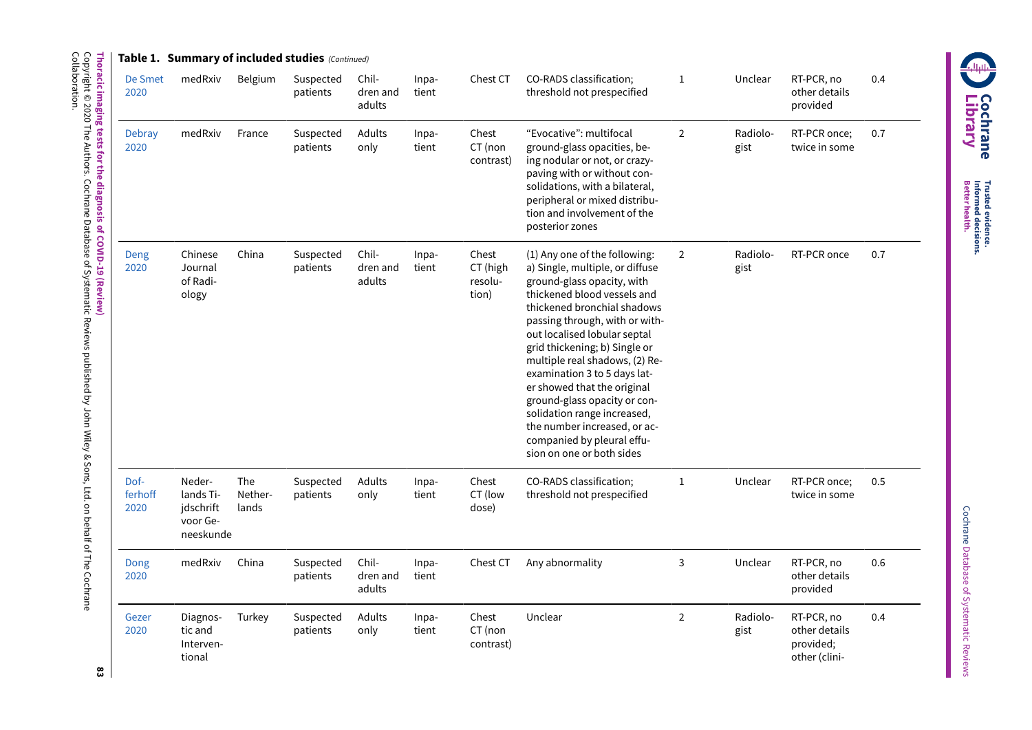**Table 1. Summary of included studies** *(Continued)*

| | | | | | | | | | | | |
|---|---|---|---|---|---|---|---|---|---|---|---|
| De Smet 2020 | medRxiv | Belgium | Suspected patients | Children and adults | Inpatient | Chest CT | CO-RADS classification; threshold not prespecified | 1 | Unclear | RT-PCR, no other details provided | 0.4 |
| Debray 2020 | medRxiv | France | Suspected patients | Adults only | Inpatient | Chest CT (non contrast) | "Evocative": multifocal ground-glass opacities, being nodular or not, or crazy-paving with or without consolidations, with a bilateral, peripheral or mixed distribution and involvement of the posterior zones | 2 | Radiologist | RT-PCR once; twice in some | 0.7 |
| Deng 2020 | Chinese Journal of Radiology | China | Suspected patients | Children and adults | Inpatient | Chest CT (high resolution) | (1) Any one of the following: a) Single, multiple, or diffuse ground-glass opacity, with thickened blood vessels and thickened bronchial shadows passing through, with or without localised lobular septal grid thickening; b) Single or multiple real shadows, (2) Re-examination 3 to 5 days later showed that the original ground-glass opacity or consolidation range increased, the number increased, or accompanied by pleural effusion on one or both sides | 2 | Radiologist | RT-PCR once | 0.7 |
| Dofferhoff 2020 | Nederlands Tijdschrift voor Geneeskunde | The Netherlands | Suspected patients | Adults only | Inpatient | Chest CT (low dose) | CO-RADS classification; threshold not prespecified | 1 | Unclear | RT-PCR once; twice in some | 0.5 |
| Dong 2020 | medRxiv | China | Suspected patients | Children and adults | Inpatient | Chest CT | Any abnormality | 3 | Unclear | RT-PCR, no other details provided | 0.6 |
| Gezer 2020 | Diagnostic and Interventional | Turkey | Suspected patients | Adults only | Inpatient | Chest CT (non contrast) | Unclear | 2 | Radiologist | RT-PCR, no other details provided; other (clini- | 0.4 |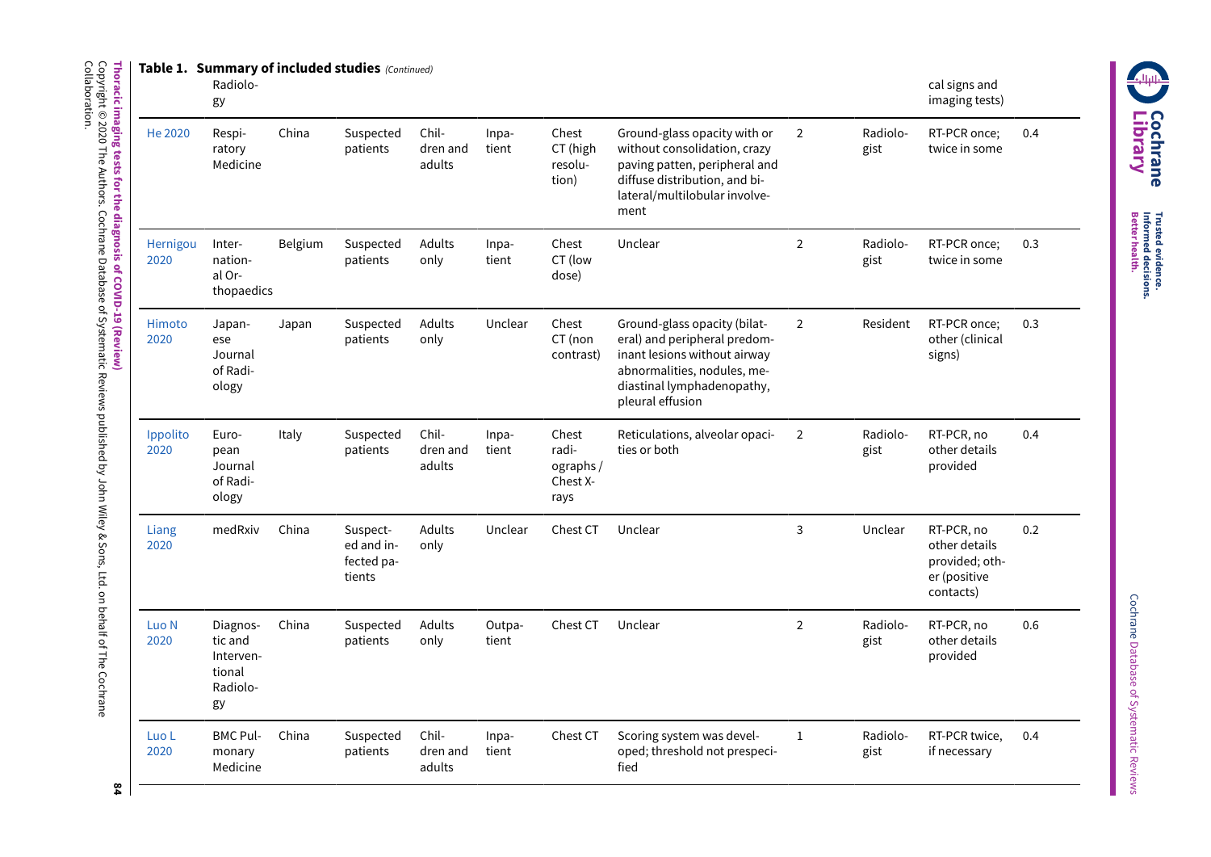**Table 1. Summary of included studies** *(Continued)*

| | | | | | | | | | | | |
|---|---|---|---|---|---|---|---|---|---|---|---|
| | Radiology | | | | | | | | | cal signs and imaging tests) | |
| He 2020 | Respiratory Medicine | China | Suspected patients | Children and adults | Inpatient | Chest CT (high resolution) | Ground-glass opacity with or without consolidation, crazy paving patten, peripheral and diffuse distribution, and bilateral/multilobular involvement | 2 | Radiologist | RT-PCR once; twice in some | 0.4 |
| Hernigou 2020 | International Orthopaedics | Belgium | Suspected patients | Adults only | Inpatient | Chest CT (low dose) | Unclear | 2 | Radiologist | RT-PCR once; twice in some | 0.3 |
| Himoto 2020 | Japanese Journal of Radiology | Japan | Suspected patients | Adults only | Unclear | Chest CT (non contrast) | Ground-glass opacity (bilateral) and peripheral predominant lesions without airway abnormalities, nodules, mediastinal lymphadenopathy, pleural effusion | 2 | Resident | RT-PCR once; other (clinical signs) | 0.3 |
| Ippolito 2020 | European Journal of Radiology | Italy | Suspected patients | Children and adults | Inpatient | Chest radiographs / Chest X-rays | Reticulations, alveolar opacities or both | 2 | Radiologist | RT-PCR, no other details provided | 0.4 |
| Liang 2020 | medRxiv | China | Suspected and infected patients | Adults only | Unclear | Chest CT | Unclear | 3 | Unclear | RT-PCR, no other details provided; other (positive contacts) | 0.2 |
| Luo N 2020 | Diagnostic and Interventional Radiology | China | Suspected patients | Adults only | Outpatient | Chest CT | Unclear | 2 | Radiologist | RT-PCR, no other details provided | 0.6 |
| Luo L 2020 | BMC Pulmonary Medicine | China | Suspected patients | Children and adults | Inpatient | Chest CT | Scoring system was developed; threshold not prespecified | 1 | Radiologist | RT-PCR twice, if necessary | 0.4 |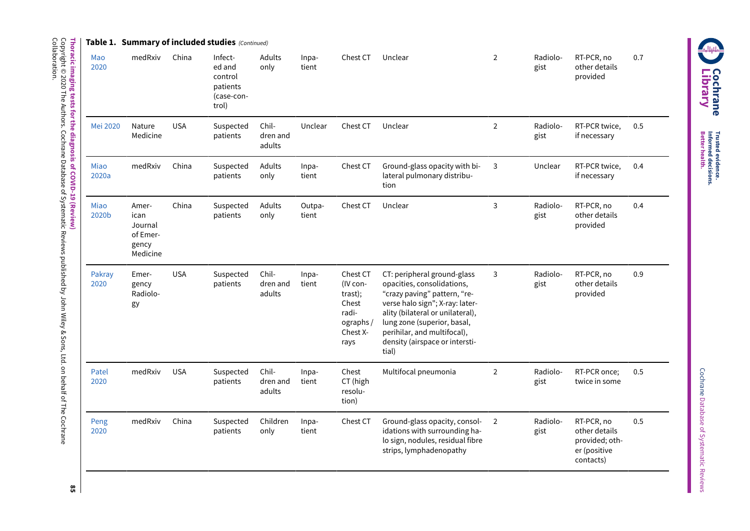**Table 1. Summary of included studies** *(Continued)*

| | | | | | | | | | | | |
|---|---|---|---|---|---|---|---|---|---|---|---|
| Mao 2020 | medRxiv | China | Infected and control patients (case-control) | Adults only | Inpatient | Chest CT | Unclear | 2 | Radiologist | RT-PCR, no other details provided | 0.7 |
| Mei 2020 | Nature Medicine | USA | Suspected patients | Children and adults | Unclear | Chest CT | Unclear | 2 | Radiologist | RT-PCR twice, if necessary | 0.5 |
| Miao 2020a | medRxiv | China | Suspected patients | Adults only | Inpatient | Chest CT | Ground-glass opacity with bilateral pulmonary distribution | 3 | Unclear | RT-PCR twice, if necessary | 0.4 |
| Miao 2020b | American Journal of Emergency Medicine | China | Suspected patients | Adults only | Outpatient | Chest CT | Unclear | 3 | Radiologist | RT-PCR, no other details provided | 0.4 |
| Pakray 2020 | Emergency Radiology | USA | Suspected patients | Children and adults | Inpatient | Chest CT (IV contrast); Chest radiographs / Chest X-rays | CT: peripheral ground-glass opacities, consolidations, "crazy paving" pattern, "reverse halo sign"; X-ray: laterality (bilateral or unilateral), lung zone (superior, basal, perihilar, and multifocal), density (airspace or interstitial) | 3 | Radiologist | RT-PCR, no other details provided | 0.9 |
| Patel 2020 | medRxiv | USA | Suspected patients | Children and adults | Inpatient | Chest CT (high resolution) | Multifocal pneumonia | 2 | Radiologist | RT-PCR once; twice in some | 0.5 |
| Peng 2020 | medRxiv | China | Suspected patients | Children only | Inpatient | Chest CT | Ground-glass opacity, consolidations with surrounding halo sign, nodules, residual fibre strips, lymphadenopathy | 2 | Radiologist | RT-PCR, no other details provided; other (positive contacts) | 0.5 |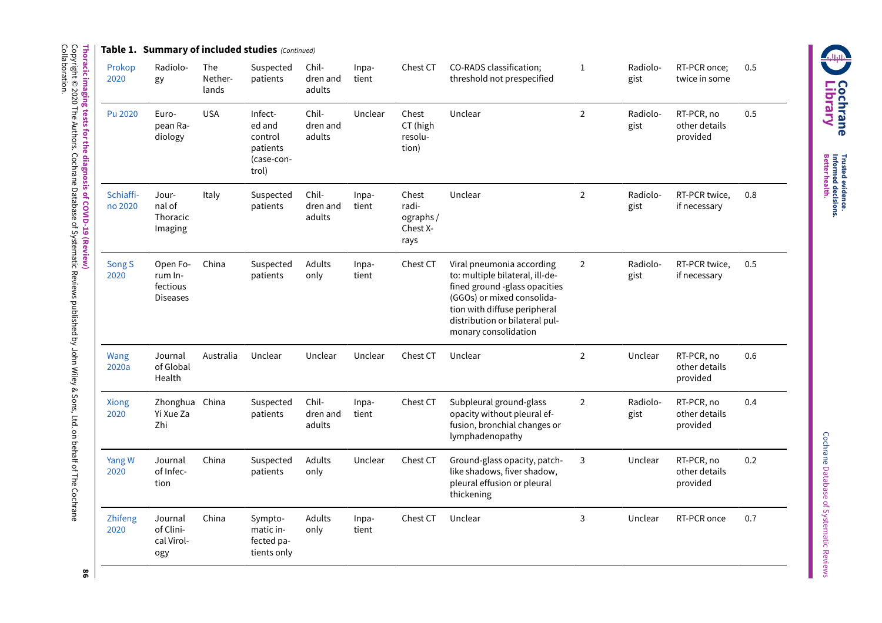**Table 1. Summary of included studies** *(Continued)*

| | | | | | | | | | | | |
|---|---|---|---|---|---|---|---|---|---|---|---|
| Prokop 2020 | Radiology | The Netherlands | Suspected patients | Children and adults | Inpatient | Chest CT | CO-RADS classification; threshold not prespecified | 1 | Radiologist | RT-PCR once; twice in some | 0.5 |
| Pu 2020 | European Radiology | USA | Infected and control patients (case-control) | Children and adults | Unclear | Chest CT (high resolution) | Unclear | 2 | Radiologist | RT-PCR, no other details provided | 0.5 |
| Schiaffino 2020 | Journal of Thoracic Imaging | Italy | Suspected patients | Children and adults | Inpatient | Chest radiographs / Chest X-rays | Unclear | 2 | Radiologist | RT-PCR twice, if necessary | 0.8 |
| Song S 2020 | Open Forum Infectious Diseases | China | Suspected patients | Adults only | Inpatient | Chest CT | Viral pneumonia according to: multiple bilateral, ill-defined ground -glass opacities (GGOs) or mixed consolidation with diffuse peripheral distribution or bilateral pulmonary consolidation | 2 | Radiologist | RT-PCR twice, if necessary | 0.5 |
| Wang 2020a | Journal of Global Health | Australia | Unclear | Unclear | Unclear | Chest CT | Unclear | 2 | Unclear | RT-PCR, no other details provided | 0.6 |
| Xiong 2020 | Zhonghua Yi Xue Za Zhi | China | Suspected patients | Children and adults | Inpatient | Chest CT | Subpleural ground-glass opacity without pleural effusion, bronchial changes or lymphadenopathy | 2 | Radiologist | RT-PCR, no other details provided | 0.4 |
| Yang W 2020 | Journal of Infection | China | Suspected patients | Adults only | Unclear | Chest CT | Ground-glass opacity, patch-like shadows, fiver shadow, pleural effusion or pleural thickening | 3 | Unclear | RT-PCR, no other details provided | 0.2 |
| Zhifeng 2020 | Journal of Clinical Virology | China | Symptomatic infected patients only | Adults only | Inpatient | Chest CT | Unclear | 3 | Unclear | RT-PCR once | 0.7 |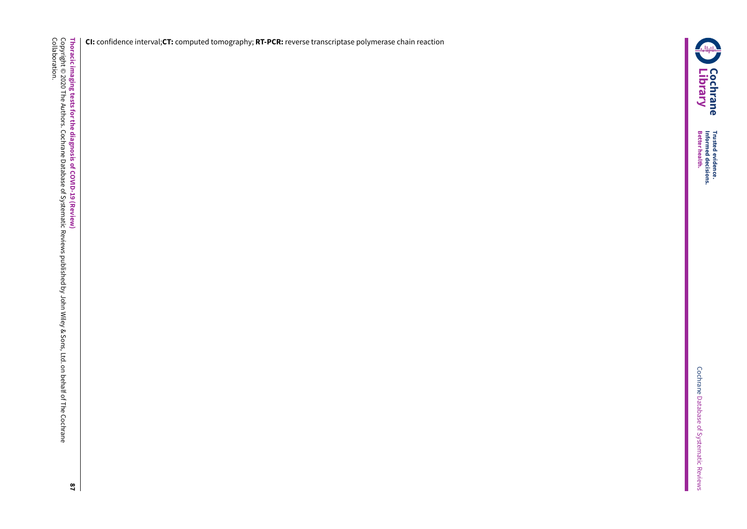**CI:** confidence interval;**CT:** computed tomography; **RT-PCR:** reverse transcriptase polymerase chain reaction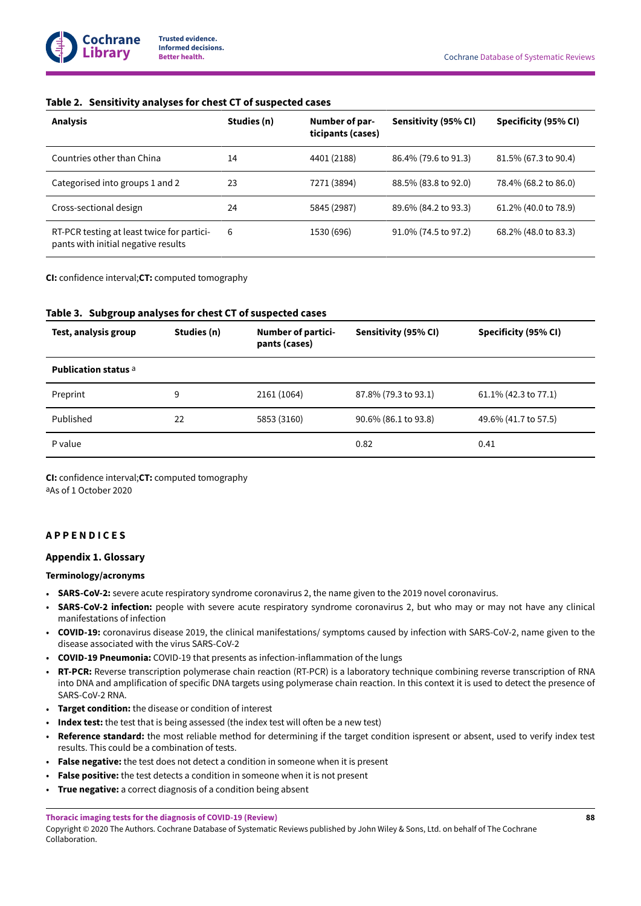### Table 2. Sensitivity analyses for chest CT of suspected cases

| Analysis | Studies (n) | Number of participants (cases) | Sensitivity (95% CI) | Specificity (95% CI) |
|---|---|---|---|---|
| Countries other than China | 14 | 4401 (2188) | 86.4% (79.6 to 91.3) | 81.5% (67.3 to 90.4) |
| Categorised into groups 1 and 2 | 23 | 7271 (3894) | 88.5% (83.8 to 92.0) | 78.4% (68.2 to 86.0) |
| Cross-sectional design | 24 | 5845 (2987) | 89.6% (84.2 to 93.3) | 61.2% (40.0 to 78.9) |
| RT-PCR testing at least twice for participants with initial negative results | 6 | 1530 (696) | 91.0% (74.5 to 97.2) | 68.2% (48.0 to 83.3) |

**CI:** confidence interval;**CT:** computed tomography

### Table 3. Subgroup analyses for chest CT of suspected cases

| Test, analysis group | Studies (n) | Number of participants (cases) | Sensitivity (95% CI) | Specificity (95% CI) |
|---|---|---|---|---|
| **Publication status** [a] | | | | |
| Preprint | 9 | 2161 (1064) | 87.8% (79.3 to 93.1) | 61.1% (42.3 to 77.1) |
| Published | 22 | 5853 (3160) | 90.6% (86.1 to 93.8) | 49.6% (41.7 to 57.5) |
| P value | | | 0.82 | 0.41 |

**CI:** confidence interval;**CT:** computed tomography
[a]As of 1 October 2020

## APPENDICES

### Appendix 1. Glossary

#### Terminology/acronyms

- **SARS-CoV-2:** severe acute respiratory syndrome coronavirus 2, the name given to the 2019 novel coronavirus.
- **SARS-CoV-2 infection:** people with severe acute respiratory syndrome coronavirus 2, but who may or may not have any clinical manifestations of infection
- **COVID-19:** coronavirus disease 2019, the clinical manifestations/ symptoms caused by infection with SARS-CoV-2, name given to the disease associated with the virus SARS-CoV-2
- **COVID-19 Pneumonia:** COVID-19 that presents as infection-inflammation of the lungs
- **RT-PCR:** Reverse transcription polymerase chain reaction (RT-PCR) is a laboratory technique combining reverse transcription of RNA into DNA and amplification of specific DNA targets using polymerase chain reaction. In this context it is used to detect the presence of SARS-CoV-2 RNA.
- **Target condition:** the disease or condition of interest
- **Index test:** the test that is being assessed (the index test will often be a new test)
- **Reference standard:** the most reliable method for determining if the target condition ispresent or absent, used to verify index test results. This could be a combination of tests.
- **False negative:** the test does not detect a condition in someone when it is present
- **False positive:** the test detects a condition in someone when it is not present
- **True negative:** a correct diagnosis of a condition being absent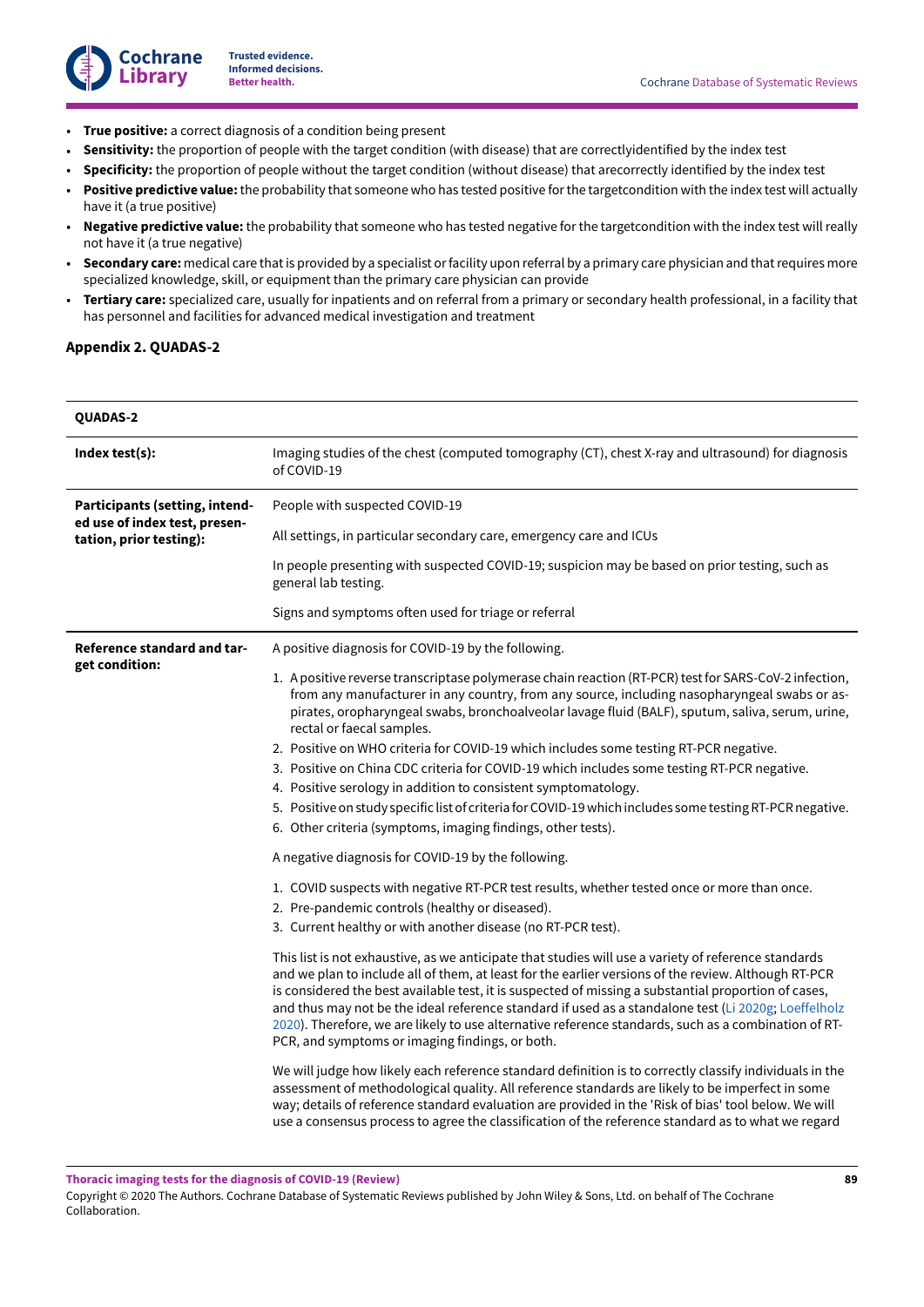- **True positive:** a correct diagnosis of a condition being present
- **Sensitivity:** the proportion of people with the target condition (with disease) that are correctlyidentified by the index test
- **Specificity:** the proportion of people without the target condition (without disease) that arecorrectly identified by the index test
- **Positive predictive value:** the probability that someone who has tested positive for the targetcondition with the index test will actually have it (a true positive)
- **Negative predictive value:** the probability that someone who has tested negative for the targetcondition with the index test will really not have it (a true negative)
- **Secondary care:** medical care that is provided by a specialist or facility upon referral by a primary care physician and that requires more specialized knowledge, skill, or equipment than the primary care physician can provide
- **Tertiary care:** specialized care, usually for inpatients and on referral from a primary or secondary health professional, in a facility that has personnel and facilities for advanced medical investigation and treatment

### Appendix 2. QUADAS-2

| QUADAS-2 | |
|---|---|
| **Index test(s):** | Imaging studies of the chest (computed tomography (CT), chest X-ray and ultrasound) for diagnosis of COVID-19 |
| **Participants (setting, intended use of index test, presentation, prior testing):** | People with suspected COVID-19<br><br>All settings, in particular secondary care, emergency care and ICUs<br><br>In people presenting with suspected COVID-19; suspicion may be based on prior testing, such as general lab testing.<br><br>Signs and symptoms often used for triage or referral |
| **Reference standard and target condition:** | A positive diagnosis for COVID-19 by the following.<br><br>1. A positive reverse transcriptase polymerase chain reaction (RT-PCR) test for SARS-CoV-2 infection, from any manufacturer in any country, from any source, including nasopharyngeal swabs or aspirates, oropharyngeal swabs, bronchoalveolar lavage fluid (BALF), sputum, saliva, serum, urine, rectal or faecal samples.<br>2. Positive on WHO criteria for COVID-19 which includes some testing RT-PCR negative.<br>3. Positive on China CDC criteria for COVID-19 which includes some testing RT-PCR negative.<br>4. Positive serology in addition to consistent symptomatology.<br>5. Positive on study specific list of criteria for COVID-19 which includes some testing RT-PCR negative.<br>6. Other criteria (symptoms, imaging findings, other tests).<br><br>A negative diagnosis for COVID-19 by the following.<br><br>1. COVID suspects with negative RT-PCR test results, whether tested once or more than once.<br>2. Pre-pandemic controls (healthy or diseased).<br>3. Current healthy or with another disease (no RT-PCR test).<br><br>This list is not exhaustive, as we anticipate that studies will use a variety of reference standards and we plan to include all of them, at least for the earlier versions of the review. Although RT-PCR is considered the best available test, it is suspected of missing a substantial proportion of cases, and thus may not be the ideal reference standard if used as a standalone test (Li 2020g; Loeffelholz 2020). Therefore, we are likely to use alternative reference standards, such as a combination of RT-PCR, and symptoms or imaging findings, or both.<br><br>We will judge how likely each reference standard definition is to correctly classify individuals in the assessment of methodological quality. All reference standards are likely to be imperfect in some way; details of reference standard evaluation are provided in the 'Risk of bias' tool below. We will use a consensus process to agree the classification of the reference standard as to what we regard |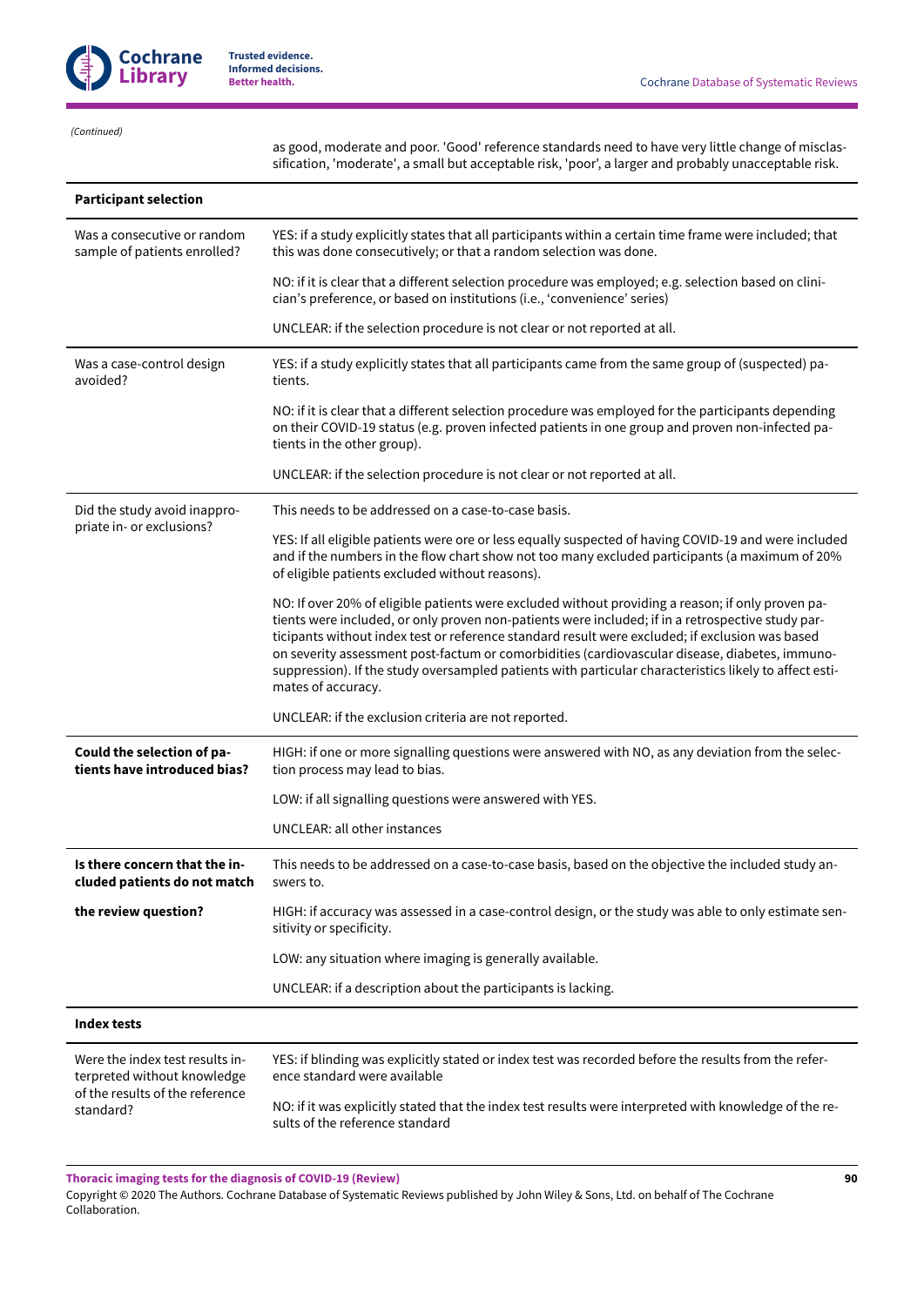*(Continued)*

| | |
|---|---|
| | as good, moderate and poor. 'Good' reference standards need to have very little change of misclassification, 'moderate', a small but acceptable risk, 'poor', a larger and probably unacceptable risk. |
| **Participant selection** | |
| Was a consecutive or random sample of patients enrolled? | YES: if a study explicitly states that all participants within a certain time frame were included; that this was done consecutively; or that a random selection was done.<br><br>NO: if it is clear that a different selection procedure was employed; e.g. selection based on clinician's preference, or based on institutions (i.e., 'convenience' series)<br><br>UNCLEAR: if the selection procedure is not clear or not reported at all. |
| Was a case-control design avoided? | YES: if a study explicitly states that all participants came from the same group of (suspected) patients.<br><br>NO: if it is clear that a different selection procedure was employed for the participants depending on their COVID-19 status (e.g. proven infected patients in one group and proven non-infected patients in the other group).<br><br>UNCLEAR: if the selection procedure is not clear or not reported at all. |
| Did the study avoid inappropriate in- or exclusions? | This needs to be addressed on a case-to-case basis.<br><br>YES: If all eligible patients were ore or less equally suspected of having COVID-19 and were included and if the numbers in the flow chart show not too many excluded participants (a maximum of 20% of eligible patients excluded without reasons).<br><br>NO: If over 20% of eligible patients were excluded without providing a reason; if only proven patients were included, or only proven non-patients were included; if in a retrospective study participants without index test or reference standard result were excluded; if exclusion was based on severity assessment post-factum or comorbidities (cardiovascular disease, diabetes, immunosuppression). If the study oversampled patients with particular characteristics likely to affect estimates of accuracy.<br><br>UNCLEAR: if the exclusion criteria are not reported. |
| **Could the selection of patients have introduced bias?** | HIGH: if one or more signalling questions were answered with NO, as any deviation from the selection process may lead to bias.<br><br>LOW: if all signalling questions were answered with YES.<br><br>UNCLEAR: all other instances |
| **Is there concern that the included patients do not match the review question?** | This needs to be addressed on a case-to-case basis, based on the objective the included study answers to.<br><br>HIGH: if accuracy was assessed in a case-control design, or the study was able to only estimate sensitivity or specificity.<br><br>LOW: any situation where imaging is generally available.<br><br>UNCLEAR: if a description about the participants is lacking. |
| **Index tests** | |
| Were the index test results interpreted without knowledge of the results of the reference standard? | YES: if blinding was explicitly stated or index test was recorded before the results from the reference standard were available<br><br>NO: if it was explicitly stated that the index test results were interpreted with knowledge of the results of the reference standard |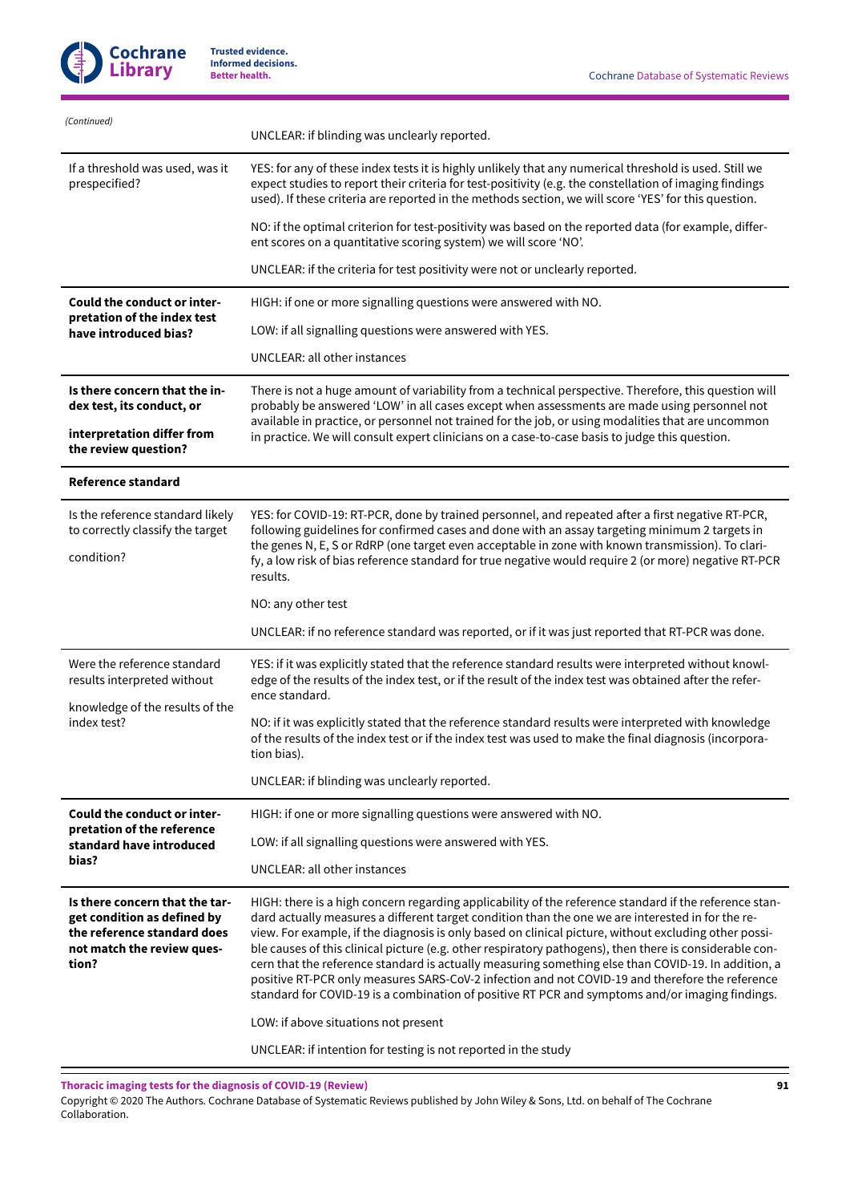*(Continued)*

| | |
|---|---|
| | UNCLEAR: if blinding was unclearly reported. |
| If a threshold was used, was it prespecified? | YES: for any of these index tests it is highly unlikely that any numerical threshold is used. Still we expect studies to report their criteria for test-positivity (e.g. the constellation of imaging findings used). If these criteria are reported in the methods section, we will score 'YES' for this question. |
| | NO: if the optimal criterion for test-positivity was based on the reported data (for example, different scores on a quantitative scoring system) we will score 'NO'. |
| | UNCLEAR: if the criteria for test positivity were not or unclearly reported. |
| **Could the conduct or interpretation of the index test have introduced bias?** | HIGH: if one or more signalling questions were answered with NO. |
| | LOW: if all signalling questions were answered with YES. |
| | UNCLEAR: all other instances |
| **Is there concern that the index test, its conduct, or interpretation differ from the review question?** | There is not a huge amount of variability from a technical perspective. Therefore, this question will probably be answered 'LOW' in all cases except when assessments are made using personnel not available in practice, or personnel not trained for the job, or using modalities that are uncommon in practice. We will consult expert clinicians on a case-to-case basis to judge this question. |
| **Reference standard** | |
| Is the reference standard likely to correctly classify the target condition? | YES: for COVID-19: RT-PCR, done by trained personnel, and repeated after a first negative RT-PCR, following guidelines for confirmed cases and done with an assay targeting minimum 2 targets in the genes N, E, S or RdRP (one target even acceptable in zone with known transmission). To clarify, a low risk of bias reference standard for true negative would require 2 (or more) negative RT-PCR results. |
| | NO: any other test |
| | UNCLEAR: if no reference standard was reported, or if it was just reported that RT-PCR was done. |
| Were the reference standard results interpreted without knowledge of the results of the index test? | YES: if it was explicitly stated that the reference standard results were interpreted without knowledge of the results of the index test, or if the result of the index test was obtained after the reference standard. |
| | NO: if it was explicitly stated that the reference standard results were interpreted with knowledge of the results of the index test or if the index test was used to make the final diagnosis (incorporation bias). |
| | UNCLEAR: if blinding was unclearly reported. |
| **Could the conduct or interpretation of the reference standard have introduced bias?** | HIGH: if one or more signalling questions were answered with NO. |
| | LOW: if all signalling questions were answered with YES. |
| | UNCLEAR: all other instances |
| **Is there concern that the target condition as defined by the reference standard does not match the review question?** | HIGH: there is a high concern regarding applicability of the reference standard if the reference standard actually measures a different target condition than the one we are interested in for the review. For example, if the diagnosis is only based on clinical picture, without excluding other possible causes of this clinical picture (e.g. other respiratory pathogens), then there is considerable concern that the reference standard is actually measuring something else than COVID-19. In addition, a positive RT-PCR only measures SARS-CoV-2 infection and not COVID-19 and therefore the reference standard for COVID-19 is a combination of positive RT PCR and symptoms and/or imaging findings. |
| | LOW: if above situations not present |
| | UNCLEAR: if intention for testing is not reported in the study |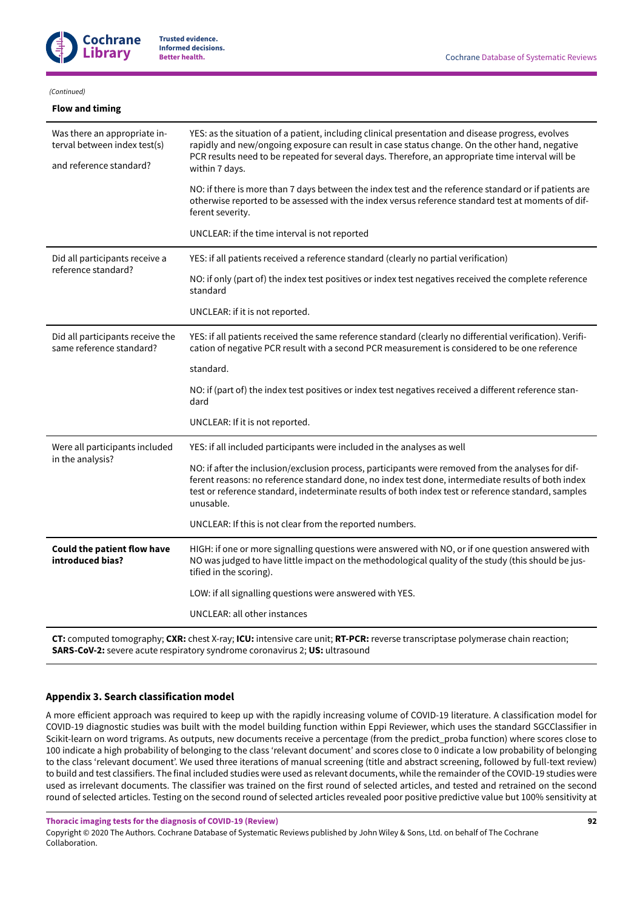*(Continued)*

| **Flow and timing** | |
|---|---|
| Was there an appropriate interval between index test(s) and reference standard? | YES: as the situation of a patient, including clinical presentation and disease progress, evolves rapidly and new/ongoing exposure can result in case status change. On the other hand, negative PCR results need to be repeated for several days. Therefore, an appropriate time interval will be within 7 days. |
| | NO: if there is more than 7 days between the index test and the reference standard or if patients are otherwise reported to be assessed with the index versus reference standard test at moments of different severity. |
| | UNCLEAR: if the time interval is not reported |
| Did all participants receive a reference standard? | YES: if all patients received a reference standard (clearly no partial verification) |
| | NO: if only (part of) the index test positives or index test negatives received the complete reference standard |
| | UNCLEAR: if it is not reported. |
| Did all participants receive the same reference standard? | YES: if all patients received the same reference standard (clearly no differential verification). Verification of negative PCR result with a second PCR measurement is considered to be one reference standard. |
| | NO: if (part of) the index test positives or index test negatives received a different reference standard |
| | UNCLEAR: If it is not reported. |
| Were all participants included in the analysis? | YES: if all included participants were included in the analyses as well |
| | NO: if after the inclusion/exclusion process, participants were removed from the analyses for different reasons: no reference standard done, no index test done, intermediate results of both index test or reference standard, indeterminate results of both index test or reference standard, samples unusable. |
| | UNCLEAR: If this is not clear from the reported numbers. |
| **Could the patient flow have introduced bias?** | HIGH: if one or more signalling questions were answered with NO, or if one question answered with NO was judged to have little impact on the methodological quality of the study (this should be justified in the scoring). |
| | LOW: if all signalling questions were answered with YES. |
| | UNCLEAR: all other instances |

**CT:** computed tomography; **CXR:** chest X-ray; **ICU:** intensive care unit; **RT-PCR:** reverse transcriptase polymerase chain reaction; **SARS-CoV-2:** severe acute respiratory syndrome coronavirus 2; **US:** ultrasound

### Appendix 3. Search classification model

A more efficient approach was required to keep up with the rapidly increasing volume of COVID-19 literature. A classification model for COVID-19 diagnostic studies was built with the model building function within Eppi Reviewer, which uses the standard SGCClassifier in Scikit-learn on word trigrams. As outputs, new documents receive a percentage (from the predict_proba function) where scores close to 100 indicate a high probability of belonging to the class 'relevant document' and scores close to 0 indicate a low probability of belonging to the class 'relevant document'. We used three iterations of manual screening (title and abstract screening, followed by full-text review) to build and test classifiers. The final included studies were used as relevant documents, while the remainder of the COVID-19 studies were used as irrelevant documents. The classifier was trained on the first round of selected articles, and tested and retrained on the second round of selected articles. Testing on the second round of selected articles revealed poor positive predictive value but 100% sensitivity at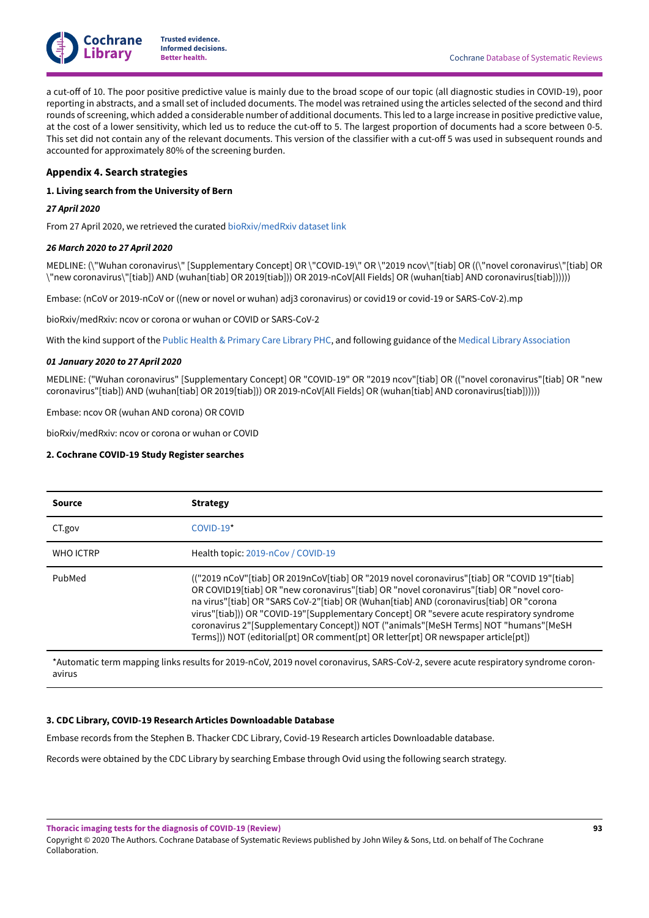a cut-off of 10. The poor positive predictive value is mainly due to the broad scope of our topic (all diagnostic studies in COVID-19), poor reporting in abstracts, and a small set of included documents. The model was retrained using the articles selected of the second and third rounds of screening, which added a considerable number of additional documents. This led to a large increase in positive predictive value, at the cost of a lower sensitivity, which led us to reduce the cut-off to 5. The largest proportion of documents had a score between 0-5. This set did not contain any of the relevant documents. This version of the classifier with a cut-off 5 was used in subsequent rounds and accounted for approximately 80% of the screening burden.

### Appendix 4. Search strategies

#### 1. Living search from the University of Bern

***27 April 2020***

From 27 April 2020, we retrieved the curated bioRxiv/medRxiv dataset link

***26 March 2020 to 27 April 2020***

MEDLINE: (\"Wuhan coronavirus\" [Supplementary Concept] OR \"COVID-19\" OR \"2019 ncov\"[tiab] OR ((\"novel coronavirus\"[tiab] OR \"new coronavirus\"[tiab]) AND (wuhan[tiab] OR 2019[tiab])) OR 2019-nCoV[All Fields] OR (wuhan[tiab] AND coronavirus[tiab])))))

Embase: (nCoV or 2019-nCoV or ((new or novel or wuhan) adj3 coronavirus) or covid19 or covid-19 or SARS-CoV-2).mp

bioRxiv/medRxiv: ncov or corona or wuhan or COVID or SARS-CoV-2

With the kind support of the Public Health & Primary Care Library PHC, and following guidance of the Medical Library Association

***01 January 2020 to 27 April 2020***

MEDLINE: ("Wuhan coronavirus" [Supplementary Concept] OR "COVID-19" OR "2019 ncov"[tiab] OR (("novel coronavirus"[tiab] OR "new coronavirus"[tiab]) AND (wuhan[tiab] OR 2019[tiab])) OR 2019-nCoV[All Fields] OR (wuhan[tiab] AND coronavirus[tiab])))))

Embase: ncov OR (wuhan AND corona) OR COVID

bioRxiv/medRxiv: ncov or corona or wuhan or COVID

#### 2. Cochrane COVID-19 Study Register searches

| Source | Strategy |
|---|---|
| CT.gov | COVID-19* |
| WHO ICTRP | Health topic: 2019-nCov / COVID-19 |
| PubMed | (("2019 nCoV"[tiab] OR 2019nCoV[tiab] OR "2019 novel coronavirus"[tiab] OR "COVID 19"[tiab] OR COVID19[tiab] OR "new coronavirus"[tiab] OR "novel coronavirus"[tiab] OR "novel corona virus"[tiab] OR "SARS CoV-2"[tiab] OR (Wuhan[tiab] AND (coronavirus[tiab] OR "corona virus"[tiab])) OR "COVID-19"[Supplementary Concept] OR "severe acute respiratory syndrome coronavirus 2"[Supplementary Concept]) NOT ("animals"[MeSH Terms] NOT "humans"[MeSH Terms])) NOT (editorial[pt] OR comment[pt] OR letter[pt] OR newspaper article[pt]) |

*Automatic term mapping links results for 2019-nCoV, 2019 novel coronavirus, SARS-CoV-2, severe acute respiratory syndrome coronavirus

#### 3. CDC Library, COVID-19 Research Articles Downloadable Database

Embase records from the Stephen B. Thacker CDC Library, Covid-19 Research articles Downloadable database.

Records were obtained by the CDC Library by searching Embase through Ovid using the following search strategy.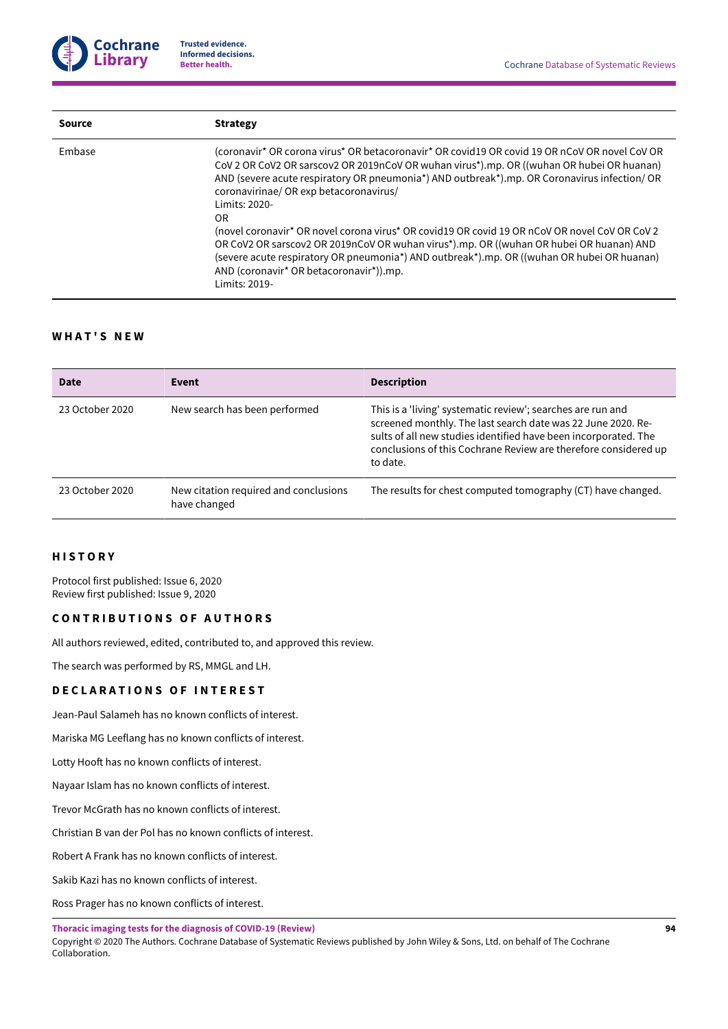| Source | Strategy |
|---|---|
| Embase | (coronavir* OR corona virus* OR betacoronavir* OR covid19 OR covid 19 OR nCoV OR novel CoV OR CoV 2 OR CoV2 OR sarscov2 OR 2019nCoV OR wuhan virus*).mp. OR ((wuhan OR hubei OR huanan) AND (severe acute respiratory OR pneumonia*) AND outbreak*).mp. OR Coronavirus infection/ OR coronavirinae/ OR exp betacoronavirus/<br>Limits: 2020-<br>OR<br>(novel coronavir* OR novel corona virus* OR covid19 OR covid 19 OR nCoV OR novel CoV OR CoV 2 OR CoV2 OR sarscov2 OR 2019nCoV OR wuhan virus*).mp. OR ((wuhan OR hubei OR huanan) AND (severe acute respiratory OR pneumonia*) AND outbreak*).mp. OR ((wuhan OR hubei OR huanan) AND (coronavir* OR betacoronavir*)).mp.<br>Limits: 2019- |

## WHAT'S NEW

| Date | Event | Description |
|---|---|---|
| 23 October 2020 | New search has been performed | This is a 'living' systematic review'; searches are run and screened monthly. The last search date was 22 June 2020. Results of all new studies identified have been incorporated. The conclusions of this Cochrane Review are therefore considered up to date. |
| 23 October 2020 | New citation required and conclusions have changed | The results for chest computed tomography (CT) have changed. |

## HISTORY

Protocol first published: Issue 6, 2020
Review first published: Issue 9, 2020

## CONTRIBUTIONS OF AUTHORS

All authors reviewed, edited, contributed to, and approved this review.

The search was performed by RS, MMGL and LH.

## DECLARATIONS OF INTEREST

Jean-Paul Salameh has no known conflicts of interest.

Mariska MG Leeflang has no known conflicts of interest.

Lotty Hooft has no known conflicts of interest.

Nayaar Islam has no known conflicts of interest.

Trevor McGrath has no known conflicts of interest.

Christian B van der Pol has no known conflicts of interest.

Robert A Frank has no known conflicts of interest.

Sakib Kazi has no known conflicts of interest.

Ross Prager has no known conflicts of interest.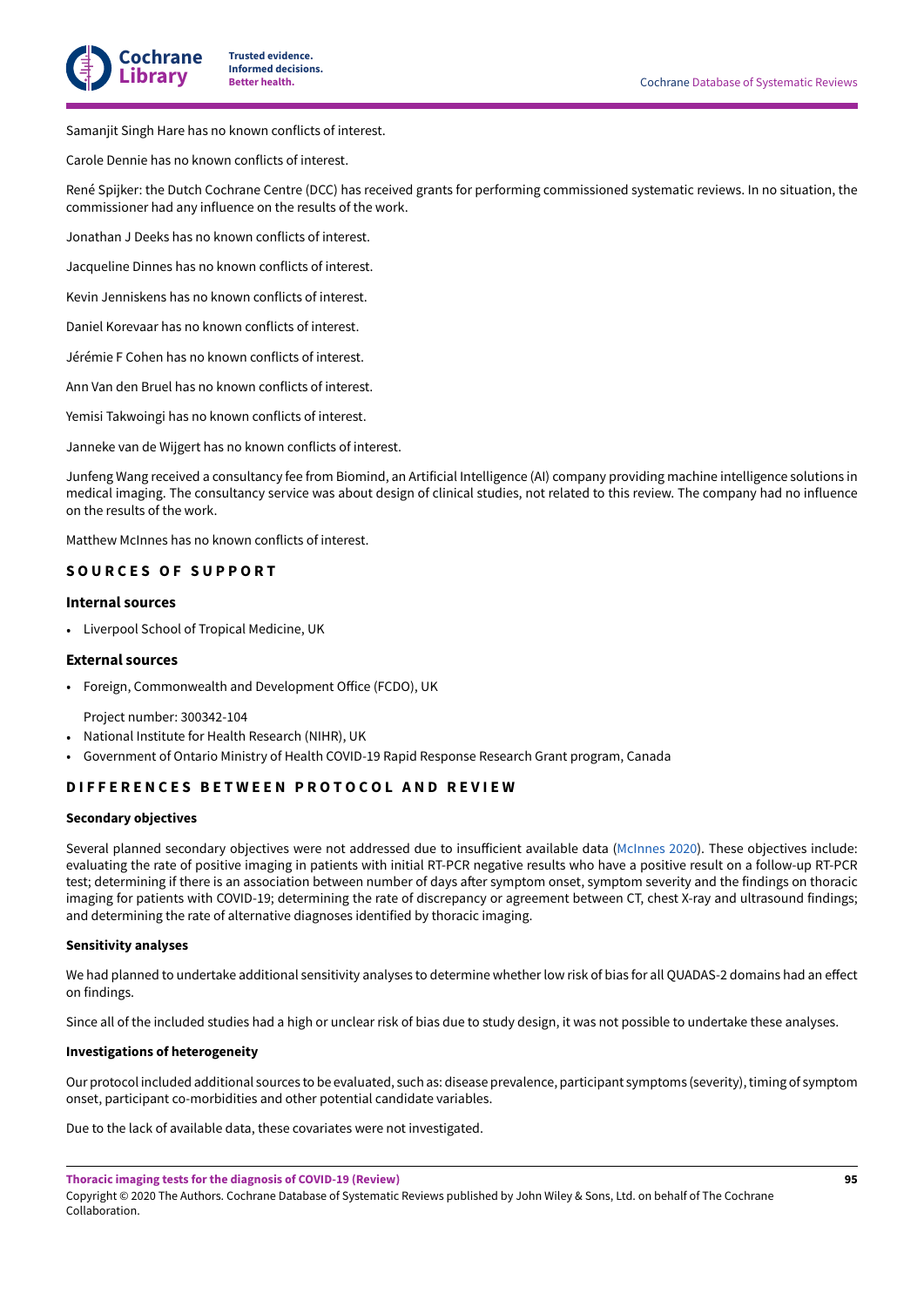Samanjit Singh Hare has no known conflicts of interest.

Carole Dennie has no known conflicts of interest.

René Spijker: the Dutch Cochrane Centre (DCC) has received grants for performing commissioned systematic reviews. In no situation, the commissioner had any influence on the results of the work.

Jonathan J Deeks has no known conflicts of interest.

Jacqueline Dinnes has no known conflicts of interest.

Kevin Jenniskens has no known conflicts of interest.

Daniel Korevaar has no known conflicts of interest.

Jérémie F Cohen has no known conflicts of interest.

Ann Van den Bruel has no known conflicts of interest.

Yemisi Takwoingi has no known conflicts of interest.

Janneke van de Wijgert has no known conflicts of interest.

Junfeng Wang received a consultancy fee from Biomind, an Artificial Intelligence (AI) company providing machine intelligence solutions in medical imaging. The consultancy service was about design of clinical studies, not related to this review. The company had no influence on the results of the work.

Matthew McInnes has no known conflicts of interest.

## SOURCES OF SUPPORT

### Internal sources

- Liverpool School of Tropical Medicine, UK

### External sources

- Foreign, Commonwealth and Development Office (FCDO), UK

  Project number: 300342-104
- National Institute for Health Research (NIHR), UK
- Government of Ontario Ministry of Health COVID-19 Rapid Response Research Grant program, Canada

## DIFFERENCES BETWEEN PROTOCOL AND REVIEW

#### Secondary objectives

Several planned secondary objectives were not addressed due to insufficient available data (McInnes 2020). These objectives include: evaluating the rate of positive imaging in patients with initial RT-PCR negative results who have a positive result on a follow-up RT-PCR test; determining if there is an association between number of days after symptom onset, symptom severity and the findings on thoracic imaging for patients with COVID-19; determining the rate of discrepancy or agreement between CT, chest X-ray and ultrasound findings; and determining the rate of alternative diagnoses identified by thoracic imaging.

#### Sensitivity analyses

We had planned to undertake additional sensitivity analyses to determine whether low risk of bias for all QUADAS-2 domains had an effect on findings.

Since all of the included studies had a high or unclear risk of bias due to study design, it was not possible to undertake these analyses.

#### Investigations of heterogeneity

Our protocol included additional sources to be evaluated, such as: disease prevalence, participant symptoms (severity), timing of symptom onset, participant co-morbidities and other potential candidate variables.

Due to the lack of available data, these covariates were not investigated.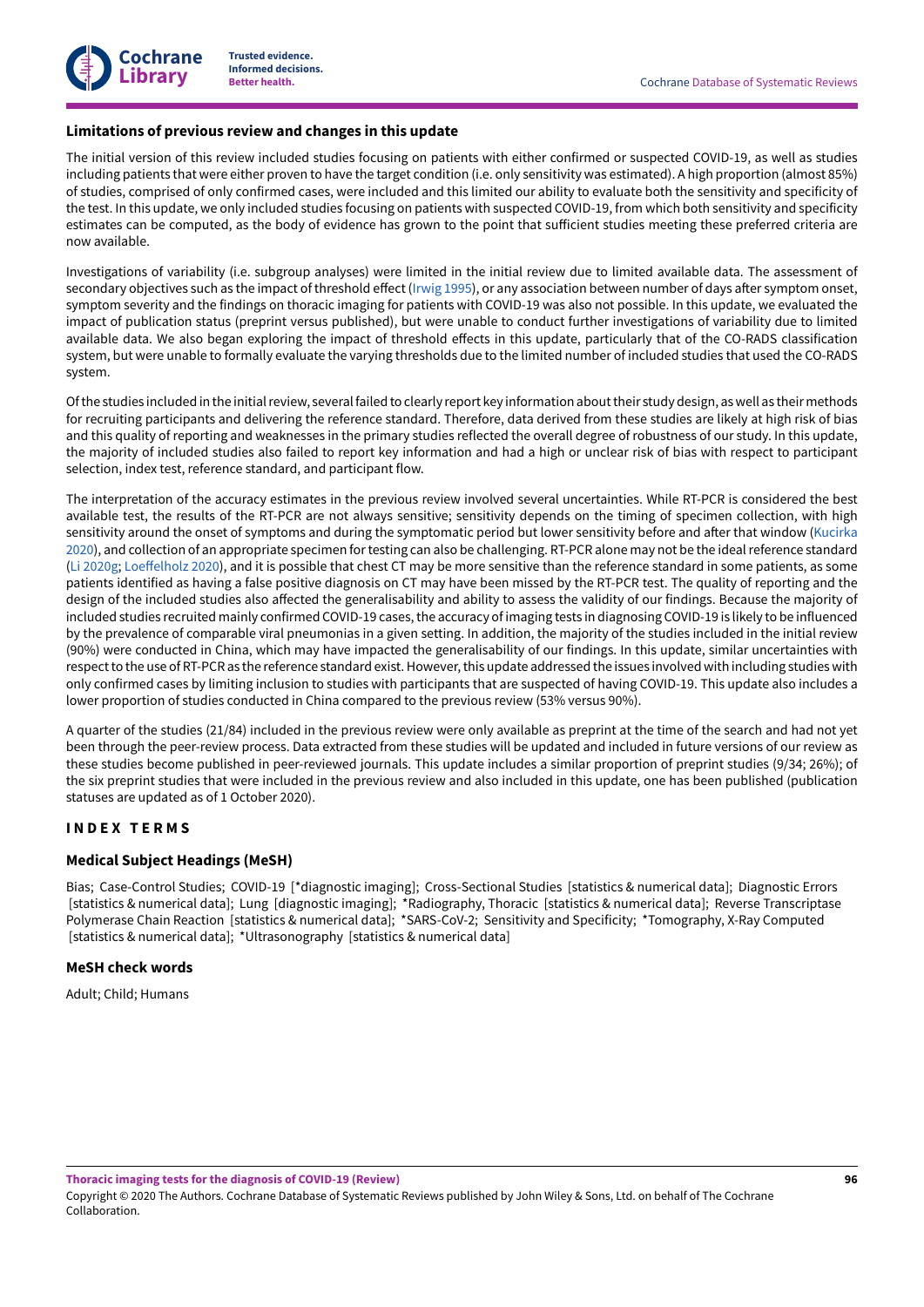### Limitations of previous review and changes in this update

The initial version of this review included studies focusing on patients with either confirmed or suspected COVID-19, as well as studies including patients that were either proven to have the target condition (i.e. only sensitivity was estimated). A high proportion (almost 85%) of studies, comprised of only confirmed cases, were included and this limited our ability to evaluate both the sensitivity and specificity of the test. In this update, we only included studies focusing on patients with suspected COVID-19, from which both sensitivity and specificity estimates can be computed, as the body of evidence has grown to the point that sufficient studies meeting these preferred criteria are now available.

Investigations of variability (i.e. subgroup analyses) were limited in the initial review due to limited available data. The assessment of secondary objectives such as the impact of threshold effect (Irwig 1995), or any association between number of days after symptom onset, symptom severity and the findings on thoracic imaging for patients with COVID-19 was also not possible. In this update, we evaluated the impact of publication status (preprint versus published), but were unable to conduct further investigations of variability due to limited available data. We also began exploring the impact of threshold effects in this update, particularly that of the CO-RADS classification system, but were unable to formally evaluate the varying thresholds due to the limited number of included studies that used the CO-RADS system.

Of the studies included in the initial review, several failed to clearly report key information about their study design, as well as their methods for recruiting participants and delivering the reference standard. Therefore, data derived from these studies are likely at high risk of bias and this quality of reporting and weaknesses in the primary studies reflected the overall degree of robustness of our study. In this update, the majority of included studies also failed to report key information and had a high or unclear risk of bias with respect to participant selection, index test, reference standard, and participant flow.

The interpretation of the accuracy estimates in the previous review involved several uncertainties. While RT-PCR is considered the best available test, the results of the RT-PCR are not always sensitive; sensitivity depends on the timing of specimen collection, with high sensitivity around the onset of symptoms and during the symptomatic period but lower sensitivity before and after that window (Kucirka 2020), and collection of an appropriate specimen for testing can also be challenging. RT-PCR alone may not be the ideal reference standard (Li 2020g; Loeffelholz 2020), and it is possible that chest CT may be more sensitive than the reference standard in some patients, as some patients identified as having a false positive diagnosis on CT may have been missed by the RT-PCR test. The quality of reporting and the design of the included studies also affected the generalisability and ability to assess the validity of our findings. Because the majority of included studies recruited mainly confirmed COVID-19 cases, the accuracy of imaging tests in diagnosing COVID-19 is likely to be influenced by the prevalence of comparable viral pneumonias in a given setting. In addition, the majority of the studies included in the initial review (90%) were conducted in China, which may have impacted the generalisability of our findings. In this update, similar uncertainties with respect to the use of RT-PCR as the reference standard exist. However, this update addressed the issues involved with including studies with only confirmed cases by limiting inclusion to studies with participants that are suspected of having COVID-19. This update also includes a lower proportion of studies conducted in China compared to the previous review (53% versus 90%).

A quarter of the studies (21/84) included in the previous review were only available as preprint at the time of the search and had not yet been through the peer-review process. Data extracted from these studies will be updated and included in future versions of our review as these studies become published in peer-reviewed journals. This update includes a similar proportion of preprint studies (9/34; 26%); of the six preprint studies that were included in the previous review and also included in this update, one has been published (publication statuses are updated as of 1 October 2020).

## INDEX TERMS

### Medical Subject Headings (MeSH)

Bias; Case-Control Studies; COVID-19 [*diagnostic imaging]; Cross-Sectional Studies [statistics & numerical data]; Diagnostic Errors [statistics & numerical data]; Lung [diagnostic imaging]; *Radiography, Thoracic [statistics & numerical data]; Reverse Transcriptase Polymerase Chain Reaction [statistics & numerical data]; *SARS-CoV-2; Sensitivity and Specificity; *Tomography, X-Ray Computed [statistics & numerical data]; *Ultrasonography [statistics & numerical data]

### MeSH check words

Adult; Child; Humans